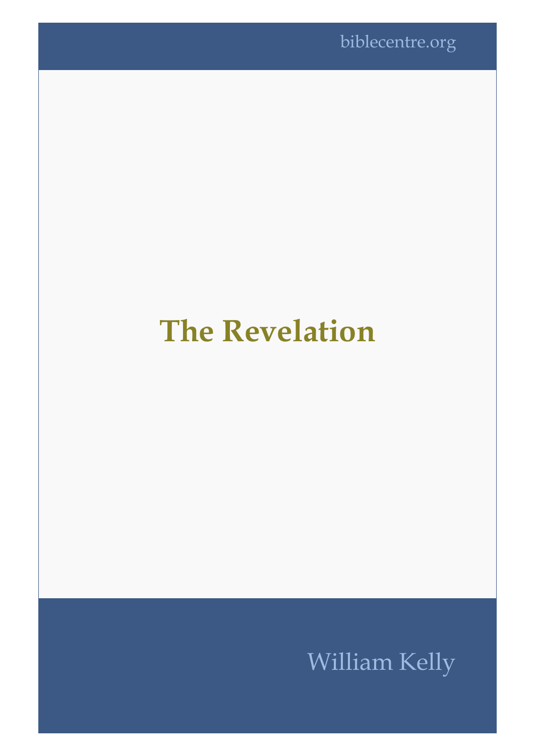biblecentre.org

# The Revelation

William Kelly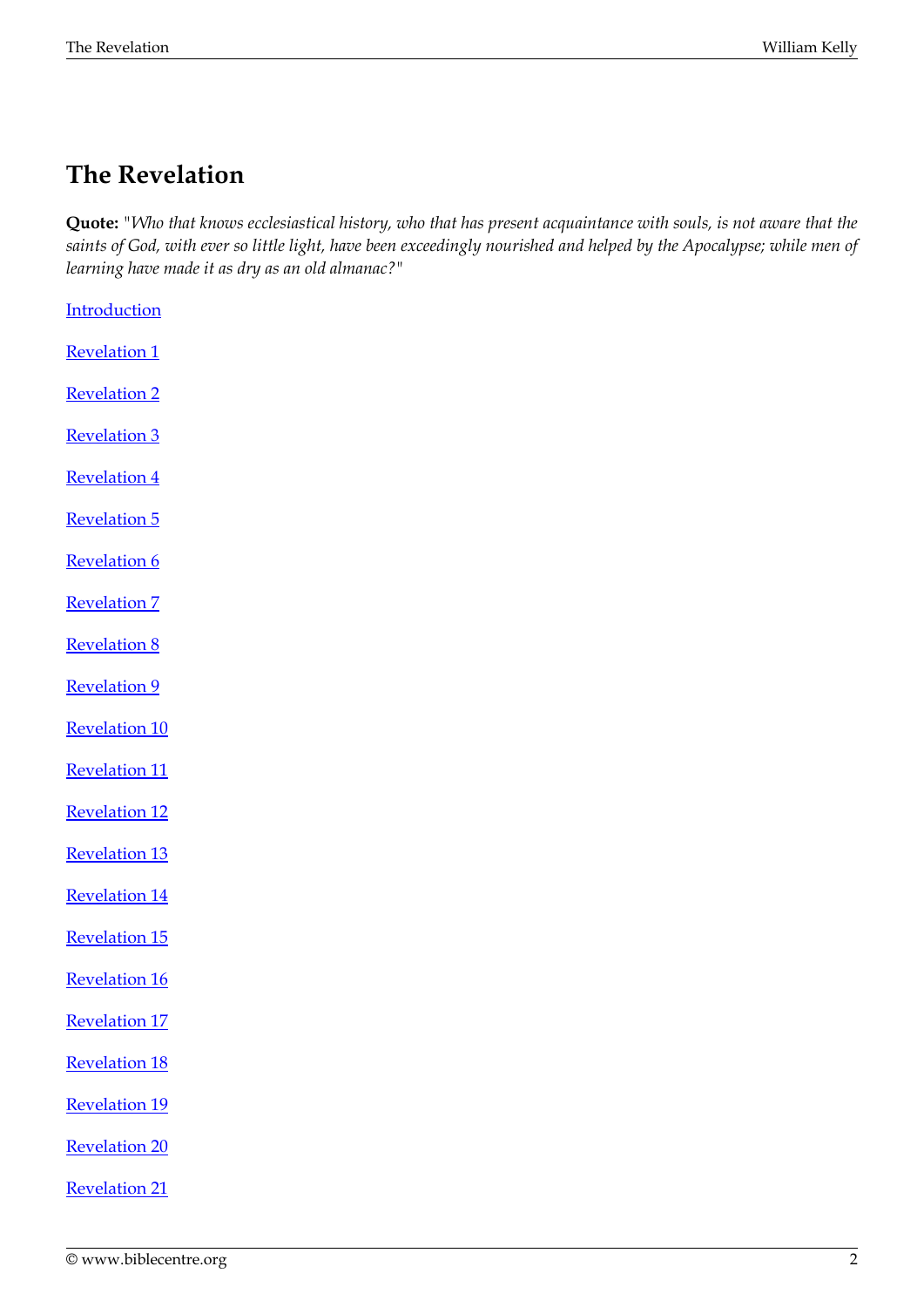# The Revelation

**Quote:** "*Who that knows ecclesiastical history, who that has present acquaintance with souls, is not aware that the saints of God, with ever so little light, have been exceedingly nourished and helped by the Apocalypse; while men of learning have made it as dry as an old almanac?*"

Introduction

Revelation 1

Revelation 2

Revelation 3

Revelation 4

Revelation 5

Revelation 6

Revelation 7

Revelation 8

Revelation 9

Revelation 10

Revelation 11

Revelation 12

Revelation 13

Revelation 14

Revelation 15

Revelation 16

Revelation 17

Revelation 18

Revelation 19

Revelation 20

Revelation 21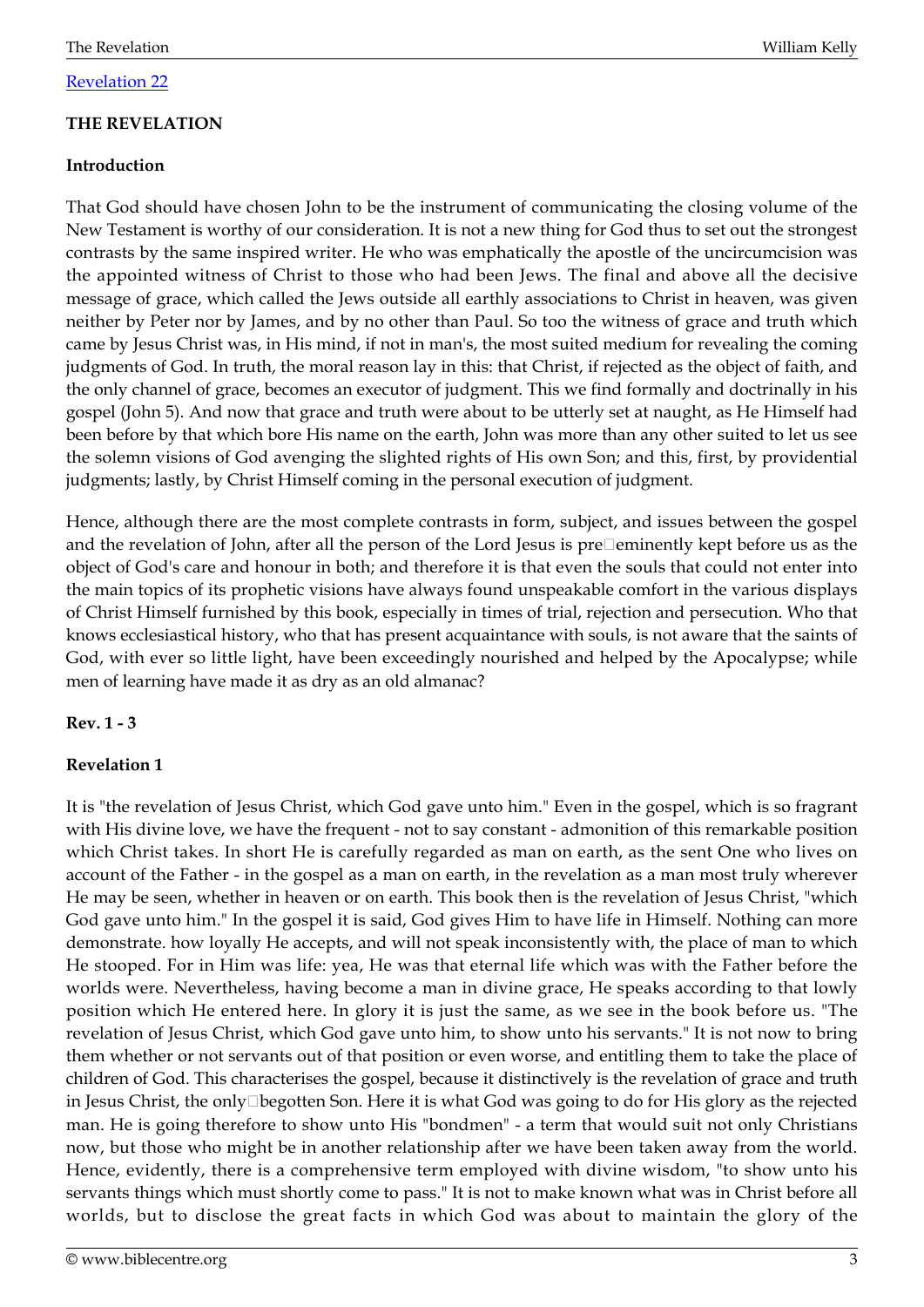[Revelation 22](#)

**THE REVELATION**

**Introduction**

That God should have chosen John to be the instrument of communicating the closing volume of the New Testament is worthy of our consideration. It is not a new thing for God thus to set out the strongest contrasts by the same inspired writer. He who was emphatically the apostle of the uncircumcision was the appointed witness of Christ to those who had been Jews. The final and above all the decisive message of grace, which called the Jews outside all earthly associations to Christ in heaven, was given neither by Peter nor by James, and by no other than Paul. So too the witness of grace and truth which came by Jesus Christ was, in His mind, if not in man's, the most suited medium for revealing the coming judgments of God. In truth, the moral reason lay in this: that Christ, if rejected as the object of faith, and the only channel of grace, becomes an executor of judgment. This we find formally and doctrinally in his gospel (John 5). And now that grace and truth were about to be utterly set at naught, as He Himself had been before by that which bore His name on the earth, John was more than any other suited to let us see the solemn visions of God avenging the slighted rights of His own Son; and this, first, by providential judgments; lastly, by Christ Himself coming in the personal execution of judgment.

Hence, although there are the most complete contrasts in form, subject, and issues between the gospel and the revelation of John, after all the person of the Lord Jesus is pre-eminently kept before us as the object of God's care and honour in both; and therefore it is that even the souls that could not enter into the main topics of its prophetic visions have always found unspeakable comfort in the various displays of Christ Himself furnished by this book, especially in times of trial, rejection and persecution. Who that knows ecclesiastical history, who that has present acquaintance with souls, is not aware that the saints of God, with ever so little light, have been exceedingly nourished and helped by the Apocalypse; while men of learning have made it as dry as an old almanac?

**Rev. 1 - 3**

**Revelation 1**

It is "the revelation of Jesus Christ, which God gave unto him." Even in the gospel, which is so fragrant with His divine love, we have the frequent - not to say constant - admonition of this remarkable position which Christ takes. In short He is carefully regarded as man on earth, as the sent One who lives on account of the Father - in the gospel as a man on earth, in the revelation as a man most truly wherever He may be seen, whether in heaven or on earth. This book then is the revelation of Jesus Christ, "which God gave unto him." In the gospel it is said, God gives Him to have life in Himself. Nothing can more demonstrate. how loyally He accepts, and will not speak inconsistently with, the place of man to which He stooped. For in Him was life: yea, He was that eternal life which was with the Father before the worlds were. Nevertheless, having become a man in divine grace, He speaks according to that lowly position which He entered here. In glory it is just the same, as we see in the book before us. "The revelation of Jesus Christ, which God gave unto him, to show unto his servants." It is not now to bring them whether or not servants out of that position or even worse, and entitling them to take the place of children of God. This characterises the gospel, because it distinctively is the revelation of grace and truth in Jesus Christ, the only-begotten Son. Here it is what God was going to do for His glory as the rejected man. He is going therefore to show unto His "bondmen" - a term that would suit not only Christians now, but those who might be in another relationship after we have been taken away from the world. Hence, evidently, there is a comprehensive term employed with divine wisdom, "to show unto his servants things which must shortly come to pass." It is not to make known what was in Christ before all worlds, but to disclose the great facts in which God was about to maintain the glory of the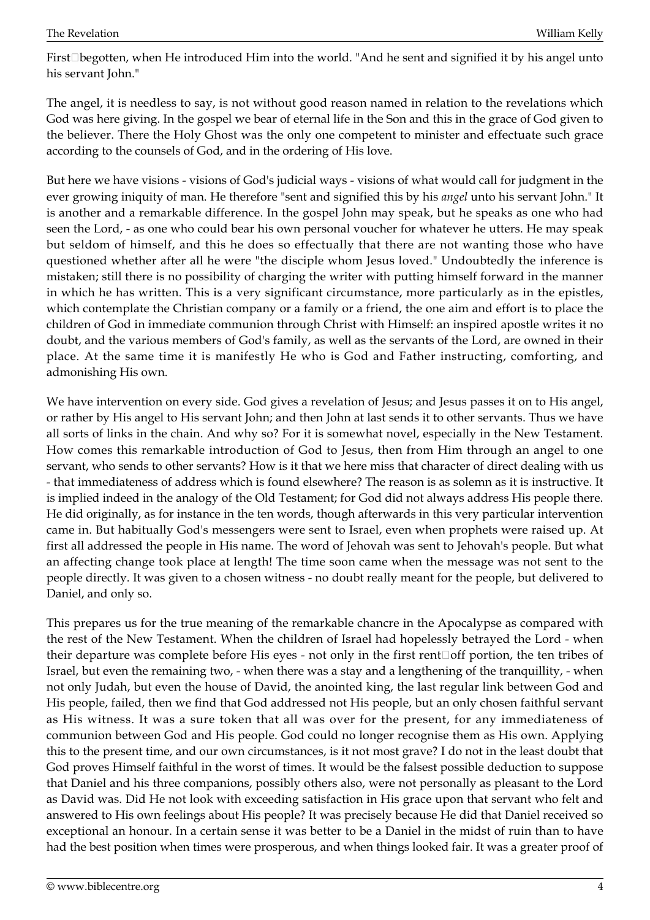First□begotten, when He introduced Him into the world. "And he sent and signified it by his angel unto his servant John."

The angel, it is needless to say, is not without good reason named in relation to the revelations which God was here giving. In the gospel we bear of eternal life in the Son and this in the grace of God given to the believer. There the Holy Ghost was the only one competent to minister and effectuate such grace according to the counsels of God, and in the ordering of His love.

But here we have visions - visions of God's judicial ways - visions of what would call for judgment in the ever growing iniquity of man. He therefore "sent and signified this by his *angel* unto his servant John." It is another and a remarkable difference. In the gospel John may speak, but he speaks as one who had seen the Lord, - as one who could bear his own personal voucher for whatever he utters. He may speak but seldom of himself, and this he does so effectually that there are not wanting those who have questioned whether after all he were "the disciple whom Jesus loved." Undoubtedly the inference is mistaken; still there is no possibility of charging the writer with putting himself forward in the manner in which he has written. This is a very significant circumstance, more particularly as in the epistles, which contemplate the Christian company or a family or a friend, the one aim and effort is to place the children of God in immediate communion through Christ with Himself: an inspired apostle writes it no doubt, and the various members of God's family, as well as the servants of the Lord, are owned in their place. At the same time it is manifestly He who is God and Father instructing, comforting, and admonishing His own.

We have intervention on every side. God gives a revelation of Jesus; and Jesus passes it on to His angel, or rather by His angel to His servant John; and then John at last sends it to other servants. Thus we have all sorts of links in the chain. And why so? For it is somewhat novel, especially in the New Testament. How comes this remarkable introduction of God to Jesus, then from Him through an angel to one servant, who sends to other servants? How is it that we here miss that character of direct dealing with us - that immediateness of address which is found elsewhere? The reason is as solemn as it is instructive. It is implied indeed in the analogy of the Old Testament; for God did not always address His people there. He did originally, as for instance in the ten words, though afterwards in this very particular intervention came in. But habitually God's messengers were sent to Israel, even when prophets were raised up. At first all addressed the people in His name. The word of Jehovah was sent to Jehovah's people. But what an affecting change took place at length! The time soon came when the message was not sent to the people directly. It was given to a chosen witness - no doubt really meant for the people, but delivered to Daniel, and only so.

This prepares us for the true meaning of the remarkable chancre in the Apocalypse as compared with the rest of the New Testament. When the children of Israel had hopelessly betrayed the Lord - when their departure was complete before His eyes - not only in the first rent□off portion, the ten tribes of Israel, but even the remaining two, - when there was a stay and a lengthening of the tranquillity, - when not only Judah, but even the house of David, the anointed king, the last regular link between God and His people, failed, then we find that God addressed not His people, but an only chosen faithful servant as His witness. It was a sure token that all was over for the present, for any immediateness of communion between God and His people. God could no longer recognise them as His own. Applying this to the present time, and our own circumstances, is it not most grave? I do not in the least doubt that God proves Himself faithful in the worst of times. It would be the falsest possible deduction to suppose that Daniel and his three companions, possibly others also, were not personally as pleasant to the Lord as David was. Did He not look with exceeding satisfaction in His grace upon that servant who felt and answered to His own feelings about His people? It was precisely because He did that Daniel received so exceptional an honour. In a certain sense it was better to be a Daniel in the midst of ruin than to have had the best position when times were prosperous, and when things looked fair. It was a greater proof of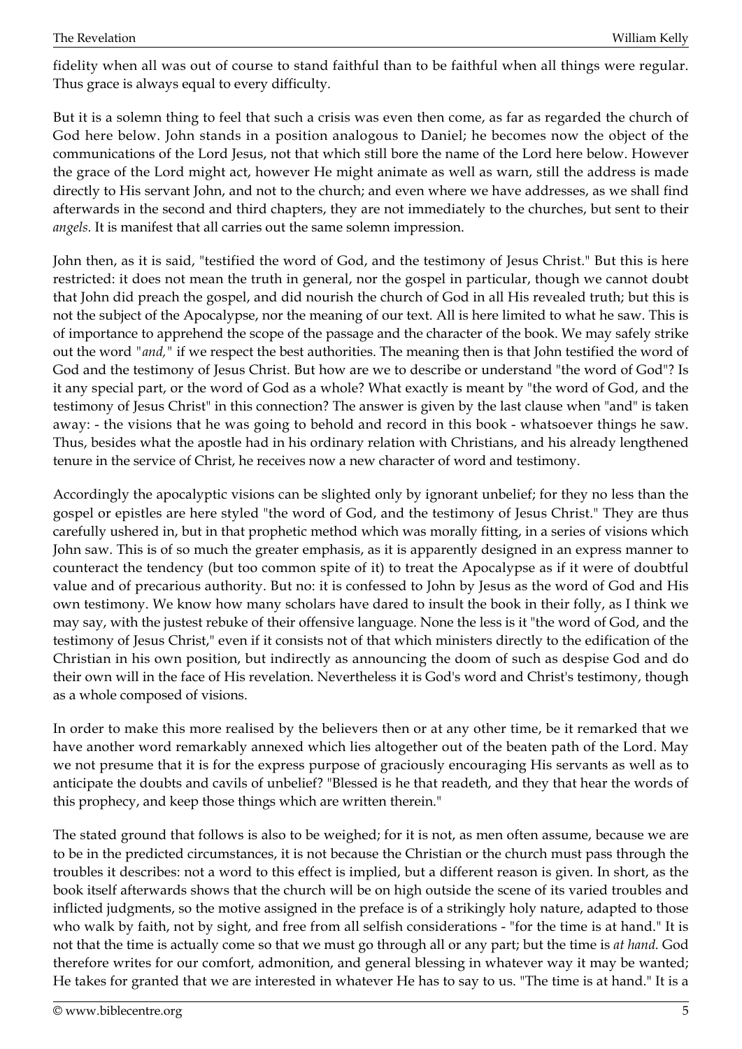fidelity when all was out of course to stand faithful than to be faithful when all things were regular. Thus grace is always equal to every difficulty.

But it is a solemn thing to feel that such a crisis was even then come, as far as regarded the church of God here below. John stands in a position analogous to Daniel; he becomes now the object of the communications of the Lord Jesus, not that which still bore the name of the Lord here below. However the grace of the Lord might act, however He might animate as well as warn, still the address is made directly to His servant John, and not to the church; and even where we have addresses, as we shall find afterwards in the second and third chapters, they are not immediately to the churches, but sent to their *angels.* It is manifest that all carries out the same solemn impression.

John then, as it is said, "testified the word of God, and the testimony of Jesus Christ." But this is here restricted: it does not mean the truth in general, nor the gospel in particular, though we cannot doubt that John did preach the gospel, and did nourish the church of God in all His revealed truth; but this is not the subject of the Apocalypse, nor the meaning of our text. All is here limited to what he saw. This is of importance to apprehend the scope of the passage and the character of the book. We may safely strike out the word "*and,*" if we respect the best authorities. The meaning then is that John testified the word of God and the testimony of Jesus Christ. But how are we to describe or understand "the word of God"? Is it any special part, or the word of God as a whole? What exactly is meant by "the word of God, and the testimony of Jesus Christ" in this connection? The answer is given by the last clause when "and" is taken away: - the visions that he was going to behold and record in this book - whatsoever things he saw. Thus, besides what the apostle had in his ordinary relation with Christians, and his already lengthened tenure in the service of Christ, he receives now a new character of word and testimony.

Accordingly the apocalyptic visions can be slighted only by ignorant unbelief; for they no less than the gospel or epistles are here styled "the word of God, and the testimony of Jesus Christ." They are thus carefully ushered in, but in that prophetic method which was morally fitting, in a series of visions which John saw. This is of so much the greater emphasis, as it is apparently designed in an express manner to counteract the tendency (but too common spite of it) to treat the Apocalypse as if it were of doubtful value and of precarious authority. But no: it is confessed to John by Jesus as the word of God and His own testimony. We know how many scholars have dared to insult the book in their folly, as I think we may say, with the justest rebuke of their offensive language. None the less is it "the word of God, and the testimony of Jesus Christ," even if it consists not of that which ministers directly to the edification of the Christian in his own position, but indirectly as announcing the doom of such as despise God and do their own will in the face of His revelation. Nevertheless it is God's word and Christ's testimony, though as a whole composed of visions.

In order to make this more realised by the believers then or at any other time, be it remarked that we have another word remarkably annexed which lies altogether out of the beaten path of the Lord. May we not presume that it is for the express purpose of graciously encouraging His servants as well as to anticipate the doubts and cavils of unbelief? "Blessed is he that readeth, and they that hear the words of this prophecy, and keep those things which are written therein."

The stated ground that follows is also to be weighed; for it is not, as men often assume, because we are to be in the predicted circumstances, it is not because the Christian or the church must pass through the troubles it describes: not a word to this effect is implied, but a different reason is given. In short, as the book itself afterwards shows that the church will be on high outside the scene of its varied troubles and inflicted judgments, so the motive assigned in the preface is of a strikingly holy nature, adapted to those who walk by faith, not by sight, and free from all selfish considerations - "for the time is at hand." It is not that the time is actually come so that we must go through all or any part; but the time is *at hand.* God therefore writes for our comfort, admonition, and general blessing in whatever way it may be wanted; He takes for granted that we are interested in whatever He has to say to us. "The time is at hand." It is a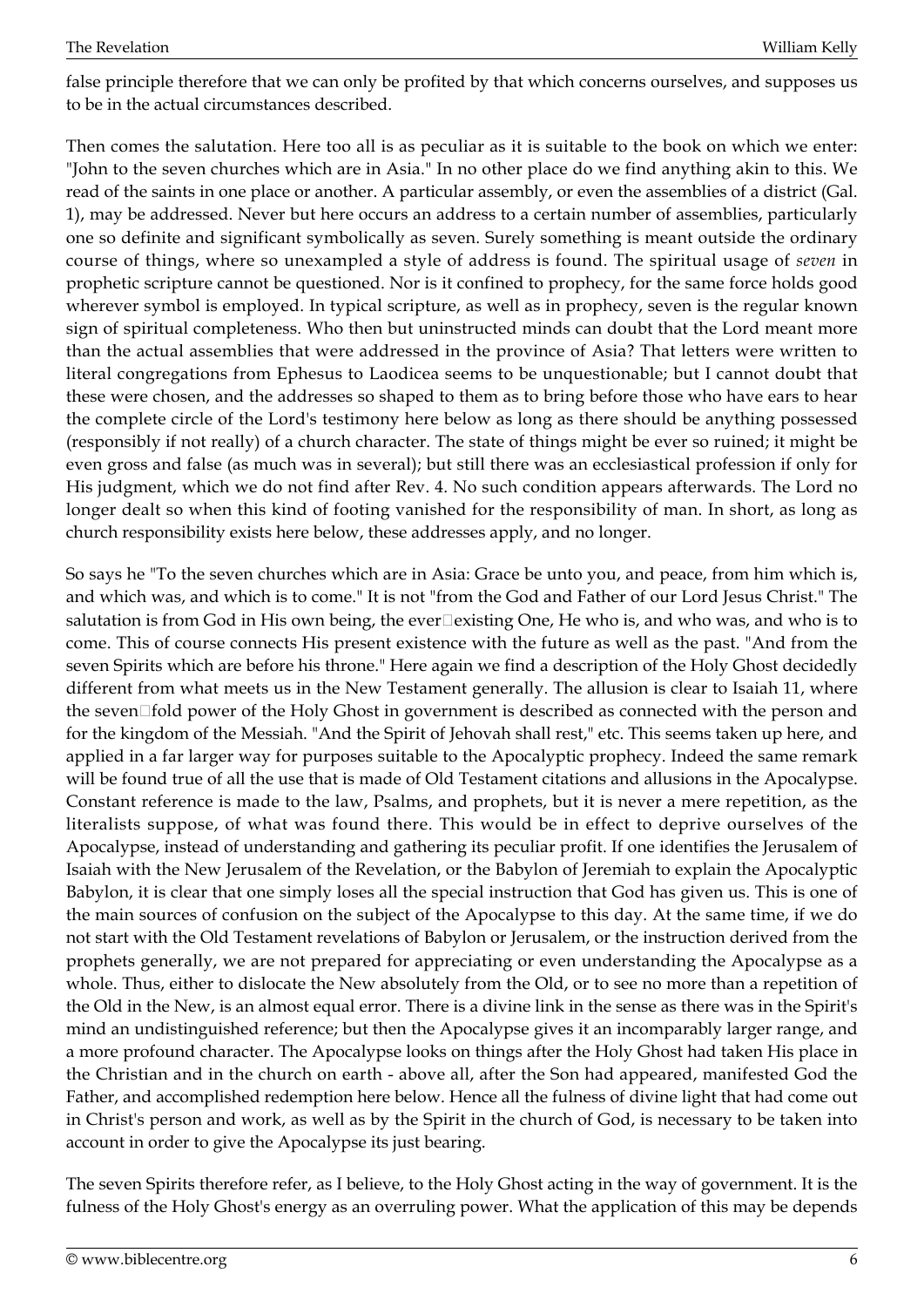false principle therefore that we can only be profited by that which concerns ourselves, and supposes us to be in the actual circumstances described.

Then comes the salutation. Here too all is as peculiar as it is suitable to the book on which we enter: "John to the seven churches which are in Asia." In no other place do we find anything akin to this. We read of the saints in one place or another. A particular assembly, or even the assemblies of a district (Gal. 1), may be addressed. Never but here occurs an address to a certain number of assemblies, particularly one so definite and significant symbolically as seven. Surely something is meant outside the ordinary course of things, where so unexampled a style of address is found. The spiritual usage of *seven* in prophetic scripture cannot be questioned. Nor is it confined to prophecy, for the same force holds good wherever symbol is employed. In typical scripture, as well as in prophecy, seven is the regular known sign of spiritual completeness. Who then but uninstructed minds can doubt that the Lord meant more than the actual assemblies that were addressed in the province of Asia? That letters were written to literal congregations from Ephesus to Laodicea seems to be unquestionable; but I cannot doubt that these were chosen, and the addresses so shaped to them as to bring before those who have ears to hear the complete circle of the Lord's testimony here below as long as there should be anything possessed (responsibly if not really) of a church character. The state of things might be ever so ruined; it might be even gross and false (as much was in several); but still there was an ecclesiastical profession if only for His judgment, which we do not find after Rev. 4. No such condition appears afterwards. The Lord no longer dealt so when this kind of footing vanished for the responsibility of man. In short, as long as church responsibility exists here below, these addresses apply, and no longer.

So says he "To the seven churches which are in Asia: Grace be unto you, and peace, from him which is, and which was, and which is to come." It is not "from the God and Father of our Lord Jesus Christ." The salutation is from God in His own being, the ever-existing One, He who is, and who was, and who is to come. This of course connects His present existence with the future as well as the past. "And from the seven Spirits which are before his throne." Here again we find a description of the Holy Ghost decidedly different from what meets us in the New Testament generally. The allusion is clear to Isaiah 11, where the seven-fold power of the Holy Ghost in government is described as connected with the person and for the kingdom of the Messiah. "And the Spirit of Jehovah shall rest," etc. This seems taken up here, and applied in a far larger way for purposes suitable to the Apocalyptic prophecy. Indeed the same remark will be found true of all the use that is made of Old Testament citations and allusions in the Apocalypse. Constant reference is made to the law, Psalms, and prophets, but it is never a mere repetition, as the literalists suppose, of what was found there. This would be in effect to deprive ourselves of the Apocalypse, instead of understanding and gathering its peculiar profit. If one identifies the Jerusalem of Isaiah with the New Jerusalem of the Revelation, or the Babylon of Jeremiah to explain the Apocalyptic Babylon, it is clear that one simply loses all the special instruction that God has given us. This is one of the main sources of confusion on the subject of the Apocalypse to this day. At the same time, if we do not start with the Old Testament revelations of Babylon or Jerusalem, or the instruction derived from the prophets generally, we are not prepared for appreciating or even understanding the Apocalypse as a whole. Thus, either to dislocate the New absolutely from the Old, or to see no more than a repetition of the Old in the New, is an almost equal error. There is a divine link in the sense as there was in the Spirit's mind an undistinguished reference; but then the Apocalypse gives it an incomparably larger range, and a more profound character. The Apocalypse looks on things after the Holy Ghost had taken His place in the Christian and in the church on earth - above all, after the Son had appeared, manifested God the Father, and accomplished redemption here below. Hence all the fulness of divine light that had come out in Christ's person and work, as well as by the Spirit in the church of God, is necessary to be taken into account in order to give the Apocalypse its just bearing.

The seven Spirits therefore refer, as I believe, to the Holy Ghost acting in the way of government. It is the fulness of the Holy Ghost's energy as an overruling power. What the application of this may be depends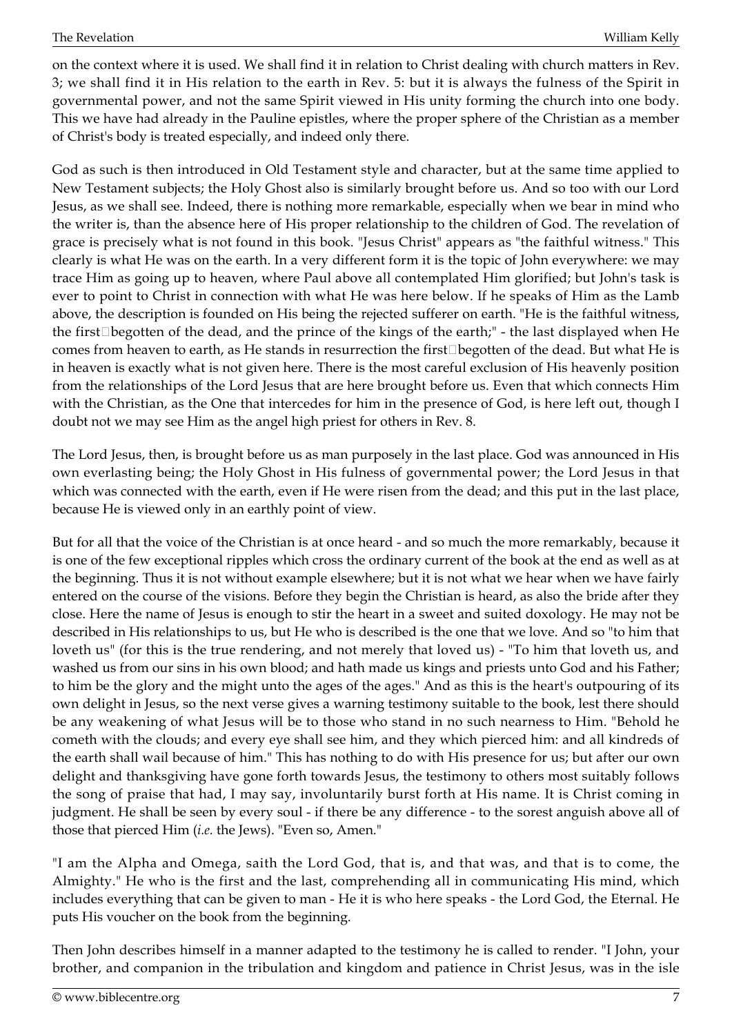on the context where it is used. We shall find it in relation to Christ dealing with church matters in Rev. 3; we shall find it in His relation to the earth in Rev. 5: but it is always the fulness of the Spirit in governmental power, and not the same Spirit viewed in His unity forming the church into one body. This we have had already in the Pauline epistles, where the proper sphere of the Christian as a member of Christ's body is treated especially, and indeed only there.

God as such is then introduced in Old Testament style and character, but at the same time applied to New Testament subjects; the Holy Ghost also is similarly brought before us. And so too with our Lord Jesus, as we shall see. Indeed, there is nothing more remarkable, especially when we bear in mind who the writer is, than the absence here of His proper relationship to the children of God. The revelation of grace is precisely what is not found in this book. "Jesus Christ" appears as "the faithful witness." This clearly is what He was on the earth. In a very different form it is the topic of John everywhere: we may trace Him as going up to heaven, where Paul above all contemplated Him glorified; but John's task is ever to point to Christ in connection with what He was here below. If he speaks of Him as the Lamb above, the description is founded on His being the rejected sufferer on earth. "He is the faithful witness, the first‑begotten of the dead, and the prince of the kings of the earth;" - the last displayed when He comes from heaven to earth, as He stands in resurrection the first‑begotten of the dead. But what He is in heaven is exactly what is not given here. There is the most careful exclusion of His heavenly position from the relationships of the Lord Jesus that are here brought before us. Even that which connects Him with the Christian, as the One that intercedes for him in the presence of God, is here left out, though I doubt not we may see Him as the angel high priest for others in Rev. 8.

The Lord Jesus, then, is brought before us as man purposely in the last place. God was announced in His own everlasting being; the Holy Ghost in His fulness of governmental power; the Lord Jesus in that which was connected with the earth, even if He were risen from the dead; and this put in the last place, because He is viewed only in an earthly point of view.

But for all that the voice of the Christian is at once heard - and so much the more remarkably, because it is one of the few exceptional ripples which cross the ordinary current of the book at the end as well as at the beginning. Thus it is not without example elsewhere; but it is not what we hear when we have fairly entered on the course of the visions. Before they begin the Christian is heard, as also the bride after they close. Here the name of Jesus is enough to stir the heart in a sweet and suited doxology. He may not be described in His relationships to us, but He who is described is the one that we love. And so "to him that loveth us" (for this is the true rendering, and not merely that loved us) - "To him that loveth us, and washed us from our sins in his own blood; and hath made us kings and priests unto God and his Father; to him be the glory and the might unto the ages of the ages." And as this is the heart's outpouring of its own delight in Jesus, so the next verse gives a warning testimony suitable to the book, lest there should be any weakening of what Jesus will be to those who stand in no such nearness to Him. "Behold he cometh with the clouds; and every eye shall see him, and they which pierced him: and all kindreds of the earth shall wail because of him." This has nothing to do with His presence for us; but after our own delight and thanksgiving have gone forth towards Jesus, the testimony to others most suitably follows the song of praise that had, I may say, involuntarily burst forth at His name. It is Christ coming in judgment. He shall be seen by every soul - if there be any difference - to the sorest anguish above all of those that pierced Him (*i.e.* the Jews). "Even so, Amen."

"I am the Alpha and Omega, saith the Lord God, that is, and that was, and that is to come, the Almighty." He who is the first and the last, comprehending all in communicating His mind, which includes everything that can be given to man - He it is who here speaks - the Lord God, the Eternal. He puts His voucher on the book from the beginning.

Then John describes himself in a manner adapted to the testimony he is called to render. "I John, your brother, and companion in the tribulation and kingdom and patience in Christ Jesus, was in the isle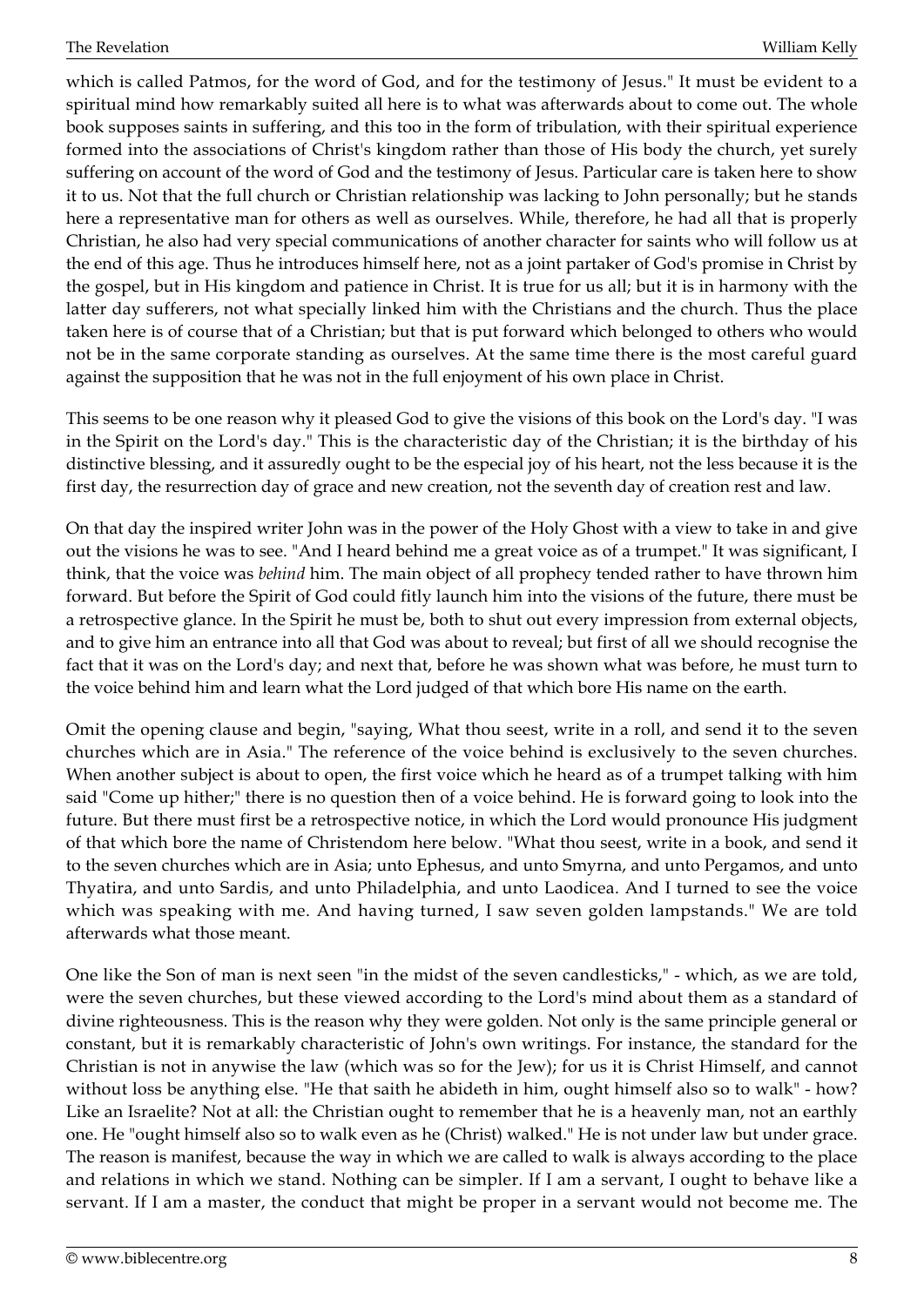which is called Patmos, for the word of God, and for the testimony of Jesus." It must be evident to a spiritual mind how remarkably suited all here is to what was afterwards about to come out. The whole book supposes saints in suffering, and this too in the form of tribulation, with their spiritual experience formed into the associations of Christ's kingdom rather than those of His body the church, yet surely suffering on account of the word of God and the testimony of Jesus. Particular care is taken here to show it to us. Not that the full church or Christian relationship was lacking to John personally; but he stands here a representative man for others as well as ourselves. While, therefore, he had all that is properly Christian, he also had very special communications of another character for saints who will follow us at the end of this age. Thus he introduces himself here, not as a joint partaker of God's promise in Christ by the gospel, but in His kingdom and patience in Christ. It is true for us all; but it is in harmony with the latter day sufferers, not what specially linked him with the Christians and the church. Thus the place taken here is of course that of a Christian; but that is put forward which belonged to others who would not be in the same corporate standing as ourselves. At the same time there is the most careful guard against the supposition that he was not in the full enjoyment of his own place in Christ.

This seems to be one reason why it pleased God to give the visions of this book on the Lord's day. "I was in the Spirit on the Lord's day." This is the characteristic day of the Christian; it is the birthday of his distinctive blessing, and it assuredly ought to be the especial joy of his heart, not the less because it is the first day, the resurrection day of grace and new creation, not the seventh day of creation rest and law.

On that day the inspired writer John was in the power of the Holy Ghost with a view to take in and give out the visions he was to see. "And I heard behind me a great voice as of a trumpet." It was significant, I think, that the voice was *behind* him. The main object of all prophecy tended rather to have thrown him forward. But before the Spirit of God could fitly launch him into the visions of the future, there must be a retrospective glance. In the Spirit he must be, both to shut out every impression from external objects, and to give him an entrance into all that God was about to reveal; but first of all we should recognise the fact that it was on the Lord's day; and next that, before he was shown what was before, he must turn to the voice behind him and learn what the Lord judged of that which bore His name on the earth.

Omit the opening clause and begin, "saying, What thou seest, write in a roll, and send it to the seven churches which are in Asia." The reference of the voice behind is exclusively to the seven churches. When another subject is about to open, the first voice which he heard as of a trumpet talking with him said "Come up hither;" there is no question then of a voice behind. He is forward going to look into the future. But there must first be a retrospective notice, in which the Lord would pronounce His judgment of that which bore the name of Christendom here below. "What thou seest, write in a book, and send it to the seven churches which are in Asia; unto Ephesus, and unto Smyrna, and unto Pergamos, and unto Thyatira, and unto Sardis, and unto Philadelphia, and unto Laodicea. And I turned to see the voice which was speaking with me. And having turned, I saw seven golden lampstands." We are told afterwards what those meant.

One like the Son of man is next seen "in the midst of the seven candlesticks," - which, as we are told, were the seven churches, but these viewed according to the Lord's mind about them as a standard of divine righteousness. This is the reason why they were golden. Not only is the same principle general or constant, but it is remarkably characteristic of John's own writings. For instance, the standard for the Christian is not in anywise the law (which was so for the Jew); for us it is Christ Himself, and cannot without loss be anything else. "He that saith he abideth in him, ought himself also so to walk" - how? Like an Israelite? Not at all: the Christian ought to remember that he is a heavenly man, not an earthly one. He "ought himself also so to walk even as he (Christ) walked." He is not under law but under grace. The reason is manifest, because the way in which we are called to walk is always according to the place and relations in which we stand. Nothing can be simpler. If I am a servant, I ought to behave like a servant. If I am a master, the conduct that might be proper in a servant would not become me. The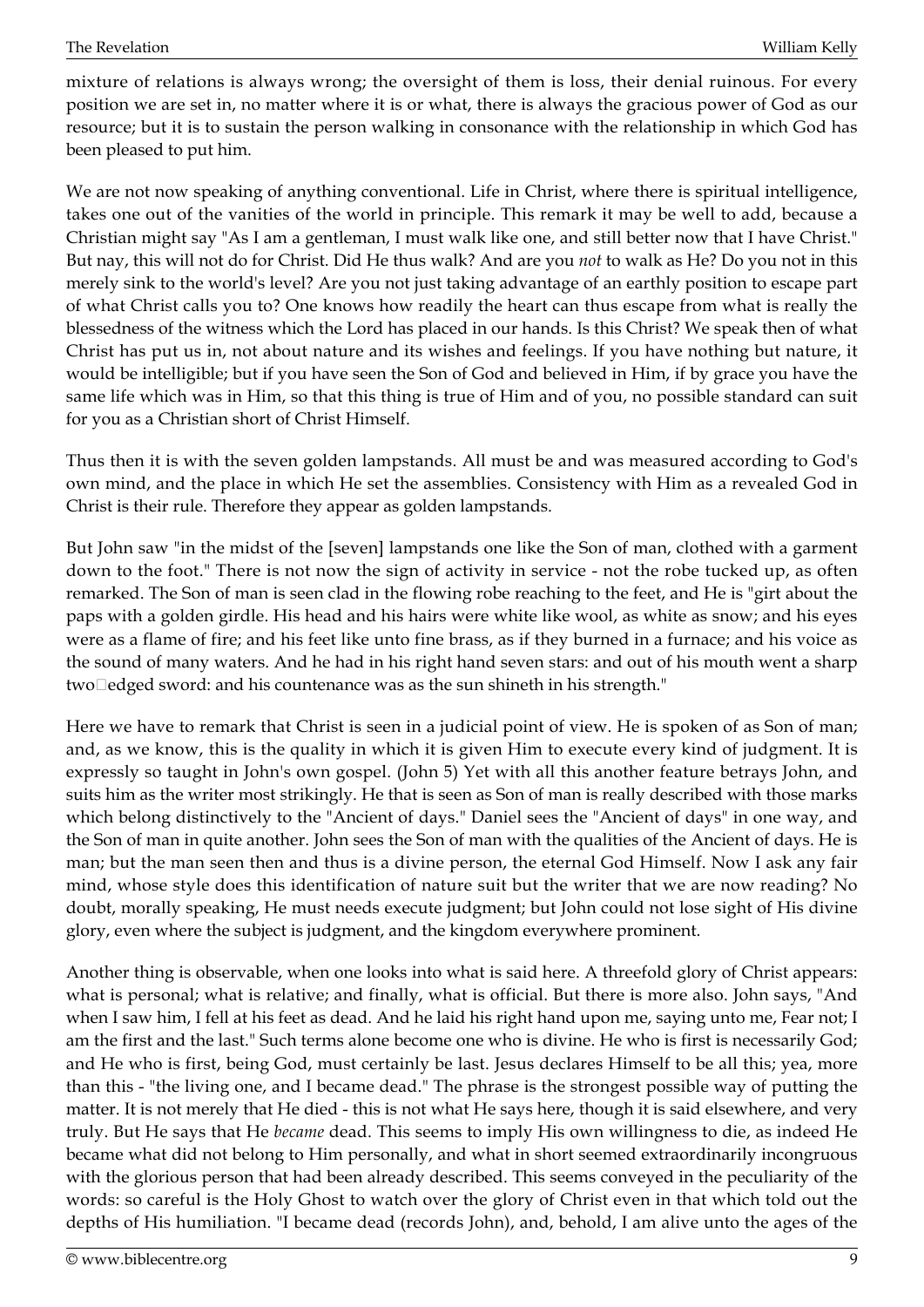mixture of relations is always wrong; the oversight of them is loss, their denial ruinous. For every position we are set in, no matter where it is or what, there is always the gracious power of God as our resource; but it is to sustain the person walking in consonance with the relationship in which God has been pleased to put him.

We are not now speaking of anything conventional. Life in Christ, where there is spiritual intelligence, takes one out of the vanities of the world in principle. This remark it may be well to add, because a Christian might say "As I am a gentleman, I must walk like one, and still better now that I have Christ." But nay, this will not do for Christ. Did He thus walk? And are you *not* to walk as He? Do you not in this merely sink to the world's level? Are you not just taking advantage of an earthly position to escape part of what Christ calls you to? One knows how readily the heart can thus escape from what is really the blessedness of the witness which the Lord has placed in our hands. Is this Christ? We speak then of what Christ has put us in, not about nature and its wishes and feelings. If you have nothing but nature, it would be intelligible; but if you have seen the Son of God and believed in Him, if by grace you have the same life which was in Him, so that this thing is true of Him and of you, no possible standard can suit for you as a Christian short of Christ Himself.

Thus then it is with the seven golden lampstands. All must be and was measured according to God's own mind, and the place in which He set the assemblies. Consistency with Him as a revealed God in Christ is their rule. Therefore they appear as golden lampstands.

But John saw "in the midst of the [seven] lampstands one like the Son of man, clothed with a garment down to the foot." There is not now the sign of activity in service - not the robe tucked up, as often remarked. The Son of man is seen clad in the flowing robe reaching to the feet, and He is "girt about the paps with a golden girdle. His head and his hairs were white like wool, as white as snow; and his eyes were as a flame of fire; and his feet like unto fine brass, as if they burned in a furnace; and his voice as the sound of many waters. And he had in his right hand seven stars: and out of his mouth went a sharp two-edged sword: and his countenance was as the sun shineth in his strength."

Here we have to remark that Christ is seen in a judicial point of view. He is spoken of as Son of man; and, as we know, this is the quality in which it is given Him to execute every kind of judgment. It is expressly so taught in John's own gospel. (John 5) Yet with all this another feature betrays John, and suits him as the writer most strikingly. He that is seen as Son of man is really described with those marks which belong distinctively to the "Ancient of days." Daniel sees the "Ancient of days" in one way, and the Son of man in quite another. John sees the Son of man with the qualities of the Ancient of days. He is man; but the man seen then and thus is a divine person, the eternal God Himself. Now I ask any fair mind, whose style does this identification of nature suit but the writer that we are now reading? No doubt, morally speaking, He must needs execute judgment; but John could not lose sight of His divine glory, even where the subject is judgment, and the kingdom everywhere prominent.

Another thing is observable, when one looks into what is said here. A threefold glory of Christ appears: what is personal; what is relative; and finally, what is official. But there is more also. John says, "And when I saw him, I fell at his feet as dead. And he laid his right hand upon me, saying unto me, Fear not; I am the first and the last." Such terms alone become one who is divine. He who is first is necessarily God; and He who is first, being God, must certainly be last. Jesus declares Himself to be all this; yea, more than this - "the living one, and I became dead." The phrase is the strongest possible way of putting the matter. It is not merely that He died - this is not what He says here, though it is said elsewhere, and very truly. But He says that He *became* dead. This seems to imply His own willingness to die, as indeed He became what did not belong to Him personally, and what in short seemed extraordinarily incongruous with the glorious person that had been already described. This seems conveyed in the peculiarity of the words: so careful is the Holy Ghost to watch over the glory of Christ even in that which told out the depths of His humiliation. "I became dead (records John), and, behold, I am alive unto the ages of the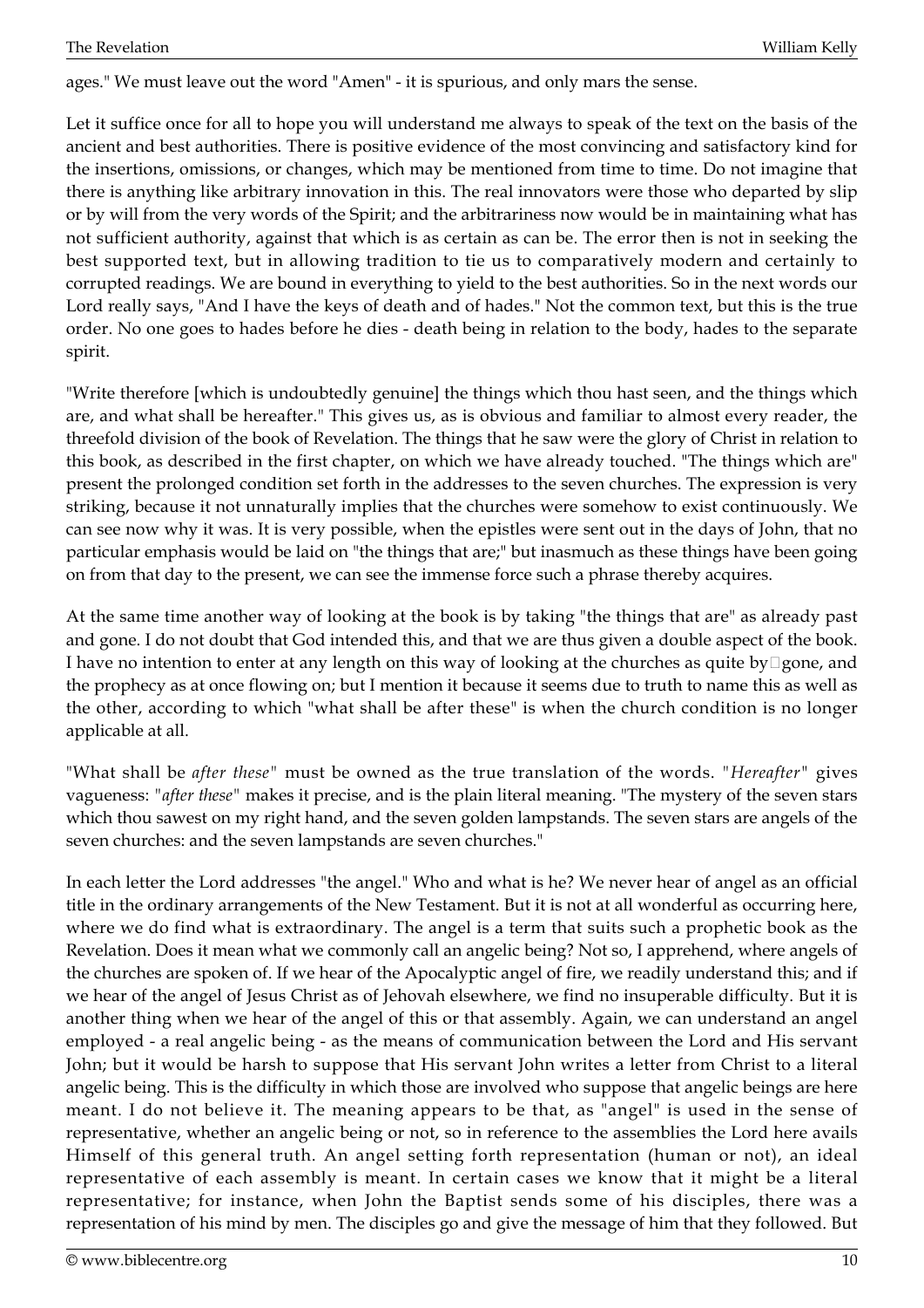ages." We must leave out the word "Amen" - it is spurious, and only mars the sense.

Let it suffice once for all to hope you will understand me always to speak of the text on the basis of the ancient and best authorities. There is positive evidence of the most convincing and satisfactory kind for the insertions, omissions, or changes, which may be mentioned from time to time. Do not imagine that there is anything like arbitrary innovation in this. The real innovators were those who departed by slip or by will from the very words of the Spirit; and the arbitrariness now would be in maintaining what has not sufficient authority, against that which is as certain as can be. The error then is not in seeking the best supported text, but in allowing tradition to tie us to comparatively modern and certainly to corrupted readings. We are bound in everything to yield to the best authorities. So in the next words our Lord really says, "And I have the keys of death and of hades." Not the common text, but this is the true order. No one goes to hades before he dies - death being in relation to the body, hades to the separate spirit.

"Write therefore [which is undoubtedly genuine] the things which thou hast seen, and the things which are, and what shall be hereafter." This gives us, as is obvious and familiar to almost every reader, the threefold division of the book of Revelation. The things that he saw were the glory of Christ in relation to this book, as described in the first chapter, on which we have already touched. "The things which are" present the prolonged condition set forth in the addresses to the seven churches. The expression is very striking, because it not unnaturally implies that the churches were somehow to exist continuously. We can see now why it was. It is very possible, when the epistles were sent out in the days of John, that no particular emphasis would be laid on "the things that are;" but inasmuch as these things have been going on from that day to the present, we can see the immense force such a phrase thereby acquires.

At the same time another way of looking at the book is by taking "the things that are" as already past and gone. I do not doubt that God intended this, and that we are thus given a double aspect of the book. I have no intention to enter at any length on this way of looking at the churches as quite by-gone, and the prophecy as at once flowing on; but I mention it because it seems due to truth to name this as well as the other, according to which "what shall be after these" is when the church condition is no longer applicable at all.

"What shall be *after these*" must be owned as the true translation of the words. "*Hereafter*" gives vagueness: "*after these*" makes it precise, and is the plain literal meaning. "The mystery of the seven stars which thou sawest on my right hand, and the seven golden lampstands. The seven stars are angels of the seven churches: and the seven lampstands are seven churches."

In each letter the Lord addresses "the angel." Who and what is he? We never hear of angel as an official title in the ordinary arrangements of the New Testament. But it is not at all wonderful as occurring here, where we do find what is extraordinary. The angel is a term that suits such a prophetic book as the Revelation. Does it mean what we commonly call an angelic being? Not so, I apprehend, where angels of the churches are spoken of. If we hear of the Apocalyptic angel of fire, we readily understand this; and if we hear of the angel of Jesus Christ as of Jehovah elsewhere, we find no insuperable difficulty. But it is another thing when we hear of the angel of this or that assembly. Again, we can understand an angel employed - a real angelic being - as the means of communication between the Lord and His servant John; but it would be harsh to suppose that His servant John writes a letter from Christ to a literal angelic being. This is the difficulty in which those are involved who suppose that angelic beings are here meant. I do not believe it. The meaning appears to be that, as "angel" is used in the sense of representative, whether an angelic being or not, so in reference to the assemblies the Lord here avails Himself of this general truth. An angel setting forth representation (human or not), an ideal representative of each assembly is meant. In certain cases we know that it might be a literal representative; for instance, when John the Baptist sends some of his disciples, there was a representation of his mind by men. The disciples go and give the message of him that they followed. But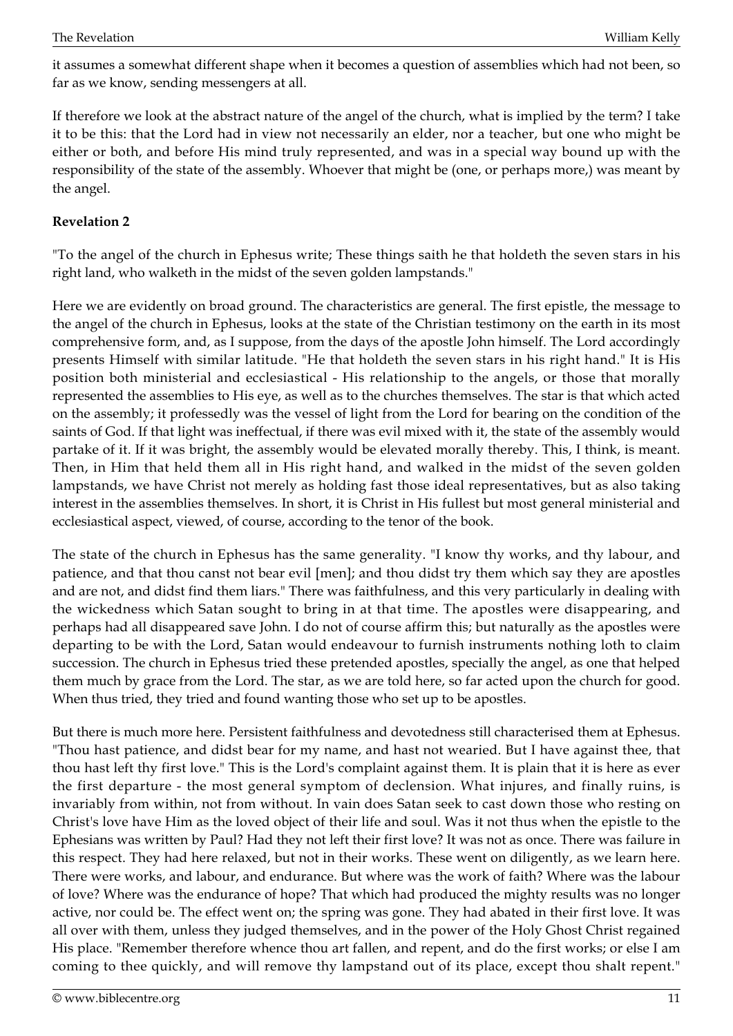it assumes a somewhat different shape when it becomes a question of assemblies which had not been, so far as we know, sending messengers at all.

If therefore we look at the abstract nature of the angel of the church, what is implied by the term? I take it to be this: that the Lord had in view not necessarily an elder, nor a teacher, but one who might be either or both, and before His mind truly represented, and was in a special way bound up with the responsibility of the state of the assembly. Whoever that might be (one, or perhaps more,) was meant by the angel.

**Revelation 2**

"To the angel of the church in Ephesus write; These things saith he that holdeth the seven stars in his right land, who walketh in the midst of the seven golden lampstands."

Here we are evidently on broad ground. The characteristics are general. The first epistle, the message to the angel of the church in Ephesus, looks at the state of the Christian testimony on the earth in its most comprehensive form, and, as I suppose, from the days of the apostle John himself. The Lord accordingly presents Himself with similar latitude. "He that holdeth the seven stars in his right hand." It is His position both ministerial and ecclesiastical - His relationship to the angels, or those that morally represented the assemblies to His eye, as well as to the churches themselves. The star is that which acted on the assembly; it professedly was the vessel of light from the Lord for bearing on the condition of the saints of God. If that light was ineffectual, if there was evil mixed with it, the state of the assembly would partake of it. If it was bright, the assembly would be elevated morally thereby. This, I think, is meant. Then, in Him that held them all in His right hand, and walked in the midst of the seven golden lampstands, we have Christ not merely as holding fast those ideal representatives, but as also taking interest in the assemblies themselves. In short, it is Christ in His fullest but most general ministerial and ecclesiastical aspect, viewed, of course, according to the tenor of the book.

The state of the church in Ephesus has the same generality. "I know thy works, and thy labour, and patience, and that thou canst not bear evil [men]; and thou didst try them which say they are apostles and are not, and didst find them liars." There was faithfulness, and this very particularly in dealing with the wickedness which Satan sought to bring in at that time. The apostles were disappearing, and perhaps had all disappeared save John. I do not of course affirm this; but naturally as the apostles were departing to be with the Lord, Satan would endeavour to furnish instruments nothing loth to claim succession. The church in Ephesus tried these pretended apostles, specially the angel, as one that helped them much by grace from the Lord. The star, as we are told here, so far acted upon the church for good. When thus tried, they tried and found wanting those who set up to be apostles.

But there is much more here. Persistent faithfulness and devotedness still characterised them at Ephesus. "Thou hast patience, and didst bear for my name, and hast not wearied. But I have against thee, that thou hast left thy first love." This is the Lord's complaint against them. It is plain that it is here as ever the first departure - the most general symptom of declension. What injures, and finally ruins, is invariably from within, not from without. In vain does Satan seek to cast down those who resting on Christ's love have Him as the loved object of their life and soul. Was it not thus when the epistle to the Ephesians was written by Paul? Had they not left their first love? It was not as once. There was failure in this respect. They had here relaxed, but not in their works. These went on diligently, as we learn here. There were works, and labour, and endurance. But where was the work of faith? Where was the labour of love? Where was the endurance of hope? That which had produced the mighty results was no longer active, nor could be. The effect went on; the spring was gone. They had abated in their first love. It was all over with them, unless they judged themselves, and in the power of the Holy Ghost Christ regained His place. "Remember therefore whence thou art fallen, and repent, and do the first works; or else I am coming to thee quickly, and will remove thy lampstand out of its place, except thou shalt repent."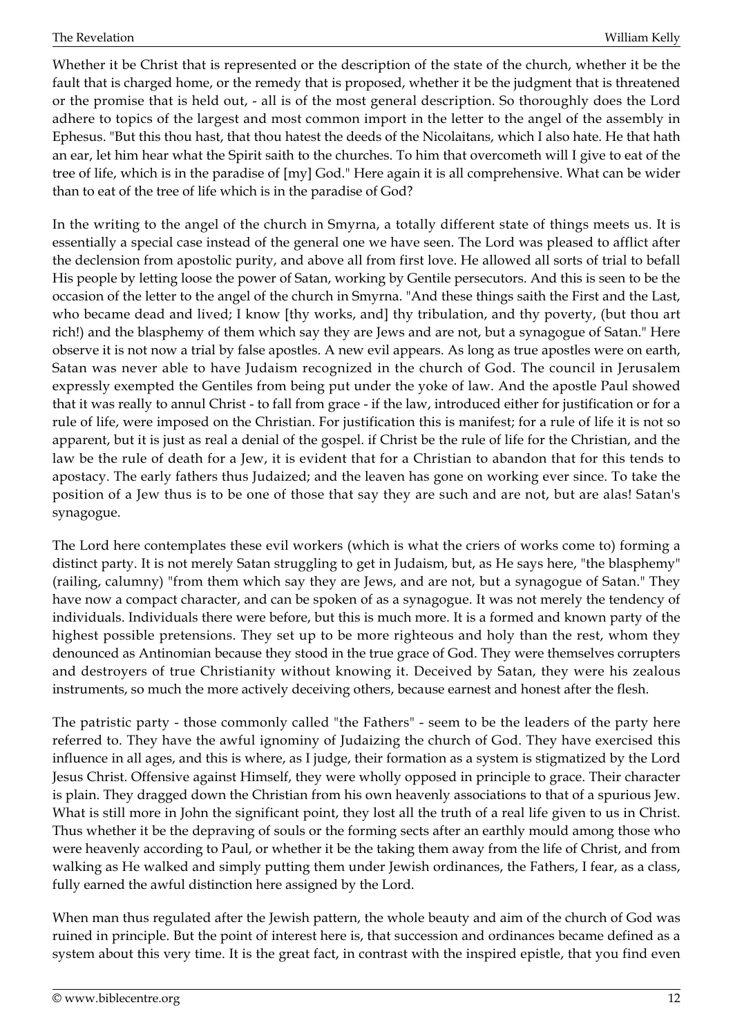Whether it be Christ that is represented or the description of the state of the church, whether it be the fault that is charged home, or the remedy that is proposed, whether it be the judgment that is threatened or the promise that is held out, - all is of the most general description. So thoroughly does the Lord adhere to topics of the largest and most common import in the letter to the angel of the assembly in Ephesus. "But this thou hast, that thou hatest the deeds of the Nicolaitans, which I also hate. He that hath an ear, let him hear what the Spirit saith to the churches. To him that overcometh will I give to eat of the tree of life, which is in the paradise of [my] God." Here again it is all comprehensive. What can be wider than to eat of the tree of life which is in the paradise of God?

In the writing to the angel of the church in Smyrna, a totally different state of things meets us. It is essentially a special case instead of the general one we have seen. The Lord was pleased to afflict after the declension from apostolic purity, and above all from first love. He allowed all sorts of trial to befall His people by letting loose the power of Satan, working by Gentile persecutors. And this is seen to be the occasion of the letter to the angel of the church in Smyrna. "And these things saith the First and the Last, who became dead and lived; I know [thy works, and] thy tribulation, and thy poverty, (but thou art rich!) and the blasphemy of them which say they are Jews and are not, but a synagogue of Satan." Here observe it is not now a trial by false apostles. A new evil appears. As long as true apostles were on earth, Satan was never able to have Judaism recognized in the church of God. The council in Jerusalem expressly exempted the Gentiles from being put under the yoke of law. And the apostle Paul showed that it was really to annul Christ - to fall from grace - if the law, introduced either for justification or for a rule of life, were imposed on the Christian. For justification this is manifest; for a rule of life it is not so apparent, but it is just as real a denial of the gospel. if Christ be the rule of life for the Christian, and the law be the rule of death for a Jew, it is evident that for a Christian to abandon that for this tends to apostacy. The early fathers thus Judaized; and the leaven has gone on working ever since. To take the position of a Jew thus is to be one of those that say they are such and are not, but are alas! Satan's synagogue.

The Lord here contemplates these evil workers (which is what the criers of works come to) forming a distinct party. It is not merely Satan struggling to get in Judaism, but, as He says here, "the blasphemy" (railing, calumny) "from them which say they are Jews, and are not, but a synagogue of Satan." They have now a compact character, and can be spoken of as a synagogue. It was not merely the tendency of individuals. Individuals there were before, but this is much more. It is a formed and known party of the highest possible pretensions. They set up to be more righteous and holy than the rest, whom they denounced as Antinomian because they stood in the true grace of God. They were themselves corrupters and destroyers of true Christianity without knowing it. Deceived by Satan, they were his zealous instruments, so much the more actively deceiving others, because earnest and honest after the flesh.

The patristic party - those commonly called "the Fathers" - seem to be the leaders of the party here referred to. They have the awful ignominy of Judaizing the church of God. They have exercised this influence in all ages, and this is where, as I judge, their formation as a system is stigmatized by the Lord Jesus Christ. Offensive against Himself, they were wholly opposed in principle to grace. Their character is plain. They dragged down the Christian from his own heavenly associations to that of a spurious Jew. What is still more in John the significant point, they lost all the truth of a real life given to us in Christ. Thus whether it be the depraving of souls or the forming sects after an earthly mould among those who were heavenly according to Paul, or whether it be the taking them away from the life of Christ, and from walking as He walked and simply putting them under Jewish ordinances, the Fathers, I fear, as a class, fully earned the awful distinction here assigned by the Lord.

When man thus regulated after the Jewish pattern, the whole beauty and aim of the church of God was ruined in principle. But the point of interest here is, that succession and ordinances became defined as a system about this very time. It is the great fact, in contrast with the inspired epistle, that you find even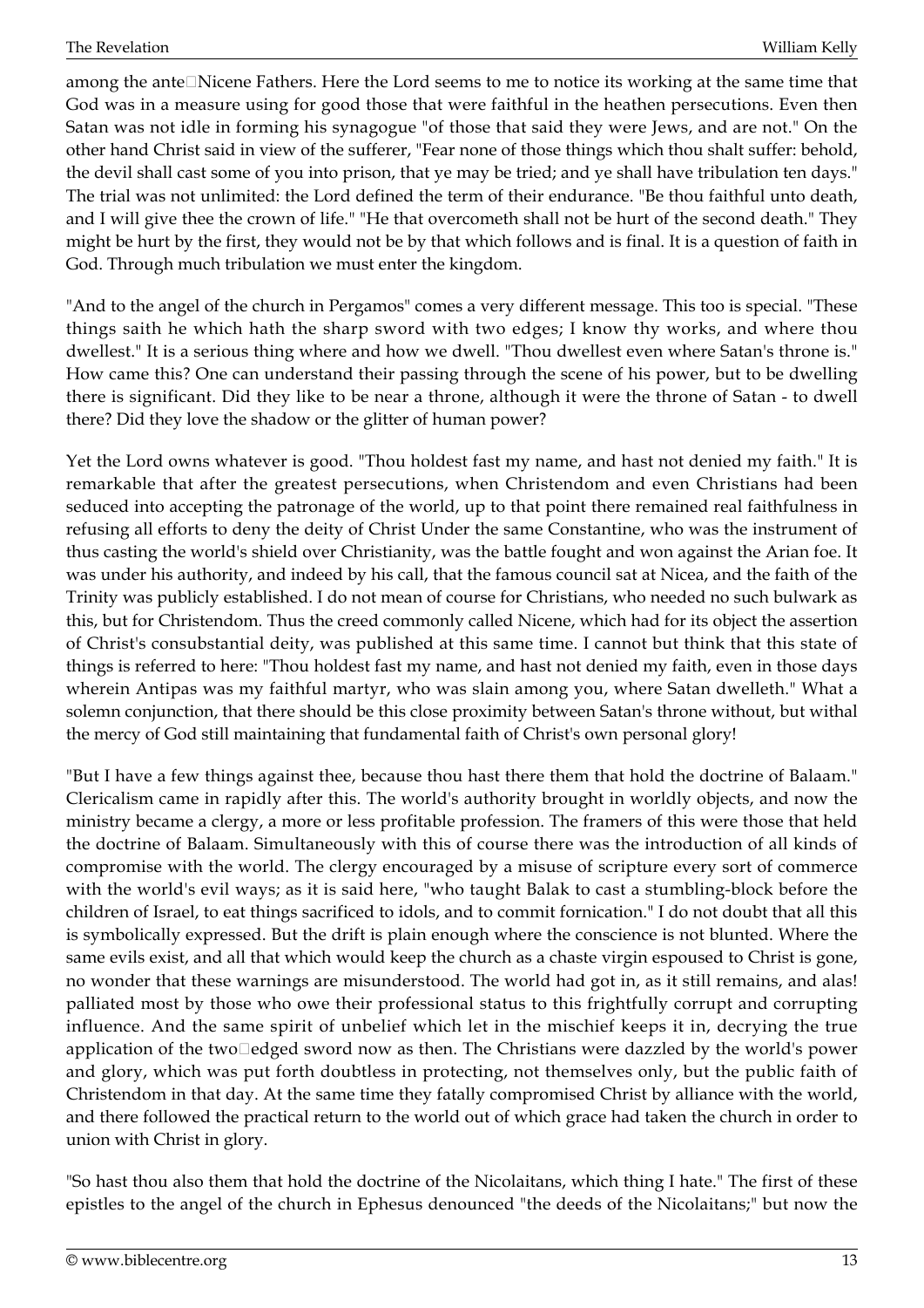among the ante-Nicene Fathers. Here the Lord seems to me to notice its working at the same time that God was in a measure using for good those that were faithful in the heathen persecutions. Even then Satan was not idle in forming his synagogue "of those that said they were Jews, and are not." On the other hand Christ said in view of the sufferer, "Fear none of those things which thou shalt suffer: behold, the devil shall cast some of you into prison, that ye may be tried; and ye shall have tribulation ten days." The trial was not unlimited: the Lord defined the term of their endurance. "Be thou faithful unto death, and I will give thee the crown of life." "He that overcometh shall not be hurt of the second death." They might be hurt by the first, they would not be by that which follows and is final. It is a question of faith in God. Through much tribulation we must enter the kingdom.

"And to the angel of the church in Pergamos" comes a very different message. This too is special. "These things saith he which hath the sharp sword with two edges; I know thy works, and where thou dwellest." It is a serious thing where and how we dwell. "Thou dwellest even where Satan's throne is." How came this? One can understand their passing through the scene of his power, but to be dwelling there is significant. Did they like to be near a throne, although it were the throne of Satan - to dwell there? Did they love the shadow or the glitter of human power?

Yet the Lord owns whatever is good. "Thou holdest fast my name, and hast not denied my faith." It is remarkable that after the greatest persecutions, when Christendom and even Christians had been seduced into accepting the patronage of the world, up to that point there remained real faithfulness in refusing all efforts to deny the deity of Christ Under the same Constantine, who was the instrument of thus casting the world's shield over Christianity, was the battle fought and won against the Arian foe. It was under his authority, and indeed by his call, that the famous council sat at Nicea, and the faith of the Trinity was publicly established. I do not mean of course for Christians, who needed no such bulwark as this, but for Christendom. Thus the creed commonly called Nicene, which had for its object the assertion of Christ's consubstantial deity, was published at this same time. I cannot but think that this state of things is referred to here: "Thou holdest fast my name, and hast not denied my faith, even in those days wherein Antipas was my faithful martyr, who was slain among you, where Satan dwelleth." What a solemn conjunction, that there should be this close proximity between Satan's throne without, but withal the mercy of God still maintaining that fundamental faith of Christ's own personal glory!

"But I have a few things against thee, because thou hast there them that hold the doctrine of Balaam." Clericalism came in rapidly after this. The world's authority brought in worldly objects, and now the ministry became a clergy, a more or less profitable profession. The framers of this were those that held the doctrine of Balaam. Simultaneously with this of course there was the introduction of all kinds of compromise with the world. The clergy encouraged by a misuse of scripture every sort of commerce with the world's evil ways; as it is said here, "who taught Balak to cast a stumbling-block before the children of Israel, to eat things sacrificed to idols, and to commit fornication." I do not doubt that all this is symbolically expressed. But the drift is plain enough where the conscience is not blunted. Where the same evils exist, and all that which would keep the church as a chaste virgin espoused to Christ is gone, no wonder that these warnings are misunderstood. The world had got in, as it still remains, and alas! palliated most by those who owe their professional status to this frightfully corrupt and corrupting influence. And the same spirit of unbelief which let in the mischief keeps it in, decrying the true application of the two-edged sword now as then. The Christians were dazzled by the world's power and glory, which was put forth doubtless in protecting, not themselves only, but the public faith of Christendom in that day. At the same time they fatally compromised Christ by alliance with the world, and there followed the practical return to the world out of which grace had taken the church in order to union with Christ in glory.

"So hast thou also them that hold the doctrine of the Nicolaitans, which thing I hate." The first of these epistles to the angel of the church in Ephesus denounced "the deeds of the Nicolaitans;" but now the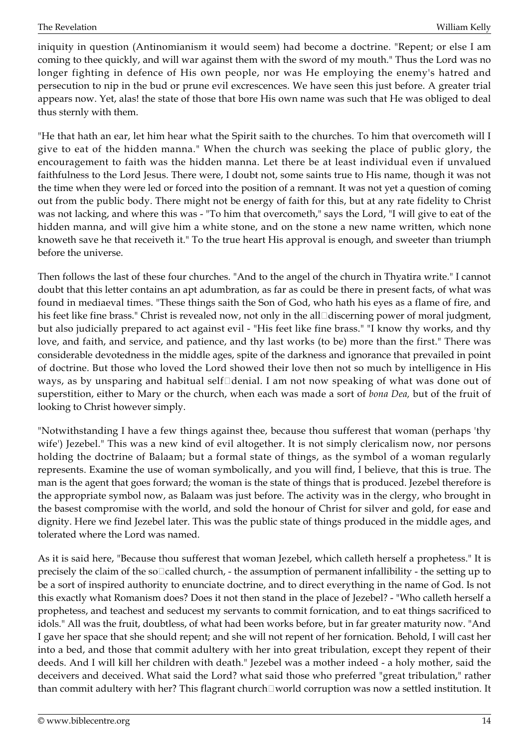iniquity in question (Antinomianism it would seem) had become a doctrine. "Repent; or else I am coming to thee quickly, and will war against them with the sword of my mouth." Thus the Lord was no longer fighting in defence of His own people, nor was He employing the enemy's hatred and persecution to nip in the bud or prune evil excrescences. We have seen this just before. A greater trial appears now. Yet, alas! the state of those that bore His own name was such that He was obliged to deal thus sternly with them.

"He that hath an ear, let him hear what the Spirit saith to the churches. To him that overcometh will I give to eat of the hidden manna." When the church was seeking the place of public glory, the encouragement to faith was the hidden manna. Let there be at least individual even if unvalued faithfulness to the Lord Jesus. There were, I doubt not, some saints true to His name, though it was not the time when they were led or forced into the position of a remnant. It was not yet a question of coming out from the public body. There might not be energy of faith for this, but at any rate fidelity to Christ was not lacking, and where this was - "To him that overcometh," says the Lord, "I will give to eat of the hidden manna, and will give him a white stone, and on the stone a new name written, which none knoweth save he that receiveth it." To the true heart His approval is enough, and sweeter than triumph before the universe.

Then follows the last of these four churches. "And to the angel of the church in Thyatira write." I cannot doubt that this letter contains an apt adumbration, as far as could be there in present facts, of what was found in mediaeval times. "These things saith the Son of God, who hath his eyes as a flame of fire, and his feet like fine brass." Christ is revealed now, not only in the all-discerning power of moral judgment, but also judicially prepared to act against evil - "His feet like fine brass." "I know thy works, and thy love, and faith, and service, and patience, and thy last works (to be) more than the first." There was considerable devotedness in the middle ages, spite of the darkness and ignorance that prevailed in point of doctrine. But those who loved the Lord showed their love then not so much by intelligence in His ways, as by unsparing and habitual self-denial. I am not now speaking of what was done out of superstition, either to Mary or the church, when each was made a sort of *bona Dea,* but of the fruit of looking to Christ however simply.

"Notwithstanding I have a few things against thee, because thou sufferest that woman (perhaps 'thy wife') Jezebel." This was a new kind of evil altogether. It is not simply clericalism now, nor persons holding the doctrine of Balaam; but a formal state of things, as the symbol of a woman regularly represents. Examine the use of woman symbolically, and you will find, I believe, that this is true. The man is the agent that goes forward; the woman is the state of things that is produced. Jezebel therefore is the appropriate symbol now, as Balaam was just before. The activity was in the clergy, who brought in the basest compromise with the world, and sold the honour of Christ for silver and gold, for ease and dignity. Here we find Jezebel later. This was the public state of things produced in the middle ages, and tolerated where the Lord was named.

As it is said here, "Because thou sufferest that woman Jezebel, which calleth herself a prophetess." It is precisely the claim of the so-called church, - the assumption of permanent infallibility - the setting up to be a sort of inspired authority to enunciate doctrine, and to direct everything in the name of God. Is not this exactly what Romanism does? Does it not then stand in the place of Jezebel? - "Who calleth herself a prophetess, and teachest and seducest my servants to commit fornication, and to eat things sacrificed to idols." All was the fruit, doubtless, of what had been works before, but in far greater maturity now. "And I gave her space that she should repent; and she will not repent of her fornication. Behold, I will cast her into a bed, and those that commit adultery with her into great tribulation, except they repent of their deeds. And I will kill her children with death." Jezebel was a mother indeed - a holy mother, said the deceivers and deceived. What said the Lord? what said those who preferred "great tribulation," rather than commit adultery with her? This flagrant church-world corruption was now a settled institution. It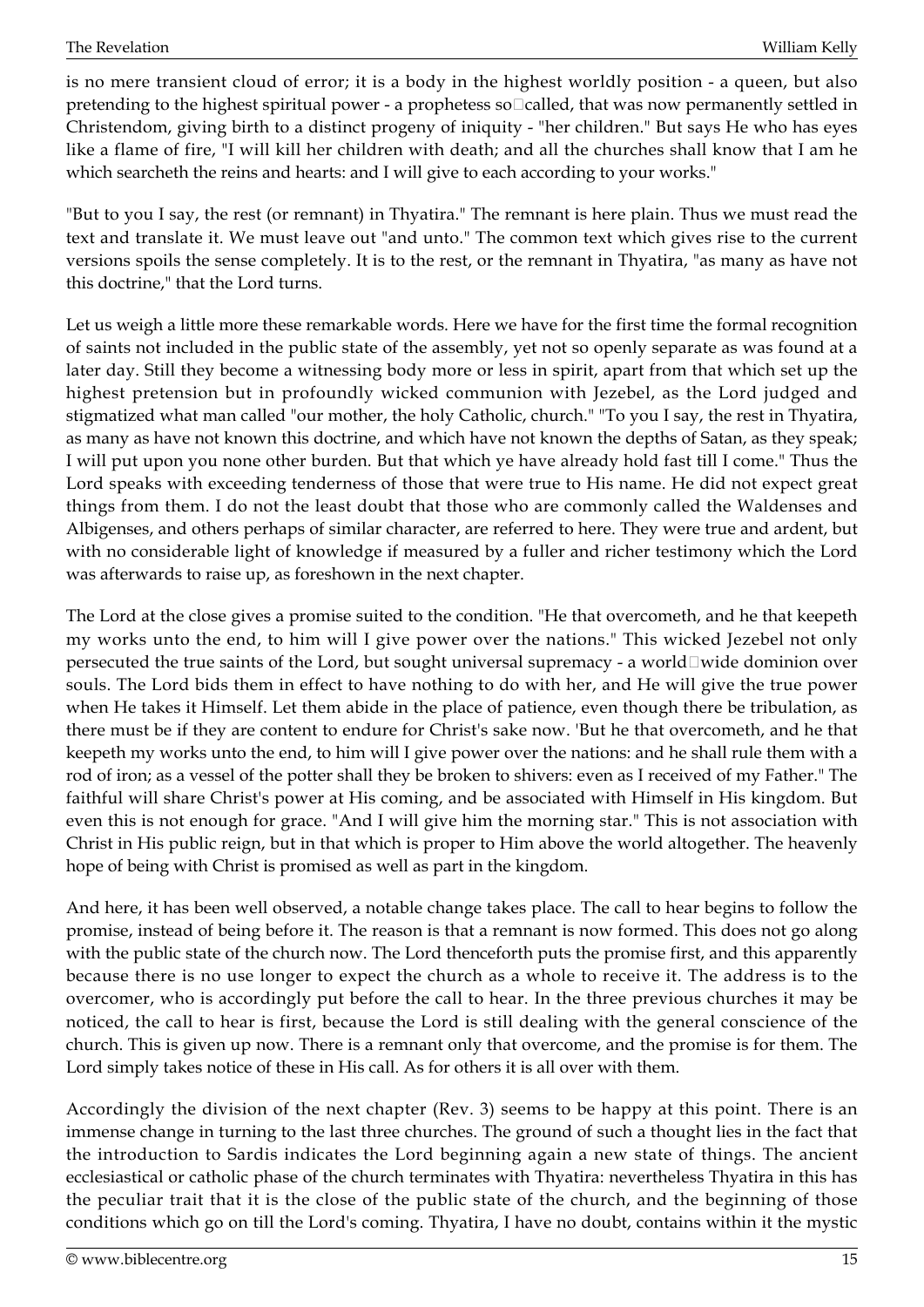is no mere transient cloud of error; it is a body in the highest worldly position - a queen, but also pretending to the highest spiritual power - a prophetess so-called, that was now permanently settled in Christendom, giving birth to a distinct progeny of iniquity - "her children." But says He who has eyes like a flame of fire, "I will kill her children with death; and all the churches shall know that I am he which searcheth the reins and hearts: and I will give to each according to your works."

"But to you I say, the rest (or remnant) in Thyatira." The remnant is here plain. Thus we must read the text and translate it. We must leave out "and unto." The common text which gives rise to the current versions spoils the sense completely. It is to the rest, or the remnant in Thyatira, "as many as have not this doctrine," that the Lord turns.

Let us weigh a little more these remarkable words. Here we have for the first time the formal recognition of saints not included in the public state of the assembly, yet not so openly separate as was found at a later day. Still they become a witnessing body more or less in spirit, apart from that which set up the highest pretension but in profoundly wicked communion with Jezebel, as the Lord judged and stigmatized what man called "our mother, the holy Catholic, church." "To you I say, the rest in Thyatira, as many as have not known this doctrine, and which have not known the depths of Satan, as they speak; I will put upon you none other burden. But that which ye have already hold fast till I come." Thus the Lord speaks with exceeding tenderness of those that were true to His name. He did not expect great things from them. I do not the least doubt that those who are commonly called the Waldenses and Albigenses, and others perhaps of similar character, are referred to here. They were true and ardent, but with no considerable light of knowledge if measured by a fuller and richer testimony which the Lord was afterwards to raise up, as foreshown in the next chapter.

The Lord at the close gives a promise suited to the condition. "He that overcometh, and he that keepeth my works unto the end, to him will I give power over the nations." This wicked Jezebel not only persecuted the true saints of the Lord, but sought universal supremacy - a world-wide dominion over souls. The Lord bids them in effect to have nothing to do with her, and He will give the true power when He takes it Himself. Let them abide in the place of patience, even though there be tribulation, as there must be if they are content to endure for Christ's sake now. 'But he that overcometh, and he that keepeth my works unto the end, to him will I give power over the nations: and he shall rule them with a rod of iron; as a vessel of the potter shall they be broken to shivers: even as I received of my Father." The faithful will share Christ's power at His coming, and be associated with Himself in His kingdom. But even this is not enough for grace. "And I will give him the morning star." This is not association with Christ in His public reign, but in that which is proper to Him above the world altogether. The heavenly hope of being with Christ is promised as well as part in the kingdom.

And here, it has been well observed, a notable change takes place. The call to hear begins to follow the promise, instead of being before it. The reason is that a remnant is now formed. This does not go along with the public state of the church now. The Lord thenceforth puts the promise first, and this apparently because there is no use longer to expect the church as a whole to receive it. The address is to the overcomer, who is accordingly put before the call to hear. In the three previous churches it may be noticed, the call to hear is first, because the Lord is still dealing with the general conscience of the church. This is given up now. There is a remnant only that overcome, and the promise is for them. The Lord simply takes notice of these in His call. As for others it is all over with them.

Accordingly the division of the next chapter (Rev. 3) seems to be happy at this point. There is an immense change in turning to the last three churches. The ground of such a thought lies in the fact that the introduction to Sardis indicates the Lord beginning again a new state of things. The ancient ecclesiastical or catholic phase of the church terminates with Thyatira: nevertheless Thyatira in this has the peculiar trait that it is the close of the public state of the church, and the beginning of those conditions which go on till the Lord's coming. Thyatira, I have no doubt, contains within it the mystic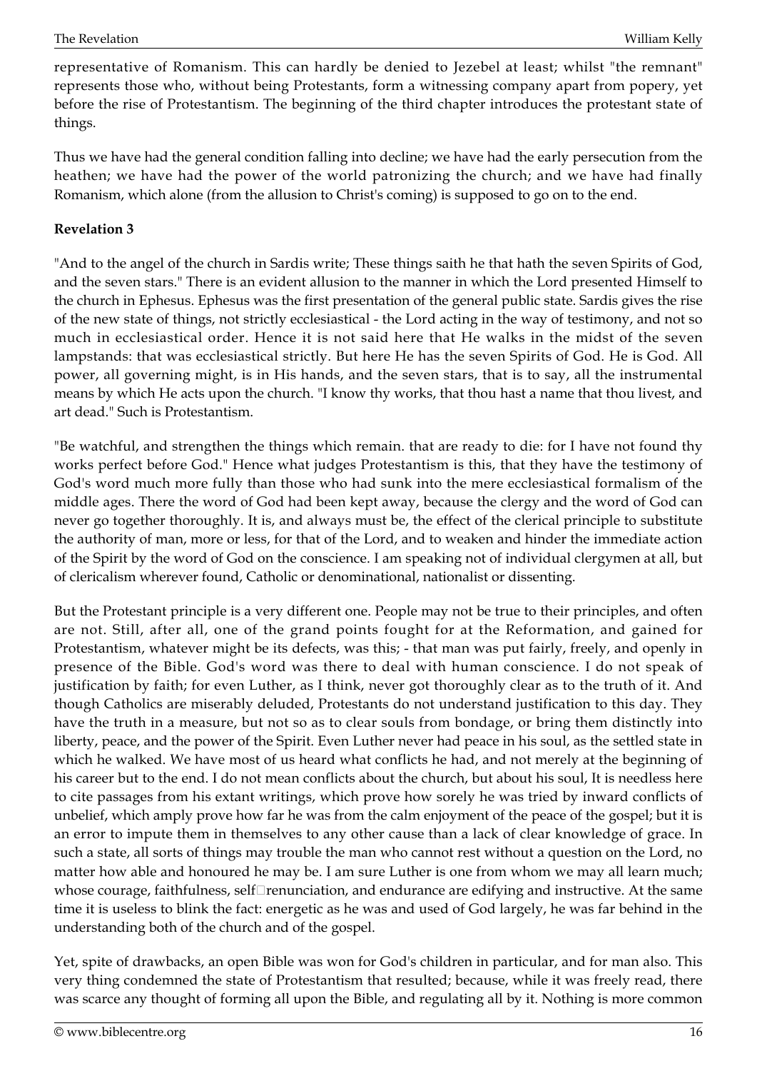representative of Romanism. This can hardly be denied to Jezebel at least; whilst "the remnant" represents those who, without being Protestants, form a witnessing company apart from popery, yet before the rise of Protestantism. The beginning of the third chapter introduces the protestant state of things.

Thus we have had the general condition falling into decline; we have had the early persecution from the heathen; we have had the power of the world patronizing the church; and we have had finally Romanism, which alone (from the allusion to Christ's coming) is supposed to go on to the end.

**Revelation 3**

"And to the angel of the church in Sardis write; These things saith he that hath the seven Spirits of God, and the seven stars." There is an evident allusion to the manner in which the Lord presented Himself to the church in Ephesus. Ephesus was the first presentation of the general public state. Sardis gives the rise of the new state of things, not strictly ecclesiastical - the Lord acting in the way of testimony, and not so much in ecclesiastical order. Hence it is not said here that He walks in the midst of the seven lampstands: that was ecclesiastical strictly. But here He has the seven Spirits of God. He is God. All power, all governing might, is in His hands, and the seven stars, that is to say, all the instrumental means by which He acts upon the church. "I know thy works, that thou hast a name that thou livest, and art dead." Such is Protestantism.

"Be watchful, and strengthen the things which remain. that are ready to die: for I have not found thy works perfect before God." Hence what judges Protestantism is this, that they have the testimony of God's word much more fully than those who had sunk into the mere ecclesiastical formalism of the middle ages. There the word of God had been kept away, because the clergy and the word of God can never go together thoroughly. It is, and always must be, the effect of the clerical principle to substitute the authority of man, more or less, for that of the Lord, and to weaken and hinder the immediate action of the Spirit by the word of God on the conscience. I am speaking not of individual clergymen at all, but of clericalism wherever found, Catholic or denominational, nationalist or dissenting.

But the Protestant principle is a very different one. People may not be true to their principles, and often are not. Still, after all, one of the grand points fought for at the Reformation, and gained for Protestantism, whatever might be its defects, was this; - that man was put fairly, freely, and openly in presence of the Bible. God's word was there to deal with human conscience. I do not speak of justification by faith; for even Luther, as I think, never got thoroughly clear as to the truth of it. And though Catholics are miserably deluded, Protestants do not understand justification to this day. They have the truth in a measure, but not so as to clear souls from bondage, or bring them distinctly into liberty, peace, and the power of the Spirit. Even Luther never had peace in his soul, as the settled state in which he walked. We have most of us heard what conflicts he had, and not merely at the beginning of his career but to the end. I do not mean conflicts about the church, but about his soul, It is needless here to cite passages from his extant writings, which prove how sorely he was tried by inward conflicts of unbelief, which amply prove how far he was from the calm enjoyment of the peace of the gospel; but it is an error to impute them in themselves to any other cause than a lack of clear knowledge of grace. In such a state, all sorts of things may trouble the man who cannot rest without a question on the Lord, no matter how able and honoured he may be. I am sure Luther is one from whom we may all learn much; whose courage, faithfulness, self-renunciation, and endurance are edifying and instructive. At the same time it is useless to blink the fact: energetic as he was and used of God largely, he was far behind in the understanding both of the church and of the gospel.

Yet, spite of drawbacks, an open Bible was won for God's children in particular, and for man also. This very thing condemned the state of Protestantism that resulted; because, while it was freely read, there was scarce any thought of forming all upon the Bible, and regulating all by it. Nothing is more common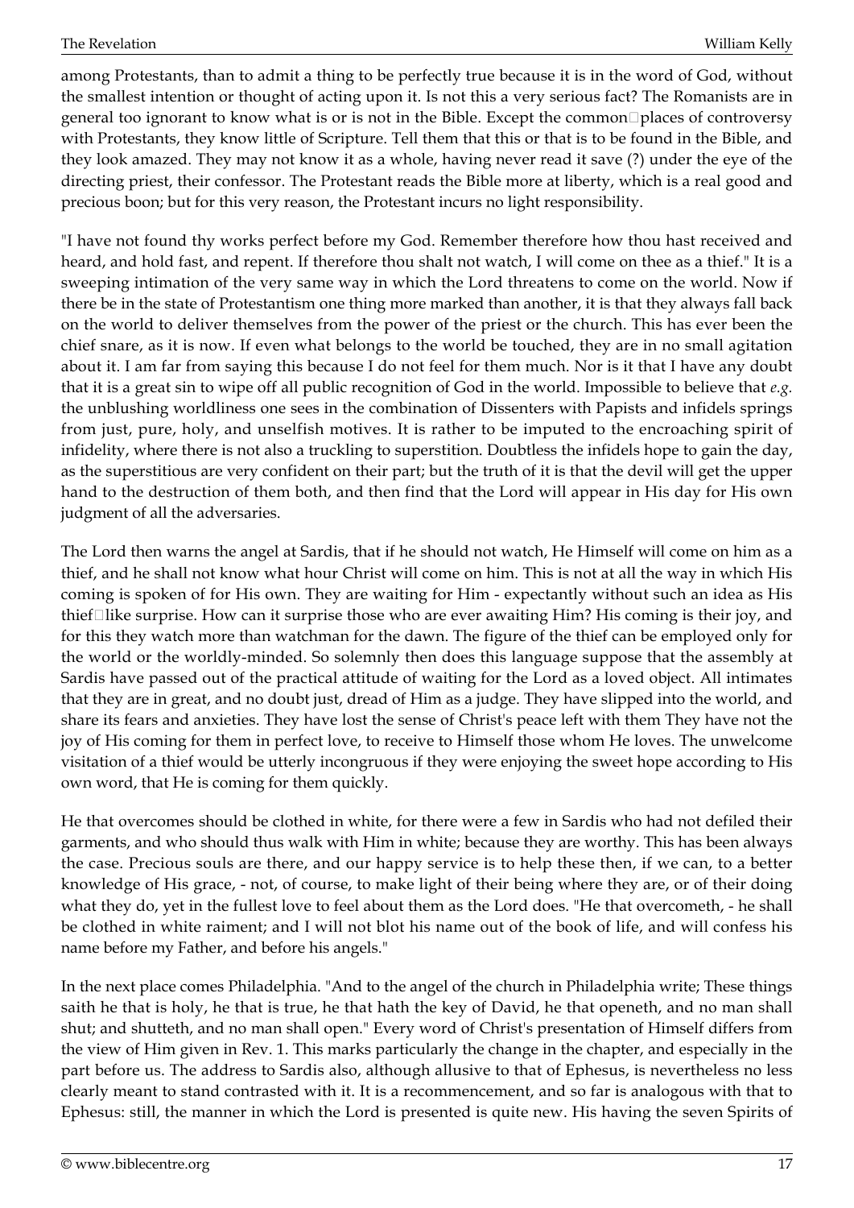among Protestants, than to admit a thing to be perfectly true because it is in the word of God, without the smallest intention or thought of acting upon it. Is not this a very serious fact? The Romanists are in general too ignorant to know what is or is not in the Bible. Except the common-places of controversy with Protestants, they know little of Scripture. Tell them that this or that is to be found in the Bible, and they look amazed. They may not know it as a whole, having never read it save (?) under the eye of the directing priest, their confessor. The Protestant reads the Bible more at liberty, which is a real good and precious boon; but for this very reason, the Protestant incurs no light responsibility.

"I have not found thy works perfect before my God. Remember therefore how thou hast received and heard, and hold fast, and repent. If therefore thou shalt not watch, I will come on thee as a thief." It is a sweeping intimation of the very same way in which the Lord threatens to come on the world. Now if there be in the state of Protestantism one thing more marked than another, it is that they always fall back on the world to deliver themselves from the power of the priest or the church. This has ever been the chief snare, as it is now. If even what belongs to the world be touched, they are in no small agitation about it. I am far from saying this because I do not feel for them much. Nor is it that I have any doubt that it is a great sin to wipe off all public recognition of God in the world. Impossible to believe that *e.g.* the unblushing worldliness one sees in the combination of Dissenters with Papists and infidels springs from just, pure, holy, and unselfish motives. It is rather to be imputed to the encroaching spirit of infidelity, where there is not also a truckling to superstition. Doubtless the infidels hope to gain the day, as the superstitious are very confident on their part; but the truth of it is that the devil will get the upper hand to the destruction of them both, and then find that the Lord will appear in His day for His own judgment of all the adversaries.

The Lord then warns the angel at Sardis, that if he should not watch, He Himself will come on him as a thief, and he shall not know what hour Christ will come on him. This is not at all the way in which His coming is spoken of for His own. They are waiting for Him - expectantly without such an idea as His thief-like surprise. How can it surprise those who are ever awaiting Him? His coming is their joy, and for this they watch more than watchman for the dawn. The figure of the thief can be employed only for the world or the worldly-minded. So solemnly then does this language suppose that the assembly at Sardis have passed out of the practical attitude of waiting for the Lord as a loved object. All intimates that they are in great, and no doubt just, dread of Him as a judge. They have slipped into the world, and share its fears and anxieties. They have lost the sense of Christ's peace left with them They have not the joy of His coming for them in perfect love, to receive to Himself those whom He loves. The unwelcome visitation of a thief would be utterly incongruous if they were enjoying the sweet hope according to His own word, that He is coming for them quickly.

He that overcomes should be clothed in white, for there were a few in Sardis who had not defiled their garments, and who should thus walk with Him in white; because they are worthy. This has been always the case. Precious souls are there, and our happy service is to help these then, if we can, to a better knowledge of His grace, - not, of course, to make light of their being where they are, or of their doing what they do, yet in the fullest love to feel about them as the Lord does. "He that overcometh, - he shall be clothed in white raiment; and I will not blot his name out of the book of life, and will confess his name before my Father, and before his angels."

In the next place comes Philadelphia. "And to the angel of the church in Philadelphia write; These things saith he that is holy, he that is true, he that hath the key of David, he that openeth, and no man shall shut; and shutteth, and no man shall open." Every word of Christ's presentation of Himself differs from the view of Him given in Rev. 1. This marks particularly the change in the chapter, and especially in the part before us. The address to Sardis also, although allusive to that of Ephesus, is nevertheless no less clearly meant to stand contrasted with it. It is a recommencement, and so far is analogous with that to Ephesus: still, the manner in which the Lord is presented is quite new. His having the seven Spirits of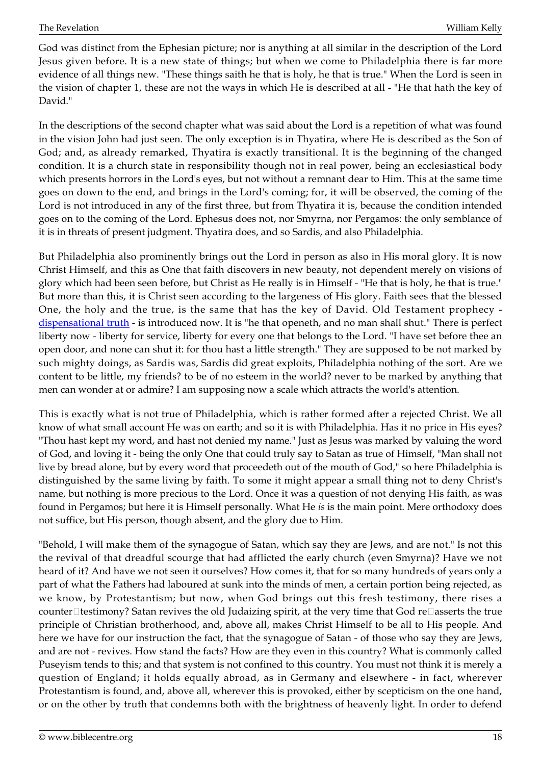God was distinct from the Ephesian picture; nor is anything at all similar in the description of the Lord Jesus given before. It is a new state of things; but when we come to Philadelphia there is far more evidence of all things new. "These things saith he that is holy, he that is true." When the Lord is seen in the vision of chapter 1, these are not the ways in which He is described at all - "He that hath the key of David."

In the descriptions of the second chapter what was said about the Lord is a repetition of what was found in the vision John had just seen. The only exception is in Thyatira, where He is described as the Son of God; and, as already remarked, Thyatira is exactly transitional. It is the beginning of the changed condition. It is a church state in responsibility though not in real power, being an ecclesiastical body which presents horrors in the Lord's eyes, but not without a remnant dear to Him. This at the same time goes on down to the end, and brings in the Lord's coming; for, it will be observed, the coming of the Lord is not introduced in any of the first three, but from Thyatira it is, because the condition intended goes on to the coming of the Lord. Ephesus does not, nor Smyrna, nor Pergamos: the only semblance of it is in threats of present judgment. Thyatira does, and so Sardis, and also Philadelphia.

But Philadelphia also prominently brings out the Lord in person as also in His moral glory. It is now Christ Himself, and this as One that faith discovers in new beauty, not dependent merely on visions of glory which had been seen before, but Christ as He really is in Himself - "He that is holy, he that is true." But more than this, it is Christ seen according to the largeness of His glory. Faith sees that the blessed One, the holy and the true, is the same that has the key of David. Old Testament prophecy - dispensational truth - is introduced now. It is "he that openeth, and no man shall shut." There is perfect liberty now - liberty for service, liberty for every one that belongs to the Lord. "I have set before thee an open door, and none can shut it: for thou hast a little strength." They are supposed to be not marked by such mighty doings, as Sardis was, Sardis did great exploits, Philadelphia nothing of the sort. Are we content to be little, my friends? to be of no esteem in the world? never to be marked by anything that men can wonder at or admire? I am supposing now a scale which attracts the world's attention.

This is exactly what is not true of Philadelphia, which is rather formed after a rejected Christ. We all know of what small account He was on earth; and so it is with Philadelphia. Has it no price in His eyes? "Thou hast kept my word, and hast not denied my name." Just as Jesus was marked by valuing the word of God, and loving it - being the only One that could truly say to Satan as true of Himself, "Man shall not live by bread alone, but by every word that proceedeth out of the mouth of God," so here Philadelphia is distinguished by the same living by faith. To some it might appear a small thing not to deny Christ's name, but nothing is more precious to the Lord. Once it was a question of not denying His faith, as was found in Pergamos; but here it is Himself personally. What He *is* is the main point. Mere orthodoxy does not suffice, but His person, though absent, and the glory due to Him.

"Behold, I will make them of the synagogue of Satan, which say they are Jews, and are not." Is not this the revival of that dreadful scourge that had afflicted the early church (even Smyrna)? Have we not heard of it? And have we not seen it ourselves? How comes it, that for so many hundreds of years only a part of what the Fathers had laboured at sunk into the minds of men, a certain portion being rejected, as we know, by Protestantism; but now, when God brings out this fresh testimony, there rises a counter-testimony? Satan revives the old Judaizing spirit, at the very time that God re-asserts the true principle of Christian brotherhood, and, above all, makes Christ Himself to be all to His people. And here we have for our instruction the fact, that the synagogue of Satan - of those who say they are Jews, and are not - revives. How stand the facts? How are they even in this country? What is commonly called Puseyism tends to this; and that system is not confined to this country. You must not think it is merely a question of England; it holds equally abroad, as in Germany and elsewhere - in fact, wherever Protestantism is found, and, above all, wherever this is provoked, either by scepticism on the one hand, or on the other by truth that condemns both with the brightness of heavenly light. In order to defend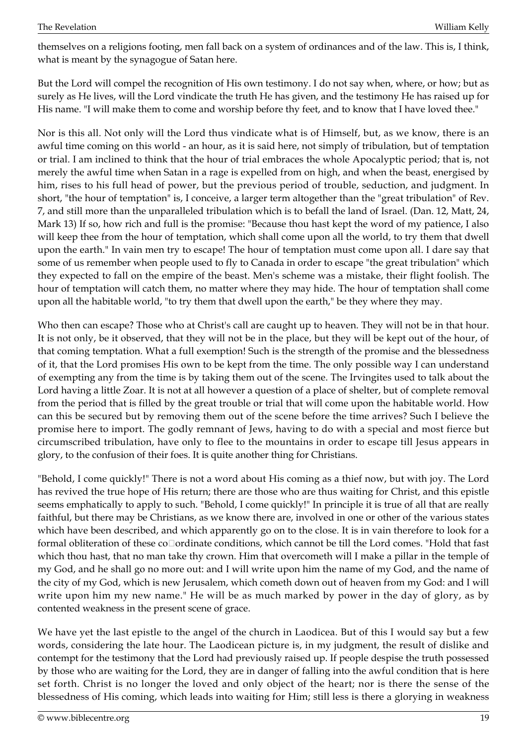themselves on a religions footing, men fall back on a system of ordinances and of the law. This is, I think, what is meant by the synagogue of Satan here.

But the Lord will compel the recognition of His own testimony. I do not say when, where, or how; but as surely as He lives, will the Lord vindicate the truth He has given, and the testimony He has raised up for His name. "I will make them to come and worship before thy feet, and to know that I have loved thee."

Nor is this all. Not only will the Lord thus vindicate what is of Himself, but, as we know, there is an awful time coming on this world - an hour, as it is said here, not simply of tribulation, but of temptation or trial. I am inclined to think that the hour of trial embraces the whole Apocalyptic period; that is, not merely the awful time when Satan in a rage is expelled from on high, and when the beast, energised by him, rises to his full head of power, but the previous period of trouble, seduction, and judgment. In short, "the hour of temptation" is, I conceive, a larger term altogether than the "great tribulation" of Rev. 7, and still more than the unparalleled tribulation which is to befall the land of Israel. (Dan. 12, Matt, 24, Mark 13) If so, how rich and full is the promise: "Because thou hast kept the word of my patience, I also will keep thee from the hour of temptation, which shall come upon all the world, to try them that dwell upon the earth." In vain men try to escape! The hour of temptation must come upon all. I dare say that some of us remember when people used to fly to Canada in order to escape "the great tribulation" which they expected to fall on the empire of the beast. Men's scheme was a mistake, their flight foolish. The hour of temptation will catch them, no matter where they may hide. The hour of temptation shall come upon all the habitable world, "to try them that dwell upon the earth," be they where they may.

Who then can escape? Those who at Christ's call are caught up to heaven. They will not be in that hour. It is not only, be it observed, that they will not be in the place, but they will be kept out of the hour, of that coming temptation. What a full exemption! Such is the strength of the promise and the blessedness of it, that the Lord promises His own to be kept from the time. The only possible way I can understand of exempting any from the time is by taking them out of the scene. The Irvingites used to talk about the Lord having a little Zoar. It is not at all however a question of a place of shelter, but of complete removal from the period that is filled by the great trouble or trial that will come upon the habitable world. How can this be secured but by removing them out of the scene before the time arrives? Such I believe the promise here to import. The godly remnant of Jews, having to do with a special and most fierce but circumscribed tribulation, have only to flee to the mountains in order to escape till Jesus appears in glory, to the confusion of their foes. It is quite another thing for Christians.

"Behold, I come quickly!" There is not a word about His coming as a thief now, but with joy. The Lord has revived the true hope of His return; there are those who are thus waiting for Christ, and this epistle seems emphatically to apply to such. "Behold, I come quickly!" In principle it is true of all that are really faithful, but there may be Christians, as we know there are, involved in one or other of the various states which have been described, and which apparently go on to the close. It is in vain therefore to look for a formal obliteration of these co-ordinate conditions, which cannot be till the Lord comes. "Hold that fast which thou hast, that no man take thy crown. Him that overcometh will I make a pillar in the temple of my God, and he shall go no more out: and I will write upon him the name of my God, and the name of the city of my God, which is new Jerusalem, which cometh down out of heaven from my God: and I will write upon him my new name." He will be as much marked by power in the day of glory, as by contented weakness in the present scene of grace.

We have yet the last epistle to the angel of the church in Laodicea. But of this I would say but a few words, considering the late hour. The Laodicean picture is, in my judgment, the result of dislike and contempt for the testimony that the Lord had previously raised up. If people despise the truth possessed by those who are waiting for the Lord, they are in danger of falling into the awful condition that is here set forth. Christ is no longer the loved and only object of the heart; nor is there the sense of the blessedness of His coming, which leads into waiting for Him; still less is there a glorying in weakness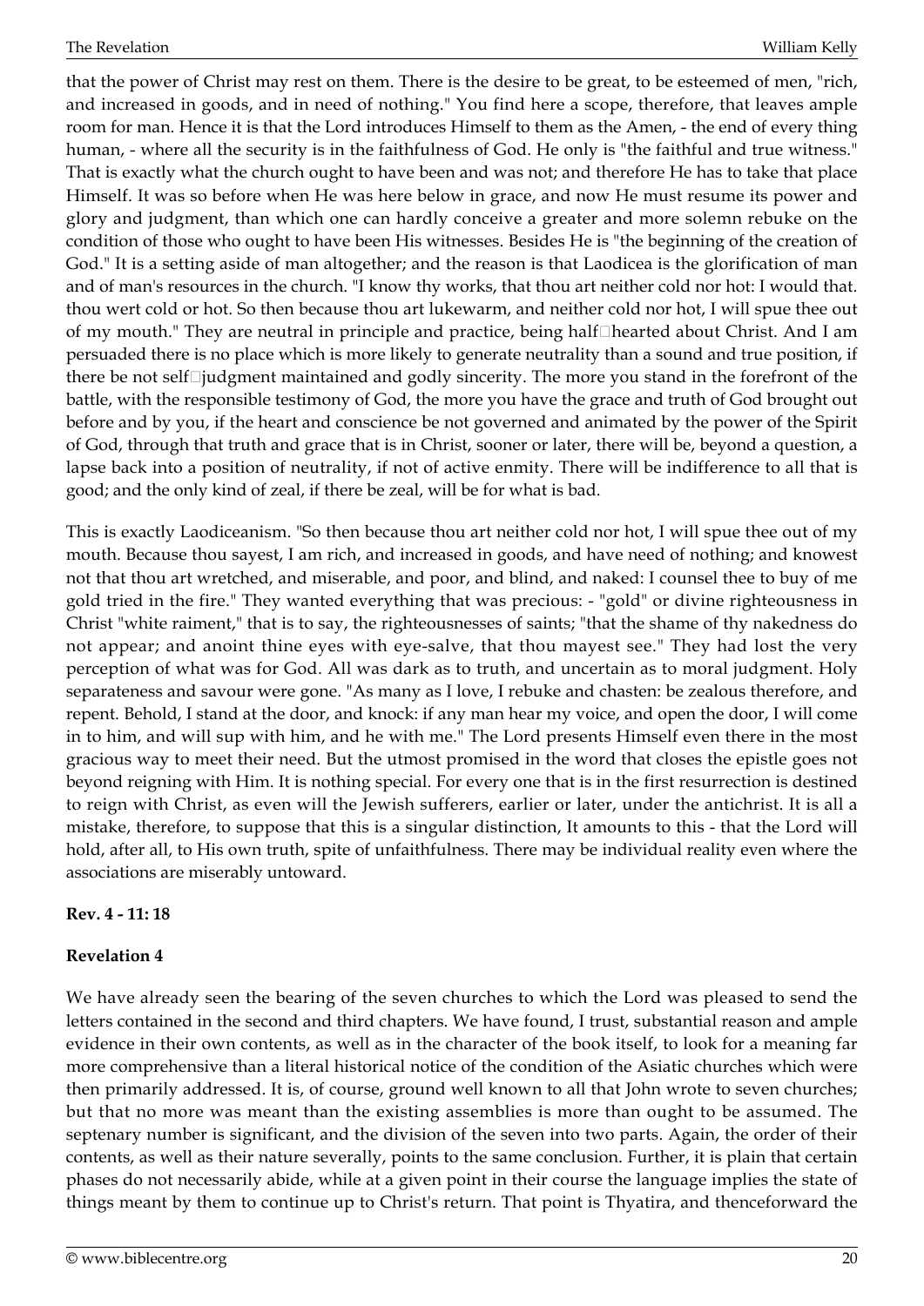that the power of Christ may rest on them. There is the desire to be great, to be esteemed of men, "rich, and increased in goods, and in need of nothing." You find here a scope, therefore, that leaves ample room for man. Hence it is that the Lord introduces Himself to them as the Amen, - the end of every thing human, - where all the security is in the faithfulness of God. He only is "the faithful and true witness." That is exactly what the church ought to have been and was not; and therefore He has to take that place Himself. It was so before when He was here below in grace, and now He must resume its power and glory and judgment, than which one can hardly conceive a greater and more solemn rebuke on the condition of those who ought to have been His witnesses. Besides He is "the beginning of the creation of God." It is a setting aside of man altogether; and the reason is that Laodicea is the glorification of man and of man's resources in the church. "I know thy works, that thou art neither cold nor hot: I would that. thou wert cold or hot. So then because thou art lukewarm, and neither cold nor hot, I will spue thee out of my mouth." They are neutral in principle and practice, being half‑hearted about Christ. And I am persuaded there is no place which is more likely to generate neutrality than a sound and true position, if there be not self‑judgment maintained and godly sincerity. The more you stand in the forefront of the battle, with the responsible testimony of God, the more you have the grace and truth of God brought out before and by you, if the heart and conscience be not governed and animated by the power of the Spirit of God, through that truth and grace that is in Christ, sooner or later, there will be, beyond a question, a lapse back into a position of neutrality, if not of active enmity. There will be indifference to all that is good; and the only kind of zeal, if there be zeal, will be for what is bad.

This is exactly Laodiceanism. "So then because thou art neither cold nor hot, I will spue thee out of my mouth. Because thou sayest, I am rich, and increased in goods, and have need of nothing; and knowest not that thou art wretched, and miserable, and poor, and blind, and naked: I counsel thee to buy of me gold tried in the fire." They wanted everything that was precious: - "gold" or divine righteousness in Christ "white raiment," that is to say, the righteousnesses of saints; "that the shame of thy nakedness do not appear; and anoint thine eyes with eye-salve, that thou mayest see." They had lost the very perception of what was for God. All was dark as to truth, and uncertain as to moral judgment. Holy separateness and savour were gone. "As many as I love, I rebuke and chasten: be zealous therefore, and repent. Behold, I stand at the door, and knock: if any man hear my voice, and open the door, I will come in to him, and will sup with him, and he with me." The Lord presents Himself even there in the most gracious way to meet their need. But the utmost promised in the word that closes the epistle goes not beyond reigning with Him. It is nothing special. For every one that is in the first resurrection is destined to reign with Christ, as even will the Jewish sufferers, earlier or later, under the antichrist. It is all a mistake, therefore, to suppose that this is a singular distinction, It amounts to this - that the Lord will hold, after all, to His own truth, spite of unfaithfulness. There may be individual reality even where the associations are miserably untoward.

**Rev. 4 - 11: 18**

**Revelation 4**

We have already seen the bearing of the seven churches to which the Lord was pleased to send the letters contained in the second and third chapters. We have found, I trust, substantial reason and ample evidence in their own contents, as well as in the character of the book itself, to look for a meaning far more comprehensive than a literal historical notice of the condition of the Asiatic churches which were then primarily addressed. It is, of course, ground well known to all that John wrote to seven churches; but that no more was meant than the existing assemblies is more than ought to be assumed. The septenary number is significant, and the division of the seven into two parts. Again, the order of their contents, as well as their nature severally, points to the same conclusion. Further, it is plain that certain phases do not necessarily abide, while at a given point in their course the language implies the state of things meant by them to continue up to Christ's return. That point is Thyatira, and thenceforward the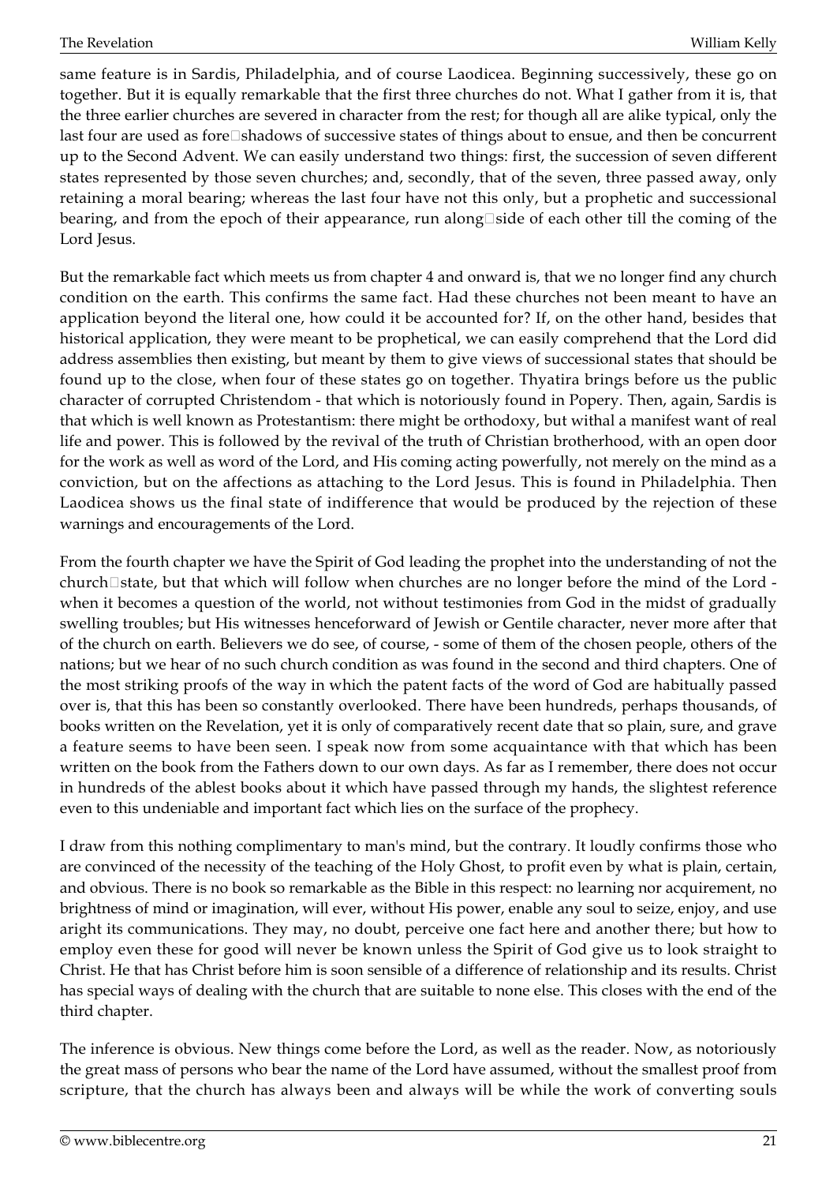same feature is in Sardis, Philadelphia, and of course Laodicea. Beginning successively, these go on together. But it is equally remarkable that the first three churches do not. What I gather from it is, that the three earlier churches are severed in character from the rest; for though all are alike typical, only the last four are used as fore-shadows of successive states of things about to ensue, and then be concurrent up to the Second Advent. We can easily understand two things: first, the succession of seven different states represented by those seven churches; and, secondly, that of the seven, three passed away, only retaining a moral bearing; whereas the last four have not this only, but a prophetic and successional bearing, and from the epoch of their appearance, run along-side of each other till the coming of the Lord Jesus.

But the remarkable fact which meets us from chapter 4 and onward is, that we no longer find any church condition on the earth. This confirms the same fact. Had these churches not been meant to have an application beyond the literal one, how could it be accounted for? If, on the other hand, besides that historical application, they were meant to be prophetical, we can easily comprehend that the Lord did address assemblies then existing, but meant by them to give views of successional states that should be found up to the close, when four of these states go on together. Thyatira brings before us the public character of corrupted Christendom - that which is notoriously found in Popery. Then, again, Sardis is that which is well known as Protestantism: there might be orthodoxy, but withal a manifest want of real life and power. This is followed by the revival of the truth of Christian brotherhood, with an open door for the work as well as word of the Lord, and His coming acting powerfully, not merely on the mind as a conviction, but on the affections as attaching to the Lord Jesus. This is found in Philadelphia. Then Laodicea shows us the final state of indifference that would be produced by the rejection of these warnings and encouragements of the Lord.

From the fourth chapter we have the Spirit of God leading the prophet into the understanding of not the church-state, but that which will follow when churches are no longer before the mind of the Lord - when it becomes a question of the world, not without testimonies from God in the midst of gradually swelling troubles; but His witnesses henceforward of Jewish or Gentile character, never more after that of the church on earth. Believers we do see, of course, - some of them of the chosen people, others of the nations; but we hear of no such church condition as was found in the second and third chapters. One of the most striking proofs of the way in which the patent facts of the word of God are habitually passed over is, that this has been so constantly overlooked. There have been hundreds, perhaps thousands, of books written on the Revelation, yet it is only of comparatively recent date that so plain, sure, and grave a feature seems to have been seen. I speak now from some acquaintance with that which has been written on the book from the Fathers down to our own days. As far as I remember, there does not occur in hundreds of the ablest books about it which have passed through my hands, the slightest reference even to this undeniable and important fact which lies on the surface of the prophecy.

I draw from this nothing complimentary to man's mind, but the contrary. It loudly confirms those who are convinced of the necessity of the teaching of the Holy Ghost, to profit even by what is plain, certain, and obvious. There is no book so remarkable as the Bible in this respect: no learning nor acquirement, no brightness of mind or imagination, will ever, without His power, enable any soul to seize, enjoy, and use aright its communications. They may, no doubt, perceive one fact here and another there; but how to employ even these for good will never be known unless the Spirit of God give us to look straight to Christ. He that has Christ before him is soon sensible of a difference of relationship and its results. Christ has special ways of dealing with the church that are suitable to none else. This closes with the end of the third chapter.

The inference is obvious. New things come before the Lord, as well as the reader. Now, as notoriously the great mass of persons who bear the name of the Lord have assumed, without the smallest proof from scripture, that the church has always been and always will be while the work of converting souls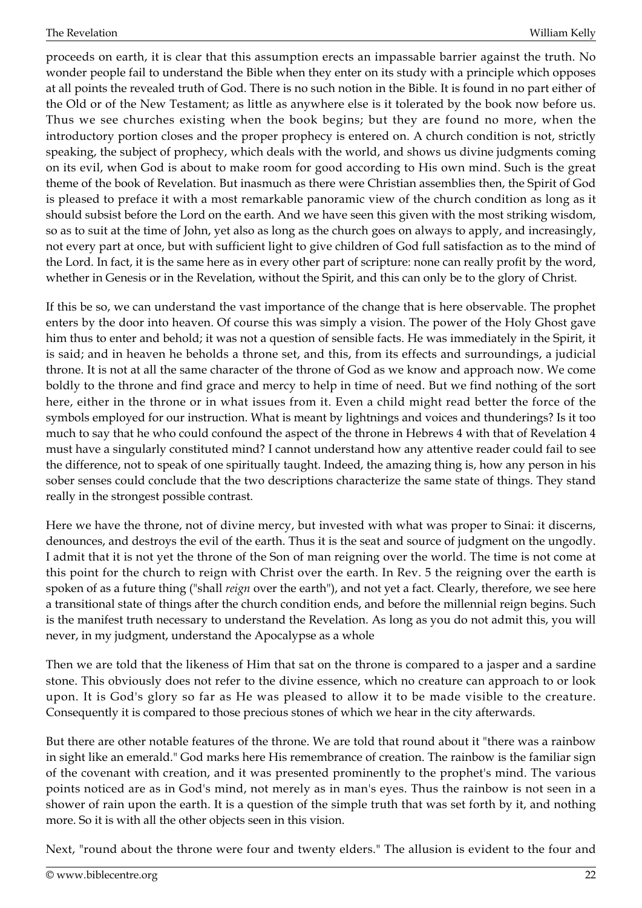proceeds on earth, it is clear that this assumption erects an impassable barrier against the truth. No wonder people fail to understand the Bible when they enter on its study with a principle which opposes at all points the revealed truth of God. There is no such notion in the Bible. It is found in no part either of the Old or of the New Testament; as little as anywhere else is it tolerated by the book now before us. Thus we see churches existing when the book begins; but they are found no more, when the introductory portion closes and the proper prophecy is entered on. A church condition is not, strictly speaking, the subject of prophecy, which deals with the world, and shows us divine judgments coming on its evil, when God is about to make room for good according to His own mind. Such is the great theme of the book of Revelation. But inasmuch as there were Christian assemblies then, the Spirit of God is pleased to preface it with a most remarkable panoramic view of the church condition as long as it should subsist before the Lord on the earth. And we have seen this given with the most striking wisdom, so as to suit at the time of John, yet also as long as the church goes on always to apply, and increasingly, not every part at once, but with sufficient light to give children of God full satisfaction as to the mind of the Lord. In fact, it is the same here as in every other part of scripture: none can really profit by the word, whether in Genesis or in the Revelation, without the Spirit, and this can only be to the glory of Christ.

If this be so, we can understand the vast importance of the change that is here observable. The prophet enters by the door into heaven. Of course this was simply a vision. The power of the Holy Ghost gave him thus to enter and behold; it was not a question of sensible facts. He was immediately in the Spirit, it is said; and in heaven he beholds a throne set, and this, from its effects and surroundings, a judicial throne. It is not at all the same character of the throne of God as we know and approach now. We come boldly to the throne and find grace and mercy to help in time of need. But we find nothing of the sort here, either in the throne or in what issues from it. Even a child might read better the force of the symbols employed for our instruction. What is meant by lightnings and voices and thunderings? Is it too much to say that he who could confound the aspect of the throne in Hebrews 4 with that of Revelation 4 must have a singularly constituted mind? I cannot understand how any attentive reader could fail to see the difference, not to speak of one spiritually taught. Indeed, the amazing thing is, how any person in his sober senses could conclude that the two descriptions characterize the same state of things. They stand really in the strongest possible contrast.

Here we have the throne, not of divine mercy, but invested with what was proper to Sinai: it discerns, denounces, and destroys the evil of the earth. Thus it is the seat and source of judgment on the ungodly. I admit that it is not yet the throne of the Son of man reigning over the world. The time is not come at this point for the church to reign with Christ over the earth. In Rev. 5 the reigning over the earth is spoken of as a future thing ("shall *reign* over the earth"), and not yet a fact. Clearly, therefore, we see here a transitional state of things after the church condition ends, and before the millennial reign begins. Such is the manifest truth necessary to understand the Revelation. As long as you do not admit this, you will never, in my judgment, understand the Apocalypse as a whole

Then we are told that the likeness of Him that sat on the throne is compared to a jasper and a sardine stone. This obviously does not refer to the divine essence, which no creature can approach to or look upon. It is God's glory so far as He was pleased to allow it to be made visible to the creature. Consequently it is compared to those precious stones of which we hear in the city afterwards.

But there are other notable features of the throne. We are told that round about it "there was a rainbow in sight like an emerald." God marks here His remembrance of creation. The rainbow is the familiar sign of the covenant with creation, and it was presented prominently to the prophet's mind. The various points noticed are as in God's mind, not merely as in man's eyes. Thus the rainbow is not seen in a shower of rain upon the earth. It is a question of the simple truth that was set forth by it, and nothing more. So it is with all the other objects seen in this vision.

Next, "round about the throne were four and twenty elders." The allusion is evident to the four and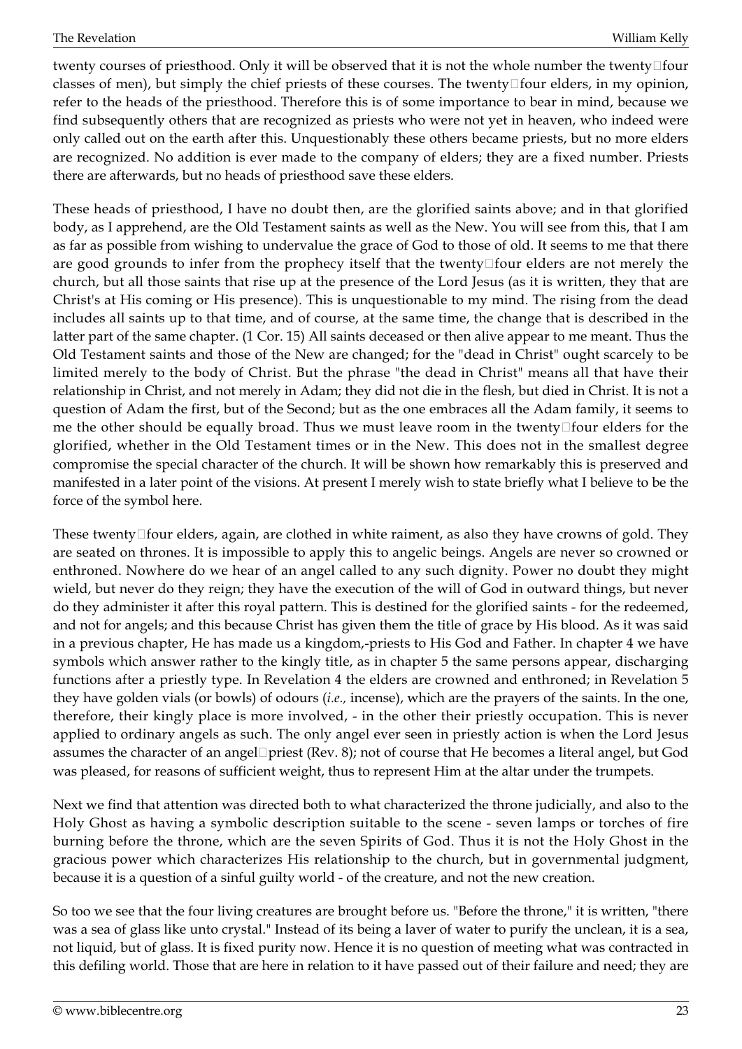twenty courses of priesthood. Only it will be observed that it is not the whole number the twenty-four classes of men), but simply the chief priests of these courses. The twenty-four elders, in my opinion, refer to the heads of the priesthood. Therefore this is of some importance to bear in mind, because we find subsequently others that are recognized as priests who were not yet in heaven, who indeed were only called out on the earth after this. Unquestionably these others became priests, but no more elders are recognized. No addition is ever made to the company of elders; they are a fixed number. Priests there are afterwards, but no heads of priesthood save these elders.

These heads of priesthood, I have no doubt then, are the glorified saints above; and in that glorified body, as I apprehend, are the Old Testament saints as well as the New. You will see from this, that I am as far as possible from wishing to undervalue the grace of God to those of old. It seems to me that there are good grounds to infer from the prophecy itself that the twenty-four elders are not merely the church, but all those saints that rise up at the presence of the Lord Jesus (as it is written, they that are Christ's at His coming or His presence). This is unquestionable to my mind. The rising from the dead includes all saints up to that time, and of course, at the same time, the change that is described in the latter part of the same chapter. (1 Cor. 15) All saints deceased or then alive appear to me meant. Thus the Old Testament saints and those of the New are changed; for the "dead in Christ" ought scarcely to be limited merely to the body of Christ. But the phrase "the dead in Christ" means all that have their relationship in Christ, and not merely in Adam; they did not die in the flesh, but died in Christ. It is not a question of Adam the first, but of the Second; but as the one embraces all the Adam family, it seems to me the other should be equally broad. Thus we must leave room in the twenty-four elders for the glorified, whether in the Old Testament times or in the New. This does not in the smallest degree compromise the special character of the church. It will be shown how remarkably this is preserved and manifested in a later point of the visions. At present I merely wish to state briefly what I believe to be the force of the symbol here.

These twenty-four elders, again, are clothed in white raiment, as also they have crowns of gold. They are seated on thrones. It is impossible to apply this to angelic beings. Angels are never so crowned or enthroned. Nowhere do we hear of an angel called to any such dignity. Power no doubt they might wield, but never do they reign; they have the execution of the will of God in outward things, but never do they administer it after this royal pattern. This is destined for the glorified saints - for the redeemed, and not for angels; and this because Christ has given them the title of grace by His blood. As it was said in a previous chapter, He has made us a kingdom,-priests to His God and Father. In chapter 4 we have symbols which answer rather to the kingly title, as in chapter 5 the same persons appear, discharging functions after a priestly type. In Revelation 4 the elders are crowned and enthroned; in Revelation 5 they have golden vials (or bowls) of odours (*i.e.,* incense), which are the prayers of the saints. In the one, therefore, their kingly place is more involved, - in the other their priestly occupation. This is never applied to ordinary angels as such. The only angel ever seen in priestly action is when the Lord Jesus assumes the character of an angel-priest (Rev. 8); not of course that He becomes a literal angel, but God was pleased, for reasons of sufficient weight, thus to represent Him at the altar under the trumpets.

Next we find that attention was directed both to what characterized the throne judicially, and also to the Holy Ghost as having a symbolic description suitable to the scene - seven lamps or torches of fire burning before the throne, which are the seven Spirits of God. Thus it is not the Holy Ghost in the gracious power which characterizes His relationship to the church, but in governmental judgment, because it is a question of a sinful guilty world - of the creature, and not the new creation.

So too we see that the four living creatures are brought before us. "Before the throne," it is written, "there was a sea of glass like unto crystal." Instead of its being a laver of water to purify the unclean, it is a sea, not liquid, but of glass. It is fixed purity now. Hence it is no question of meeting what was contracted in this defiling world. Those that are here in relation to it have passed out of their failure and need; they are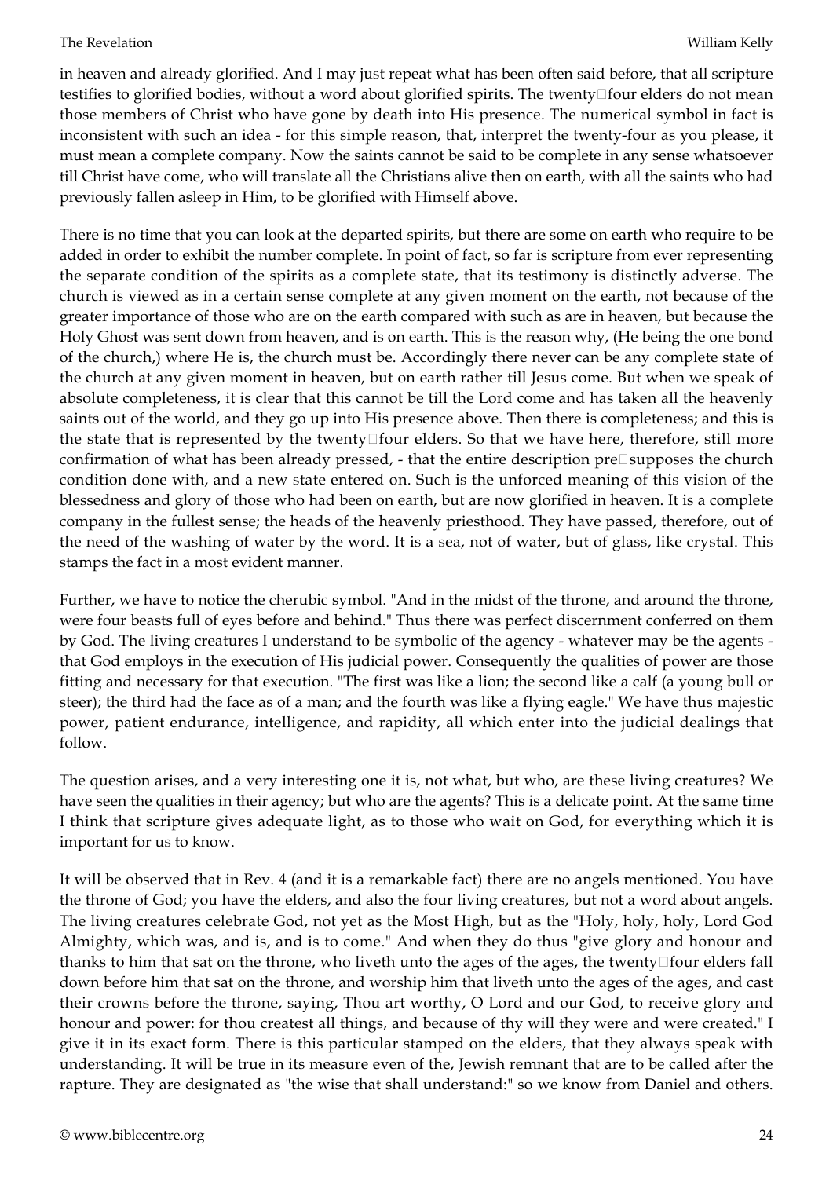in heaven and already glorified. And I may just repeat what has been often said before, that all scripture testifies to glorified bodies, without a word about glorified spirits. The twenty-four elders do not mean those members of Christ who have gone by death into His presence. The numerical symbol in fact is inconsistent with such an idea - for this simple reason, that, interpret the twenty-four as you please, it must mean a complete company. Now the saints cannot be said to be complete in any sense whatsoever till Christ have come, who will translate all the Christians alive then on earth, with all the saints who had previously fallen asleep in Him, to be glorified with Himself above.

There is no time that you can look at the departed spirits, but there are some on earth who require to be added in order to exhibit the number complete. In point of fact, so far is scripture from ever representing the separate condition of the spirits as a complete state, that its testimony is distinctly adverse. The church is viewed as in a certain sense complete at any given moment on the earth, not because of the greater importance of those who are on the earth compared with such as are in heaven, but because the Holy Ghost was sent down from heaven, and is on earth. This is the reason why, (He being the one bond of the church,) where He is, the church must be. Accordingly there never can be any complete state of the church at any given moment in heaven, but on earth rather till Jesus come. But when we speak of absolute completeness, it is clear that this cannot be till the Lord come and has taken all the heavenly saints out of the world, and they go up into His presence above. Then there is completeness; and this is the state that is represented by the twenty-four elders. So that we have here, therefore, still more confirmation of what has been already pressed, - that the entire description pre-supposes the church condition done with, and a new state entered on. Such is the unforced meaning of this vision of the blessedness and glory of those who had been on earth, but are now glorified in heaven. It is a complete company in the fullest sense; the heads of the heavenly priesthood. They have passed, therefore, out of the need of the washing of water by the word. It is a sea, not of water, but of glass, like crystal. This stamps the fact in a most evident manner.

Further, we have to notice the cherubic symbol. "And in the midst of the throne, and around the throne, were four beasts full of eyes before and behind." Thus there was perfect discernment conferred on them by God. The living creatures I understand to be symbolic of the agency - whatever may be the agents - that God employs in the execution of His judicial power. Consequently the qualities of power are those fitting and necessary for that execution. "The first was like a lion; the second like a calf (a young bull or steer); the third had the face as of a man; and the fourth was like a flying eagle." We have thus majestic power, patient endurance, intelligence, and rapidity, all which enter into the judicial dealings that follow.

The question arises, and a very interesting one it is, not what, but who, are these living creatures? We have seen the qualities in their agency; but who are the agents? This is a delicate point. At the same time I think that scripture gives adequate light, as to those who wait on God, for everything which it is important for us to know.

It will be observed that in Rev. 4 (and it is a remarkable fact) there are no angels mentioned. You have the throne of God; you have the elders, and also the four living creatures, but not a word about angels. The living creatures celebrate God, not yet as the Most High, but as the "Holy, holy, holy, Lord God Almighty, which was, and is, and is to come." And when they do thus "give glory and honour and thanks to him that sat on the throne, who liveth unto the ages of the ages, the twenty-four elders fall down before him that sat on the throne, and worship him that liveth unto the ages of the ages, and cast their crowns before the throne, saying, Thou art worthy, O Lord and our God, to receive glory and honour and power: for thou createst all things, and because of thy will they were and were created." I give it in its exact form. There is this particular stamped on the elders, that they always speak with understanding. It will be true in its measure even of the, Jewish remnant that are to be called after the rapture. They are designated as "the wise that shall understand:" so we know from Daniel and others.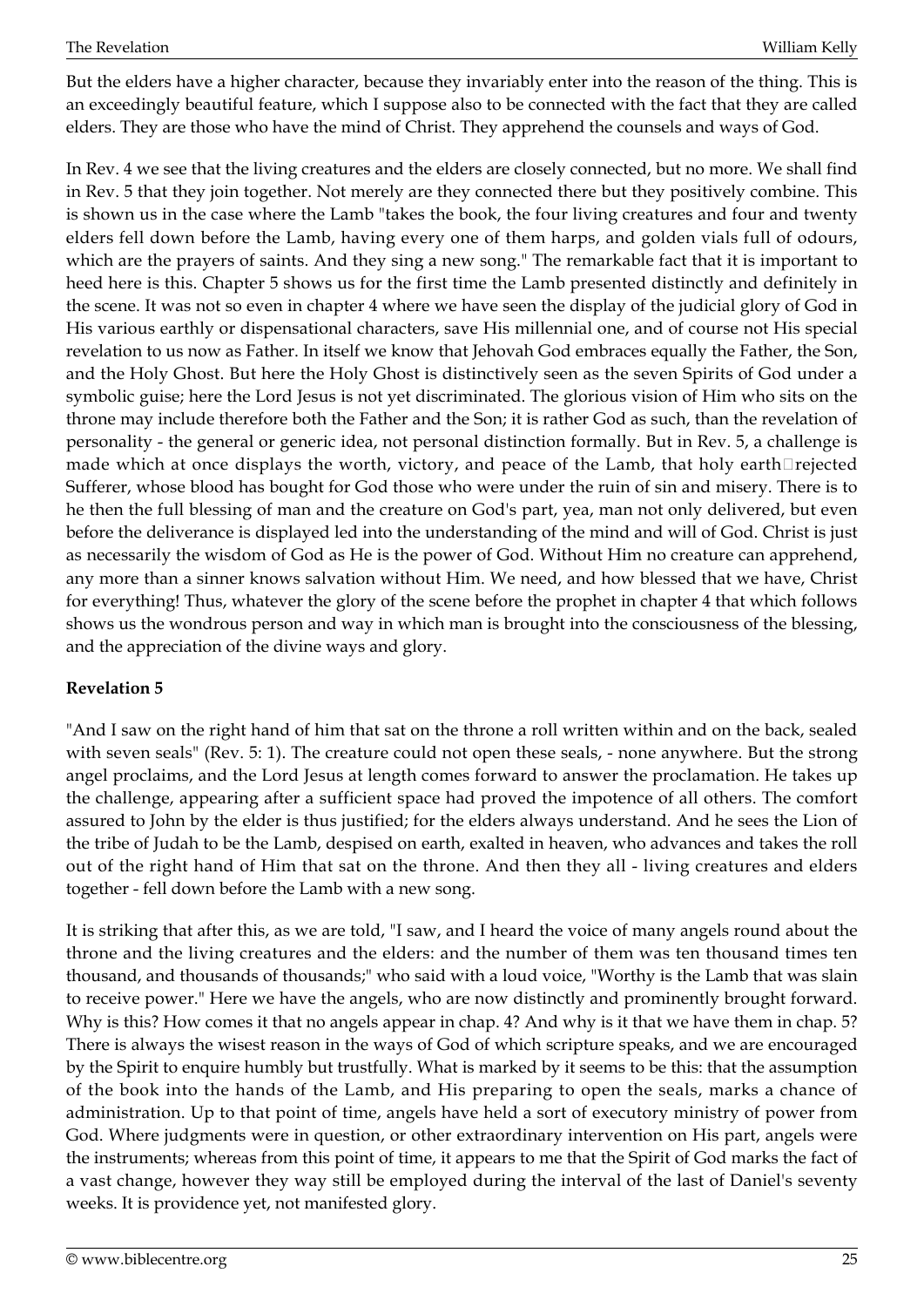But the elders have a higher character, because they invariably enter into the reason of the thing. This is an exceedingly beautiful feature, which I suppose also to be connected with the fact that they are called elders. They are those who have the mind of Christ. They apprehend the counsels and ways of God.

In Rev. 4 we see that the living creatures and the elders are closely connected, but no more. We shall find in Rev. 5 that they join together. Not merely are they connected there but they positively combine. This is shown us in the case where the Lamb "takes the book, the four living creatures and four and twenty elders fell down before the Lamb, having every one of them harps, and golden vials full of odours, which are the prayers of saints. And they sing a new song." The remarkable fact that it is important to heed here is this. Chapter 5 shows us for the first time the Lamb presented distinctly and definitely in the scene. It was not so even in chapter 4 where we have seen the display of the judicial glory of God in His various earthly or dispensational characters, save His millennial one, and of course not His special revelation to us now as Father. In itself we know that Jehovah God embraces equally the Father, the Son, and the Holy Ghost. But here the Holy Ghost is distinctively seen as the seven Spirits of God under a symbolic guise; here the Lord Jesus is not yet discriminated. The glorious vision of Him who sits on the throne may include therefore both the Father and the Son; it is rather God as such, than the revelation of personality - the general or generic idea, not personal distinction formally. But in Rev. 5, a challenge is made which at once displays the worth, victory, and peace of the Lamb, that holy earth‑rejected Sufferer, whose blood has bought for God those who were under the ruin of sin and misery. There is to he then the full blessing of man and the creature on God's part, yea, man not only delivered, but even before the deliverance is displayed led into the understanding of the mind and will of God. Christ is just as necessarily the wisdom of God as He is the power of God. Without Him no creature can apprehend, any more than a sinner knows salvation without Him. We need, and how blessed that we have, Christ for everything! Thus, whatever the glory of the scene before the prophet in chapter 4 that which follows shows us the wondrous person and way in which man is brought into the consciousness of the blessing, and the appreciation of the divine ways and glory.

**Revelation 5**

"And I saw on the right hand of him that sat on the throne a roll written within and on the back, sealed with seven seals" (Rev. 5: 1). The creature could not open these seals, - none anywhere. But the strong angel proclaims, and the Lord Jesus at length comes forward to answer the proclamation. He takes up the challenge, appearing after a sufficient space had proved the impotence of all others. The comfort assured to John by the elder is thus justified; for the elders always understand. And he sees the Lion of the tribe of Judah to be the Lamb, despised on earth, exalted in heaven, who advances and takes the roll out of the right hand of Him that sat on the throne. And then they all - living creatures and elders together - fell down before the Lamb with a new song.

It is striking that after this, as we are told, "I saw, and I heard the voice of many angels round about the throne and the living creatures and the elders: and the number of them was ten thousand times ten thousand, and thousands of thousands;" who said with a loud voice, "Worthy is the Lamb that was slain to receive power." Here we have the angels, who are now distinctly and prominently brought forward. Why is this? How comes it that no angels appear in chap. 4? And why is it that we have them in chap. 5? There is always the wisest reason in the ways of God of which scripture speaks, and we are encouraged by the Spirit to enquire humbly but trustfully. What is marked by it seems to be this: that the assumption of the book into the hands of the Lamb, and His preparing to open the seals, marks a chance of administration. Up to that point of time, angels have held a sort of executory ministry of power from God. Where judgments were in question, or other extraordinary intervention on His part, angels were the instruments; whereas from this point of time, it appears to me that the Spirit of God marks the fact of a vast change, however they way still be employed during the interval of the last of Daniel's seventy weeks. It is providence yet, not manifested glory.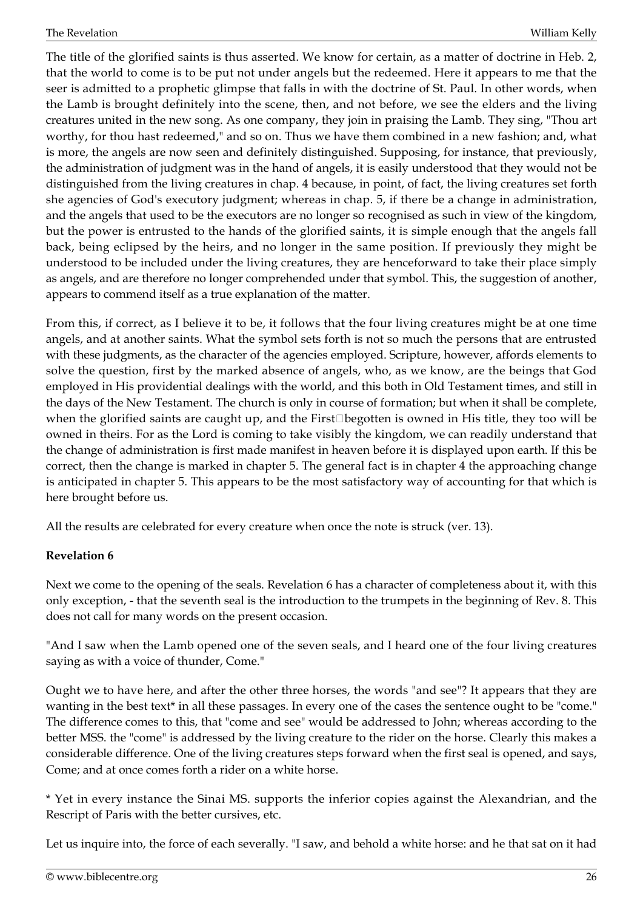The title of the glorified saints is thus asserted. We know for certain, as a matter of doctrine in Heb. 2, that the world to come is to be put not under angels but the redeemed. Here it appears to me that the seer is admitted to a prophetic glimpse that falls in with the doctrine of St. Paul. In other words, when the Lamb is brought definitely into the scene, then, and not before, we see the elders and the living creatures united in the new song. As one company, they join in praising the Lamb. They sing, "Thou art worthy, for thou hast redeemed," and so on. Thus we have them combined in a new fashion; and, what is more, the angels are now seen and definitely distinguished. Supposing, for instance, that previously, the administration of judgment was in the hand of angels, it is easily understood that they would not be distinguished from the living creatures in chap. 4 because, in point, of fact, the living creatures set forth she agencies of God's executory judgment; whereas in chap. 5, if there be a change in administration, and the angels that used to be the executors are no longer so recognised as such in view of the kingdom, but the power is entrusted to the hands of the glorified saints, it is simple enough that the angels fall back, being eclipsed by the heirs, and no longer in the same position. If previously they might be understood to be included under the living creatures, they are henceforward to take their place simply as angels, and are therefore no longer comprehended under that symbol. This, the suggestion of another, appears to commend itself as a true explanation of the matter.

From this, if correct, as I believe it to be, it follows that the four living creatures might be at one time angels, and at another saints. What the symbol sets forth is not so much the persons that are entrusted with these judgments, as the character of the agencies employed. Scripture, however, affords elements to solve the question, first by the marked absence of angels, who, as we know, are the beings that God employed in His providential dealings with the world, and this both in Old Testament times, and still in the days of the New Testament. The church is only in course of formation; but when it shall be complete, when the glorified saints are caught up, and the First-begotten is owned in His title, they too will be owned in theirs. For as the Lord is coming to take visibly the kingdom, we can readily understand that the change of administration is first made manifest in heaven before it is displayed upon earth. If this be correct, then the change is marked in chapter 5. The general fact is in chapter 4 the approaching change is anticipated in chapter 5. This appears to be the most satisfactory way of accounting for that which is here brought before us.

All the results are celebrated for every creature when once the note is struck (ver. 13).

**Revelation 6**

Next we come to the opening of the seals. Revelation 6 has a character of completeness about it, with this only exception, - that the seventh seal is the introduction to the trumpets in the beginning of Rev. 8. This does not call for many words on the present occasion.

"And I saw when the Lamb opened one of the seven seals, and I heard one of the four living creatures saying as with a voice of thunder, Come."

Ought we to have here, and after the other three horses, the words "and see"? It appears that they are wanting in the best text* in all these passages. In every one of the cases the sentence ought to be "come." The difference comes to this, that "come and see" would be addressed to John; whereas according to the better MSS. the "come" is addressed by the living creature to the rider on the horse. Clearly this makes a considerable difference. One of the living creatures steps forward when the first seal is opened, and says, Come; and at once comes forth a rider on a white horse.

* Yet in every instance the Sinai MS. supports the inferior copies against the Alexandrian, and the Rescript of Paris with the better cursives, etc.

Let us inquire into, the force of each severally. "I saw, and behold a white horse: and he that sat on it had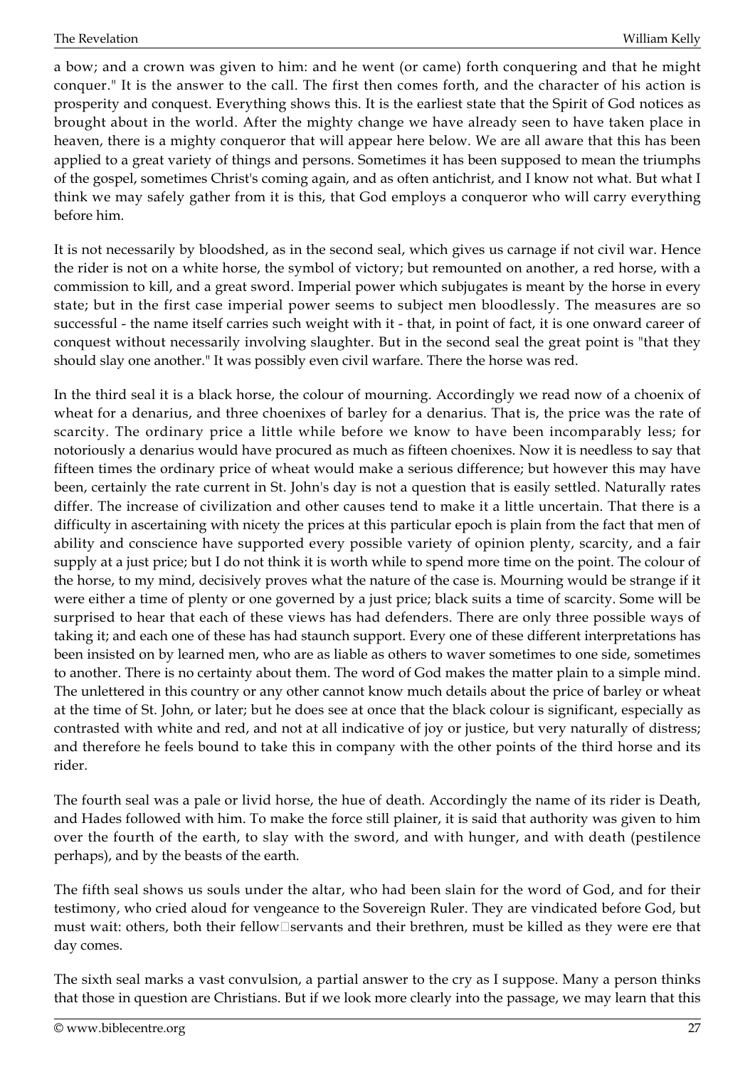a bow; and a crown was given to him: and he went (or came) forth conquering and that he might conquer." It is the answer to the call. The first then comes forth, and the character of his action is prosperity and conquest. Everything shows this. It is the earliest state that the Spirit of God notices as brought about in the world. After the mighty change we have already seen to have taken place in heaven, there is a mighty conqueror that will appear here below. We are all aware that this has been applied to a great variety of things and persons. Sometimes it has been supposed to mean the triumphs of the gospel, sometimes Christ's coming again, and as often antichrist, and I know not what. But what I think we may safely gather from it is this, that God employs a conqueror who will carry everything before him.

It is not necessarily by bloodshed, as in the second seal, which gives us carnage if not civil war. Hence the rider is not on a white horse, the symbol of victory; but remounted on another, a red horse, with a commission to kill, and a great sword. Imperial power which subjugates is meant by the horse in every state; but in the first case imperial power seems to subject men bloodlessly. The measures are so successful - the name itself carries such weight with it - that, in point of fact, it is one onward career of conquest without necessarily involving slaughter. But in the second seal the great point is "that they should slay one another." It was possibly even civil warfare. There the horse was red.

In the third seal it is a black horse, the colour of mourning. Accordingly we read now of a choenix of wheat for a denarius, and three choenixes of barley for a denarius. That is, the price was the rate of scarcity. The ordinary price a little while before we know to have been incomparably less; for notoriously a denarius would have procured as much as fifteen choenixes. Now it is needless to say that fifteen times the ordinary price of wheat would make a serious difference; but however this may have been, certainly the rate current in St. John's day is not a question that is easily settled. Naturally rates differ. The increase of civilization and other causes tend to make it a little uncertain. That there is a difficulty in ascertaining with nicety the prices at this particular epoch is plain from the fact that men of ability and conscience have supported every possible variety of opinion plenty, scarcity, and a fair supply at a just price; but I do not think it is worth while to spend more time on the point. The colour of the horse, to my mind, decisively proves what the nature of the case is. Mourning would be strange if it were either a time of plenty or one governed by a just price; black suits a time of scarcity. Some will be surprised to hear that each of these views has had defenders. There are only three possible ways of taking it; and each one of these has had staunch support. Every one of these different interpretations has been insisted on by learned men, who are as liable as others to waver sometimes to one side, sometimes to another. There is no certainty about them. The word of God makes the matter plain to a simple mind. The unlettered in this country or any other cannot know much details about the price of barley or wheat at the time of St. John, or later; but he does see at once that the black colour is significant, especially as contrasted with white and red, and not at all indicative of joy or justice, but very naturally of distress; and therefore he feels bound to take this in company with the other points of the third horse and its rider.

The fourth seal was a pale or livid horse, the hue of death. Accordingly the name of its rider is Death, and Hades followed with him. To make the force still plainer, it is said that authority was given to him over the fourth of the earth, to slay with the sword, and with hunger, and with death (pestilence perhaps), and by the beasts of the earth.

The fifth seal shows us souls under the altar, who had been slain for the word of God, and for their testimony, who cried aloud for vengeance to the Sovereign Ruler. They are vindicated before God, but must wait: others, both their fellow-servants and their brethren, must be killed as they were ere that day comes.

The sixth seal marks a vast convulsion, a partial answer to the cry as I suppose. Many a person thinks that those in question are Christians. But if we look more clearly into the passage, we may learn that this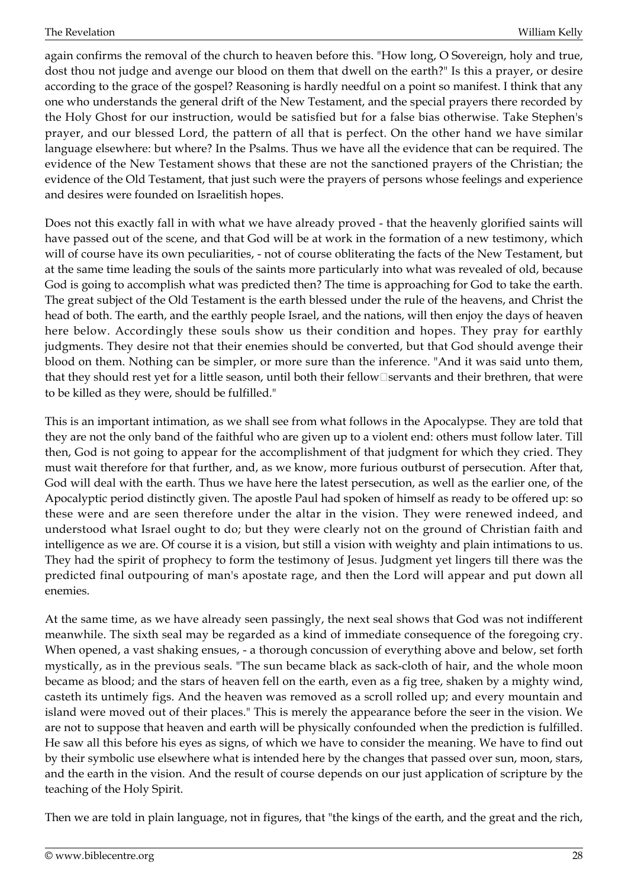again confirms the removal of the church to heaven before this. "How long, O Sovereign, holy and true, dost thou not judge and avenge our blood on them that dwell on the earth?" Is this a prayer, or desire according to the grace of the gospel? Reasoning is hardly needful on a point so manifest. I think that any one who understands the general drift of the New Testament, and the special prayers there recorded by the Holy Ghost for our instruction, would be satisfied but for a false bias otherwise. Take Stephen's prayer, and our blessed Lord, the pattern of all that is perfect. On the other hand we have similar language elsewhere: but where? In the Psalms. Thus we have all the evidence that can be required. The evidence of the New Testament shows that these are not the sanctioned prayers of the Christian; the evidence of the Old Testament, that just such were the prayers of persons whose feelings and experience and desires were founded on Israelitish hopes.

Does not this exactly fall in with what we have already proved - that the heavenly glorified saints will have passed out of the scene, and that God will be at work in the formation of a new testimony, which will of course have its own peculiarities, - not of course obliterating the facts of the New Testament, but at the same time leading the souls of the saints more particularly into what was revealed of old, because God is going to accomplish what was predicted then? The time is approaching for God to take the earth. The great subject of the Old Testament is the earth blessed under the rule of the heavens, and Christ the head of both. The earth, and the earthly people Israel, and the nations, will then enjoy the days of heaven here below. Accordingly these souls show us their condition and hopes. They pray for earthly judgments. They desire not that their enemies should be converted, but that God should avenge their blood on them. Nothing can be simpler, or more sure than the inference. "And it was said unto them, that they should rest yet for a little season, until both their fellow-servants and their brethren, that were to be killed as they were, should be fulfilled."

This is an important intimation, as we shall see from what follows in the Apocalypse. They are told that they are not the only band of the faithful who are given up to a violent end: others must follow later. Till then, God is not going to appear for the accomplishment of that judgment for which they cried. They must wait therefore for that further, and, as we know, more furious outburst of persecution. After that, God will deal with the earth. Thus we have here the latest persecution, as well as the earlier one, of the Apocalyptic period distinctly given. The apostle Paul had spoken of himself as ready to be offered up: so these were and are seen therefore under the altar in the vision. They were renewed indeed, and understood what Israel ought to do; but they were clearly not on the ground of Christian faith and intelligence as we are. Of course it is a vision, but still a vision with weighty and plain intimations to us. They had the spirit of prophecy to form the testimony of Jesus. Judgment yet lingers till there was the predicted final outpouring of man's apostate rage, and then the Lord will appear and put down all enemies.

At the same time, as we have already seen passingly, the next seal shows that God was not indifferent meanwhile. The sixth seal may be regarded as a kind of immediate consequence of the foregoing cry. When opened, a vast shaking ensues, - a thorough concussion of everything above and below, set forth mystically, as in the previous seals. "The sun became black as sack-cloth of hair, and the whole moon became as blood; and the stars of heaven fell on the earth, even as a fig tree, shaken by a mighty wind, casteth its untimely figs. And the heaven was removed as a scroll rolled up; and every mountain and island were moved out of their places." This is merely the appearance before the seer in the vision. We are not to suppose that heaven and earth will be physically confounded when the prediction is fulfilled. He saw all this before his eyes as signs, of which we have to consider the meaning. We have to find out by their symbolic use elsewhere what is intended here by the changes that passed over sun, moon, stars, and the earth in the vision. And the result of course depends on our just application of scripture by the teaching of the Holy Spirit.

Then we are told in plain language, not in figures, that "the kings of the earth, and the great and the rich,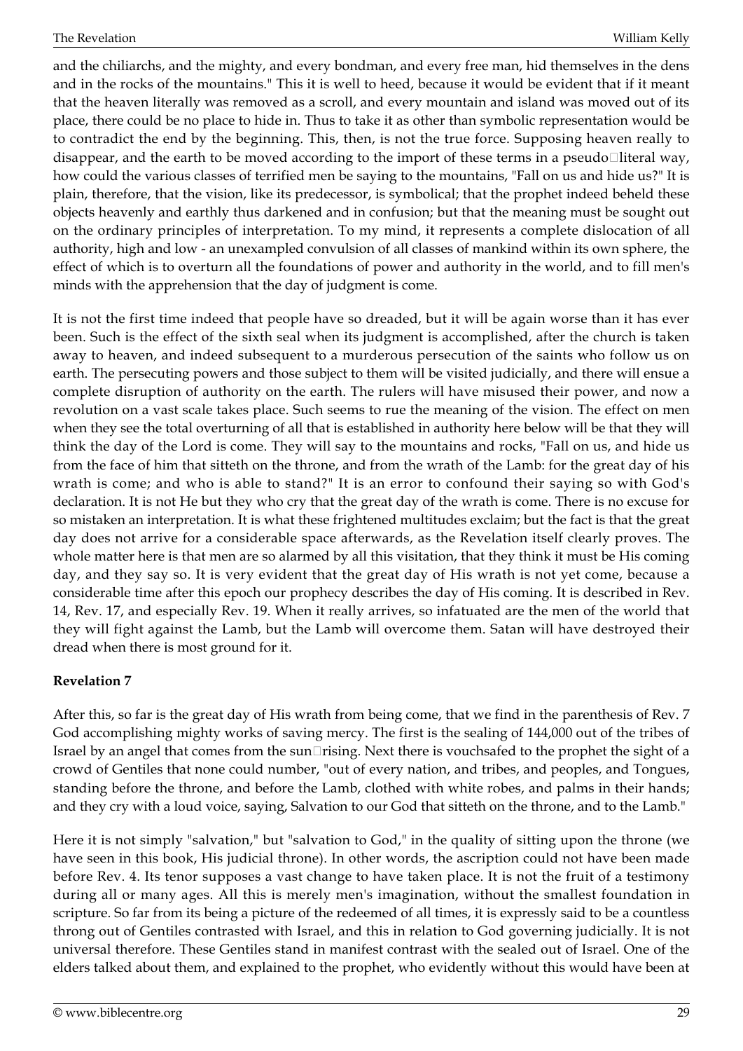and the chiliarchs, and the mighty, and every bondman, and every free man, hid themselves in the dens and in the rocks of the mountains." This it is well to heed, because it would be evident that if it meant that the heaven literally was removed as a scroll, and every mountain and island was moved out of its place, there could be no place to hide in. Thus to take it as other than symbolic representation would be to contradict the end by the beginning. This, then, is not the true force. Supposing heaven really to disappear, and the earth to be moved according to the import of these terms in a pseudo-literal way, how could the various classes of terrified men be saying to the mountains, "Fall on us and hide us?" It is plain, therefore, that the vision, like its predecessor, is symbolical; that the prophet indeed beheld these objects heavenly and earthly thus darkened and in confusion; but that the meaning must be sought out on the ordinary principles of interpretation. To my mind, it represents a complete dislocation of all authority, high and low - an unexampled convulsion of all classes of mankind within its own sphere, the effect of which is to overturn all the foundations of power and authority in the world, and to fill men's minds with the apprehension that the day of judgment is come.

It is not the first time indeed that people have so dreaded, but it will be again worse than it has ever been. Such is the effect of the sixth seal when its judgment is accomplished, after the church is taken away to heaven, and indeed subsequent to a murderous persecution of the saints who follow us on earth. The persecuting powers and those subject to them will be visited judicially, and there will ensue a complete disruption of authority on the earth. The rulers will have misused their power, and now a revolution on a vast scale takes place. Such seems to rue the meaning of the vision. The effect on men when they see the total overturning of all that is established in authority here below will be that they will think the day of the Lord is come. They will say to the mountains and rocks, "Fall on us, and hide us from the face of him that sitteth on the throne, and from the wrath of the Lamb: for the great day of his wrath is come; and who is able to stand?" It is an error to confound their saying so with God's declaration. It is not He but they who cry that the great day of the wrath is come. There is no excuse for so mistaken an interpretation. It is what these frightened multitudes exclaim; but the fact is that the great day does not arrive for a considerable space afterwards, as the Revelation itself clearly proves. The whole matter here is that men are so alarmed by all this visitation, that they think it must be His coming day, and they say so. It is very evident that the great day of His wrath is not yet come, because a considerable time after this epoch our prophecy describes the day of His coming. It is described in Rev. 14, Rev. 17, and especially Rev. 19. When it really arrives, so infatuated are the men of the world that they will fight against the Lamb, but the Lamb will overcome them. Satan will have destroyed their dread when there is most ground for it.

**Revelation 7**

After this, so far is the great day of His wrath from being come, that we find in the parenthesis of Rev. 7 God accomplishing mighty works of saving mercy. The first is the sealing of 144,000 out of the tribes of Israel by an angel that comes from the sun-rising. Next there is vouchsafed to the prophet the sight of a crowd of Gentiles that none could number, "out of every nation, and tribes, and peoples, and Tongues, standing before the throne, and before the Lamb, clothed with white robes, and palms in their hands; and they cry with a loud voice, saying, Salvation to our God that sitteth on the throne, and to the Lamb."

Here it is not simply "salvation," but "salvation to God," in the quality of sitting upon the throne (we have seen in this book, His judicial throne). In other words, the ascription could not have been made before Rev. 4. Its tenor supposes a vast change to have taken place. It is not the fruit of a testimony during all or many ages. All this is merely men's imagination, without the smallest foundation in scripture. So far from its being a picture of the redeemed of all times, it is expressly said to be a countless throng out of Gentiles contrasted with Israel, and this in relation to God governing judicially. It is not universal therefore. These Gentiles stand in manifest contrast with the sealed out of Israel. One of the elders talked about them, and explained to the prophet, who evidently without this would have been at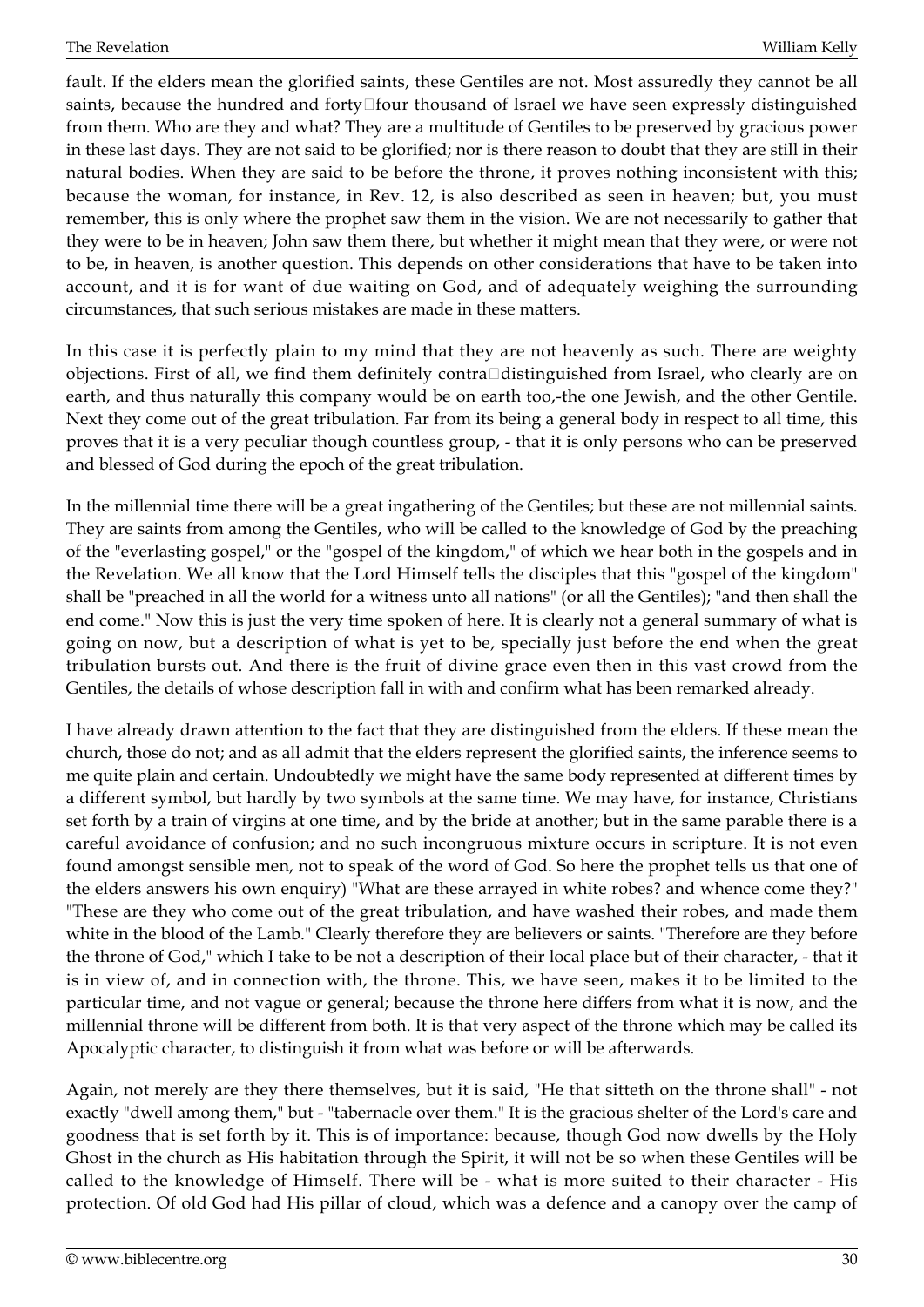fault. If the elders mean the glorified saints, these Gentiles are not. Most assuredly they cannot be all saints, because the hundred and forty-four thousand of Israel we have seen expressly distinguished from them. Who are they and what? They are a multitude of Gentiles to be preserved by gracious power in these last days. They are not said to be glorified; nor is there reason to doubt that they are still in their natural bodies. When they are said to be before the throne, it proves nothing inconsistent with this; because the woman, for instance, in Rev. 12, is also described as seen in heaven; but, you must remember, this is only where the prophet saw them in the vision. We are not necessarily to gather that they were to be in heaven; John saw them there, but whether it might mean that they were, or were not to be, in heaven, is another question. This depends on other considerations that have to be taken into account, and it is for want of due waiting on God, and of adequately weighing the surrounding circumstances, that such serious mistakes are made in these matters.

In this case it is perfectly plain to my mind that they are not heavenly as such. There are weighty objections. First of all, we find them definitely contra-distinguished from Israel, who clearly are on earth, and thus naturally this company would be on earth too,-the one Jewish, and the other Gentile. Next they come out of the great tribulation. Far from its being a general body in respect to all time, this proves that it is a very peculiar though countless group, - that it is only persons who can be preserved and blessed of God during the epoch of the great tribulation.

In the millennial time there will be a great ingathering of the Gentiles; but these are not millennial saints. They are saints from among the Gentiles, who will be called to the knowledge of God by the preaching of the "everlasting gospel," or the "gospel of the kingdom," of which we hear both in the gospels and in the Revelation. We all know that the Lord Himself tells the disciples that this "gospel of the kingdom" shall be "preached in all the world for a witness unto all nations" (or all the Gentiles); "and then shall the end come." Now this is just the very time spoken of here. It is clearly not a general summary of what is going on now, but a description of what is yet to be, specially just before the end when the great tribulation bursts out. And there is the fruit of divine grace even then in this vast crowd from the Gentiles, the details of whose description fall in with and confirm what has been remarked already.

I have already drawn attention to the fact that they are distinguished from the elders. If these mean the church, those do not; and as all admit that the elders represent the glorified saints, the inference seems to me quite plain and certain. Undoubtedly we might have the same body represented at different times by a different symbol, but hardly by two symbols at the same time. We may have, for instance, Christians set forth by a train of virgins at one time, and by the bride at another; but in the same parable there is a careful avoidance of confusion; and no such incongruous mixture occurs in scripture. It is not even found amongst sensible men, not to speak of the word of God. So here the prophet tells us that one of the elders answers his own enquiry) "What are these arrayed in white robes? and whence come they?" "These are they who come out of the great tribulation, and have washed their robes, and made them white in the blood of the Lamb." Clearly therefore they are believers or saints. "Therefore are they before the throne of God," which I take to be not a description of their local place but of their character, - that it is in view of, and in connection with, the throne. This, we have seen, makes it to be limited to the particular time, and not vague or general; because the throne here differs from what it is now, and the millennial throne will be different from both. It is that very aspect of the throne which may be called its Apocalyptic character, to distinguish it from what was before or will be afterwards.

Again, not merely are they there themselves, but it is said, "He that sitteth on the throne shall" - not exactly "dwell among them," but - "tabernacle over them." It is the gracious shelter of the Lord's care and goodness that is set forth by it. This is of importance: because, though God now dwells by the Holy Ghost in the church as His habitation through the Spirit, it will not be so when these Gentiles will be called to the knowledge of Himself. There will be - what is more suited to their character - His protection. Of old God had His pillar of cloud, which was a defence and a canopy over the camp of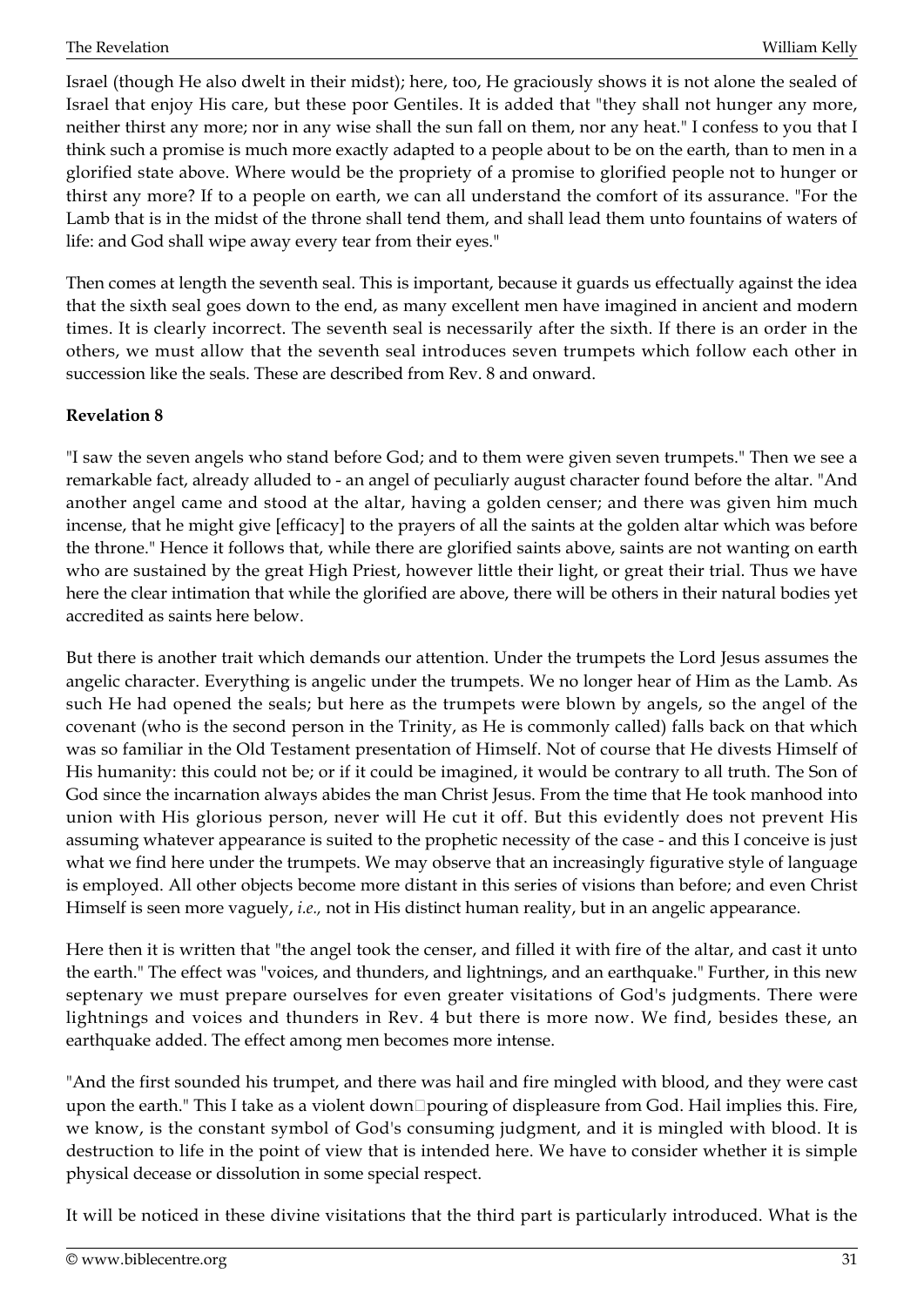Israel (though He also dwelt in their midst); here, too, He graciously shows it is not alone the sealed of Israel that enjoy His care, but these poor Gentiles. It is added that "they shall not hunger any more, neither thirst any more; nor in any wise shall the sun fall on them, nor any heat." I confess to you that I think such a promise is much more exactly adapted to a people about to be on the earth, than to men in a glorified state above. Where would be the propriety of a promise to glorified people not to hunger or thirst any more? If to a people on earth, we can all understand the comfort of its assurance. "For the Lamb that is in the midst of the throne shall tend them, and shall lead them unto fountains of waters of life: and God shall wipe away every tear from their eyes."

Then comes at length the seventh seal. This is important, because it guards us effectually against the idea that the sixth seal goes down to the end, as many excellent men have imagined in ancient and modern times. It is clearly incorrect. The seventh seal is necessarily after the sixth. If there is an order in the others, we must allow that the seventh seal introduces seven trumpets which follow each other in succession like the seals. These are described from Rev. 8 and onward.

**Revelation 8**

"I saw the seven angels who stand before God; and to them were given seven trumpets." Then we see a remarkable fact, already alluded to - an angel of peculiarly august character found before the altar. "And another angel came and stood at the altar, having a golden censer; and there was given him much incense, that he might give [efficacy] to the prayers of all the saints at the golden altar which was before the throne." Hence it follows that, while there are glorified saints above, saints are not wanting on earth who are sustained by the great High Priest, however little their light, or great their trial. Thus we have here the clear intimation that while the glorified are above, there will be others in their natural bodies yet accredited as saints here below.

But there is another trait which demands our attention. Under the trumpets the Lord Jesus assumes the angelic character. Everything is angelic under the trumpets. We no longer hear of Him as the Lamb. As such He had opened the seals; but here as the trumpets were blown by angels, so the angel of the covenant (who is the second person in the Trinity, as He is commonly called) falls back on that which was so familiar in the Old Testament presentation of Himself. Not of course that He divests Himself of His humanity: this could not be; or if it could be imagined, it would be contrary to all truth. The Son of God since the incarnation always abides the man Christ Jesus. From the time that He took manhood into union with His glorious person, never will He cut it off. But this evidently does not prevent His assuming whatever appearance is suited to the prophetic necessity of the case - and this I conceive is just what we find here under the trumpets. We may observe that an increasingly figurative style of language is employed. All other objects become more distant in this series of visions than before; and even Christ Himself is seen more vaguely, *i.e.,* not in His distinct human reality, but in an angelic appearance.

Here then it is written that "the angel took the censer, and filled it with fire of the altar, and cast it unto the earth." The effect was "voices, and thunders, and lightnings, and an earthquake." Further, in this new septenary we must prepare ourselves for even greater visitations of God's judgments. There were lightnings and voices and thunders in Rev. 4 but there is more now. We find, besides these, an earthquake added. The effect among men becomes more intense.

"And the first sounded his trumpet, and there was hail and fire mingled with blood, and they were cast upon the earth." This I take as a violent down-pouring of displeasure from God. Hail implies this. Fire, we know, is the constant symbol of God's consuming judgment, and it is mingled with blood. It is destruction to life in the point of view that is intended here. We have to consider whether it is simple physical decease or dissolution in some special respect.

It will be noticed in these divine visitations that the third part is particularly introduced. What is the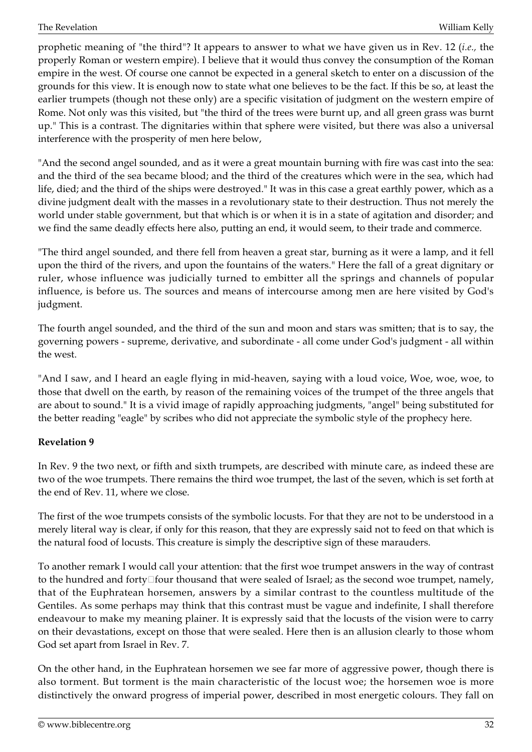prophetic meaning of "the third"? It appears to answer to what we have given us in Rev. 12 (*i.e.,* the properly Roman or western empire). I believe that it would thus convey the consumption of the Roman empire in the west. Of course one cannot be expected in a general sketch to enter on a discussion of the grounds for this view. It is enough now to state what one believes to be the fact. If this be so, at least the earlier trumpets (though not these only) are a specific visitation of judgment on the western empire of Rome. Not only was this visited, but "the third of the trees were burnt up, and all green grass was burnt up." This is a contrast. The dignitaries within that sphere were visited, but there was also a universal interference with the prosperity of men here below,

"And the second angel sounded, and as it were a great mountain burning with fire was cast into the sea: and the third of the sea became blood; and the third of the creatures which were in the sea, which had life, died; and the third of the ships were destroyed." It was in this case a great earthly power, which as a divine judgment dealt with the masses in a revolutionary state to their destruction. Thus not merely the world under stable government, but that which is or when it is in a state of agitation and disorder; and we find the same deadly effects here also, putting an end, it would seem, to their trade and commerce.

"The third angel sounded, and there fell from heaven a great star, burning as it were a lamp, and it fell upon the third of the rivers, and upon the fountains of the waters." Here the fall of a great dignitary or ruler, whose influence was judicially turned to embitter all the springs and channels of popular influence, is before us. The sources and means of intercourse among men are here visited by God's judgment.

The fourth angel sounded, and the third of the sun and moon and stars was smitten; that is to say, the governing powers - supreme, derivative, and subordinate - all come under God's judgment - all within the west.

"And I saw, and I heard an eagle flying in mid-heaven, saying with a loud voice, Woe, woe, woe, to those that dwell on the earth, by reason of the remaining voices of the trumpet of the three angels that are about to sound." It is a vivid image of rapidly approaching judgments, "angel" being substituted for the better reading "eagle" by scribes who did not appreciate the symbolic style of the prophecy here.

**Revelation 9**

In Rev. 9 the two next, or fifth and sixth trumpets, are described with minute care, as indeed these are two of the woe trumpets. There remains the third woe trumpet, the last of the seven, which is set forth at the end of Rev. 11, where we close.

The first of the woe trumpets consists of the symbolic locusts. For that they are not to be understood in a merely literal way is clear, if only for this reason, that they are expressly said not to feed on that which is the natural food of locusts. This creature is simply the descriptive sign of these marauders.

To another remark I would call your attention: that the first woe trumpet answers in the way of contrast to the hundred and forty-four thousand that were sealed of Israel; as the second woe trumpet, namely, that of the Euphratean horsemen, answers by a similar contrast to the countless multitude of the Gentiles. As some perhaps may think that this contrast must be vague and indefinite, I shall therefore endeavour to make my meaning plainer. It is expressly said that the locusts of the vision were to carry on their devastations, except on those that were sealed. Here then is an allusion clearly to those whom God set apart from Israel in Rev. 7.

On the other hand, in the Euphratean horsemen we see far more of aggressive power, though there is also torment. But torment is the main characteristic of the locust woe; the horsemen woe is more distinctively the onward progress of imperial power, described in most energetic colours. They fall on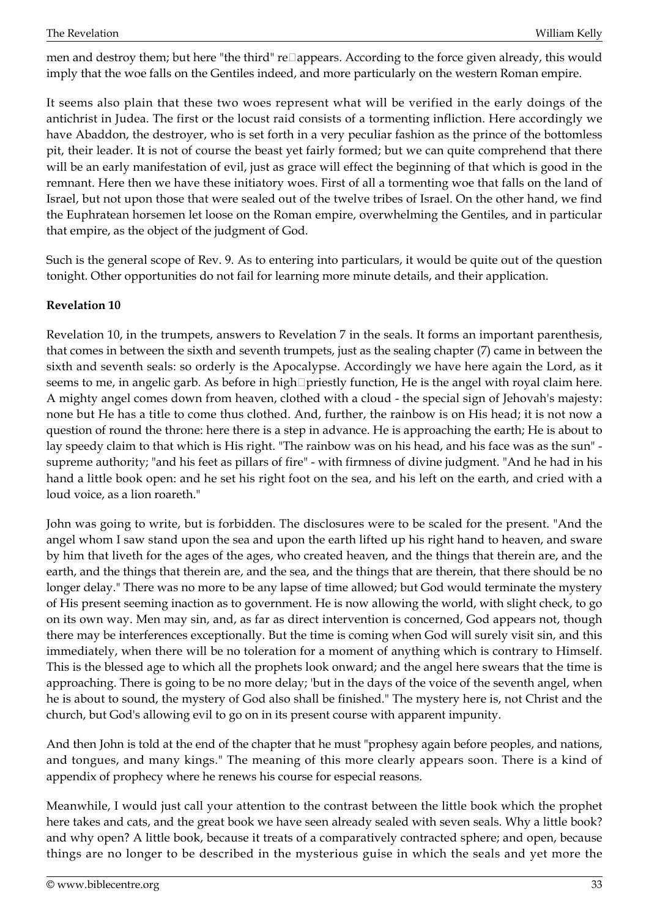men and destroy them; but here "the third" re-appears. According to the force given already, this would imply that the woe falls on the Gentiles indeed, and more particularly on the western Roman empire.

It seems also plain that these two woes represent what will be verified in the early doings of the antichrist in Judea. The first or the locust raid consists of a tormenting infliction. Here accordingly we have Abaddon, the destroyer, who is set forth in a very peculiar fashion as the prince of the bottomless pit, their leader. It is not of course the beast yet fairly formed; but we can quite comprehend that there will be an early manifestation of evil, just as grace will effect the beginning of that which is good in the remnant. Here then we have these initiatory woes. First of all a tormenting woe that falls on the land of Israel, but not upon those that were sealed out of the twelve tribes of Israel. On the other hand, we find the Euphratean horsemen let loose on the Roman empire, overwhelming the Gentiles, and in particular that empire, as the object of the judgment of God.

Such is the general scope of Rev. 9. As to entering into particulars, it would be quite out of the question tonight. Other opportunities do not fail for learning more minute details, and their application.

**Revelation 10**

Revelation 10, in the trumpets, answers to Revelation 7 in the seals. It forms an important parenthesis, that comes in between the sixth and seventh trumpets, just as the sealing chapter (7) came in between the sixth and seventh seals: so orderly is the Apocalypse. Accordingly we have here again the Lord, as it seems to me, in angelic garb. As before in high-priestly function, He is the angel with royal claim here. A mighty angel comes down from heaven, clothed with a cloud - the special sign of Jehovah's majesty: none but He has a title to come thus clothed. And, further, the rainbow is on His head; it is not now a question of round the throne: here there is a step in advance. He is approaching the earth; He is about to lay speedy claim to that which is His right. "The rainbow was on his head, and his face was as the sun" - supreme authority; "and his feet as pillars of fire" - with firmness of divine judgment. "And he had in his hand a little book open: and he set his right foot on the sea, and his left on the earth, and cried with a loud voice, as a lion roareth."

John was going to write, but is forbidden. The disclosures were to be sealed for the present. "And the angel whom I saw stand upon the sea and upon the earth lifted up his right hand to heaven, and sware by him that liveth for the ages of the ages, who created heaven, and the things that therein are, and the earth, and the things that therein are, and the sea, and the things that are therein, that there should be no longer delay." There was no more to be any lapse of time allowed; but God would terminate the mystery of His present seeming inaction as to government. He is now allowing the world, with slight check, to go on its own way. Men may sin, and, as far as direct intervention is concerned, God appears not, though there may be interferences exceptionally. But the time is coming when God will surely visit sin, and this immediately, when there will be no toleration for a moment of anything which is contrary to Himself. This is the blessed age to which all the prophets look onward; and the angel here swears that the time is approaching. There is going to be no more delay; 'but in the days of the voice of the seventh angel, when he is about to sound, the mystery of God also shall be finished." The mystery here is, not Christ and the church, but God's allowing evil to go on in its present course with apparent impunity.

And then John is told at the end of the chapter that he must "prophesy again before peoples, and nations, and tongues, and many kings." The meaning of this more clearly appears soon. There is a kind of appendix of prophecy where he renews his course for especial reasons.

Meanwhile, I would just call your attention to the contrast between the little book which the prophet here takes and cats, and the great book we have seen already sealed with seven seals. Why a little book? and why open? A little book, because it treats of a comparatively contracted sphere; and open, because things are no longer to be described in the mysterious guise in which the seals and yet more the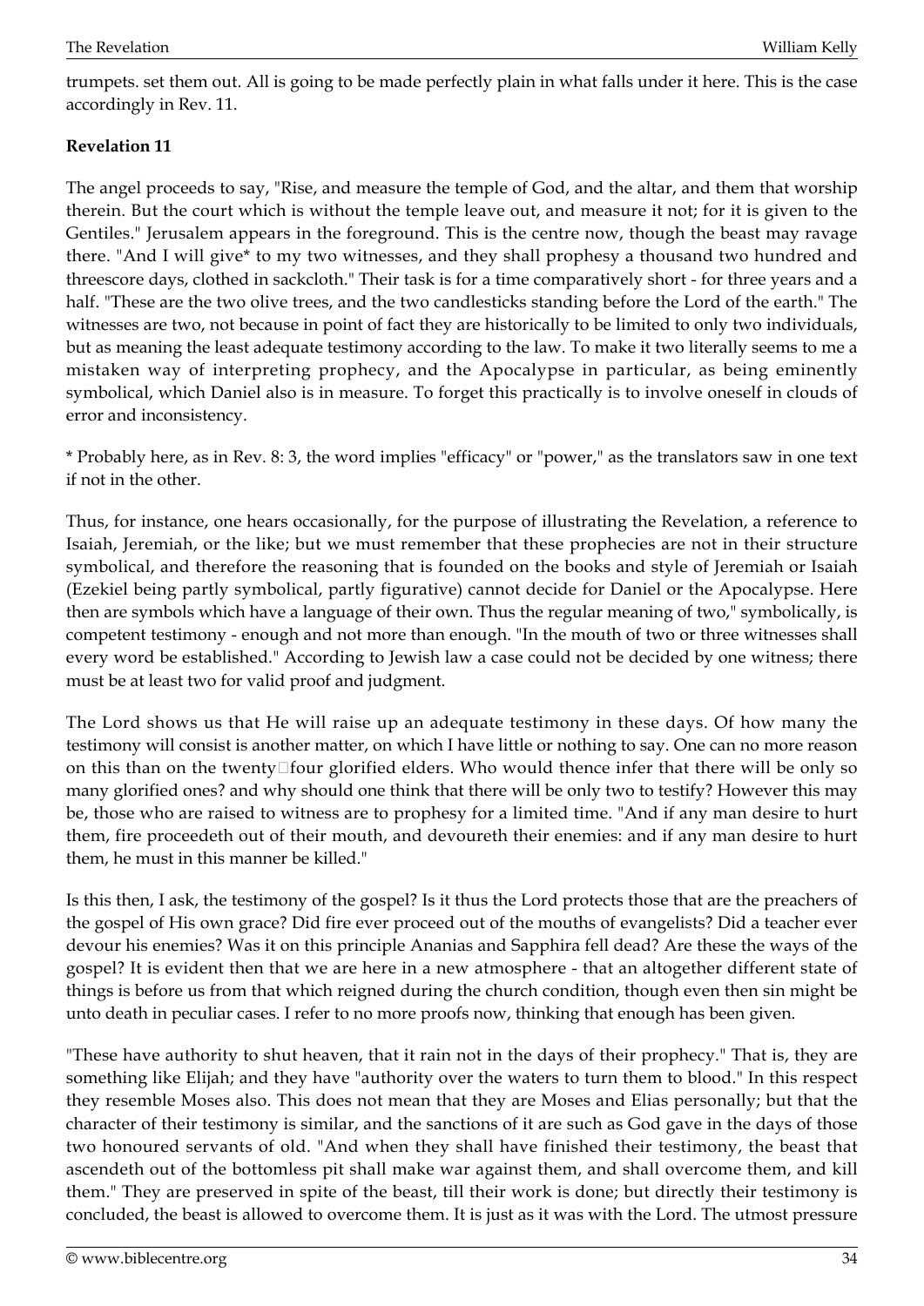trumpets. set them out. All is going to be made perfectly plain in what falls under it here. This is the case accordingly in Rev. 11.

**Revelation 11**

The angel proceeds to say, "Rise, and measure the temple of God, and the altar, and them that worship therein. But the court which is without the temple leave out, and measure it not; for it is given to the Gentiles." Jerusalem appears in the foreground. This is the centre now, though the beast may ravage there. "And I will give* to my two witnesses, and they shall prophesy a thousand two hundred and threescore days, clothed in sackcloth." Their task is for a time comparatively short - for three years and a half. "These are the two olive trees, and the two candlesticks standing before the Lord of the earth." The witnesses are two, not because in point of fact they are historically to be limited to only two individuals, but as meaning the least adequate testimony according to the law. To make it two literally seems to me a mistaken way of interpreting prophecy, and the Apocalypse in particular, as being eminently symbolical, which Daniel also is in measure. To forget this practically is to involve oneself in clouds of error and inconsistency.

* Probably here, as in Rev. 8: 3, the word implies "efficacy" or "power," as the translators saw in one text if not in the other.

Thus, for instance, one hears occasionally, for the purpose of illustrating the Revelation, a reference to Isaiah, Jeremiah, or the like; but we must remember that these prophecies are not in their structure symbolical, and therefore the reasoning that is founded on the books and style of Jeremiah or Isaiah (Ezekiel being partly symbolical, partly figurative) cannot decide for Daniel or the Apocalypse. Here then are symbols which have a language of their own. Thus the regular meaning of two," symbolically, is competent testimony - enough and not more than enough. "In the mouth of two or three witnesses shall every word be established." According to Jewish law a case could not be decided by one witness; there must be at least two for valid proof and judgment.

The Lord shows us that He will raise up an adequate testimony in these days. Of how many the testimony will consist is another matter, on which I have little or nothing to say. One can no more reason on this than on the twenty-four glorified elders. Who would thence infer that there will be only so many glorified ones? and why should one think that there will be only two to testify? However this may be, those who are raised to witness are to prophesy for a limited time. "And if any man desire to hurt them, fire proceedeth out of their mouth, and devoureth their enemies: and if any man desire to hurt them, he must in this manner be killed."

Is this then, I ask, the testimony of the gospel? Is it thus the Lord protects those that are the preachers of the gospel of His own grace? Did fire ever proceed out of the mouths of evangelists? Did a teacher ever devour his enemies? Was it on this principle Ananias and Sapphira fell dead? Are these the ways of the gospel? It is evident then that we are here in a new atmosphere - that an altogether different state of things is before us from that which reigned during the church condition, though even then sin might be unto death in peculiar cases. I refer to no more proofs now, thinking that enough has been given.

"These have authority to shut heaven, that it rain not in the days of their prophecy." That is, they are something like Elijah; and they have "authority over the waters to turn them to blood." In this respect they resemble Moses also. This does not mean that they are Moses and Elias personally; but that the character of their testimony is similar, and the sanctions of it are such as God gave in the days of those two honoured servants of old. "And when they shall have finished their testimony, the beast that ascendeth out of the bottomless pit shall make war against them, and shall overcome them, and kill them." They are preserved in spite of the beast, till their work is done; but directly their testimony is concluded, the beast is allowed to overcome them. It is just as it was with the Lord. The utmost pressure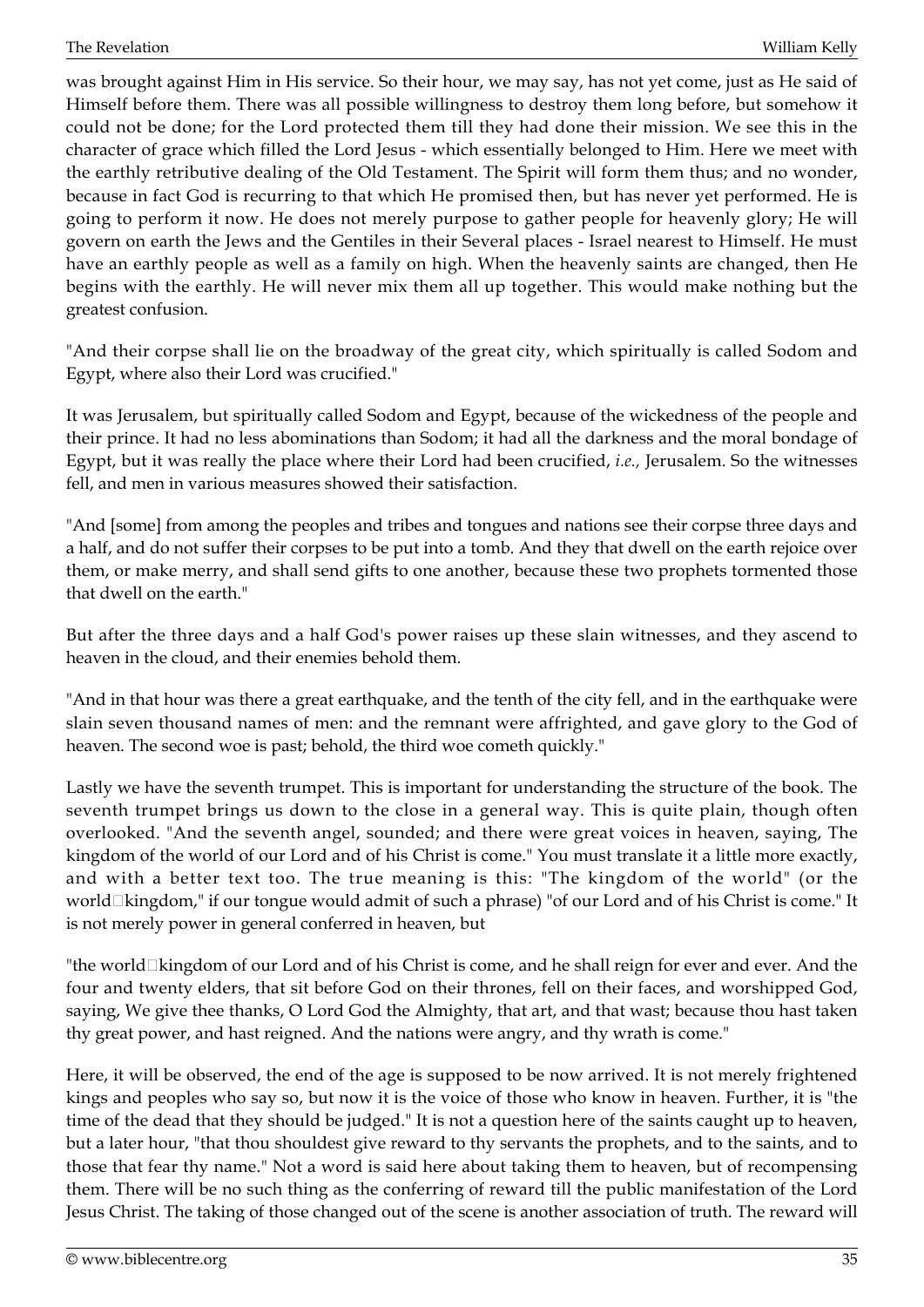was brought against Him in His service. So their hour, we may say, has not yet come, just as He said of Himself before them. There was all possible willingness to destroy them long before, but somehow it could not be done; for the Lord protected them till they had done their mission. We see this in the character of grace which filled the Lord Jesus - which essentially belonged to Him. Here we meet with the earthly retributive dealing of the Old Testament. The Spirit will form them thus; and no wonder, because in fact God is recurring to that which He promised then, but has never yet performed. He is going to perform it now. He does not merely purpose to gather people for heavenly glory; He will govern on earth the Jews and the Gentiles in their Several places - Israel nearest to Himself. He must have an earthly people as well as a family on high. When the heavenly saints are changed, then He begins with the earthly. He will never mix them all up together. This would make nothing but the greatest confusion.

"And their corpse shall lie on the broadway of the great city, which spiritually is called Sodom and Egypt, where also their Lord was crucified."

It was Jerusalem, but spiritually called Sodom and Egypt, because of the wickedness of the people and their prince. It had no less abominations than Sodom; it had all the darkness and the moral bondage of Egypt, but it was really the place where their Lord had been crucified, *i.e.,* Jerusalem. So the witnesses fell, and men in various measures showed their satisfaction.

"And [some] from among the peoples and tribes and tongues and nations see their corpse three days and a half, and do not suffer their corpses to be put into a tomb. And they that dwell on the earth rejoice over them, or make merry, and shall send gifts to one another, because these two prophets tormented those that dwell on the earth."

But after the three days and a half God's power raises up these slain witnesses, and they ascend to heaven in the cloud, and their enemies behold them.

"And in that hour was there a great earthquake, and the tenth of the city fell, and in the earthquake were slain seven thousand names of men: and the remnant were affrighted, and gave glory to the God of heaven. The second woe is past; behold, the third woe cometh quickly."

Lastly we have the seventh trumpet. This is important for understanding the structure of the book. The seventh trumpet brings us down to the close in a general way. This is quite plain, though often overlooked. "And the seventh angel, sounded; and there were great voices in heaven, saying, The kingdom of the world of our Lord and of his Christ is come." You must translate it a little more exactly, and with a better text too. The true meaning is this: "The kingdom of the world" (or the world-kingdom," if our tongue would admit of such a phrase) "of our Lord and of his Christ is come." It is not merely power in general conferred in heaven, but

"the world-kingdom of our Lord and of his Christ is come, and he shall reign for ever and ever. And the four and twenty elders, that sit before God on their thrones, fell on their faces, and worshipped God, saying, We give thee thanks, O Lord God the Almighty, that art, and that wast; because thou hast taken thy great power, and hast reigned. And the nations were angry, and thy wrath is come."

Here, it will be observed, the end of the age is supposed to be now arrived. It is not merely frightened kings and peoples who say so, but now it is the voice of those who know in heaven. Further, it is "the time of the dead that they should be judged." It is not a question here of the saints caught up to heaven, but a later hour, "that thou shouldest give reward to thy servants the prophets, and to the saints, and to those that fear thy name." Not a word is said here about taking them to heaven, but of recompensing them. There will be no such thing as the conferring of reward till the public manifestation of the Lord Jesus Christ. The taking of those changed out of the scene is another association of truth. The reward will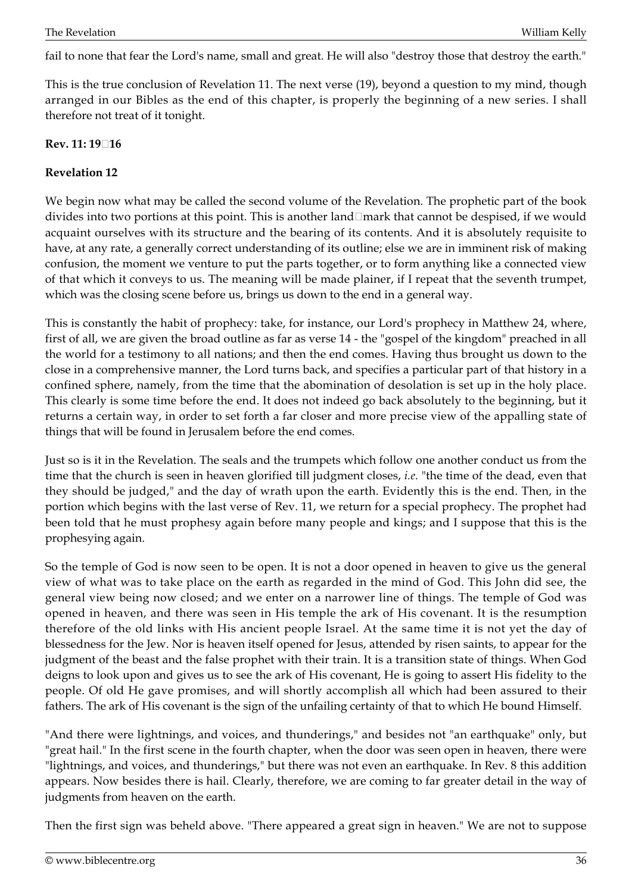fail to none that fear the Lord's name, small and great. He will also "destroy those that destroy the earth."

This is the true conclusion of Revelation 11. The next verse (19), beyond a question to my mind, though arranged in our Bibles as the end of this chapter, is properly the beginning of a new series. I shall therefore not treat of it tonight.

**Rev. 11: 19−16**

**Revelation 12**

We begin now what may be called the second volume of the Revelation. The prophetic part of the book divides into two portions at this point. This is another land-mark that cannot be despised, if we would acquaint ourselves with its structure and the bearing of its contents. And it is absolutely requisite to have, at any rate, a generally correct understanding of its outline; else we are in imminent risk of making confusion, the moment we venture to put the parts together, or to form anything like a connected view of that which it conveys to us. The meaning will be made plainer, if I repeat that the seventh trumpet, which was the closing scene before us, brings us down to the end in a general way.

This is constantly the habit of prophecy: take, for instance, our Lord's prophecy in Matthew 24, where, first of all, we are given the broad outline as far as verse 14 - the "gospel of the kingdom" preached in all the world for a testimony to all nations; and then the end comes. Having thus brought us down to the close in a comprehensive manner, the Lord turns back, and specifies a particular part of that history in a confined sphere, namely, from the time that the abomination of desolation is set up in the holy place. This clearly is some time before the end. It does not indeed go back absolutely to the beginning, but it returns a certain way, in order to set forth a far closer and more precise view of the appalling state of things that will be found in Jerusalem before the end comes.

Just so is it in the Revelation. The seals and the trumpets which follow one another conduct us from the time that the church is seen in heaven glorified till judgment closes, *i.e.* "the time of the dead, even that they should be judged," and the day of wrath upon the earth. Evidently this is the end. Then, in the portion which begins with the last verse of Rev. 11, we return for a special prophecy. The prophet had been told that he must prophesy again before many people and kings; and I suppose that this is the prophesying again.

So the temple of God is now seen to be open. It is not a door opened in heaven to give us the general view of what was to take place on the earth as regarded in the mind of God. This John did see, the general view being now closed; and we enter on a narrower line of things. The temple of God was opened in heaven, and there was seen in His temple the ark of His covenant. It is the resumption therefore of the old links with His ancient people Israel. At the same time it is not yet the day of blessedness for the Jew. Nor is heaven itself opened for Jesus, attended by risen saints, to appear for the judgment of the beast and the false prophet with their train. It is a transition state of things. When God deigns to look upon and gives us to see the ark of His covenant, He is going to assert His fidelity to the people. Of old He gave promises, and will shortly accomplish all which had been assured to their fathers. The ark of His covenant is the sign of the unfailing certainty of that to which He bound Himself.

"And there were lightnings, and voices, and thunderings," and besides not "an earthquake" only, but "great hail." In the first scene in the fourth chapter, when the door was seen open in heaven, there were "lightnings, and voices, and thunderings," but there was not even an earthquake. In Rev. 8 this addition appears. Now besides there is hail. Clearly, therefore, we are coming to far greater detail in the way of judgments from heaven on the earth.

Then the first sign was beheld above. "There appeared a great sign in heaven." We are not to suppose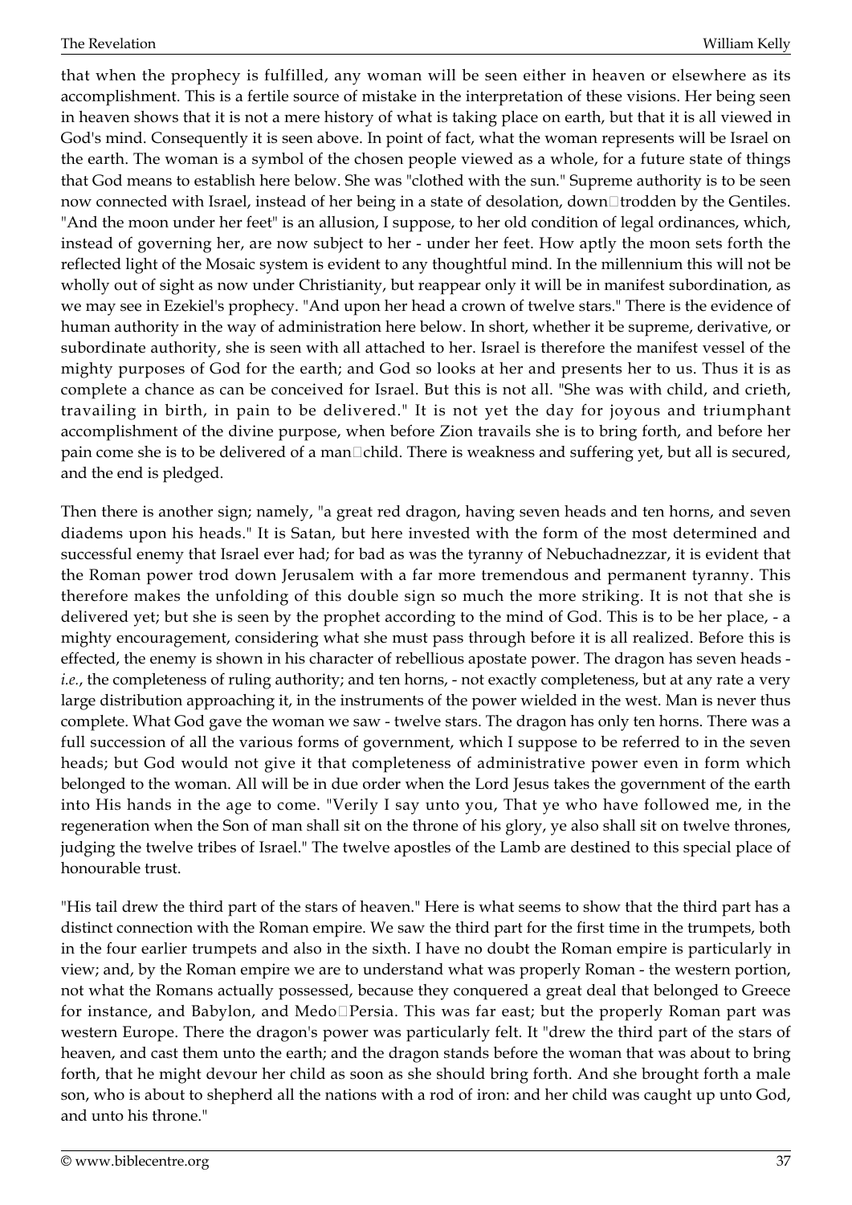that when the prophecy is fulfilled, any woman will be seen either in heaven or elsewhere as its accomplishment. This is a fertile source of mistake in the interpretation of these visions. Her being seen in heaven shows that it is not a mere history of what is taking place on earth, but that it is all viewed in God's mind. Consequently it is seen above. In point of fact, what the woman represents will be Israel on the earth. The woman is a symbol of the chosen people viewed as a whole, for a future state of things that God means to establish here below. She was "clothed with the sun." Supreme authority is to be seen now connected with Israel, instead of her being in a state of desolation, down-trodden by the Gentiles. "And the moon under her feet" is an allusion, I suppose, to her old condition of legal ordinances, which, instead of governing her, are now subject to her - under her feet. How aptly the moon sets forth the reflected light of the Mosaic system is evident to any thoughtful mind. In the millennium this will not be wholly out of sight as now under Christianity, but reappear only it will be in manifest subordination, as we may see in Ezekiel's prophecy. "And upon her head a crown of twelve stars." There is the evidence of human authority in the way of administration here below. In short, whether it be supreme, derivative, or subordinate authority, she is seen with all attached to her. Israel is therefore the manifest vessel of the mighty purposes of God for the earth; and God so looks at her and presents her to us. Thus it is as complete a chance as can be conceived for Israel. But this is not all. "She was with child, and crieth, travailing in birth, in pain to be delivered." It is not yet the day for joyous and triumphant accomplishment of the divine purpose, when before Zion travails she is to bring forth, and before her pain come she is to be delivered of a man-child. There is weakness and suffering yet, but all is secured, and the end is pledged.

Then there is another sign; namely, "a great red dragon, having seven heads and ten horns, and seven diadems upon his heads." It is Satan, but here invested with the form of the most determined and successful enemy that Israel ever had; for bad as was the tyranny of Nebuchadnezzar, it is evident that the Roman power trod down Jerusalem with a far more tremendous and permanent tyranny. This therefore makes the unfolding of this double sign so much the more striking. It is not that she is delivered yet; but she is seen by the prophet according to the mind of God. This is to be her place, - a mighty encouragement, considering what she must pass through before it is all realized. Before this is effected, the enemy is shown in his character of rebellious apostate power. The dragon has seven heads - *i.e.*, the completeness of ruling authority; and ten horns, - not exactly completeness, but at any rate a very large distribution approaching it, in the instruments of the power wielded in the west. Man is never thus complete. What God gave the woman we saw - twelve stars. The dragon has only ten horns. There was a full succession of all the various forms of government, which I suppose to be referred to in the seven heads; but God would not give it that completeness of administrative power even in form which belonged to the woman. All will be in due order when the Lord Jesus takes the government of the earth into His hands in the age to come. "Verily I say unto you, That ye who have followed me, in the regeneration when the Son of man shall sit on the throne of his glory, ye also shall sit on twelve thrones, judging the twelve tribes of Israel." The twelve apostles of the Lamb are destined to this special place of honourable trust.

"His tail drew the third part of the stars of heaven." Here is what seems to show that the third part has a distinct connection with the Roman empire. We saw the third part for the first time in the trumpets, both in the four earlier trumpets and also in the sixth. I have no doubt the Roman empire is particularly in view; and, by the Roman empire we are to understand what was properly Roman - the western portion, not what the Romans actually possessed, because they conquered a great deal that belonged to Greece for instance, and Babylon, and Medo-Persia. This was far east; but the properly Roman part was western Europe. There the dragon's power was particularly felt. It "drew the third part of the stars of heaven, and cast them unto the earth; and the dragon stands before the woman that was about to bring forth, that he might devour her child as soon as she should bring forth. And she brought forth a male son, who is about to shepherd all the nations with a rod of iron: and her child was caught up unto God, and unto his throne."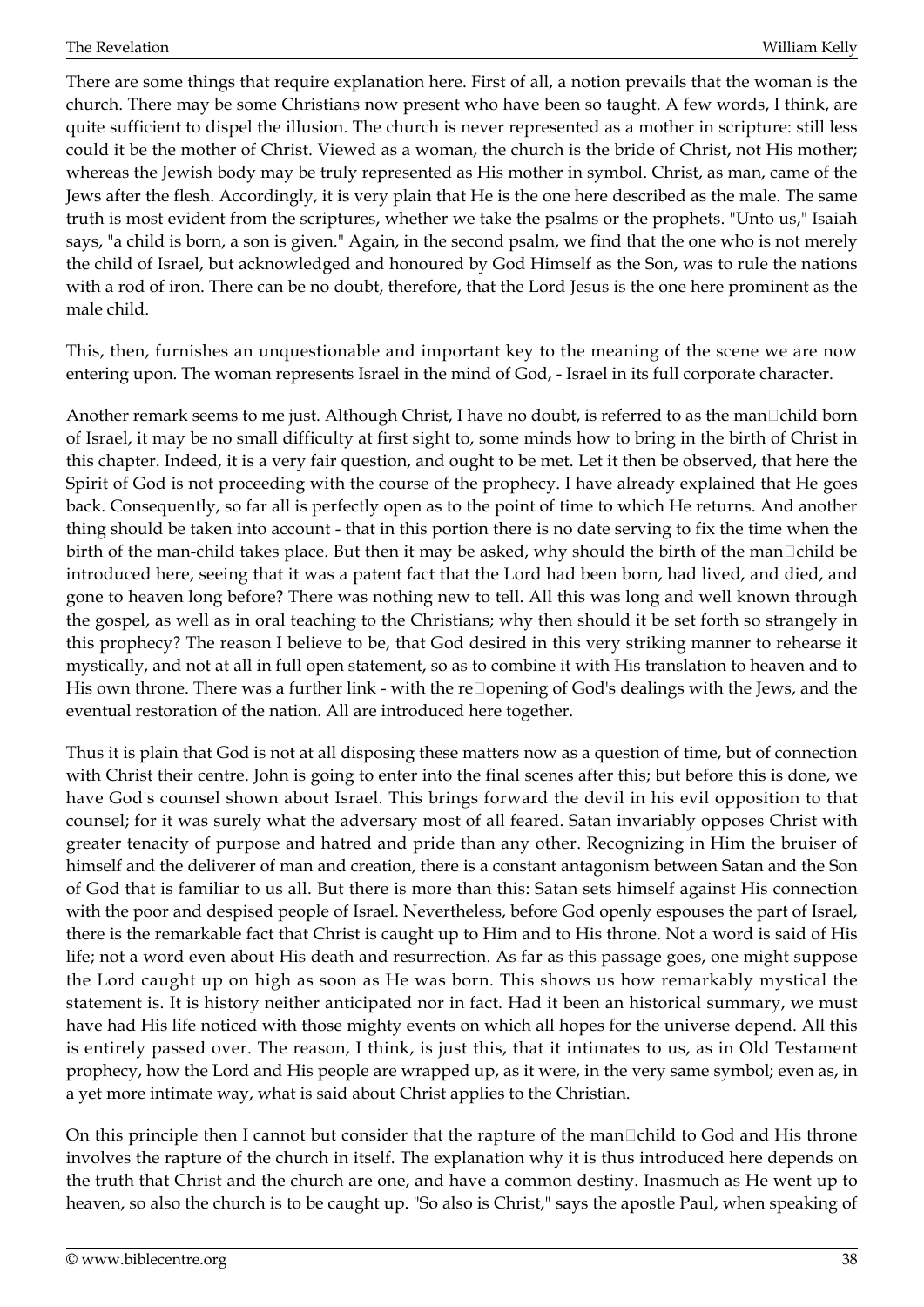There are some things that require explanation here. First of all, a notion prevails that the woman is the church. There may be some Christians now present who have been so taught. A few words, I think, are quite sufficient to dispel the illusion. The church is never represented as a mother in scripture: still less could it be the mother of Christ. Viewed as a woman, the church is the bride of Christ, not His mother; whereas the Jewish body may be truly represented as His mother in symbol. Christ, as man, came of the Jews after the flesh. Accordingly, it is very plain that He is the one here described as the male. The same truth is most evident from the scriptures, whether we take the psalms or the prophets. "Unto us," Isaiah says, "a child is born, a son is given." Again, in the second psalm, we find that the one who is not merely the child of Israel, but acknowledged and honoured by God Himself as the Son, was to rule the nations with a rod of iron. There can be no doubt, therefore, that the Lord Jesus is the one here prominent as the male child.

This, then, furnishes an unquestionable and important key to the meaning of the scene we are now entering upon. The woman represents Israel in the mind of God, - Israel in its full corporate character.

Another remark seems to me just. Although Christ, I have no doubt, is referred to as the man-child born of Israel, it may be no small difficulty at first sight to, some minds how to bring in the birth of Christ in this chapter. Indeed, it is a very fair question, and ought to be met. Let it then be observed, that here the Spirit of God is not proceeding with the course of the prophecy. I have already explained that He goes back. Consequently, so far all is perfectly open as to the point of time to which He returns. And another thing should be taken into account - that in this portion there is no date serving to fix the time when the birth of the man-child takes place. But then it may be asked, why should the birth of the man-child be introduced here, seeing that it was a patent fact that the Lord had been born, had lived, and died, and gone to heaven long before? There was nothing new to tell. All this was long and well known through the gospel, as well as in oral teaching to the Christians; why then should it be set forth so strangely in this prophecy? The reason I believe to be, that God desired in this very striking manner to rehearse it mystically, and not at all in full open statement, so as to combine it with His translation to heaven and to His own throne. There was a further link - with the re-opening of God's dealings with the Jews, and the eventual restoration of the nation. All are introduced here together.

Thus it is plain that God is not at all disposing these matters now as a question of time, but of connection with Christ their centre. John is going to enter into the final scenes after this; but before this is done, we have God's counsel shown about Israel. This brings forward the devil in his evil opposition to that counsel; for it was surely what the adversary most of all feared. Satan invariably opposes Christ with greater tenacity of purpose and hatred and pride than any other. Recognizing in Him the bruiser of himself and the deliverer of man and creation, there is a constant antagonism between Satan and the Son of God that is familiar to us all. But there is more than this: Satan sets himself against His connection with the poor and despised people of Israel. Nevertheless, before God openly espouses the part of Israel, there is the remarkable fact that Christ is caught up to Him and to His throne. Not a word is said of His life; not a word even about His death and resurrection. As far as this passage goes, one might suppose the Lord caught up on high as soon as He was born. This shows us how remarkably mystical the statement is. It is history neither anticipated nor in fact. Had it been an historical summary, we must have had His life noticed with those mighty events on which all hopes for the universe depend. All this is entirely passed over. The reason, I think, is just this, that it intimates to us, as in Old Testament prophecy, how the Lord and His people are wrapped up, as it were, in the very same symbol; even as, in a yet more intimate way, what is said about Christ applies to the Christian.

On this principle then I cannot but consider that the rapture of the man-child to God and His throne involves the rapture of the church in itself. The explanation why it is thus introduced here depends on the truth that Christ and the church are one, and have a common destiny. Inasmuch as He went up to heaven, so also the church is to be caught up. "So also is Christ," says the apostle Paul, when speaking of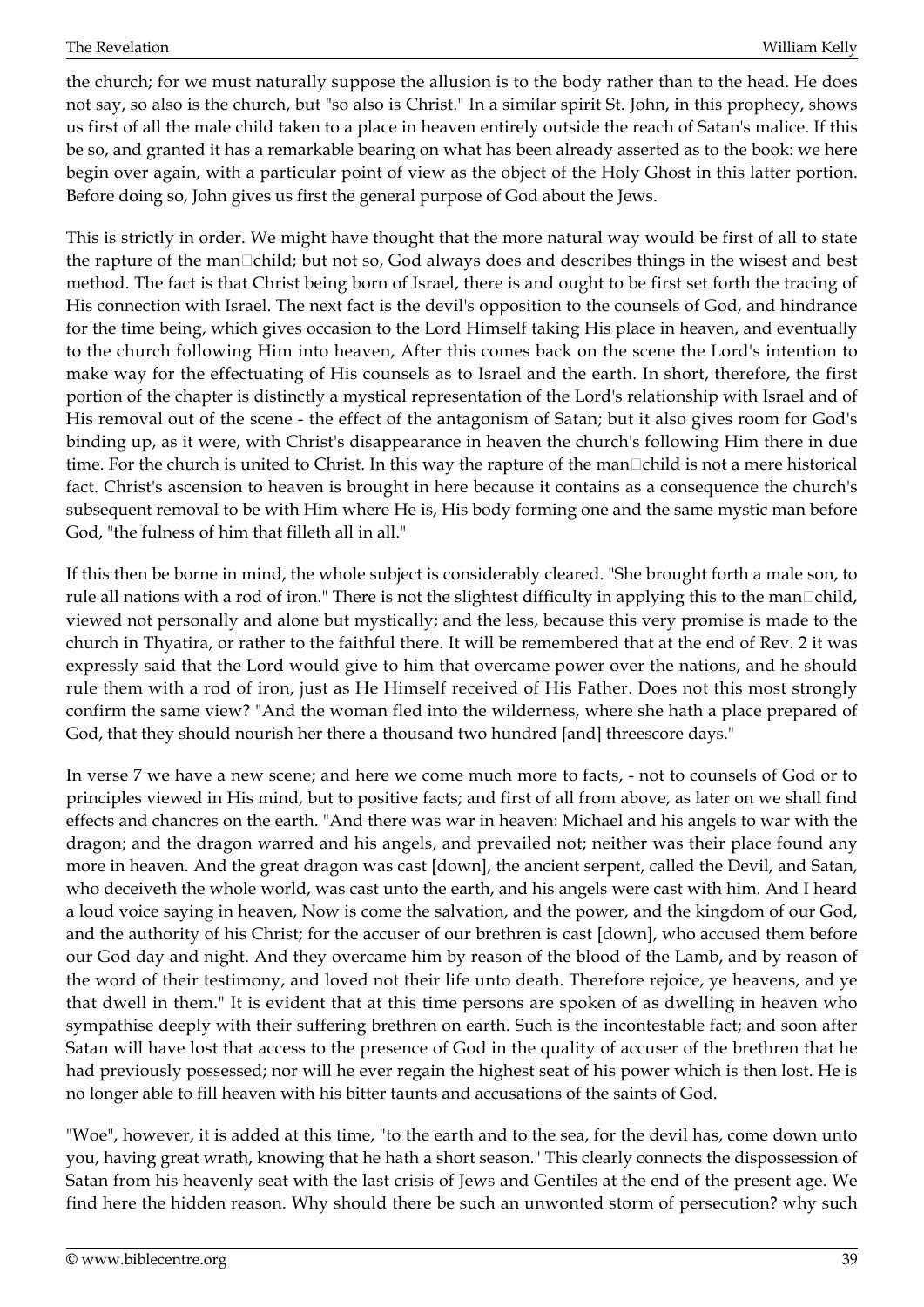the church; for we must naturally suppose the allusion is to the body rather than to the head. He does not say, so also is the church, but "so also is Christ." In a similar spirit St. John, in this prophecy, shows us first of all the male child taken to a place in heaven entirely outside the reach of Satan's malice. If this be so, and granted it has a remarkable bearing on what has been already asserted as to the book: we here begin over again, with a particular point of view as the object of the Holy Ghost in this latter portion. Before doing so, John gives us first the general purpose of God about the Jews.

This is strictly in order. We might have thought that the more natural way would be first of all to state the rapture of the man□child; but not so, God always does and describes things in the wisest and best method. The fact is that Christ being born of Israel, there is and ought to be first set forth the tracing of His connection with Israel. The next fact is the devil's opposition to the counsels of God, and hindrance for the time being, which gives occasion to the Lord Himself taking His place in heaven, and eventually to the church following Him into heaven, After this comes back on the scene the Lord's intention to make way for the effectuating of His counsels as to Israel and the earth. In short, therefore, the first portion of the chapter is distinctly a mystical representation of the Lord's relationship with Israel and of His removal out of the scene - the effect of the antagonism of Satan; but it also gives room for God's binding up, as it were, with Christ's disappearance in heaven the church's following Him there in due time. For the church is united to Christ. In this way the rapture of the man□child is not a mere historical fact. Christ's ascension to heaven is brought in here because it contains as a consequence the church's subsequent removal to be with Him where He is, His body forming one and the same mystic man before God, "the fulness of him that filleth all in all."

If this then be borne in mind, the whole subject is considerably cleared. "She brought forth a male son, to rule all nations with a rod of iron." There is not the slightest difficulty in applying this to the man□child, viewed not personally and alone but mystically; and the less, because this very promise is made to the church in Thyatira, or rather to the faithful there. It will be remembered that at the end of Rev. 2 it was expressly said that the Lord would give to him that overcame power over the nations, and he should rule them with a rod of iron, just as He Himself received of His Father. Does not this most strongly confirm the same view? "And the woman fled into the wilderness, where she hath a place prepared of God, that they should nourish her there a thousand two hundred [and] threescore days."

In verse 7 we have a new scene; and here we come much more to facts, - not to counsels of God or to principles viewed in His mind, but to positive facts; and first of all from above, as later on we shall find effects and chancres on the earth. "And there was war in heaven: Michael and his angels to war with the dragon; and the dragon warred and his angels, and prevailed not; neither was their place found any more in heaven. And the great dragon was cast [down], the ancient serpent, called the Devil, and Satan, who deceiveth the whole world, was cast unto the earth, and his angels were cast with him. And I heard a loud voice saying in heaven, Now is come the salvation, and the power, and the kingdom of our God, and the authority of his Christ; for the accuser of our brethren is cast [down], who accused them before our God day and night. And they overcame him by reason of the blood of the Lamb, and by reason of the word of their testimony, and loved not their life unto death. Therefore rejoice, ye heavens, and ye that dwell in them." It is evident that at this time persons are spoken of as dwelling in heaven who sympathise deeply with their suffering brethren on earth. Such is the incontestable fact; and soon after Satan will have lost that access to the presence of God in the quality of accuser of the brethren that he had previously possessed; nor will he ever regain the highest seat of his power which is then lost. He is no longer able to fill heaven with his bitter taunts and accusations of the saints of God.

"Woe", however, it is added at this time, "to the earth and to the sea, for the devil has, come down unto you, having great wrath, knowing that he hath a short season." This clearly connects the dispossession of Satan from his heavenly seat with the last crisis of Jews and Gentiles at the end of the present age. We find here the hidden reason. Why should there be such an unwonted storm of persecution? why such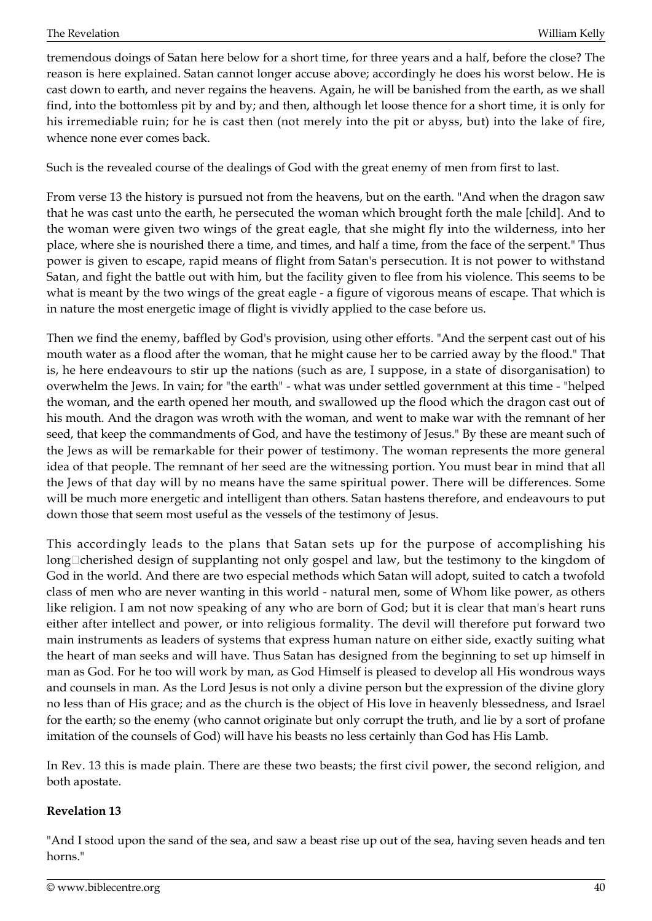tremendous doings of Satan here below for a short time, for three years and a half, before the close? The reason is here explained. Satan cannot longer accuse above; accordingly he does his worst below. He is cast down to earth, and never regains the heavens. Again, he will be banished from the earth, as we shall find, into the bottomless pit by and by; and then, although let loose thence for a short time, it is only for his irremediable ruin; for he is cast then (not merely into the pit or abyss, but) into the lake of fire, whence none ever comes back.

Such is the revealed course of the dealings of God with the great enemy of men from first to last.

From verse 13 the history is pursued not from the heavens, but on the earth. "And when the dragon saw that he was cast unto the earth, he persecuted the woman which brought forth the male [child]. And to the woman were given two wings of the great eagle, that she might fly into the wilderness, into her place, where she is nourished there a time, and times, and half a time, from the face of the serpent." Thus power is given to escape, rapid means of flight from Satan's persecution. It is not power to withstand Satan, and fight the battle out with him, but the facility given to flee from his violence. This seems to be what is meant by the two wings of the great eagle - a figure of vigorous means of escape. That which is in nature the most energetic image of flight is vividly applied to the case before us.

Then we find the enemy, baffled by God's provision, using other efforts. "And the serpent cast out of his mouth water as a flood after the woman, that he might cause her to be carried away by the flood." That is, he here endeavours to stir up the nations (such as are, I suppose, in a state of disorganisation) to overwhelm the Jews. In vain; for "the earth" - what was under settled government at this time - "helped the woman, and the earth opened her mouth, and swallowed up the flood which the dragon cast out of his mouth. And the dragon was wroth with the woman, and went to make war with the remnant of her seed, that keep the commandments of God, and have the testimony of Jesus." By these are meant such of the Jews as will be remarkable for their power of testimony. The woman represents the more general idea of that people. The remnant of her seed are the witnessing portion. You must bear in mind that all the Jews of that day will by no means have the same spiritual power. There will be differences. Some will be much more energetic and intelligent than others. Satan hastens therefore, and endeavours to put down those that seem most useful as the vessels of the testimony of Jesus.

This accordingly leads to the plans that Satan sets up for the purpose of accomplishing his long-cherished design of supplanting not only gospel and law, but the testimony to the kingdom of God in the world. And there are two especial methods which Satan will adopt, suited to catch a twofold class of men who are never wanting in this world - natural men, some of Whom like power, as others like religion. I am not now speaking of any who are born of God; but it is clear that man's heart runs either after intellect and power, or into religious formality. The devil will therefore put forward two main instruments as leaders of systems that express human nature on either side, exactly suiting what the heart of man seeks and will have. Thus Satan has designed from the beginning to set up himself in man as God. For he too will work by man, as God Himself is pleased to develop all His wondrous ways and counsels in man. As the Lord Jesus is not only a divine person but the expression of the divine glory no less than of His grace; and as the church is the object of His love in heavenly blessedness, and Israel for the earth; so the enemy (who cannot originate but only corrupt the truth, and lie by a sort of profane imitation of the counsels of God) will have his beasts no less certainly than God has His Lamb.

In Rev. 13 this is made plain. There are these two beasts; the first civil power, the second religion, and both apostate.

**Revelation 13**

"And I stood upon the sand of the sea, and saw a beast rise up out of the sea, having seven heads and ten horns."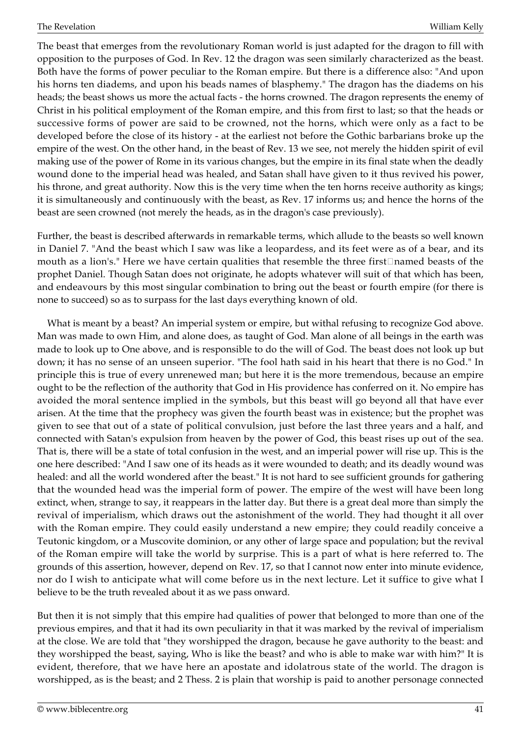The beast that emerges from the revolutionary Roman world is just adapted for the dragon to fill with opposition to the purposes of God. In Rev. 12 the dragon was seen similarly characterized as the beast. Both have the forms of power peculiar to the Roman empire. But there is a difference also: "And upon his horns ten diadems, and upon his beads names of blasphemy." The dragon has the diadems on his heads; the beast shows us more the actual facts - the horns crowned. The dragon represents the enemy of Christ in his political employment of the Roman empire, and this from first to last; so that the heads or successive forms of power are said to be crowned, not the horns, which were only as a fact to be developed before the close of its history - at the earliest not before the Gothic barbarians broke up the empire of the west. On the other hand, in the beast of Rev. 13 we see, not merely the hidden spirit of evil making use of the power of Rome in its various changes, but the empire in its final state when the deadly wound done to the imperial head was healed, and Satan shall have given to it thus revived his power, his throne, and great authority. Now this is the very time when the ten horns receive authority as kings; it is simultaneously and continuously with the beast, as Rev. 17 informs us; and hence the horns of the beast are seen crowned (not merely the heads, as in the dragon's case previously).

Further, the beast is described afterwards in remarkable terms, which allude to the beasts so well known in Daniel 7. "And the beast which I saw was like a leopardess, and its feet were as of a bear, and its mouth as a lion's." Here we have certain qualities that resemble the three first-named beasts of the prophet Daniel. Though Satan does not originate, he adopts whatever will suit of that which has been, and endeavours by this most singular combination to bring out the beast or fourth empire (for there is none to succeed) so as to surpass for the last days everything known of old.

What is meant by a beast? An imperial system or empire, but withal refusing to recognize God above. Man was made to own Him, and alone does, as taught of God. Man alone of all beings in the earth was made to look up to One above, and is responsible to do the will of God. The beast does not look up but down; it has no sense of an unseen superior. "The fool hath said in his heart that there is no God." In principle this is true of every unrenewed man; but here it is the more tremendous, because an empire ought to be the reflection of the authority that God in His providence has conferred on it. No empire has avoided the moral sentence implied in the symbols, but this beast will go beyond all that have ever arisen. At the time that the prophecy was given the fourth beast was in existence; but the prophet was given to see that out of a state of political convulsion, just before the last three years and a half, and connected with Satan's expulsion from heaven by the power of God, this beast rises up out of the sea. That is, there will be a state of total confusion in the west, and an imperial power will rise up. This is the one here described: "And I saw one of its heads as it were wounded to death; and its deadly wound was healed: and all the world wondered after the beast." It is not hard to see sufficient grounds for gathering that the wounded head was the imperial form of power. The empire of the west will have been long extinct, when, strange to say, it reappears in the latter day. But there is a great deal more than simply the revival of imperialism, which draws out the astonishment of the world. They had thought it all over with the Roman empire. They could easily understand a new empire; they could readily conceive a Teutonic kingdom, or a Muscovite dominion, or any other of large space and population; but the revival of the Roman empire will take the world by surprise. This is a part of what is here referred to. The grounds of this assertion, however, depend on Rev. 17, so that I cannot now enter into minute evidence, nor do I wish to anticipate what will come before us in the next lecture. Let it suffice to give what I believe to be the truth revealed about it as we pass onward.

But then it is not simply that this empire had qualities of power that belonged to more than one of the previous empires, and that it had its own peculiarity in that it was marked by the revival of imperialism at the close. We are told that "they worshipped the dragon, because he gave authority to the beast: and they worshipped the beast, saying, Who is like the beast? and who is able to make war with him?" It is evident, therefore, that we have here an apostate and idolatrous state of the world. The dragon is worshipped, as is the beast; and 2 Thess. 2 is plain that worship is paid to another personage connected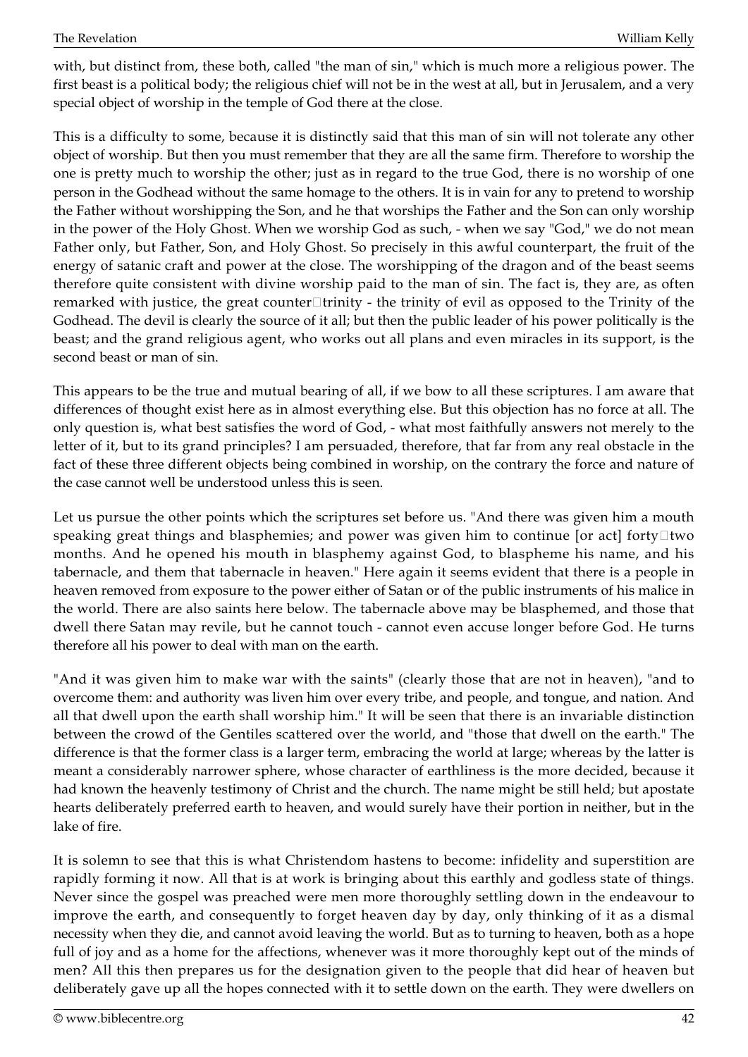with, but distinct from, these both, called "the man of sin," which is much more a religious power. The first beast is a political body; the religious chief will not be in the west at all, but in Jerusalem, and a very special object of worship in the temple of God there at the close.

This is a difficulty to some, because it is distinctly said that this man of sin will not tolerate any other object of worship. But then you must remember that they are all the same firm. Therefore to worship the one is pretty much to worship the other; just as in regard to the true God, there is no worship of one person in the Godhead without the same homage to the others. It is in vain for any to pretend to worship the Father without worshipping the Son, and he that worships the Father and the Son can only worship in the power of the Holy Ghost. When we worship God as such, - when we say "God," we do not mean Father only, but Father, Son, and Holy Ghost. So precisely in this awful counterpart, the fruit of the energy of satanic craft and power at the close. The worshipping of the dragon and of the beast seems therefore quite consistent with divine worship paid to the man of sin. The fact is, they are, as often remarked with justice, the great counter-trinity - the trinity of evil as opposed to the Trinity of the Godhead. The devil is clearly the source of it all; but then the public leader of his power politically is the beast; and the grand religious agent, who works out all plans and even miracles in its support, is the second beast or man of sin.

This appears to be the true and mutual bearing of all, if we bow to all these scriptures. I am aware that differences of thought exist here as in almost everything else. But this objection has no force at all. The only question is, what best satisfies the word of God, - what most faithfully answers not merely to the letter of it, but to its grand principles? I am persuaded, therefore, that far from any real obstacle in the fact of these three different objects being combined in worship, on the contrary the force and nature of the case cannot well be understood unless this is seen.

Let us pursue the other points which the scriptures set before us. "And there was given him a mouth speaking great things and blasphemies; and power was given him to continue [or act] forty-two months. And he opened his mouth in blasphemy against God, to blaspheme his name, and his tabernacle, and them that tabernacle in heaven." Here again it seems evident that there is a people in heaven removed from exposure to the power either of Satan or of the public instruments of his malice in the world. There are also saints here below. The tabernacle above may be blasphemed, and those that dwell there Satan may revile, but he cannot touch - cannot even accuse longer before God. He turns therefore all his power to deal with man on the earth.

"And it was given him to make war with the saints" (clearly those that are not in heaven), "and to overcome them: and authority was liven him over every tribe, and people, and tongue, and nation. And all that dwell upon the earth shall worship him." It will be seen that there is an invariable distinction between the crowd of the Gentiles scattered over the world, and "those that dwell on the earth." The difference is that the former class is a larger term, embracing the world at large; whereas by the latter is meant a considerably narrower sphere, whose character of earthliness is the more decided, because it had known the heavenly testimony of Christ and the church. The name might be still held; but apostate hearts deliberately preferred earth to heaven, and would surely have their portion in neither, but in the lake of fire.

It is solemn to see that this is what Christendom hastens to become: infidelity and superstition are rapidly forming it now. All that is at work is bringing about this earthly and godless state of things. Never since the gospel was preached were men more thoroughly settling down in the endeavour to improve the earth, and consequently to forget heaven day by day, only thinking of it as a dismal necessity when they die, and cannot avoid leaving the world. But as to turning to heaven, both as a hope full of joy and as a home for the affections, whenever was it more thoroughly kept out of the minds of men? All this then prepares us for the designation given to the people that did hear of heaven but deliberately gave up all the hopes connected with it to settle down on the earth. They were dwellers on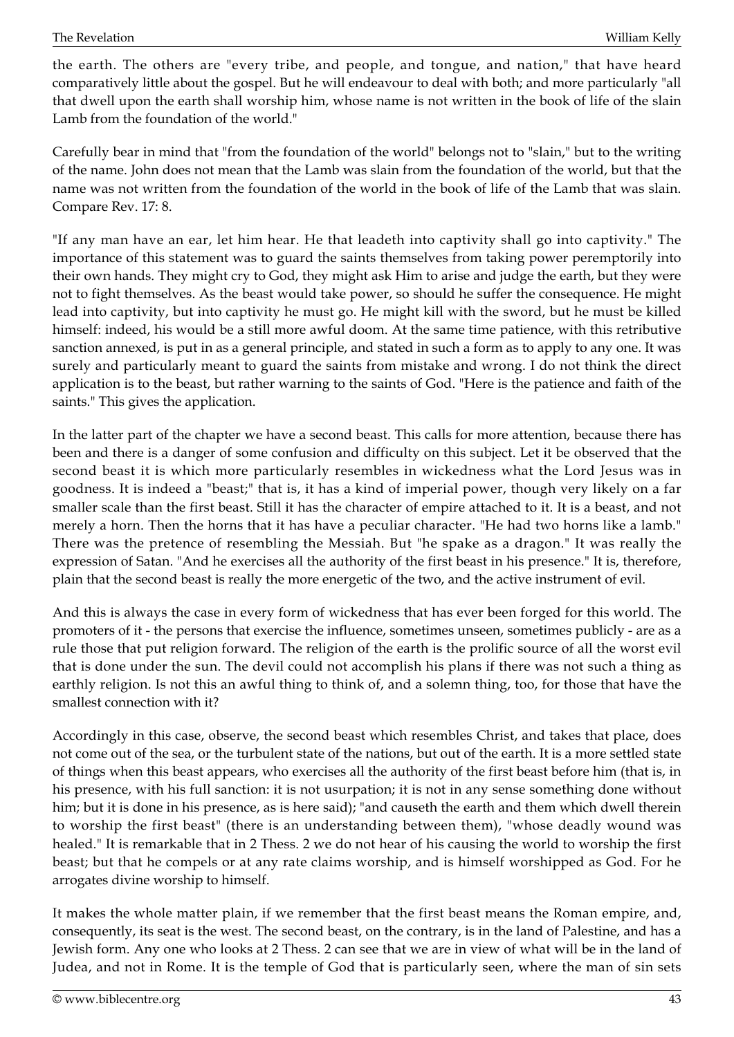the earth. The others are "every tribe, and people, and tongue, and nation," that have heard comparatively little about the gospel. But he will endeavour to deal with both; and more particularly "all that dwell upon the earth shall worship him, whose name is not written in the book of life of the slain Lamb from the foundation of the world."

Carefully bear in mind that "from the foundation of the world" belongs not to "slain," but to the writing of the name. John does not mean that the Lamb was slain from the foundation of the world, but that the name was not written from the foundation of the world in the book of life of the Lamb that was slain. Compare Rev. 17: 8.

"If any man have an ear, let him hear. He that leadeth into captivity shall go into captivity." The importance of this statement was to guard the saints themselves from taking power peremptorily into their own hands. They might cry to God, they might ask Him to arise and judge the earth, but they were not to fight themselves. As the beast would take power, so should he suffer the consequence. He might lead into captivity, but into captivity he must go. He might kill with the sword, but he must be killed himself: indeed, his would be a still more awful doom. At the same time patience, with this retributive sanction annexed, is put in as a general principle, and stated in such a form as to apply to any one. It was surely and particularly meant to guard the saints from mistake and wrong. I do not think the direct application is to the beast, but rather warning to the saints of God. "Here is the patience and faith of the saints." This gives the application.

In the latter part of the chapter we have a second beast. This calls for more attention, because there has been and there is a danger of some confusion and difficulty on this subject. Let it be observed that the second beast it is which more particularly resembles in wickedness what the Lord Jesus was in goodness. It is indeed a "beast;" that is, it has a kind of imperial power, though very likely on a far smaller scale than the first beast. Still it has the character of empire attached to it. It is a beast, and not merely a horn. Then the horns that it has have a peculiar character. "He had two horns like a lamb." There was the pretence of resembling the Messiah. But "he spake as a dragon." It was really the expression of Satan. "And he exercises all the authority of the first beast in his presence." It is, therefore, plain that the second beast is really the more energetic of the two, and the active instrument of evil.

And this is always the case in every form of wickedness that has ever been forged for this world. The promoters of it - the persons that exercise the influence, sometimes unseen, sometimes publicly - are as a rule those that put religion forward. The religion of the earth is the prolific source of all the worst evil that is done under the sun. The devil could not accomplish his plans if there was not such a thing as earthly religion. Is not this an awful thing to think of, and a solemn thing, too, for those that have the smallest connection with it?

Accordingly in this case, observe, the second beast which resembles Christ, and takes that place, does not come out of the sea, or the turbulent state of the nations, but out of the earth. It is a more settled state of things when this beast appears, who exercises all the authority of the first beast before him (that is, in his presence, with his full sanction: it is not usurpation; it is not in any sense something done without him; but it is done in his presence, as is here said); "and causeth the earth and them which dwell therein to worship the first beast" (there is an understanding between them), "whose deadly wound was healed." It is remarkable that in 2 Thess. 2 we do not hear of his causing the world to worship the first beast; but that he compels or at any rate claims worship, and is himself worshipped as God. For he arrogates divine worship to himself.

It makes the whole matter plain, if we remember that the first beast means the Roman empire, and, consequently, its seat is the west. The second beast, on the contrary, is in the land of Palestine, and has a Jewish form. Any one who looks at 2 Thess. 2 can see that we are in view of what will be in the land of Judea, and not in Rome. It is the temple of God that is particularly seen, where the man of sin sets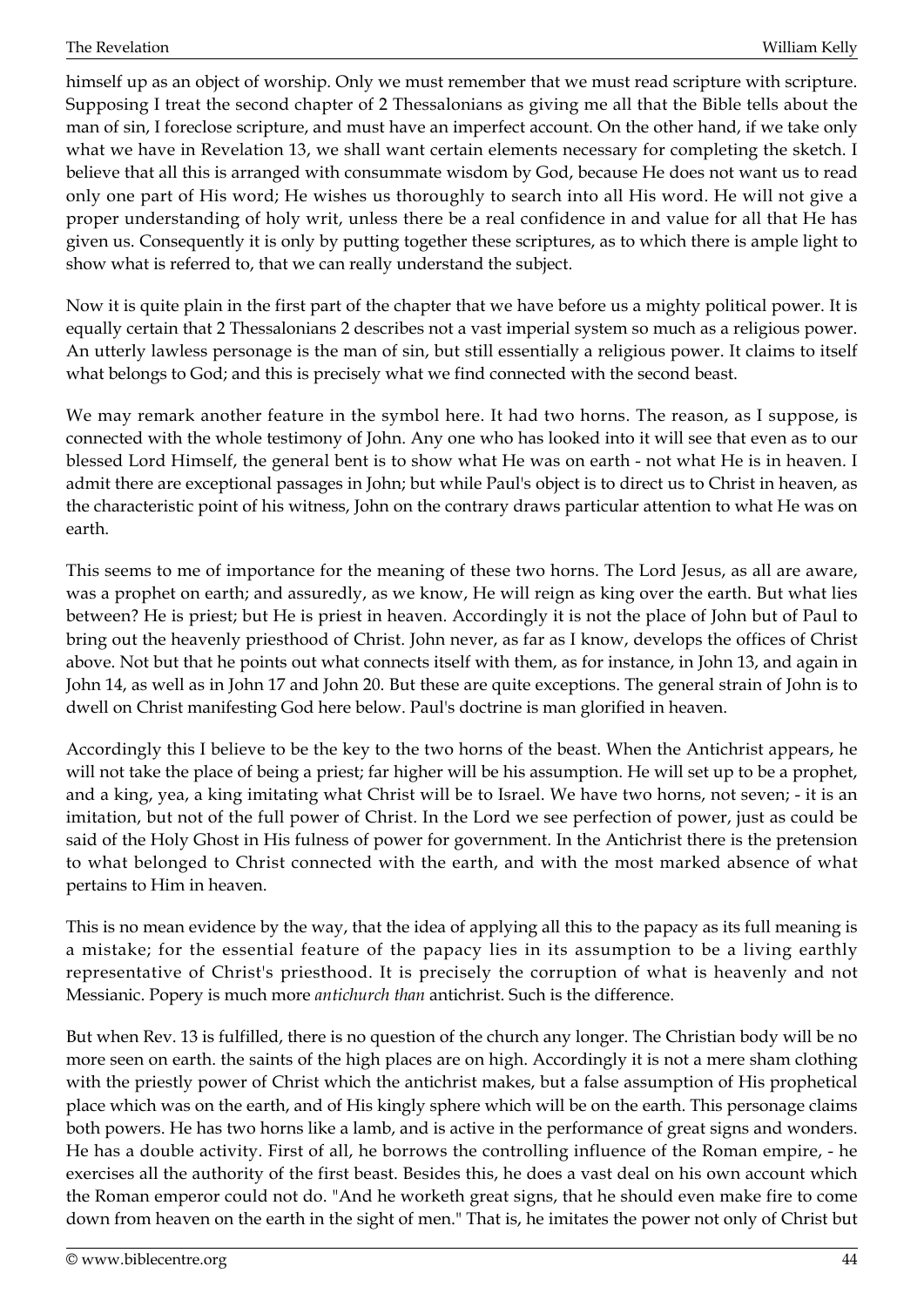himself up as an object of worship. Only we must remember that we must read scripture with scripture. Supposing I treat the second chapter of 2 Thessalonians as giving me all that the Bible tells about the man of sin, I foreclose scripture, and must have an imperfect account. On the other hand, if we take only what we have in Revelation 13, we shall want certain elements necessary for completing the sketch. I believe that all this is arranged with consummate wisdom by God, because He does not want us to read only one part of His word; He wishes us thoroughly to search into all His word. He will not give a proper understanding of holy writ, unless there be a real confidence in and value for all that He has given us. Consequently it is only by putting together these scriptures, as to which there is ample light to show what is referred to, that we can really understand the subject.

Now it is quite plain in the first part of the chapter that we have before us a mighty political power. It is equally certain that 2 Thessalonians 2 describes not a vast imperial system so much as a religious power. An utterly lawless personage is the man of sin, but still essentially a religious power. It claims to itself what belongs to God; and this is precisely what we find connected with the second beast.

We may remark another feature in the symbol here. It had two horns. The reason, as I suppose, is connected with the whole testimony of John. Any one who has looked into it will see that even as to our blessed Lord Himself, the general bent is to show what He was on earth - not what He is in heaven. I admit there are exceptional passages in John; but while Paul's object is to direct us to Christ in heaven, as the characteristic point of his witness, John on the contrary draws particular attention to what He was on earth.

This seems to me of importance for the meaning of these two horns. The Lord Jesus, as all are aware, was a prophet on earth; and assuredly, as we know, He will reign as king over the earth. But what lies between? He is priest; but He is priest in heaven. Accordingly it is not the place of John but of Paul to bring out the heavenly priesthood of Christ. John never, as far as I know, develops the offices of Christ above. Not but that he points out what connects itself with them, as for instance, in John 13, and again in John 14, as well as in John 17 and John 20. But these are quite exceptions. The general strain of John is to dwell on Christ manifesting God here below. Paul's doctrine is man glorified in heaven.

Accordingly this I believe to be the key to the two horns of the beast. When the Antichrist appears, he will not take the place of being a priest; far higher will be his assumption. He will set up to be a prophet, and a king, yea, a king imitating what Christ will be to Israel. We have two horns, not seven; - it is an imitation, but not of the full power of Christ. In the Lord we see perfection of power, just as could be said of the Holy Ghost in His fulness of power for government. In the Antichrist there is the pretension to what belonged to Christ connected with the earth, and with the most marked absence of what pertains to Him in heaven.

This is no mean evidence by the way, that the idea of applying all this to the papacy as its full meaning is a mistake; for the essential feature of the papacy lies in its assumption to be a living earthly representative of Christ's priesthood. It is precisely the corruption of what is heavenly and not Messianic. Popery is much more *antichurch than* antichrist. Such is the difference.

But when Rev. 13 is fulfilled, there is no question of the church any longer. The Christian body will be no more seen on earth. the saints of the high places are on high. Accordingly it is not a mere sham clothing with the priestly power of Christ which the antichrist makes, but a false assumption of His prophetical place which was on the earth, and of His kingly sphere which will be on the earth. This personage claims both powers. He has two horns like a lamb, and is active in the performance of great signs and wonders. He has a double activity. First of all, he borrows the controlling influence of the Roman empire, - he exercises all the authority of the first beast. Besides this, he does a vast deal on his own account which the Roman emperor could not do. "And he worketh great signs, that he should even make fire to come down from heaven on the earth in the sight of men." That is, he imitates the power not only of Christ but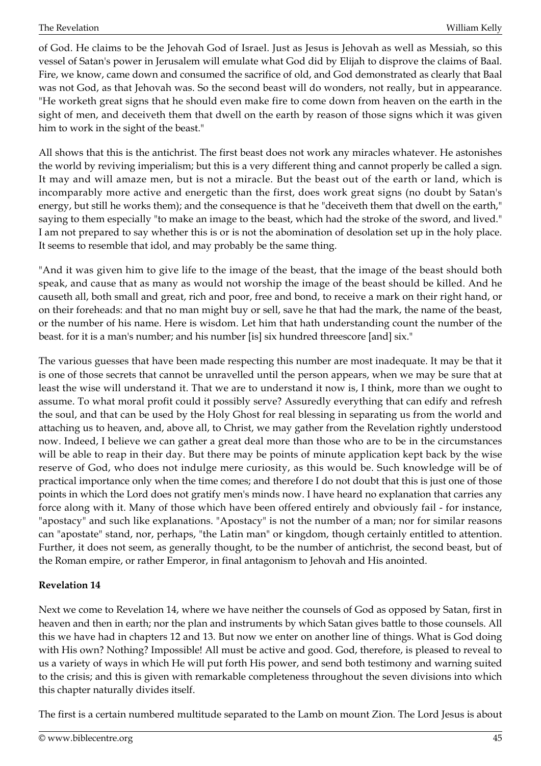of God. He claims to be the Jehovah God of Israel. Just as Jesus is Jehovah as well as Messiah, so this vessel of Satan's power in Jerusalem will emulate what God did by Elijah to disprove the claims of Baal. Fire, we know, came down and consumed the sacrifice of old, and God demonstrated as clearly that Baal was not God, as that Jehovah was. So the second beast will do wonders, not really, but in appearance. "He worketh great signs that he should even make fire to come down from heaven on the earth in the sight of men, and deceiveth them that dwell on the earth by reason of those signs which it was given him to work in the sight of the beast."

All shows that this is the antichrist. The first beast does not work any miracles whatever. He astonishes the world by reviving imperialism; but this is a very different thing and cannot properly be called a sign. It may and will amaze men, but is not a miracle. But the beast out of the earth or land, which is incomparably more active and energetic than the first, does work great signs (no doubt by Satan's energy, but still he works them); and the consequence is that he "deceiveth them that dwell on the earth," saying to them especially "to make an image to the beast, which had the stroke of the sword, and lived." I am not prepared to say whether this is or is not the abomination of desolation set up in the holy place. It seems to resemble that idol, and may probably be the same thing.

"And it was given him to give life to the image of the beast, that the image of the beast should both speak, and cause that as many as would not worship the image of the beast should be killed. And he causeth all, both small and great, rich and poor, free and bond, to receive a mark on their right hand, or on their foreheads: and that no man might buy or sell, save he that had the mark, the name of the beast, or the number of his name. Here is wisdom. Let him that hath understanding count the number of the beast. for it is a man's number; and his number [is] six hundred threescore [and] six."

The various guesses that have been made respecting this number are most inadequate. It may be that it is one of those secrets that cannot be unravelled until the person appears, when we may be sure that at least the wise will understand it. That we are to understand it now is, I think, more than we ought to assume. To what moral profit could it possibly serve? Assuredly everything that can edify and refresh the soul, and that can be used by the Holy Ghost for real blessing in separating us from the world and attaching us to heaven, and, above all, to Christ, we may gather from the Revelation rightly understood now. Indeed, I believe we can gather a great deal more than those who are to be in the circumstances will be able to reap in their day. But there may be points of minute application kept back by the wise reserve of God, who does not indulge mere curiosity, as this would be. Such knowledge will be of practical importance only when the time comes; and therefore I do not doubt that this is just one of those points in which the Lord does not gratify men's minds now. I have heard no explanation that carries any force along with it. Many of those which have been offered entirely and obviously fail - for instance, "apostacy" and such like explanations. "Apostacy" is not the number of a man; nor for similar reasons can "apostate" stand, nor, perhaps, "the Latin man" or kingdom, though certainly entitled to attention. Further, it does not seem, as generally thought, to be the number of antichrist, the second beast, but of the Roman empire, or rather Emperor, in final antagonism to Jehovah and His anointed.

**Revelation 14**

Next we come to Revelation 14, where we have neither the counsels of God as opposed by Satan, first in heaven and then in earth; nor the plan and instruments by which Satan gives battle to those counsels. All this we have had in chapters 12 and 13. But now we enter on another line of things. What is God doing with His own? Nothing? Impossible! All must be active and good. God, therefore, is pleased to reveal to us a variety of ways in which He will put forth His power, and send both testimony and warning suited to the crisis; and this is given with remarkable completeness throughout the seven divisions into which this chapter naturally divides itself.

The first is a certain numbered multitude separated to the Lamb on mount Zion. The Lord Jesus is about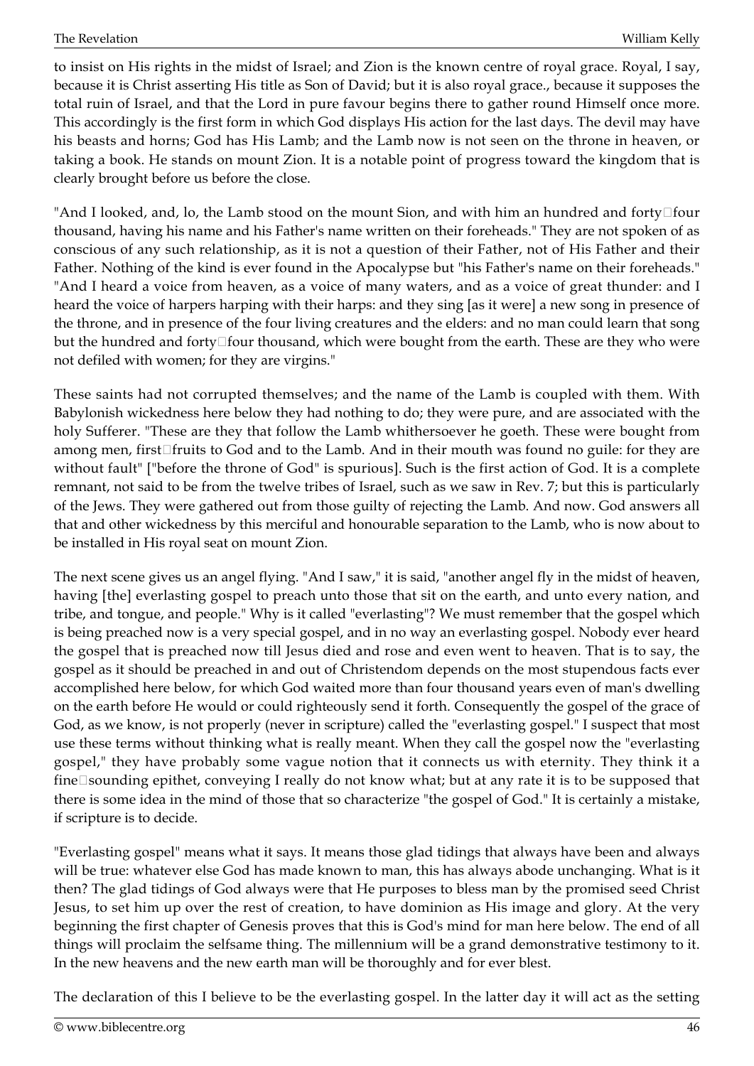to insist on His rights in the midst of Israel; and Zion is the known centre of royal grace. Royal, I say, because it is Christ asserting His title as Son of David; but it is also royal grace., because it supposes the total ruin of Israel, and that the Lord in pure favour begins there to gather round Himself once more. This accordingly is the first form in which God displays His action for the last days. The devil may have his beasts and horns; God has His Lamb; and the Lamb now is not seen on the throne in heaven, or taking a book. He stands on mount Zion. It is a notable point of progress toward the kingdom that is clearly brought before us before the close.

"And I looked, and, lo, the Lamb stood on the mount Sion, and with him an hundred and forty-four thousand, having his name and his Father's name written on their foreheads." They are not spoken of as conscious of any such relationship, as it is not a question of their Father, not of His Father and their Father. Nothing of the kind is ever found in the Apocalypse but "his Father's name on their foreheads." "And I heard a voice from heaven, as a voice of many waters, and as a voice of great thunder: and I heard the voice of harpers harping with their harps: and they sing [as it were] a new song in presence of the throne, and in presence of the four living creatures and the elders: and no man could learn that song but the hundred and forty-four thousand, which were bought from the earth. These are they who were not defiled with women; for they are virgins."

These saints had not corrupted themselves; and the name of the Lamb is coupled with them. With Babylonish wickedness here below they had nothing to do; they were pure, and are associated with the holy Sufferer. "These are they that follow the Lamb whithersoever he goeth. These were bought from among men, first-fruits to God and to the Lamb. And in their mouth was found no guile: for they are without fault" ["before the throne of God" is spurious]. Such is the first action of God. It is a complete remnant, not said to be from the twelve tribes of Israel, such as we saw in Rev. 7; but this is particularly of the Jews. They were gathered out from those guilty of rejecting the Lamb. And now. God answers all that and other wickedness by this merciful and honourable separation to the Lamb, who is now about to be installed in His royal seat on mount Zion.

The next scene gives us an angel flying. "And I saw," it is said, "another angel fly in the midst of heaven, having [the] everlasting gospel to preach unto those that sit on the earth, and unto every nation, and tribe, and tongue, and people." Why is it called "everlasting"? We must remember that the gospel which is being preached now is a very special gospel, and in no way an everlasting gospel. Nobody ever heard the gospel that is preached now till Jesus died and rose and even went to heaven. That is to say, the gospel as it should be preached in and out of Christendom depends on the most stupendous facts ever accomplished here below, for which God waited more than four thousand years even of man's dwelling on the earth before He would or could righteously send it forth. Consequently the gospel of the grace of God, as we know, is not properly (never in scripture) called the "everlasting gospel." I suspect that most use these terms without thinking what is really meant. When they call the gospel now the "everlasting gospel," they have probably some vague notion that it connects us with eternity. They think it a fine-sounding epithet, conveying I really do not know what; but at any rate it is to be supposed that there is some idea in the mind of those that so characterize "the gospel of God." It is certainly a mistake, if scripture is to decide.

"Everlasting gospel" means what it says. It means those glad tidings that always have been and always will be true: whatever else God has made known to man, this has always abode unchanging. What is it then? The glad tidings of God always were that He purposes to bless man by the promised seed Christ Jesus, to set him up over the rest of creation, to have dominion as His image and glory. At the very beginning the first chapter of Genesis proves that this is God's mind for man here below. The end of all things will proclaim the selfsame thing. The millennium will be a grand demonstrative testimony to it. In the new heavens and the new earth man will be thoroughly and for ever blest.

The declaration of this I believe to be the everlasting gospel. In the latter day it will act as the setting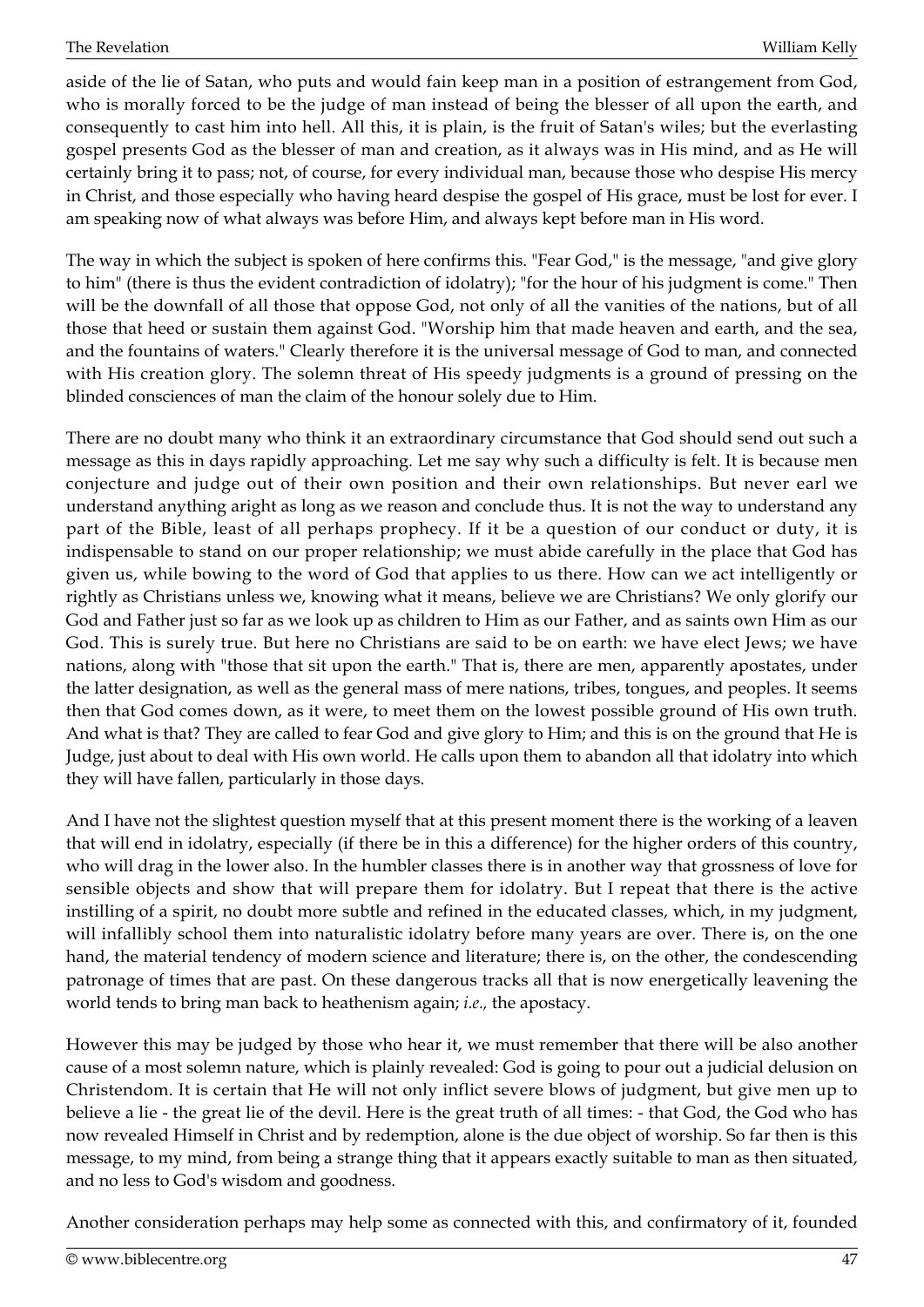aside of the lie of Satan, who puts and would fain keep man in a position of estrangement from God, who is morally forced to be the judge of man instead of being the blesser of all upon the earth, and consequently to cast him into hell. All this, it is plain, is the fruit of Satan's wiles; but the everlasting gospel presents God as the blesser of man and creation, as it always was in His mind, and as He will certainly bring it to pass; not, of course, for every individual man, because those who despise His mercy in Christ, and those especially who having heard despise the gospel of His grace, must be lost for ever. I am speaking now of what always was before Him, and always kept before man in His word.

The way in which the subject is spoken of here confirms this. "Fear God," is the message, "and give glory to him" (there is thus the evident contradiction of idolatry); "for the hour of his judgment is come." Then will be the downfall of all those that oppose God, not only of all the vanities of the nations, but of all those that heed or sustain them against God. "Worship him that made heaven and earth, and the sea, and the fountains of waters." Clearly therefore it is the universal message of God to man, and connected with His creation glory. The solemn threat of His speedy judgments is a ground of pressing on the blinded consciences of man the claim of the honour solely due to Him.

There are no doubt many who think it an extraordinary circumstance that God should send out such a message as this in days rapidly approaching. Let me say why such a difficulty is felt. It is because men conjecture and judge out of their own position and their own relationships. But never earl we understand anything aright as long as we reason and conclude thus. It is not the way to understand any part of the Bible, least of all perhaps prophecy. If it be a question of our conduct or duty, it is indispensable to stand on our proper relationship; we must abide carefully in the place that God has given us, while bowing to the word of God that applies to us there. How can we act intelligently or rightly as Christians unless we, knowing what it means, believe we are Christians? We only glorify our God and Father just so far as we look up as children to Him as our Father, and as saints own Him as our God. This is surely true. But here no Christians are said to be on earth: we have elect Jews; we have nations, along with "those that sit upon the earth." That is, there are men, apparently apostates, under the latter designation, as well as the general mass of mere nations, tribes, tongues, and peoples. It seems then that God comes down, as it were, to meet them on the lowest possible ground of His own truth. And what is that? They are called to fear God and give glory to Him; and this is on the ground that He is Judge, just about to deal with His own world. He calls upon them to abandon all that idolatry into which they will have fallen, particularly in those days.

And I have not the slightest question myself that at this present moment there is the working of a leaven that will end in idolatry, especially (if there be in this a difference) for the higher orders of this country, who will drag in the lower also. In the humbler classes there is in another way that grossness of love for sensible objects and show that will prepare them for idolatry. But I repeat that there is the active instilling of a spirit, no doubt more subtle and refined in the educated classes, which, in my judgment, will infallibly school them into naturalistic idolatry before many years are over. There is, on the one hand, the material tendency of modern science and literature; there is, on the other, the condescending patronage of times that are past. On these dangerous tracks all that is now energetically leavening the world tends to bring man back to heathenism again; *i.e.,* the apostacy.

However this may be judged by those who hear it, we must remember that there will be also another cause of a most solemn nature, which is plainly revealed: God is going to pour out a judicial delusion on Christendom. It is certain that He will not only inflict severe blows of judgment, but give men up to believe a lie - the great lie of the devil. Here is the great truth of all times: - that God, the God who has now revealed Himself in Christ and by redemption, alone is the due object of worship. So far then is this message, to my mind, from being a strange thing that it appears exactly suitable to man as then situated, and no less to God's wisdom and goodness.

Another consideration perhaps may help some as connected with this, and confirmatory of it, founded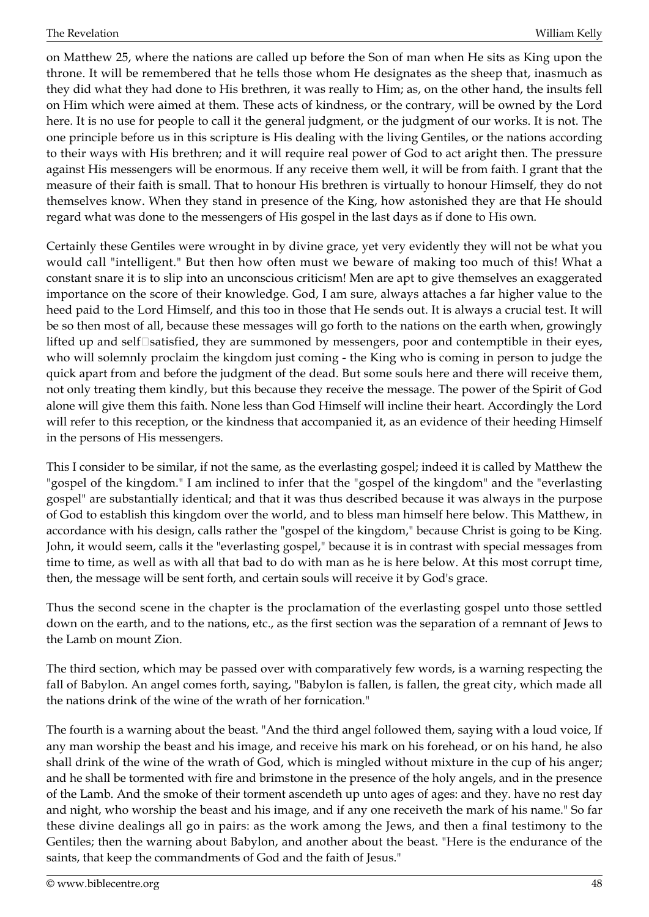on Matthew 25, where the nations are called up before the Son of man when He sits as King upon the throne. It will be remembered that he tells those whom He designates as the sheep that, inasmuch as they did what they had done to His brethren, it was really to Him; as, on the other hand, the insults fell on Him which were aimed at them. These acts of kindness, or the contrary, will be owned by the Lord here. It is no use for people to call it the general judgment, or the judgment of our works. It is not. The one principle before us in this scripture is His dealing with the living Gentiles, or the nations according to their ways with His brethren; and it will require real power of God to act aright then. The pressure against His messengers will be enormous. If any receive them well, it will be from faith. I grant that the measure of their faith is small. That to honour His brethren is virtually to honour Himself, they do not themselves know. When they stand in presence of the King, how astonished they are that He should regard what was done to the messengers of His gospel in the last days as if done to His own.

Certainly these Gentiles were wrought in by divine grace, yet very evidently they will not be what you would call "intelligent." But then how often must we beware of making too much of this! What a constant snare it is to slip into an unconscious criticism! Men are apt to give themselves an exaggerated importance on the score of their knowledge. God, I am sure, always attaches a far higher value to the heed paid to the Lord Himself, and this too in those that He sends out. It is always a crucial test. It will be so then most of all, because these messages will go forth to the nations on the earth when, growingly lifted up and self-satisfied, they are summoned by messengers, poor and contemptible in their eyes, who will solemnly proclaim the kingdom just coming - the King who is coming in person to judge the quick apart from and before the judgment of the dead. But some souls here and there will receive them, not only treating them kindly, but this because they receive the message. The power of the Spirit of God alone will give them this faith. None less than God Himself will incline their heart. Accordingly the Lord will refer to this reception, or the kindness that accompanied it, as an evidence of their heeding Himself in the persons of His messengers.

This I consider to be similar, if not the same, as the everlasting gospel; indeed it is called by Matthew the "gospel of the kingdom." I am inclined to infer that the "gospel of the kingdom" and the "everlasting gospel" are substantially identical; and that it was thus described because it was always in the purpose of God to establish this kingdom over the world, and to bless man himself here below. This Matthew, in accordance with his design, calls rather the "gospel of the kingdom," because Christ is going to be King. John, it would seem, calls it the "everlasting gospel," because it is in contrast with special messages from time to time, as well as with all that bad to do with man as he is here below. At this most corrupt time, then, the message will be sent forth, and certain souls will receive it by God's grace.

Thus the second scene in the chapter is the proclamation of the everlasting gospel unto those settled down on the earth, and to the nations, etc., as the first section was the separation of a remnant of Jews to the Lamb on mount Zion.

The third section, which may be passed over with comparatively few words, is a warning respecting the fall of Babylon. An angel comes forth, saying, "Babylon is fallen, is fallen, the great city, which made all the nations drink of the wine of the wrath of her fornication."

The fourth is a warning about the beast. "And the third angel followed them, saying with a loud voice, If any man worship the beast and his image, and receive his mark on his forehead, or on his hand, he also shall drink of the wine of the wrath of God, which is mingled without mixture in the cup of his anger; and he shall be tormented with fire and brimstone in the presence of the holy angels, and in the presence of the Lamb. And the smoke of their torment ascendeth up unto ages of ages: and they. have no rest day and night, who worship the beast and his image, and if any one receiveth the mark of his name." So far these divine dealings all go in pairs: as the work among the Jews, and then a final testimony to the Gentiles; then the warning about Babylon, and another about the beast. "Here is the endurance of the saints, that keep the commandments of God and the faith of Jesus."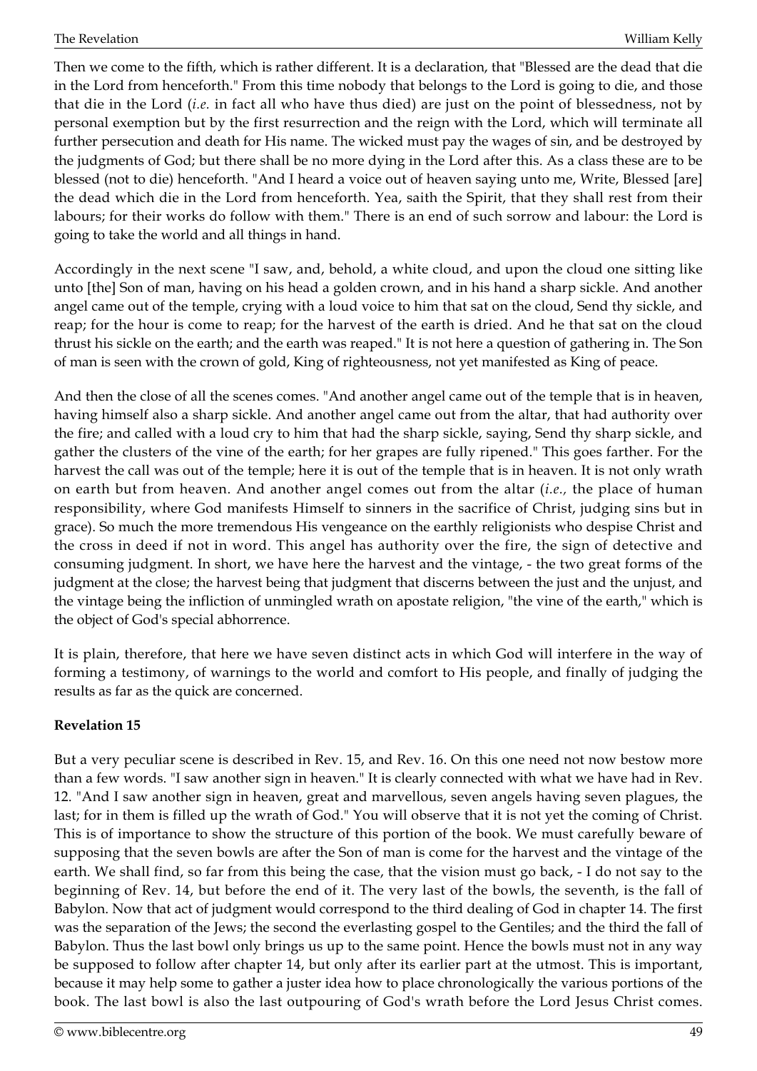Then we come to the fifth, which is rather different. It is a declaration, that "Blessed are the dead that die in the Lord from henceforth." From this time nobody that belongs to the Lord is going to die, and those that die in the Lord (*i.e.* in fact all who have thus died) are just on the point of blessedness, not by personal exemption but by the first resurrection and the reign with the Lord, which will terminate all further persecution and death for His name. The wicked must pay the wages of sin, and be destroyed by the judgments of God; but there shall be no more dying in the Lord after this. As a class these are to be blessed (not to die) henceforth. "And I heard a voice out of heaven saying unto me, Write, Blessed [are] the dead which die in the Lord from henceforth. Yea, saith the Spirit, that they shall rest from their labours; for their works do follow with them." There is an end of such sorrow and labour: the Lord is going to take the world and all things in hand.

Accordingly in the next scene "I saw, and, behold, a white cloud, and upon the cloud one sitting like unto [the] Son of man, having on his head a golden crown, and in his hand a sharp sickle. And another angel came out of the temple, crying with a loud voice to him that sat on the cloud, Send thy sickle, and reap; for the hour is come to reap; for the harvest of the earth is dried. And he that sat on the cloud thrust his sickle on the earth; and the earth was reaped." It is not here a question of gathering in. The Son of man is seen with the crown of gold, King of righteousness, not yet manifested as King of peace.

And then the close of all the scenes comes. "And another angel came out of the temple that is in heaven, having himself also a sharp sickle. And another angel came out from the altar, that had authority over the fire; and called with a loud cry to him that had the sharp sickle, saying, Send thy sharp sickle, and gather the clusters of the vine of the earth; for her grapes are fully ripened." This goes farther. For the harvest the call was out of the temple; here it is out of the temple that is in heaven. It is not only wrath on earth but from heaven. And another angel comes out from the altar (*i.e.,* the place of human responsibility, where God manifests Himself to sinners in the sacrifice of Christ, judging sins but in grace). So much the more tremendous His vengeance on the earthly religionists who despise Christ and the cross in deed if not in word. This angel has authority over the fire, the sign of detective and consuming judgment. In short, we have here the harvest and the vintage, - the two great forms of the judgment at the close; the harvest being that judgment that discerns between the just and the unjust, and the vintage being the infliction of unmingled wrath on apostate religion, "the vine of the earth," which is the object of God's special abhorrence.

It is plain, therefore, that here we have seven distinct acts in which God will interfere in the way of forming a testimony, of warnings to the world and comfort to His people, and finally of judging the results as far as the quick are concerned.

**Revelation 15**

But a very peculiar scene is described in Rev. 15, and Rev. 16. On this one need not now bestow more than a few words. "I saw another sign in heaven." It is clearly connected with what we have had in Rev. 12. "And I saw another sign in heaven, great and marvellous, seven angels having seven plagues, the last; for in them is filled up the wrath of God." You will observe that it is not yet the coming of Christ. This is of importance to show the structure of this portion of the book. We must carefully beware of supposing that the seven bowls are after the Son of man is come for the harvest and the vintage of the earth. We shall find, so far from this being the case, that the vision must go back, - I do not say to the beginning of Rev. 14, but before the end of it. The very last of the bowls, the seventh, is the fall of Babylon. Now that act of judgment would correspond to the third dealing of God in chapter 14. The first was the separation of the Jews; the second the everlasting gospel to the Gentiles; and the third the fall of Babylon. Thus the last bowl only brings us up to the same point. Hence the bowls must not in any way be supposed to follow after chapter 14, but only after its earlier part at the utmost. This is important, because it may help some to gather a juster idea how to place chronologically the various portions of the book. The last bowl is also the last outpouring of God's wrath before the Lord Jesus Christ comes.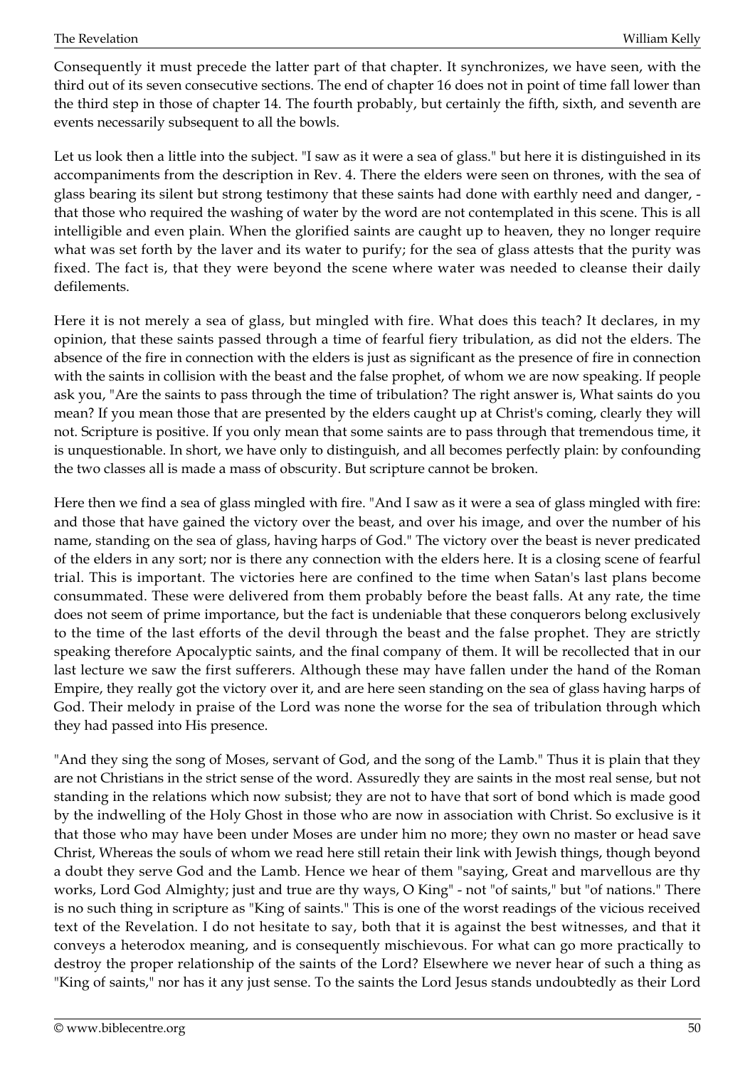Consequently it must precede the latter part of that chapter. It synchronizes, we have seen, with the third out of its seven consecutive sections. The end of chapter 16 does not in point of time fall lower than the third step in those of chapter 14. The fourth probably, but certainly the fifth, sixth, and seventh are events necessarily subsequent to all the bowls.

Let us look then a little into the subject. "I saw as it were a sea of glass." but here it is distinguished in its accompaniments from the description in Rev. 4. There the elders were seen on thrones, with the sea of glass bearing its silent but strong testimony that these saints had done with earthly need and danger, - that those who required the washing of water by the word are not contemplated in this scene. This is all intelligible and even plain. When the glorified saints are caught up to heaven, they no longer require what was set forth by the laver and its water to purify; for the sea of glass attests that the purity was fixed. The fact is, that they were beyond the scene where water was needed to cleanse their daily defilements.

Here it is not merely a sea of glass, but mingled with fire. What does this teach? It declares, in my opinion, that these saints passed through a time of fearful fiery tribulation, as did not the elders. The absence of the fire in connection with the elders is just as significant as the presence of fire in connection with the saints in collision with the beast and the false prophet, of whom we are now speaking. If people ask you, "Are the saints to pass through the time of tribulation? The right answer is, What saints do you mean? If you mean those that are presented by the elders caught up at Christ's coming, clearly they will not. Scripture is positive. If you only mean that some saints are to pass through that tremendous time, it is unquestionable. In short, we have only to distinguish, and all becomes perfectly plain: by confounding the two classes all is made a mass of obscurity. But scripture cannot be broken.

Here then we find a sea of glass mingled with fire. "And I saw as it were a sea of glass mingled with fire: and those that have gained the victory over the beast, and over his image, and over the number of his name, standing on the sea of glass, having harps of God." The victory over the beast is never predicated of the elders in any sort; nor is there any connection with the elders here. It is a closing scene of fearful trial. This is important. The victories here are confined to the time when Satan's last plans become consummated. These were delivered from them probably before the beast falls. At any rate, the time does not seem of prime importance, but the fact is undeniable that these conquerors belong exclusively to the time of the last efforts of the devil through the beast and the false prophet. They are strictly speaking therefore Apocalyptic saints, and the final company of them. It will be recollected that in our last lecture we saw the first sufferers. Although these may have fallen under the hand of the Roman Empire, they really got the victory over it, and are here seen standing on the sea of glass having harps of God. Their melody in praise of the Lord was none the worse for the sea of tribulation through which they had passed into His presence.

"And they sing the song of Moses, servant of God, and the song of the Lamb." Thus it is plain that they are not Christians in the strict sense of the word. Assuredly they are saints in the most real sense, but not standing in the relations which now subsist; they are not to have that sort of bond which is made good by the indwelling of the Holy Ghost in those who are now in association with Christ. So exclusive is it that those who may have been under Moses are under him no more; they own no master or head save Christ, Whereas the souls of whom we read here still retain their link with Jewish things, though beyond a doubt they serve God and the Lamb. Hence we hear of them "saying, Great and marvellous are thy works, Lord God Almighty; just and true are thy ways, O King" - not "of saints," but "of nations." There is no such thing in scripture as "King of saints." This is one of the worst readings of the vicious received text of the Revelation. I do not hesitate to say, both that it is against the best witnesses, and that it conveys a heterodox meaning, and is consequently mischievous. For what can go more practically to destroy the proper relationship of the saints of the Lord? Elsewhere we never hear of such a thing as "King of saints," nor has it any just sense. To the saints the Lord Jesus stands undoubtedly as their Lord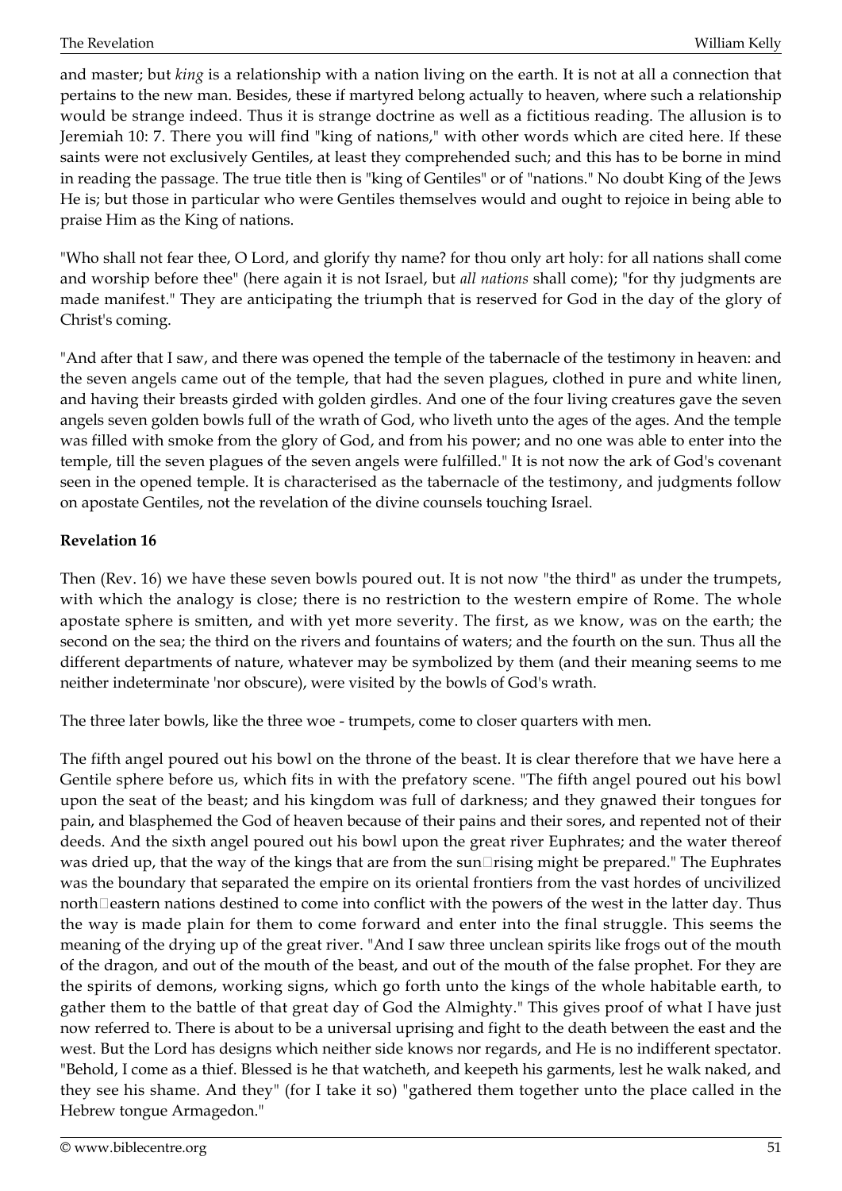and master; but *king* is a relationship with a nation living on the earth. It is not at all a connection that pertains to the new man. Besides, these if martyred belong actually to heaven, where such a relationship would be strange indeed. Thus it is strange doctrine as well as a fictitious reading. The allusion is to Jeremiah 10: 7. There you will find "king of nations," with other words which are cited here. If these saints were not exclusively Gentiles, at least they comprehended such; and this has to be borne in mind in reading the passage. The true title then is "king of Gentiles" or of "nations." No doubt King of the Jews He is; but those in particular who were Gentiles themselves would and ought to rejoice in being able to praise Him as the King of nations.

"Who shall not fear thee, O Lord, and glorify thy name? for thou only art holy: for all nations shall come and worship before thee" (here again it is not Israel, but *all nations* shall come); "for thy judgments are made manifest." They are anticipating the triumph that is reserved for God in the day of the glory of Christ's coming.

"And after that I saw, and there was opened the temple of the tabernacle of the testimony in heaven: and the seven angels came out of the temple, that had the seven plagues, clothed in pure and white linen, and having their breasts girded with golden girdles. And one of the four living creatures gave the seven angels seven golden bowls full of the wrath of God, who liveth unto the ages of the ages. And the temple was filled with smoke from the glory of God, and from his power; and no one was able to enter into the temple, till the seven plagues of the seven angels were fulfilled." It is not now the ark of God's covenant seen in the opened temple. It is characterised as the tabernacle of the testimony, and judgments follow on apostate Gentiles, not the revelation of the divine counsels touching Israel.

**Revelation 16**

Then (Rev. 16) we have these seven bowls poured out. It is not now "the third" as under the trumpets, with which the analogy is close; there is no restriction to the western empire of Rome. The whole apostate sphere is smitten, and with yet more severity. The first, as we know, was on the earth; the second on the sea; the third on the rivers and fountains of waters; and the fourth on the sun. Thus all the different departments of nature, whatever may be symbolized by them (and their meaning seems to me neither indeterminate 'nor obscure), were visited by the bowls of God's wrath.

The three later bowls, like the three woe - trumpets, come to closer quarters with men.

The fifth angel poured out his bowl on the throne of the beast. It is clear therefore that we have here a Gentile sphere before us, which fits in with the prefatory scene. "The fifth angel poured out his bowl upon the seat of the beast; and his kingdom was full of darkness; and they gnawed their tongues for pain, and blasphemed the God of heaven because of their pains and their sores, and repented not of their deeds. And the sixth angel poured out his bowl upon the great river Euphrates; and the water thereof was dried up, that the way of the kings that are from the sun-rising might be prepared." The Euphrates was the boundary that separated the empire on its oriental frontiers from the vast hordes of uncivilized north-eastern nations destined to come into conflict with the powers of the west in the latter day. Thus the way is made plain for them to come forward and enter into the final struggle. This seems the meaning of the drying up of the great river. "And I saw three unclean spirits like frogs out of the mouth of the dragon, and out of the mouth of the beast, and out of the mouth of the false prophet. For they are the spirits of demons, working signs, which go forth unto the kings of the whole habitable earth, to gather them to the battle of that great day of God the Almighty." This gives proof of what I have just now referred to. There is about to be a universal uprising and fight to the death between the east and the west. But the Lord has designs which neither side knows nor regards, and He is no indifferent spectator. "Behold, I come as a thief. Blessed is he that watcheth, and keepeth his garments, lest he walk naked, and they see his shame. And they" (for I take it so) "gathered them together unto the place called in the Hebrew tongue Armagedon."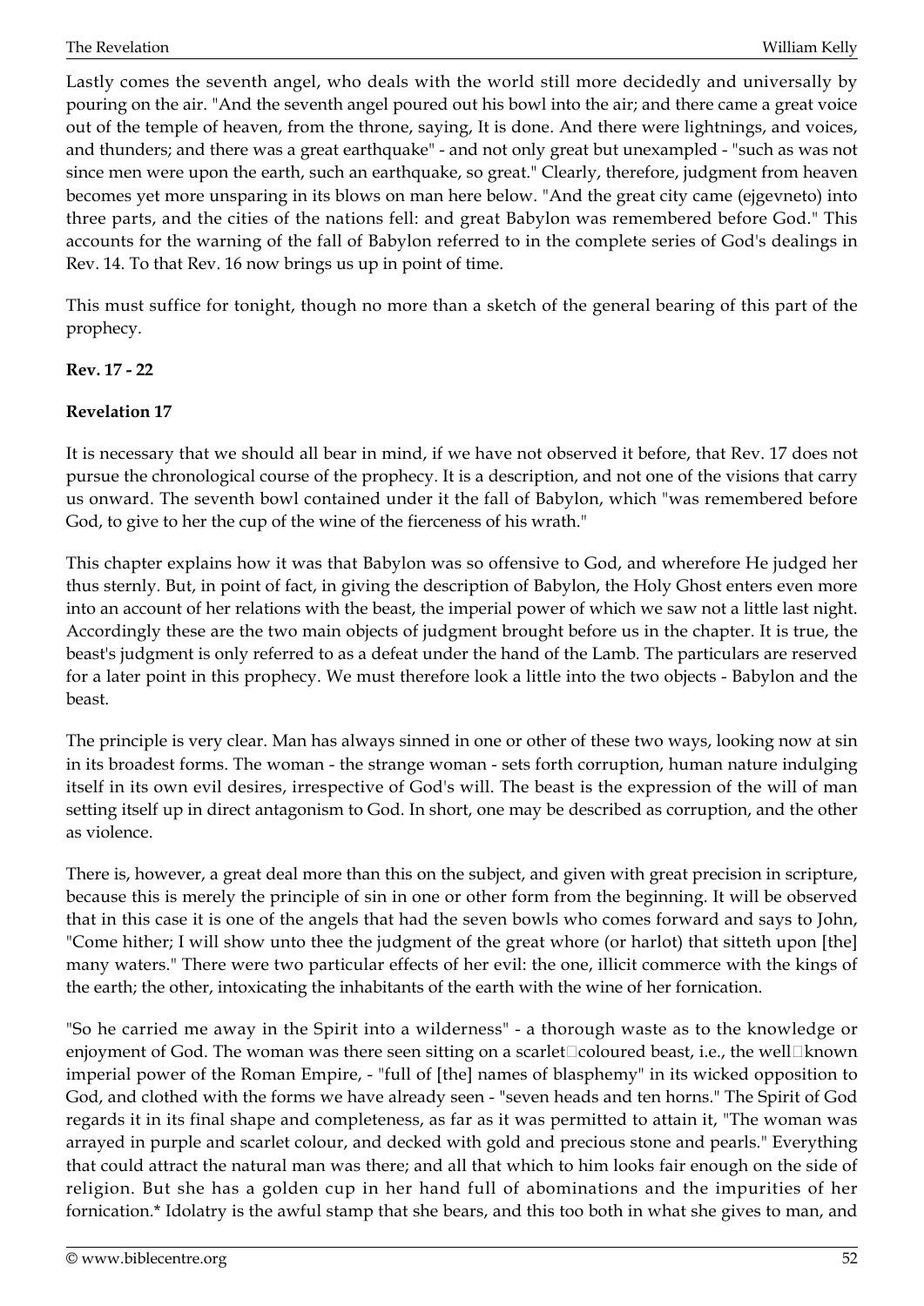Lastly comes the seventh angel, who deals with the world still more decidedly and universally by pouring on the air. "And the seventh angel poured out his bowl into the air; and there came a great voice out of the temple of heaven, from the throne, saying, It is done. And there were lightnings, and voices, and thunders; and there was a great earthquake" - and not only great but unexampled - "such as was not since men were upon the earth, such an earthquake, so great." Clearly, therefore, judgment from heaven becomes yet more unsparing in its blows on man here below. "And the great city came (ejgevneto) into three parts, and the cities of the nations fell: and great Babylon was remembered before God." This accounts for the warning of the fall of Babylon referred to in the complete series of God's dealings in Rev. 14. To that Rev. 16 now brings us up in point of time.

This must suffice for tonight, though no more than a sketch of the general bearing of this part of the prophecy.

**Rev. 17 - 22**

**Revelation 17**

It is necessary that we should all bear in mind, if we have not observed it before, that Rev. 17 does not pursue the chronological course of the prophecy. It is a description, and not one of the visions that carry us onward. The seventh bowl contained under it the fall of Babylon, which "was remembered before God, to give to her the cup of the wine of the fierceness of his wrath."

This chapter explains how it was that Babylon was so offensive to God, and wherefore He judged her thus sternly. But, in point of fact, in giving the description of Babylon, the Holy Ghost enters even more into an account of her relations with the beast, the imperial power of which we saw not a little last night. Accordingly these are the two main objects of judgment brought before us in the chapter. It is true, the beast's judgment is only referred to as a defeat under the hand of the Lamb. The particulars are reserved for a later point in this prophecy. We must therefore look a little into the two objects - Babylon and the beast.

The principle is very clear. Man has always sinned in one or other of these two ways, looking now at sin in its broadest forms. The woman - the strange woman - sets forth corruption, human nature indulging itself in its own evil desires, irrespective of God's will. The beast is the expression of the will of man setting itself up in direct antagonism to God. In short, one may be described as corruption, and the other as violence.

There is, however, a great deal more than this on the subject, and given with great precision in scripture, because this is merely the principle of sin in one or other form from the beginning. It will be observed that in this case it is one of the angels that had the seven bowls who comes forward and says to John, "Come hither; I will show unto thee the judgment of the great whore (or harlot) that sitteth upon [the] many waters." There were two particular effects of her evil: the one, illicit commerce with the kings of the earth; the other, intoxicating the inhabitants of the earth with the wine of her fornication.

"So he carried me away in the Spirit into a wilderness" - a thorough waste as to the knowledge or enjoyment of God. The woman was there seen sitting on a scarlet-coloured beast, i.e., the well-known imperial power of the Roman Empire, - "full of [the] names of blasphemy" in its wicked opposition to God, and clothed with the forms we have already seen - "seven heads and ten horns." The Spirit of God regards it in its final shape and completeness, as far as it was permitted to attain it, "The woman was arrayed in purple and scarlet colour, and decked with gold and precious stone and pearls." Everything that could attract the natural man was there; and all that which to him looks fair enough on the side of religion. But she has a golden cup in her hand full of abominations and the impurities of her fornication.* Idolatry is the awful stamp that she bears, and this too both in what she gives to man, and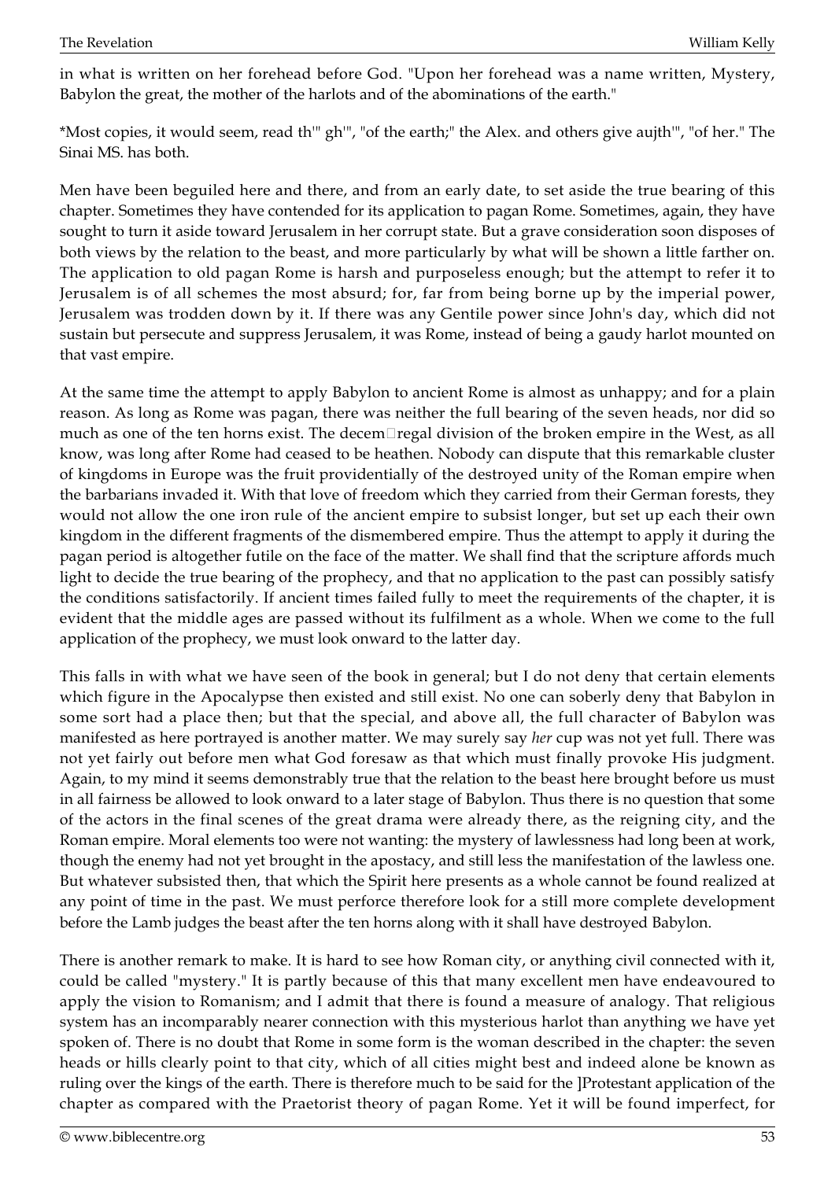in what is written on her forehead before God. "Upon her forehead was a name written, Mystery, Babylon the great, the mother of the harlots and of the abominations of the earth."

*Most copies, it would seem, read th'" gh'", "of the earth;" the Alex. and others give aujth'", "of her." The Sinai MS. has both.

Men have been beguiled here and there, and from an early date, to set aside the true bearing of this chapter. Sometimes they have contended for its application to pagan Rome. Sometimes, again, they have sought to turn it aside toward Jerusalem in her corrupt state. But a grave consideration soon disposes of both views by the relation to the beast, and more particularly by what will be shown a little farther on. The application to old pagan Rome is harsh and purposeless enough; but the attempt to refer it to Jerusalem is of all schemes the most absurd; for, far from being borne up by the imperial power, Jerusalem was trodden down by it. If there was any Gentile power since John's day, which did not sustain but persecute and suppress Jerusalem, it was Rome, instead of being a gaudy harlot mounted on that vast empire.

At the same time the attempt to apply Babylon to ancient Rome is almost as unhappy; and for a plain reason. As long as Rome was pagan, there was neither the full bearing of the seven heads, nor did so much as one of the ten horns exist. The decemregal division of the broken empire in the West, as all know, was long after Rome had ceased to be heathen. Nobody can dispute that this remarkable cluster of kingdoms in Europe was the fruit providentially of the destroyed unity of the Roman empire when the barbarians invaded it. With that love of freedom which they carried from their German forests, they would not allow the one iron rule of the ancient empire to subsist longer, but set up each their own kingdom in the different fragments of the dismembered empire. Thus the attempt to apply it during the pagan period is altogether futile on the face of the matter. We shall find that the scripture affords much light to decide the true bearing of the prophecy, and that no application to the past can possibly satisfy the conditions satisfactorily. If ancient times failed fully to meet the requirements of the chapter, it is evident that the middle ages are passed without its fulfilment as a whole. When we come to the full application of the prophecy, we must look onward to the latter day.

This falls in with what we have seen of the book in general; but I do not deny that certain elements which figure in the Apocalypse then existed and still exist. No one can soberly deny that Babylon in some sort had a place then; but that the special, and above all, the full character of Babylon was manifested as here portrayed is another matter. We may surely say *her* cup was not yet full. There was not yet fairly out before men what God foresaw as that which must finally provoke His judgment. Again, to my mind it seems demonstrably true that the relation to the beast here brought before us must in all fairness be allowed to look onward to a later stage of Babylon. Thus there is no question that some of the actors in the final scenes of the great drama were already there, as the reigning city, and the Roman empire. Moral elements too were not wanting: the mystery of lawlessness had long been at work, though the enemy had not yet brought in the apostacy, and still less the manifestation of the lawless one. But whatever subsisted then, that which the Spirit here presents as a whole cannot be found realized at any point of time in the past. We must perforce therefore look for a still more complete development before the Lamb judges the beast after the ten horns along with it shall have destroyed Babylon.

There is another remark to make. It is hard to see how Roman city, or anything civil connected with it, could be called "mystery." It is partly because of this that many excellent men have endeavoured to apply the vision to Romanism; and I admit that there is found a measure of analogy. That religious system has an incomparably nearer connection with this mysterious harlot than anything we have yet spoken of. There is no doubt that Rome in some form is the woman described in the chapter: the seven heads or hills clearly point to that city, which of all cities might best and indeed alone be known as ruling over the kings of the earth. There is therefore much to be said for the ]Protestant application of the chapter as compared with the Praetorist theory of pagan Rome. Yet it will be found imperfect, for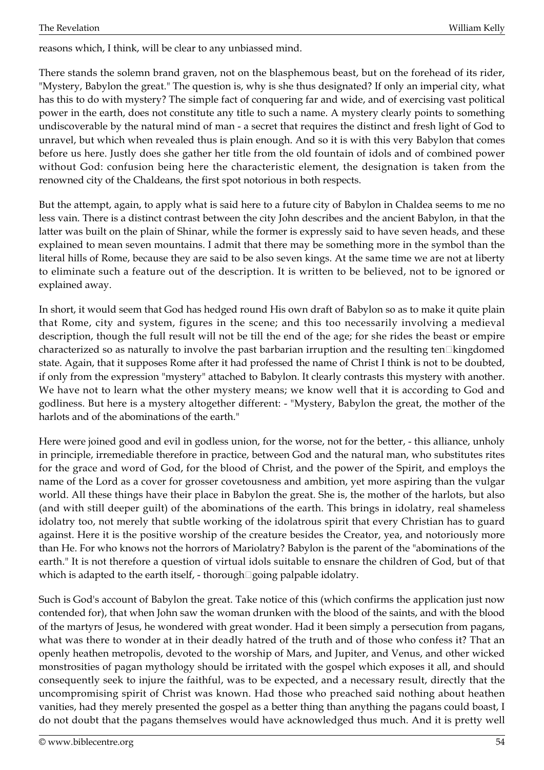reasons which, I think, will be clear to any unbiassed mind.

There stands the solemn brand graven, not on the blasphemous beast, but on the forehead of its rider, "Mystery, Babylon the great." The question is, why is she thus designated? If only an imperial city, what has this to do with mystery? The simple fact of conquering far and wide, and of exercising vast political power in the earth, does not constitute any title to such a name. A mystery clearly points to something undiscoverable by the natural mind of man - a secret that requires the distinct and fresh light of God to unravel, but which when revealed thus is plain enough. And so it is with this very Babylon that comes before us here. Justly does she gather her title from the old fountain of idols and of combined power without God: confusion being here the characteristic element, the designation is taken from the renowned city of the Chaldeans, the first spot notorious in both respects.

But the attempt, again, to apply what is said here to a future city of Babylon in Chaldea seems to me no less vain. There is a distinct contrast between the city John describes and the ancient Babylon, in that the latter was built on the plain of Shinar, while the former is expressly said to have seven heads, and these explained to mean seven mountains. I admit that there may be something more in the symbol than the literal hills of Rome, because they are said to be also seven kings. At the same time we are not at liberty to eliminate such a feature out of the description. It is written to be believed, not to be ignored or explained away.

In short, it would seem that God has hedged round His own draft of Babylon so as to make it quite plain that Rome, city and system, figures in the scene; and this too necessarily involving a medieval description, though the full result will not be till the end of the age; for she rides the beast or empire characterized so as naturally to involve the past barbarian irruption and the resulting ten-kingdomed state. Again, that it supposes Rome after it had professed the name of Christ I think is not to be doubted, if only from the expression "mystery" attached to Babylon. It clearly contrasts this mystery with another. We have not to learn what the other mystery means; we know well that it is according to God and godliness. But here is a mystery altogether different: - "Mystery, Babylon the great, the mother of the harlots and of the abominations of the earth."

Here were joined good and evil in godless union, for the worse, not for the better, - this alliance, unholy in principle, irremediable therefore in practice, between God and the natural man, who substitutes rites for the grace and word of God, for the blood of Christ, and the power of the Spirit, and employs the name of the Lord as a cover for grosser covetousness and ambition, yet more aspiring than the vulgar world. All these things have their place in Babylon the great. She is, the mother of the harlots, but also (and with still deeper guilt) of the abominations of the earth. This brings in idolatry, real shameless idolatry too, not merely that subtle working of the idolatrous spirit that every Christian has to guard against. Here it is the positive worship of the creature besides the Creator, yea, and notoriously more than He. For who knows not the horrors of Mariolatry? Babylon is the parent of the "abominations of the earth." It is not therefore a question of virtual idols suitable to ensnare the children of God, but of that which is adapted to the earth itself, - thorough-going palpable idolatry.

Such is God's account of Babylon the great. Take notice of this (which confirms the application just now contended for), that when John saw the woman drunken with the blood of the saints, and with the blood of the martyrs of Jesus, he wondered with great wonder. Had it been simply a persecution from pagans, what was there to wonder at in their deadly hatred of the truth and of those who confess it? That an openly heathen metropolis, devoted to the worship of Mars, and Jupiter, and Venus, and other wicked monstrosities of pagan mythology should be irritated with the gospel which exposes it all, and should consequently seek to injure the faithful, was to be expected, and a necessary result, directly that the uncompromising spirit of Christ was known. Had those who preached said nothing about heathen vanities, had they merely presented the gospel as a better thing than anything the pagans could boast, I do not doubt that the pagans themselves would have acknowledged thus much. And it is pretty well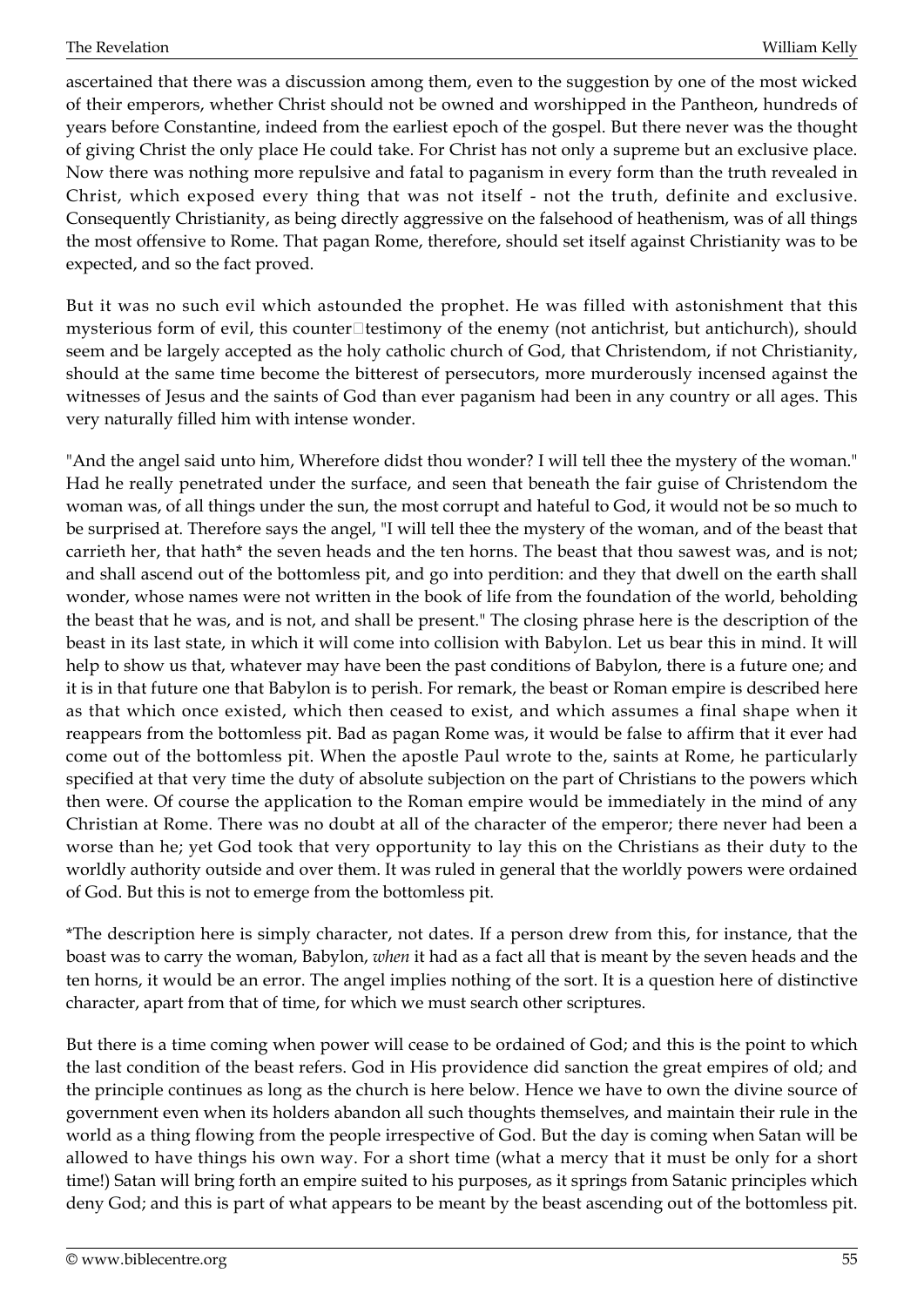ascertained that there was a discussion among them, even to the suggestion by one of the most wicked of their emperors, whether Christ should not be owned and worshipped in the Pantheon, hundreds of years before Constantine, indeed from the earliest epoch of the gospel. But there never was the thought of giving Christ the only place He could take. For Christ has not only a supreme but an exclusive place. Now there was nothing more repulsive and fatal to paganism in every form than the truth revealed in Christ, which exposed every thing that was not itself - not the truth, definite and exclusive. Consequently Christianity, as being directly aggressive on the falsehood of heathenism, was of all things the most offensive to Rome. That pagan Rome, therefore, should set itself against Christianity was to be expected, and so the fact proved.

But it was no such evil which astounded the prophet. He was filled with astonishment that this mysterious form of evil, this counter-testimony of the enemy (not antichrist, but antichurch), should seem and be largely accepted as the holy catholic church of God, that Christendom, if not Christianity, should at the same time become the bitterest of persecutors, more murderously incensed against the witnesses of Jesus and the saints of God than ever paganism had been in any country or all ages. This very naturally filled him with intense wonder.

"And the angel said unto him, Wherefore didst thou wonder? I will tell thee the mystery of the woman." Had he really penetrated under the surface, and seen that beneath the fair guise of Christendom the woman was, of all things under the sun, the most corrupt and hateful to God, it would not be so much to be surprised at. Therefore says the angel, "I will tell thee the mystery of the woman, and of the beast that carrieth her, that hath* the seven heads and the ten horns. The beast that thou sawest was, and is not; and shall ascend out of the bottomless pit, and go into perdition: and they that dwell on the earth shall wonder, whose names were not written in the book of life from the foundation of the world, beholding the beast that he was, and is not, and shall be present." The closing phrase here is the description of the beast in its last state, in which it will come into collision with Babylon. Let us bear this in mind. It will help to show us that, whatever may have been the past conditions of Babylon, there is a future one; and it is in that future one that Babylon is to perish. For remark, the beast or Roman empire is described here as that which once existed, which then ceased to exist, and which assumes a final shape when it reappears from the bottomless pit. Bad as pagan Rome was, it would be false to affirm that it ever had come out of the bottomless pit. When the apostle Paul wrote to the, saints at Rome, he particularly specified at that very time the duty of absolute subjection on the part of Christians to the powers which then were. Of course the application to the Roman empire would be immediately in the mind of any Christian at Rome. There was no doubt at all of the character of the emperor; there never had been a worse than he; yet God took that very opportunity to lay this on the Christians as their duty to the worldly authority outside and over them. It was ruled in general that the worldly powers were ordained of God. But this is not to emerge from the bottomless pit.

*The description here is simply character, not dates. If a person drew from this, for instance, that the boast was to carry the woman, Babylon, *when* it had as a fact all that is meant by the seven heads and the ten horns, it would be an error. The angel implies nothing of the sort. It is a question here of distinctive character, apart from that of time, for which we must search other scriptures.

But there is a time coming when power will cease to be ordained of God; and this is the point to which the last condition of the beast refers. God in His providence did sanction the great empires of old; and the principle continues as long as the church is here below. Hence we have to own the divine source of government even when its holders abandon all such thoughts themselves, and maintain their rule in the world as a thing flowing from the people irrespective of God. But the day is coming when Satan will be allowed to have things his own way. For a short time (what a mercy that it must be only for a short time!) Satan will bring forth an empire suited to his purposes, as it springs from Satanic principles which deny God; and this is part of what appears to be meant by the beast ascending out of the bottomless pit.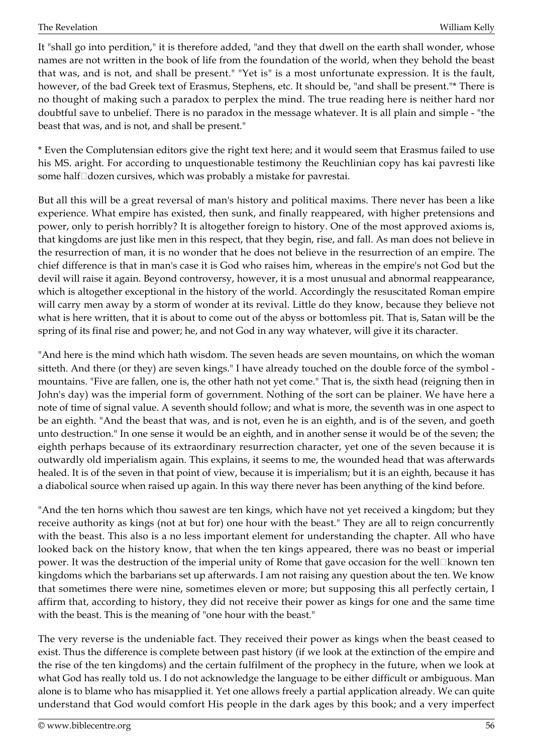It "shall go into perdition," it is therefore added, "and they that dwell on the earth shall wonder, whose names are not written in the book of life from the foundation of the world, when they behold the beast that was, and is not, and shall be present." "Yet is" is a most unfortunate expression. It is the fault, however, of the bad Greek text of Erasmus, Stephens, etc. It should be, "and shall be present."* There is no thought of making such a paradox to perplex the mind. The true reading here is neither hard nor doubtful save to unbelief. There is no paradox in the message whatever. It is all plain and simple - "the beast that was, and is not, and shall be present."

* Even the Complutensian editors give the right text here; and it would seem that Erasmus failed to use his MS. aright. For according to unquestionable testimony the Reuchlinian copy has kai pavresti like some half-dozen cursives, which was probably a mistake for pavrestai.

But all this will be a great reversal of man's history and political maxims. There never has been a like experience. What empire has existed, then sunk, and finally reappeared, with higher pretensions and power, only to perish horribly? It is altogether foreign to history. One of the most approved axioms is, that kingdoms are just like men in this respect, that they begin, rise, and fall. As man does not believe in the resurrection of man, it is no wonder that he does not believe in the resurrection of an empire. The chief difference is that in man's case it is God who raises him, whereas in the empire's not God but the devil will raise it again. Beyond controversy, however, it is a most unusual and abnormal reappearance, which is altogether exceptional in the history of the world. Accordingly the resuscitated Roman empire will carry men away by a storm of wonder at its revival. Little do they know, because they believe not what is here written, that it is about to come out of the abyss or bottomless pit. That is, Satan will be the spring of its final rise and power; he, and not God in any way whatever, will give it its character.

"And here is the mind which hath wisdom. The seven heads are seven mountains, on which the woman sitteth. And there (or they) are seven kings." I have already touched on the double force of the symbol - mountains. "Five are fallen, one is, the other hath not yet come." That is, the sixth head (reigning then in John's day) was the imperial form of government. Nothing of the sort can be plainer. We have here a note of time of signal value. A seventh should follow; and what is more, the seventh was in one aspect to be an eighth. "And the beast that was, and is not, even he is an eighth, and is of the seven, and goeth unto destruction." In one sense it would be an eighth, and in another sense it would be of the seven; the eighth perhaps because of its extraordinary resurrection character, yet one of the seven because it is outwardly old imperialism again. This explains, it seems to me, the wounded head that was afterwards healed. It is of the seven in that point of view, because it is imperialism; but it is an eighth, because it has a diabolical source when raised up again. In this way there never has been anything of the kind before.

"And the ten horns which thou sawest are ten kings, which have not yet received a kingdom; but they receive authority as kings (not at but for) one hour with the beast." They are all to reign concurrently with the beast. This also is a no less important element for understanding the chapter. All who have looked back on the history know, that when the ten kings appeared, there was no beast or imperial power. It was the destruction of the imperial unity of Rome that gave occasion for the well-known ten kingdoms which the barbarians set up afterwards. I am not raising any question about the ten. We know that sometimes there were nine, sometimes eleven or more; but supposing this all perfectly certain, I affirm that, according to history, they did not receive their power as kings for one and the same time with the beast. This is the meaning of "one hour with the beast."

The very reverse is the undeniable fact. They received their power as kings when the beast ceased to exist. Thus the difference is complete between past history (if we look at the extinction of the empire and the rise of the ten kingdoms) and the certain fulfilment of the prophecy in the future, when we look at what God has really told us. I do not acknowledge the language to be either difficult or ambiguous. Man alone is to blame who has misapplied it. Yet one allows freely a partial application already. We can quite understand that God would comfort His people in the dark ages by this book; and a very imperfect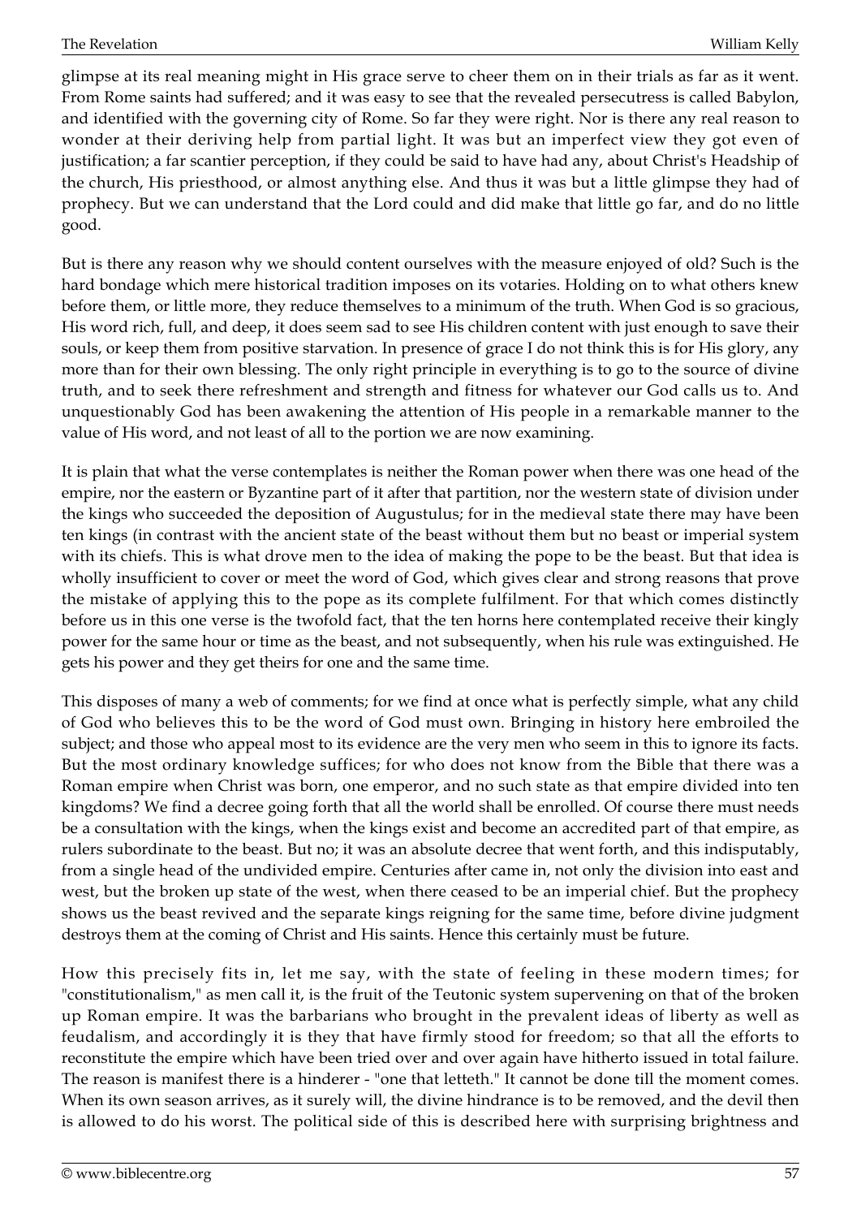glimpse at its real meaning might in His grace serve to cheer them on in their trials as far as it went. From Rome saints had suffered; and it was easy to see that the revealed persecutress is called Babylon, and identified with the governing city of Rome. So far they were right. Nor is there any real reason to wonder at their deriving help from partial light. It was but an imperfect view they got even of justification; a far scantier perception, if they could be said to have had any, about Christ's Headship of the church, His priesthood, or almost anything else. And thus it was but a little glimpse they had of prophecy. But we can understand that the Lord could and did make that little go far, and do no little good.

But is there any reason why we should content ourselves with the measure enjoyed of old? Such is the hard bondage which mere historical tradition imposes on its votaries. Holding on to what others knew before them, or little more, they reduce themselves to a minimum of the truth. When God is so gracious, His word rich, full, and deep, it does seem sad to see His children content with just enough to save their souls, or keep them from positive starvation. In presence of grace I do not think this is for His glory, any more than for their own blessing. The only right principle in everything is to go to the source of divine truth, and to seek there refreshment and strength and fitness for whatever our God calls us to. And unquestionably God has been awakening the attention of His people in a remarkable manner to the value of His word, and not least of all to the portion we are now examining.

It is plain that what the verse contemplates is neither the Roman power when there was one head of the empire, nor the eastern or Byzantine part of it after that partition, nor the western state of division under the kings who succeeded the deposition of Augustulus; for in the medieval state there may have been ten kings (in contrast with the ancient state of the beast without them but no beast or imperial system with its chiefs. This is what drove men to the idea of making the pope to be the beast. But that idea is wholly insufficient to cover or meet the word of God, which gives clear and strong reasons that prove the mistake of applying this to the pope as its complete fulfilment. For that which comes distinctly before us in this one verse is the twofold fact, that the ten horns here contemplated receive their kingly power for the same hour or time as the beast, and not subsequently, when his rule was extinguished. He gets his power and they get theirs for one and the same time.

This disposes of many a web of comments; for we find at once what is perfectly simple, what any child of God who believes this to be the word of God must own. Bringing in history here embroiled the subject; and those who appeal most to its evidence are the very men who seem in this to ignore its facts. But the most ordinary knowledge suffices; for who does not know from the Bible that there was a Roman empire when Christ was born, one emperor, and no such state as that empire divided into ten kingdoms? We find a decree going forth that all the world shall be enrolled. Of course there must needs be a consultation with the kings, when the kings exist and become an accredited part of that empire, as rulers subordinate to the beast. But no; it was an absolute decree that went forth, and this indisputably, from a single head of the undivided empire. Centuries after came in, not only the division into east and west, but the broken up state of the west, when there ceased to be an imperial chief. But the prophecy shows us the beast revived and the separate kings reigning for the same time, before divine judgment destroys them at the coming of Christ and His saints. Hence this certainly must be future.

How this precisely fits in, let me say, with the state of feeling in these modern times; for "constitutionalism," as men call it, is the fruit of the Teutonic system supervening on that of the broken up Roman empire. It was the barbarians who brought in the prevalent ideas of liberty as well as feudalism, and accordingly it is they that have firmly stood for freedom; so that all the efforts to reconstitute the empire which have been tried over and over again have hitherto issued in total failure. The reason is manifest there is a hinderer - "one that letteth." It cannot be done till the moment comes. When its own season arrives, as it surely will, the divine hindrance is to be removed, and the devil then is allowed to do his worst. The political side of this is described here with surprising brightness and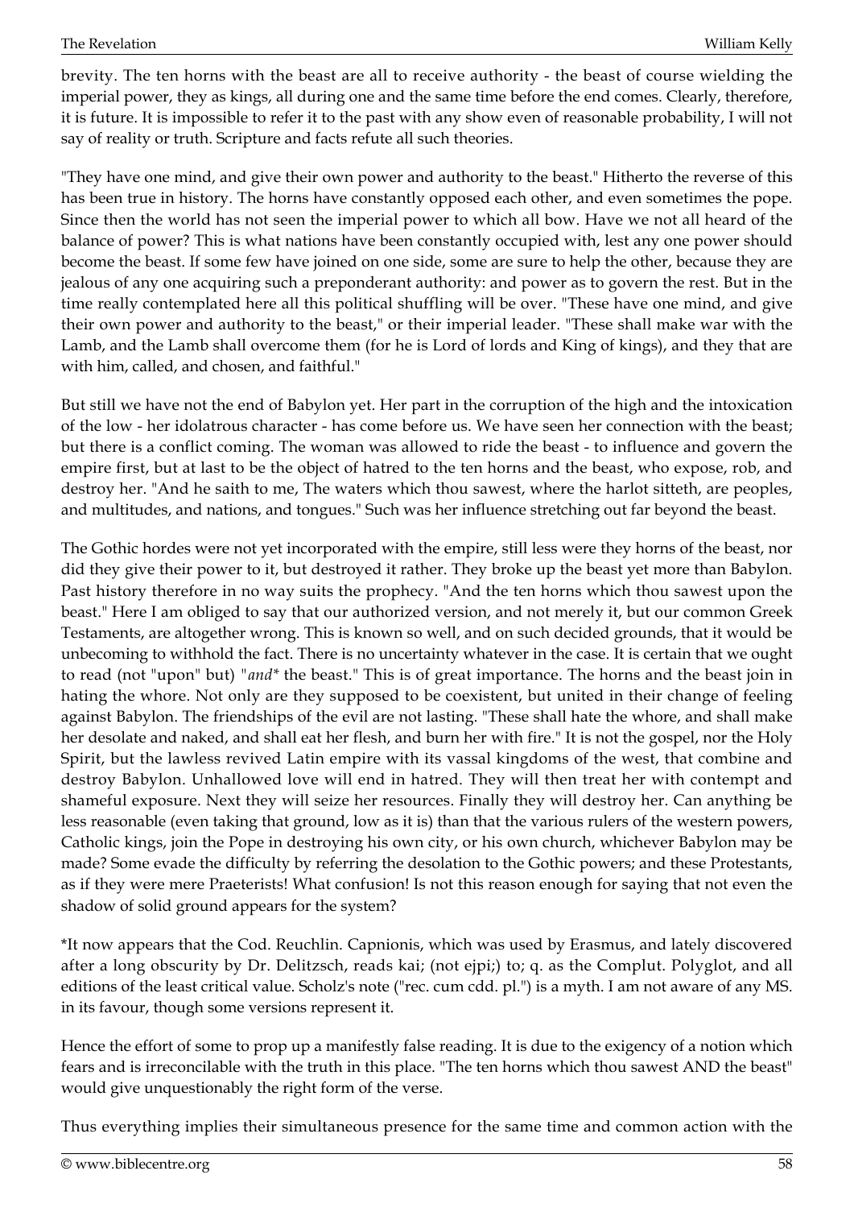brevity. The ten horns with the beast are all to receive authority - the beast of course wielding the imperial power, they as kings, all during one and the same time before the end comes. Clearly, therefore, it is future. It is impossible to refer it to the past with any show even of reasonable probability, I will not say of reality or truth. Scripture and facts refute all such theories.

"They have one mind, and give their own power and authority to the beast." Hitherto the reverse of this has been true in history. The horns have constantly opposed each other, and even sometimes the pope. Since then the world has not seen the imperial power to which all bow. Have we not all heard of the balance of power? This is what nations have been constantly occupied with, lest any one power should become the beast. If some few have joined on one side, some are sure to help the other, because they are jealous of any one acquiring such a preponderant authority: and power as to govern the rest. But in the time really contemplated here all this political shuffling will be over. "These have one mind, and give their own power and authority to the beast," or their imperial leader. "These shall make war with the Lamb, and the Lamb shall overcome them (for he is Lord of lords and King of kings), and they that are with him, called, and chosen, and faithful."

But still we have not the end of Babylon yet. Her part in the corruption of the high and the intoxication of the low - her idolatrous character - has come before us. We have seen her connection with the beast; but there is a conflict coming. The woman was allowed to ride the beast - to influence and govern the empire first, but at last to be the object of hatred to the ten horns and the beast, who expose, rob, and destroy her. "And he saith to me, The waters which thou sawest, where the harlot sitteth, are peoples, and multitudes, and nations, and tongues." Such was her influence stretching out far beyond the beast.

The Gothic hordes were not yet incorporated with the empire, still less were they horns of the beast, nor did they give their power to it, but destroyed it rather. They broke up the beast yet more than Babylon. Past history therefore in no way suits the prophecy. "And the ten horns which thou sawest upon the beast." Here I am obliged to say that our authorized version, and not merely it, but our common Greek Testaments, are altogether wrong. This is known so well, and on such decided grounds, that it would be unbecoming to withhold the fact. There is no uncertainty whatever in the case. It is certain that we ought to read (not "upon" but) "*and** the beast." This is of great importance. The horns and the beast join in hating the whore. Not only are they supposed to be coexistent, but united in their change of feeling against Babylon. The friendships of the evil are not lasting. "These shall hate the whore, and shall make her desolate and naked, and shall eat her flesh, and burn her with fire." It is not the gospel, nor the Holy Spirit, but the lawless revived Latin empire with its vassal kingdoms of the west, that combine and destroy Babylon. Unhallowed love will end in hatred. They will then treat her with contempt and shameful exposure. Next they will seize her resources. Finally they will destroy her. Can anything be less reasonable (even taking that ground, low as it is) than that the various rulers of the western powers, Catholic kings, join the Pope in destroying his own city, or his own church, whichever Babylon may be made? Some evade the difficulty by referring the desolation to the Gothic powers; and these Protestants, as if they were mere Praeterists! What confusion! Is not this reason enough for saying that not even the shadow of solid ground appears for the system?

*It now appears that the Cod. Reuchlin. Capnionis, which was used by Erasmus, and lately discovered after a long obscurity by Dr. Delitzsch, reads kai; (not ejpi;) to; q. as the Complut. Polyglot, and all editions of the least critical value. Scholz's note ("rec. cum cdd. pl.") is a myth. I am not aware of any MS. in its favour, though some versions represent it.

Hence the effort of some to prop up a manifestly false reading. It is due to the exigency of a notion which fears and is irreconcilable with the truth in this place. "The ten horns which thou sawest AND the beast" would give unquestionably the right form of the verse.

Thus everything implies their simultaneous presence for the same time and common action with the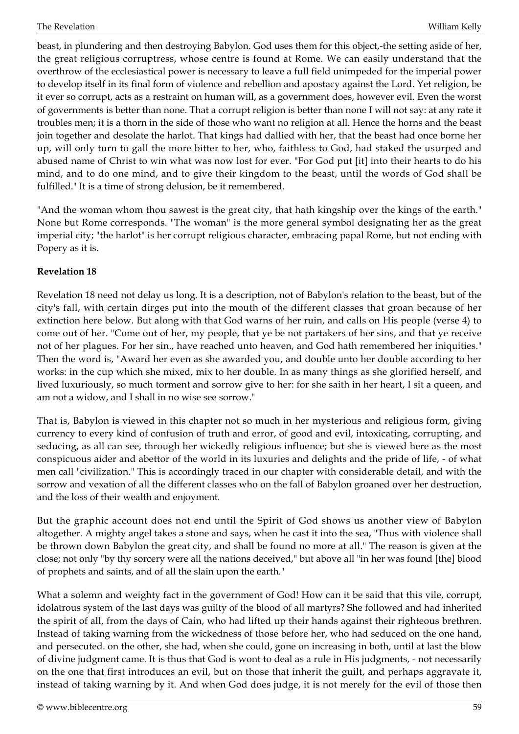beast, in plundering and then destroying Babylon. God uses them for this object,-the setting aside of her, the great religious corruptress, whose centre is found at Rome. We can easily understand that the overthrow of the ecclesiastical power is necessary to leave a full field unimpeded for the imperial power to develop itself in its final form of violence and rebellion and apostacy against the Lord. Yet religion, be it ever so corrupt, acts as a restraint on human will, as a government does, however evil. Even the worst of governments is better than none. That a corrupt religion is better than none I will not say: at any rate it troubles men; it is a thorn in the side of those who want no religion at all. Hence the horns and the beast join together and desolate the harlot. That kings had dallied with her, that the beast had once borne her up, will only turn to gall the more bitter to her, who, faithless to God, had staked the usurped and abused name of Christ to win what was now lost for ever. "For God put [it] into their hearts to do his mind, and to do one mind, and to give their kingdom to the beast, until the words of God shall be fulfilled." It is a time of strong delusion, be it remembered.

"And the woman whom thou sawest is the great city, that hath kingship over the kings of the earth." None but Rome corresponds. "The woman" is the more general symbol designating her as the great imperial city; "the harlot" is her corrupt religious character, embracing papal Rome, but not ending with Popery as it is.

**Revelation 18**

Revelation 18 need not delay us long. It is a description, not of Babylon's relation to the beast, but of the city's fall, with certain dirges put into the mouth of the different classes that groan because of her extinction here below. But along with that God warns of her ruin, and calls on His people (verse 4) to come out of her. "Come out of her, my people, that ye be not partakers of her sins, and that ye receive not of her plagues. For her sin., have reached unto heaven, and God hath remembered her iniquities." Then the word is, "Award her even as she awarded you, and double unto her double according to her works: in the cup which she mixed, mix to her double. In as many things as she glorified herself, and lived luxuriously, so much torment and sorrow give to her: for she saith in her heart, I sit a queen, and am not a widow, and I shall in no wise see sorrow."

That is, Babylon is viewed in this chapter not so much in her mysterious and religious form, giving currency to every kind of confusion of truth and error, of good and evil, intoxicating, corrupting, and seducing, as all can see, through her wickedly religious influence; but she is viewed here as the most conspicuous aider and abettor of the world in its luxuries and delights and the pride of life, - of what men call "civilization." This is accordingly traced in our chapter with considerable detail, and with the sorrow and vexation of all the different classes who on the fall of Babylon groaned over her destruction, and the loss of their wealth and enjoyment.

But the graphic account does not end until the Spirit of God shows us another view of Babylon altogether. A mighty angel takes a stone and says, when he cast it into the sea, "Thus with violence shall be thrown down Babylon the great city, and shall be found no more at all." The reason is given at the close; not only "by thy sorcery were all the nations deceived," but above all "in her was found [the] blood of prophets and saints, and of all the slain upon the earth."

What a solemn and weighty fact in the government of God! How can it be said that this vile, corrupt, idolatrous system of the last days was guilty of the blood of all martyrs? She followed and had inherited the spirit of all, from the days of Cain, who had lifted up their hands against their righteous brethren. Instead of taking warning from the wickedness of those before her, who had seduced on the one hand, and persecuted. on the other, she had, when she could, gone on increasing in both, until at last the blow of divine judgment came. It is thus that God is wont to deal as a rule in His judgments, - not necessarily on the one that first introduces an evil, but on those that inherit the guilt, and perhaps aggravate it, instead of taking warning by it. And when God does judge, it is not merely for the evil of those then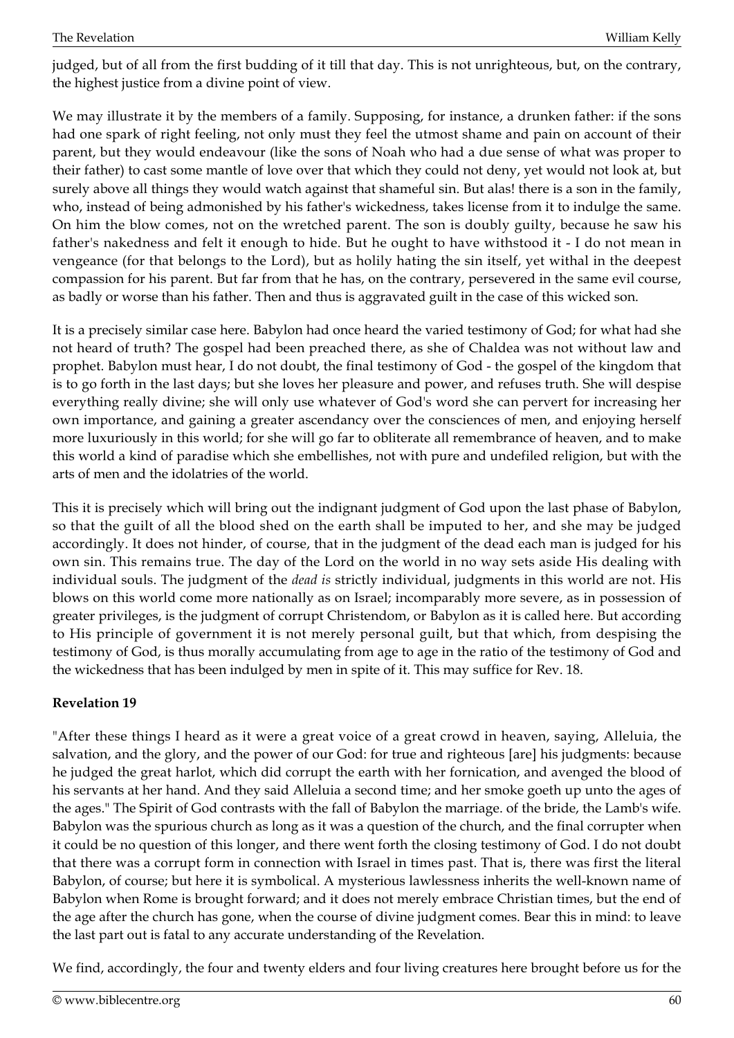judged, but of all from the first budding of it till that day. This is not unrighteous, but, on the contrary, the highest justice from a divine point of view.

We may illustrate it by the members of a family. Supposing, for instance, a drunken father: if the sons had one spark of right feeling, not only must they feel the utmost shame and pain on account of their parent, but they would endeavour (like the sons of Noah who had a due sense of what was proper to their father) to cast some mantle of love over that which they could not deny, yet would not look at, but surely above all things they would watch against that shameful sin. But alas! there is a son in the family, who, instead of being admonished by his father's wickedness, takes license from it to indulge the same. On him the blow comes, not on the wretched parent. The son is doubly guilty, because he saw his father's nakedness and felt it enough to hide. But he ought to have withstood it - I do not mean in vengeance (for that belongs to the Lord), but as holily hating the sin itself, yet withal in the deepest compassion for his parent. But far from that he has, on the contrary, persevered in the same evil course, as badly or worse than his father. Then and thus is aggravated guilt in the case of this wicked son.

It is a precisely similar case here. Babylon had once heard the varied testimony of God; for what had she not heard of truth? The gospel had been preached there, as she of Chaldea was not without law and prophet. Babylon must hear, I do not doubt, the final testimony of God - the gospel of the kingdom that is to go forth in the last days; but she loves her pleasure and power, and refuses truth. She will despise everything really divine; she will only use whatever of God's word she can pervert for increasing her own importance, and gaining a greater ascendancy over the consciences of men, and enjoying herself more luxuriously in this world; for she will go far to obliterate all remembrance of heaven, and to make this world a kind of paradise which she embellishes, not with pure and undefiled religion, but with the arts of men and the idolatries of the world.

This it is precisely which will bring out the indignant judgment of God upon the last phase of Babylon, so that the guilt of all the blood shed on the earth shall be imputed to her, and she may be judged accordingly. It does not hinder, of course, that in the judgment of the dead each man is judged for his own sin. This remains true. The day of the Lord on the world in no way sets aside His dealing with individual souls. The judgment of the *dead is* strictly individual, judgments in this world are not. His blows on this world come more nationally as on Israel; incomparably more severe, as in possession of greater privileges, is the judgment of corrupt Christendom, or Babylon as it is called here. But according to His principle of government it is not merely personal guilt, but that which, from despising the testimony of God, is thus morally accumulating from age to age in the ratio of the testimony of God and the wickedness that has been indulged by men in spite of it. This may suffice for Rev. 18.

**Revelation 19**

"After these things I heard as it were a great voice of a great crowd in heaven, saying, Alleluia, the salvation, and the glory, and the power of our God: for true and righteous [are] his judgments: because he judged the great harlot, which did corrupt the earth with her fornication, and avenged the blood of his servants at her hand. And they said Alleluia a second time; and her smoke goeth up unto the ages of the ages." The Spirit of God contrasts with the fall of Babylon the marriage. of the bride, the Lamb's wife. Babylon was the spurious church as long as it was a question of the church, and the final corrupter when it could be no question of this longer, and there went forth the closing testimony of God. I do not doubt that there was a corrupt form in connection with Israel in times past. That is, there was first the literal Babylon, of course; but here it is symbolical. A mysterious lawlessness inherits the well-known name of Babylon when Rome is brought forward; and it does not merely embrace Christian times, but the end of the age after the church has gone, when the course of divine judgment comes. Bear this in mind: to leave the last part out is fatal to any accurate understanding of the Revelation.

We find, accordingly, the four and twenty elders and four living creatures here brought before us for the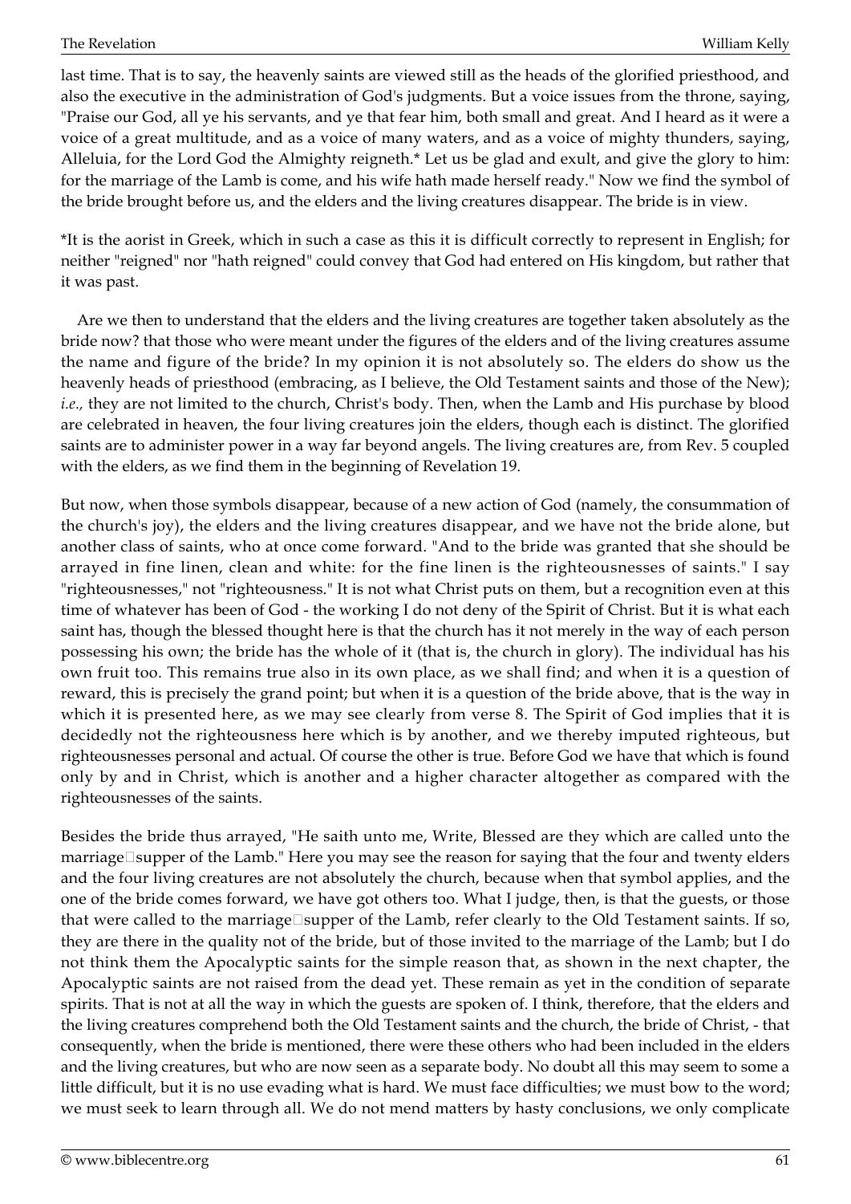last time. That is to say, the heavenly saints are viewed still as the heads of the glorified priesthood, and also the executive in the administration of God's judgments. But a voice issues from the throne, saying, "Praise our God, all ye his servants, and ye that fear him, both small and great. And I heard as it were a voice of a great multitude, and as a voice of many waters, and as a voice of mighty thunders, saying, Alleluia, for the Lord God the Almighty reigneth.* Let us be glad and exult, and give the glory to him: for the marriage of the Lamb is come, and his wife hath made herself ready." Now we find the symbol of the bride brought before us, and the elders and the living creatures disappear. The bride is in view.

*It is the aorist in Greek, which in such a case as this it is difficult correctly to represent in English; for neither "reigned" nor "hath reigned" could convey that God had entered on His kingdom, but rather that it was past.

Are we then to understand that the elders and the living creatures are together taken absolutely as the bride now? that those who were meant under the figures of the elders and of the living creatures assume the name and figure of the bride? In my opinion it is not absolutely so. The elders do show us the heavenly heads of priesthood (embracing, as I believe, the Old Testament saints and those of the New); *i.e.,* they are not limited to the church, Christ's body. Then, when the Lamb and His purchase by blood are celebrated in heaven, the four living creatures join the elders, though each is distinct. The glorified saints are to administer power in a way far beyond angels. The living creatures are, from Rev. 5 coupled with the elders, as we find them in the beginning of Revelation 19.

But now, when those symbols disappear, because of a new action of God (namely, the consummation of the church's joy), the elders and the living creatures disappear, and we have not the bride alone, but another class of saints, who at once come forward. "And to the bride was granted that she should be arrayed in fine linen, clean and white: for the fine linen is the righteousnesses of saints." I say "righteousnesses," not "righteousness." It is not what Christ puts on them, but a recognition even at this time of whatever has been of God - the working I do not deny of the Spirit of Christ. But it is what each saint has, though the blessed thought here is that the church has it not merely in the way of each person possessing his own; the bride has the whole of it (that is, the church in glory). The individual has his own fruit too. This remains true also in its own place, as we shall find; and when it is a question of reward, this is precisely the grand point; but when it is a question of the bride above, that is the way in which it is presented here, as we may see clearly from verse 8. The Spirit of God implies that it is decidedly not the righteousness here which is by another, and we thereby imputed righteous, but righteousnesses personal and actual. Of course the other is true. Before God we have that which is found only by and in Christ, which is another and a higher character altogether as compared with the righteousnesses of the saints.

Besides the bride thus arrayed, "He saith unto me, Write, Blessed are they which are called unto the marriage-supper of the Lamb." Here you may see the reason for saying that the four and twenty elders and the four living creatures are not absolutely the church, because when that symbol applies, and the one of the bride comes forward, we have got others too. What I judge, then, is that the guests, or those that were called to the marriage-supper of the Lamb, refer clearly to the Old Testament saints. If so, they are there in the quality not of the bride, but of those invited to the marriage of the Lamb; but I do not think them the Apocalyptic saints for the simple reason that, as shown in the next chapter, the Apocalyptic saints are not raised from the dead yet. These remain as yet in the condition of separate spirits. That is not at all the way in which the guests are spoken of. I think, therefore, that the elders and the living creatures comprehend both the Old Testament saints and the church, the bride of Christ, - that consequently, when the bride is mentioned, there were these others who had been included in the elders and the living creatures, but who are now seen as a separate body. No doubt all this may seem to some a little difficult, but it is no use evading what is hard. We must face difficulties; we must bow to the word; we must seek to learn through all. We do not mend matters by hasty conclusions, we only complicate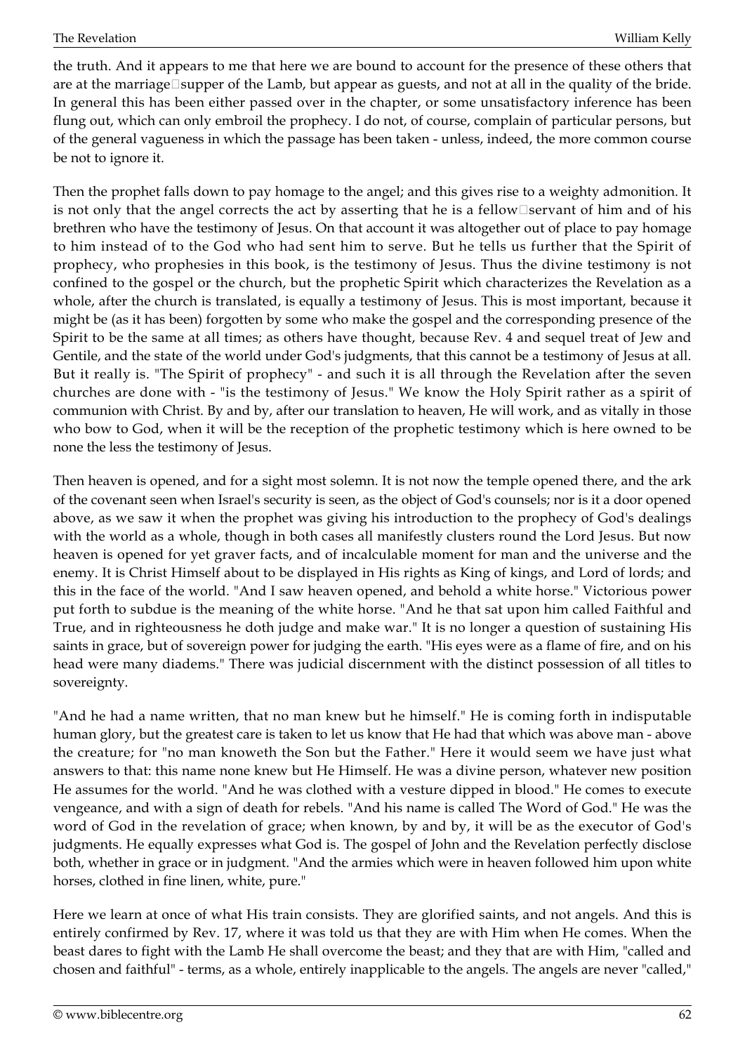the truth. And it appears to me that here we are bound to account for the presence of these others that are at the marriage-supper of the Lamb, but appear as guests, and not at all in the quality of the bride. In general this has been either passed over in the chapter, or some unsatisfactory inference has been flung out, which can only embroil the prophecy. I do not, of course, complain of particular persons, but of the general vagueness in which the passage has been taken - unless, indeed, the more common course be not to ignore it.

Then the prophet falls down to pay homage to the angel; and this gives rise to a weighty admonition. It is not only that the angel corrects the act by asserting that he is a fellow-servant of him and of his brethren who have the testimony of Jesus. On that account it was altogether out of place to pay homage to him instead of to the God who had sent him to serve. But he tells us further that the Spirit of prophecy, who prophesies in this book, is the testimony of Jesus. Thus the divine testimony is not confined to the gospel or the church, but the prophetic Spirit which characterizes the Revelation as a whole, after the church is translated, is equally a testimony of Jesus. This is most important, because it might be (as it has been) forgotten by some who make the gospel and the corresponding presence of the Spirit to be the same at all times; as others have thought, because Rev. 4 and sequel treat of Jew and Gentile, and the state of the world under God's judgments, that this cannot be a testimony of Jesus at all. But it really is. "The Spirit of prophecy" - and such it is all through the Revelation after the seven churches are done with - "is the testimony of Jesus." We know the Holy Spirit rather as a spirit of communion with Christ. By and by, after our translation to heaven, He will work, and as vitally in those who bow to God, when it will be the reception of the prophetic testimony which is here owned to be none the less the testimony of Jesus.

Then heaven is opened, and for a sight most solemn. It is not now the temple opened there, and the ark of the covenant seen when Israel's security is seen, as the object of God's counsels; nor is it a door opened above, as we saw it when the prophet was giving his introduction to the prophecy of God's dealings with the world as a whole, though in both cases all manifestly clusters round the Lord Jesus. But now heaven is opened for yet graver facts, and of incalculable moment for man and the universe and the enemy. It is Christ Himself about to be displayed in His rights as King of kings, and Lord of lords; and this in the face of the world. "And I saw heaven opened, and behold a white horse." Victorious power put forth to subdue is the meaning of the white horse. "And he that sat upon him called Faithful and True, and in righteousness he doth judge and make war." It is no longer a question of sustaining His saints in grace, but of sovereign power for judging the earth. "His eyes were as a flame of fire, and on his head were many diadems." There was judicial discernment with the distinct possession of all titles to sovereignty.

"And he had a name written, that no man knew but he himself." He is coming forth in indisputable human glory, but the greatest care is taken to let us know that He had that which was above man - above the creature; for "no man knoweth the Son but the Father." Here it would seem we have just what answers to that: this name none knew but He Himself. He was a divine person, whatever new position He assumes for the world. "And he was clothed with a vesture dipped in blood." He comes to execute vengeance, and with a sign of death for rebels. "And his name is called The Word of God." He was the word of God in the revelation of grace; when known, by and by, it will be as the executor of God's judgments. He equally expresses what God is. The gospel of John and the Revelation perfectly disclose both, whether in grace or in judgment. "And the armies which were in heaven followed him upon white horses, clothed in fine linen, white, pure."

Here we learn at once of what His train consists. They are glorified saints, and not angels. And this is entirely confirmed by Rev. 17, where it was told us that they are with Him when He comes. When the beast dares to fight with the Lamb He shall overcome the beast; and they that are with Him, "called and chosen and faithful" - terms, as a whole, entirely inapplicable to the angels. The angels are never "called,"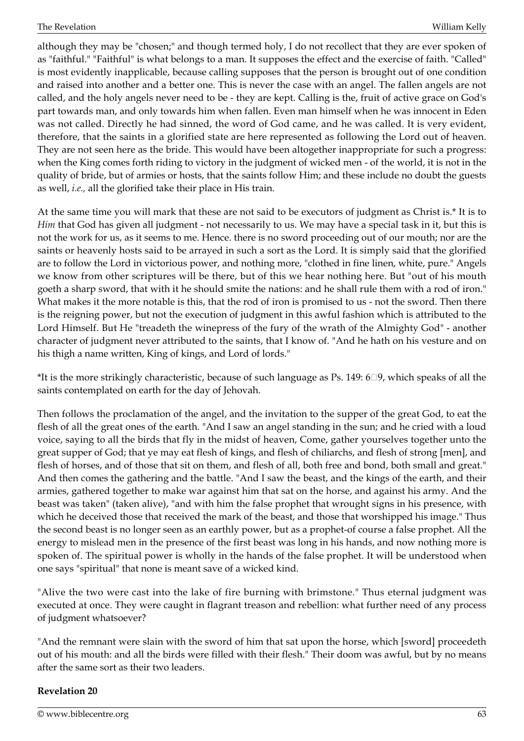although they may be "chosen;" and though termed holy, I do not recollect that they are ever spoken of as "faithful." "Faithful" is what belongs to a man. It supposes the effect and the exercise of faith. "Called" is most evidently inapplicable, because calling supposes that the person is brought out of one condition and raised into another and a better one. This is never the case with an angel. The fallen angels are not called, and the holy angels never need to be - they are kept. Calling is the, fruit of active grace on God's part towards man, and only towards him when fallen. Even man himself when he was innocent in Eden was not called. Directly he had sinned, the word of God came, and he was called. It is very evident, therefore, that the saints in a glorified state are here represented as following the Lord out of heaven. They are not seen here as the bride. This would have been altogether inappropriate for such a progress: when the King comes forth riding to victory in the judgment of wicked men - of the world, it is not in the quality of bride, but of armies or hosts, that the saints follow Him; and these include no doubt the guests as well, *i.e.,* all the glorified take their place in His train.

At the same time you will mark that these are not said to be executors of judgment as Christ is.* It is to *Him* that God has given all judgment - not necessarily to us. We may have a special task in it, but this is not the work for us, as it seems to me. Hence. there is no sword proceeding out of our mouth; nor are the saints or heavenly hosts said to be arrayed in such a sort as the Lord. It is simply said that the glorified are to follow the Lord in victorious power, and nothing more, "clothed in fine linen, white, pure." Angels we know from other scriptures will be there, but of this we hear nothing here. But "out of his mouth goeth a sharp sword, that with it he should smite the nations: and he shall rule them with a rod of iron." What makes it the more notable is this, that the rod of iron is promised to us - not the sword. Then there is the reigning power, but not the execution of judgment in this awful fashion which is attributed to the Lord Himself. But He "treadeth the winepress of the fury of the wrath of the Almighty God" - another character of judgment never attributed to the saints, that I know of. "And he hath on his vesture and on his thigh a name written, King of kings, and Lord of lords."

*It is the more strikingly characteristic, because of such language as Ps. 149: 6-9, which speaks of all the saints contemplated on earth for the day of Jehovah.

Then follows the proclamation of the angel, and the invitation to the supper of the great God, to eat the flesh of all the great ones of the earth. "And I saw an angel standing in the sun; and he cried with a loud voice, saying to all the birds that fly in the midst of heaven, Come, gather yourselves together unto the great supper of God; that ye may eat flesh of kings, and flesh of chiliarchs, and flesh of strong [men], and flesh of horses, and of those that sit on them, and flesh of all, both free and bond, both small and great." And then comes the gathering and the battle. "And I saw the beast, and the kings of the earth, and their armies, gathered together to make war against him that sat on the horse, and against his army. And the beast was taken" (taken alive), "and with him the false prophet that wrought signs in his presence, with which he deceived those that received the mark of the beast, and those that worshipped his image." Thus the second beast is no longer seen as an earthly power, but as a prophet-of course a false prophet. All the energy to mislead men in the presence of the first beast was long in his hands, and now nothing more is spoken of. The spiritual power is wholly in the hands of the false prophet. It will be understood when one says "spiritual" that none is meant save of a wicked kind.

"Alive the two were cast into the lake of fire burning with brimstone." Thus eternal judgment was executed at once. They were caught in flagrant treason and rebellion: what further need of any process of judgment whatsoever?

"And the remnant were slain with the sword of him that sat upon the horse, which [sword] proceedeth out of his mouth: and all the birds were filled with their flesh." Their doom was awful, but by no means after the same sort as their two leaders.

**Revelation 20**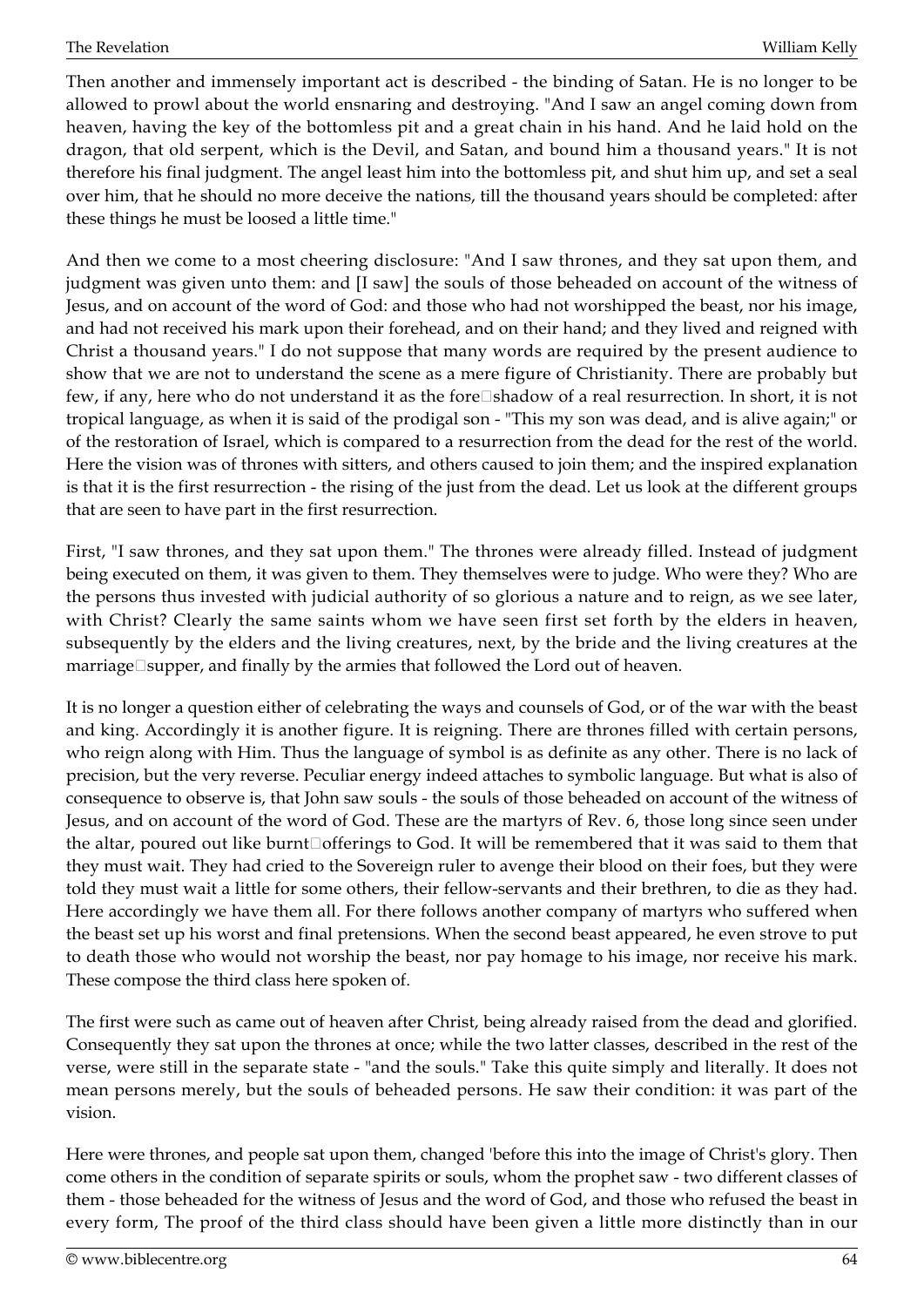Then another and immensely important act is described - the binding of Satan. He is no longer to be allowed to prowl about the world ensnaring and destroying. "And I saw an angel coming down from heaven, having the key of the bottomless pit and a great chain in his hand. And he laid hold on the dragon, that old serpent, which is the Devil, and Satan, and bound him a thousand years." It is not therefore his final judgment. The angel least him into the bottomless pit, and shut him up, and set a seal over him, that he should no more deceive the nations, till the thousand years should be completed: after these things he must be loosed a little time."

And then we come to a most cheering disclosure: "And I saw thrones, and they sat upon them, and judgment was given unto them: and [I saw] the souls of those beheaded on account of the witness of Jesus, and on account of the word of God: and those who had not worshipped the beast, nor his image, and had not received his mark upon their forehead, and on their hand; and they lived and reigned with Christ a thousand years." I do not suppose that many words are required by the present audience to show that we are not to understand the scene as a mere figure of Christianity. There are probably but few, if any, here who do not understand it as the fore-shadow of a real resurrection. In short, it is not tropical language, as when it is said of the prodigal son - "This my son was dead, and is alive again;" or of the restoration of Israel, which is compared to a resurrection from the dead for the rest of the world. Here the vision was of thrones with sitters, and others caused to join them; and the inspired explanation is that it is the first resurrection - the rising of the just from the dead. Let us look at the different groups that are seen to have part in the first resurrection.

First, "I saw thrones, and they sat upon them." The thrones were already filled. Instead of judgment being executed on them, it was given to them. They themselves were to judge. Who were they? Who are the persons thus invested with judicial authority of so glorious a nature and to reign, as we see later, with Christ? Clearly the same saints whom we have seen first set forth by the elders in heaven, subsequently by the elders and the living creatures, next, by the bride and the living creatures at the marriage-supper, and finally by the armies that followed the Lord out of heaven.

It is no longer a question either of celebrating the ways and counsels of God, or of the war with the beast and king. Accordingly it is another figure. It is reigning. There are thrones filled with certain persons, who reign along with Him. Thus the language of symbol is as definite as any other. There is no lack of precision, but the very reverse. Peculiar energy indeed attaches to symbolic language. But what is also of consequence to observe is, that John saw souls - the souls of those beheaded on account of the witness of Jesus, and on account of the word of God. These are the martyrs of Rev. 6, those long since seen under the altar, poured out like burnt-offerings to God. It will be remembered that it was said to them that they must wait. They had cried to the Sovereign ruler to avenge their blood on their foes, but they were told they must wait a little for some others, their fellow-servants and their brethren, to die as they had. Here accordingly we have them all. For there follows another company of martyrs who suffered when the beast set up his worst and final pretensions. When the second beast appeared, he even strove to put to death those who would not worship the beast, nor pay homage to his image, nor receive his mark. These compose the third class here spoken of.

The first were such as came out of heaven after Christ, being already raised from the dead and glorified. Consequently they sat upon the thrones at once; while the two latter classes, described in the rest of the verse, were still in the separate state - "and the souls." Take this quite simply and literally. It does not mean persons merely, but the souls of beheaded persons. He saw their condition: it was part of the vision.

Here were thrones, and people sat upon them, changed 'before this into the image of Christ's glory. Then come others in the condition of separate spirits or souls, whom the prophet saw - two different classes of them - those beheaded for the witness of Jesus and the word of God, and those who refused the beast in every form, The proof of the third class should have been given a little more distinctly than in our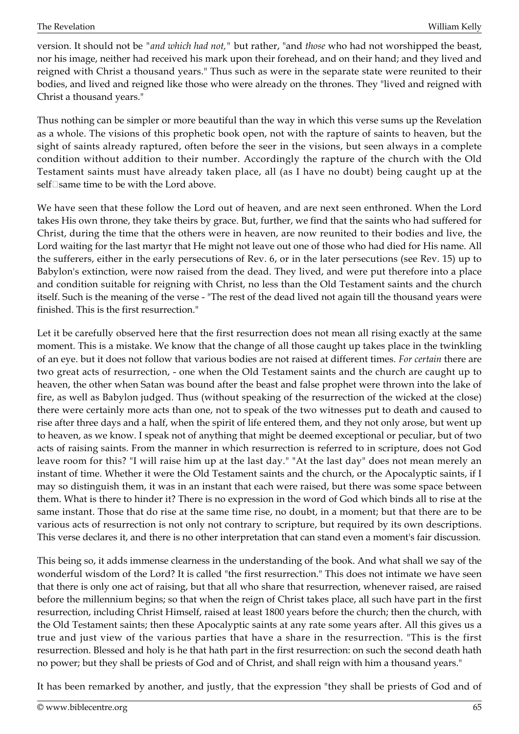version. It should not be "*and which had not,*" but rather, "and *those* who had not worshipped the beast, nor his image, neither had received his mark upon their forehead, and on their hand; and they lived and reigned with Christ a thousand years." Thus such as were in the separate state were reunited to their bodies, and lived and reigned like those who were already on the thrones. They "lived and reigned with Christ a thousand years."

Thus nothing can be simpler or more beautiful than the way in which this verse sums up the Revelation as a whole. The visions of this prophetic book open, not with the rapture of saints to heaven, but the sight of saints already raptured, often before the seer in the visions, but seen always in a complete condition without addition to their number. Accordingly the rapture of the church with the Old Testament saints must have already taken place, all (as I have no doubt) being caught up at the self-same time to be with the Lord above.

We have seen that these follow the Lord out of heaven, and are next seen enthroned. When the Lord takes His own throne, they take theirs by grace. But, further, we find that the saints who had suffered for Christ, during the time that the others were in heaven, are now reunited to their bodies and live, the Lord waiting for the last martyr that He might not leave out one of those who had died for His name. All the sufferers, either in the early persecutions of Rev. 6, or in the later persecutions (see Rev. 15) up to Babylon's extinction, were now raised from the dead. They lived, and were put therefore into a place and condition suitable for reigning with Christ, no less than the Old Testament saints and the church itself. Such is the meaning of the verse - "The rest of the dead lived not again till the thousand years were finished. This is the first resurrection."

Let it be carefully observed here that the first resurrection does not mean all rising exactly at the same moment. This is a mistake. We know that the change of all those caught up takes place in the twinkling of an eye. but it does not follow that various bodies are not raised at different times. *For certain* there are two great acts of resurrection, - one when the Old Testament saints and the church are caught up to heaven, the other when Satan was bound after the beast and false prophet were thrown into the lake of fire, as well as Babylon judged. Thus (without speaking of the resurrection of the wicked at the close) there were certainly more acts than one, not to speak of the two witnesses put to death and caused to rise after three days and a half, when the spirit of life entered them, and they not only arose, but went up to heaven, as we know. I speak not of anything that might be deemed exceptional or peculiar, but of two acts of raising saints. From the manner in which resurrection is referred to in scripture, does not God leave room for this? "I will raise him up at the last day." "At the last day" does not mean merely an instant of time. Whether it were the Old Testament saints and the church, or the Apocalyptic saints, if I may so distinguish them, it was in an instant that each were raised, but there was some space between them. What is there to hinder it? There is no expression in the word of God which binds all to rise at the same instant. Those that do rise at the same time rise, no doubt, in a moment; but that there are to be various acts of resurrection is not only not contrary to scripture, but required by its own descriptions. This verse declares it, and there is no other interpretation that can stand even a moment's fair discussion.

This being so, it adds immense clearness in the understanding of the book. And what shall we say of the wonderful wisdom of the Lord? It is called "the first resurrection." This does not intimate we have seen that there is only one act of raising, but that all who share that resurrection, whenever raised, are raised before the millennium begins; so that when the reign of Christ takes place, all such have part in the first resurrection, including Christ Himself, raised at least 1800 years before the church; then the church, with the Old Testament saints; then these Apocalyptic saints at any rate some years after. All this gives us a true and just view of the various parties that have a share in the resurrection. "This is the first resurrection. Blessed and holy is he that hath part in the first resurrection: on such the second death hath no power; but they shall be priests of God and of Christ, and shall reign with him a thousand years."

It has been remarked by another, and justly, that the expression "they shall be priests of God and of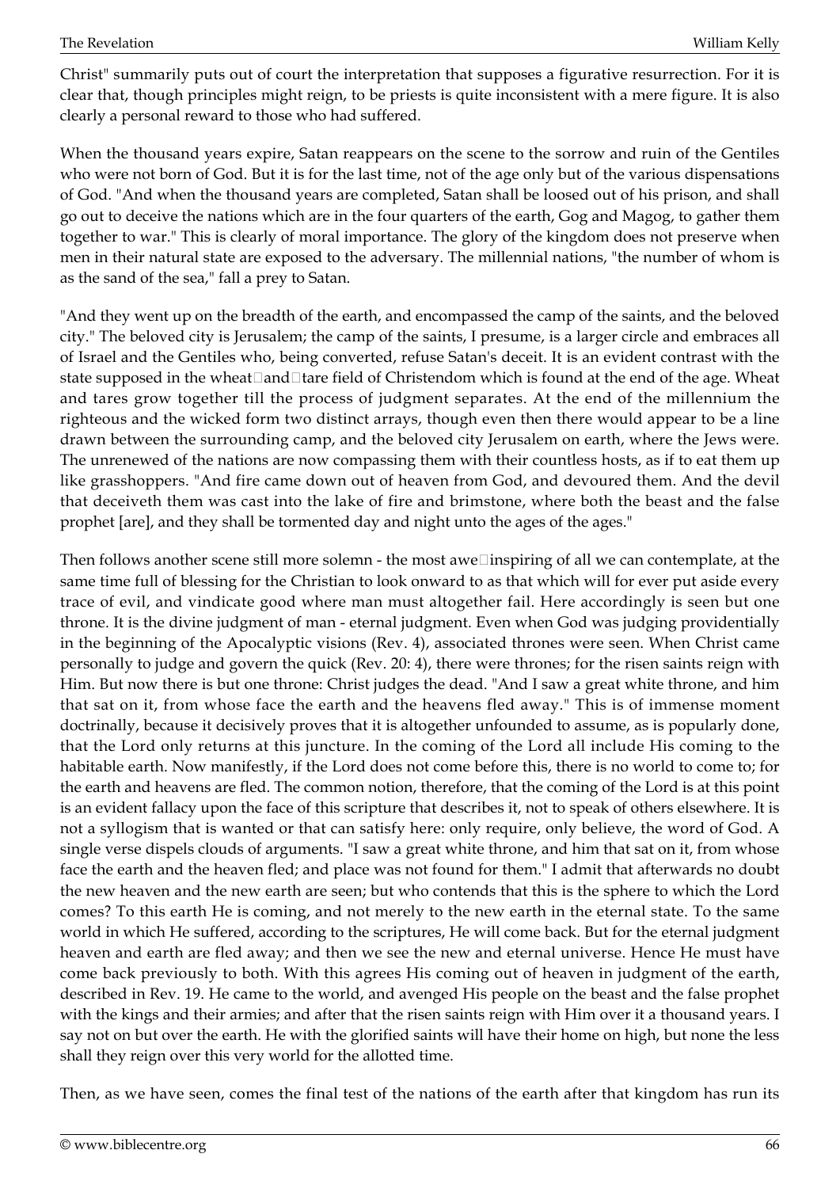Christ" summarily puts out of court the interpretation that supposes a figurative resurrection. For it is clear that, though principles might reign, to be priests is quite inconsistent with a mere figure. It is also clearly a personal reward to those who had suffered.

When the thousand years expire, Satan reappears on the scene to the sorrow and ruin of the Gentiles who were not born of God. But it is for the last time, not of the age only but of the various dispensations of God. "And when the thousand years are completed, Satan shall be loosed out of his prison, and shall go out to deceive the nations which are in the four quarters of the earth, Gog and Magog, to gather them together to war." This is clearly of moral importance. The glory of the kingdom does not preserve when men in their natural state are exposed to the adversary. The millennial nations, "the number of whom is as the sand of the sea," fall a prey to Satan.

"And they went up on the breadth of the earth, and encompassed the camp of the saints, and the beloved city." The beloved city is Jerusalem; the camp of the saints, I presume, is a larger circle and embraces all of Israel and the Gentiles who, being converted, refuse Satan's deceit. It is an evident contrast with the state supposed in the wheat-and-tare field of Christendom which is found at the end of the age. Wheat and tares grow together till the process of judgment separates. At the end of the millennium the righteous and the wicked form two distinct arrays, though even then there would appear to be a line drawn between the surrounding camp, and the beloved city Jerusalem on earth, where the Jews were. The unrenewed of the nations are now compassing them with their countless hosts, as if to eat them up like grasshoppers. "And fire came down out of heaven from God, and devoured them. And the devil that deceiveth them was cast into the lake of fire and brimstone, where both the beast and the false prophet [are], and they shall be tormented day and night unto the ages of the ages."

Then follows another scene still more solemn - the most awe-inspiring of all we can contemplate, at the same time full of blessing for the Christian to look onward to as that which will for ever put aside every trace of evil, and vindicate good where man must altogether fail. Here accordingly is seen but one throne. It is the divine judgment of man - eternal judgment. Even when God was judging providentially in the beginning of the Apocalyptic visions (Rev. 4), associated thrones were seen. When Christ came personally to judge and govern the quick (Rev. 20: 4), there were thrones; for the risen saints reign with Him. But now there is but one throne: Christ judges the dead. "And I saw a great white throne, and him that sat on it, from whose face the earth and the heavens fled away." This is of immense moment doctrinally, because it decisively proves that it is altogether unfounded to assume, as is popularly done, that the Lord only returns at this juncture. In the coming of the Lord all include His coming to the habitable earth. Now manifestly, if the Lord does not come before this, there is no world to come to; for the earth and heavens are fled. The common notion, therefore, that the coming of the Lord is at this point is an evident fallacy upon the face of this scripture that describes it, not to speak of others elsewhere. It is not a syllogism that is wanted or that can satisfy here: only require, only believe, the word of God. A single verse dispels clouds of arguments. "I saw a great white throne, and him that sat on it, from whose face the earth and the heaven fled; and place was not found for them." I admit that afterwards no doubt the new heaven and the new earth are seen; but who contends that this is the sphere to which the Lord comes? To this earth He is coming, and not merely to the new earth in the eternal state. To the same world in which He suffered, according to the scriptures, He will come back. But for the eternal judgment heaven and earth are fled away; and then we see the new and eternal universe. Hence He must have come back previously to both. With this agrees His coming out of heaven in judgment of the earth, described in Rev. 19. He came to the world, and avenged His people on the beast and the false prophet with the kings and their armies; and after that the risen saints reign with Him over it a thousand years. I say not on but over the earth. He with the glorified saints will have their home on high, but none the less shall they reign over this very world for the allotted time.

Then, as we have seen, comes the final test of the nations of the earth after that kingdom has run its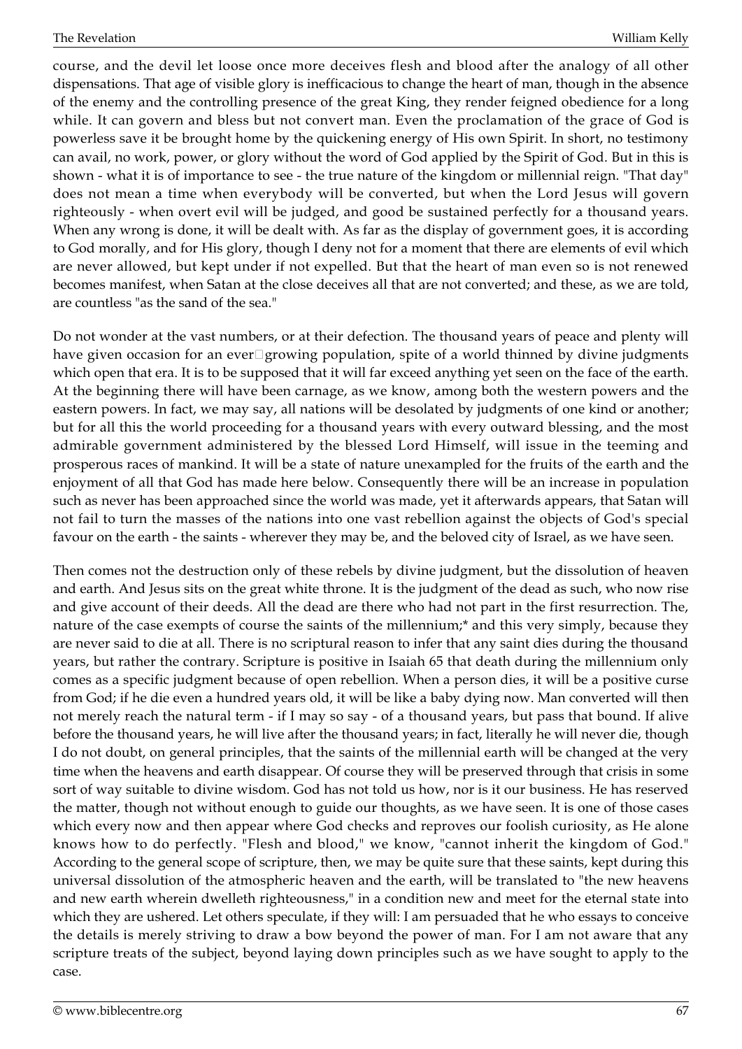course, and the devil let loose once more deceives flesh and blood after the analogy of all other dispensations. That age of visible glory is inefficacious to change the heart of man, though in the absence of the enemy and the controlling presence of the great King, they render feigned obedience for a long while. It can govern and bless but not convert man. Even the proclamation of the grace of God is powerless save it be brought home by the quickening energy of His own Spirit. In short, no testimony can avail, no work, power, or glory without the word of God applied by the Spirit of God. But in this is shown - what it is of importance to see - the true nature of the kingdom or millennial reign. "That day" does not mean a time when everybody will be converted, but when the Lord Jesus will govern righteously - when overt evil will be judged, and good be sustained perfectly for a thousand years. When any wrong is done, it will be dealt with. As far as the display of government goes, it is according to God morally, and for His glory, though I deny not for a moment that there are elements of evil which are never allowed, but kept under if not expelled. But that the heart of man even so is not renewed becomes manifest, when Satan at the close deceives all that are not converted; and these, as we are told, are countless "as the sand of the sea."

Do not wonder at the vast numbers, or at their defection. The thousand years of peace and plenty will have given occasion for an ever-growing population, spite of a world thinned by divine judgments which open that era. It is to be supposed that it will far exceed anything yet seen on the face of the earth. At the beginning there will have been carnage, as we know, among both the western powers and the eastern powers. In fact, we may say, all nations will be desolated by judgments of one kind or another; but for all this the world proceeding for a thousand years with every outward blessing, and the most admirable government administered by the blessed Lord Himself, will issue in the teeming and prosperous races of mankind. It will be a state of nature unexampled for the fruits of the earth and the enjoyment of all that God has made here below. Consequently there will be an increase in population such as never has been approached since the world was made, yet it afterwards appears, that Satan will not fail to turn the masses of the nations into one vast rebellion against the objects of God's special favour on the earth - the saints - wherever they may be, and the beloved city of Israel, as we have seen.

Then comes not the destruction only of these rebels by divine judgment, but the dissolution of heaven and earth. And Jesus sits on the great white throne. It is the judgment of the dead as such, who now rise and give account of their deeds. All the dead are there who had not part in the first resurrection. The, nature of the case exempts of course the saints of the millennium;* and this very simply, because they are never said to die at all. There is no scriptural reason to infer that any saint dies during the thousand years, but rather the contrary. Scripture is positive in Isaiah 65 that death during the millennium only comes as a specific judgment because of open rebellion. When a person dies, it will be a positive curse from God; if he die even a hundred years old, it will be like a baby dying now. Man converted will then not merely reach the natural term - if I may so say - of a thousand years, but pass that bound. If alive before the thousand years, he will live after the thousand years; in fact, literally he will never die, though I do not doubt, on general principles, that the saints of the millennial earth will be changed at the very time when the heavens and earth disappear. Of course they will be preserved through that crisis in some sort of way suitable to divine wisdom. God has not told us how, nor is it our business. He has reserved the matter, though not without enough to guide our thoughts, as we have seen. It is one of those cases which every now and then appear where God checks and reproves our foolish curiosity, as He alone knows how to do perfectly. "Flesh and blood," we know, "cannot inherit the kingdom of God." According to the general scope of scripture, then, we may be quite sure that these saints, kept during this universal dissolution of the atmospheric heaven and the earth, will be translated to "the new heavens and new earth wherein dwelleth righteousness," in a condition new and meet for the eternal state into which they are ushered. Let others speculate, if they will: I am persuaded that he who essays to conceive the details is merely striving to draw a bow beyond the power of man. For I am not aware that any scripture treats of the subject, beyond laying down principles such as we have sought to apply to the case.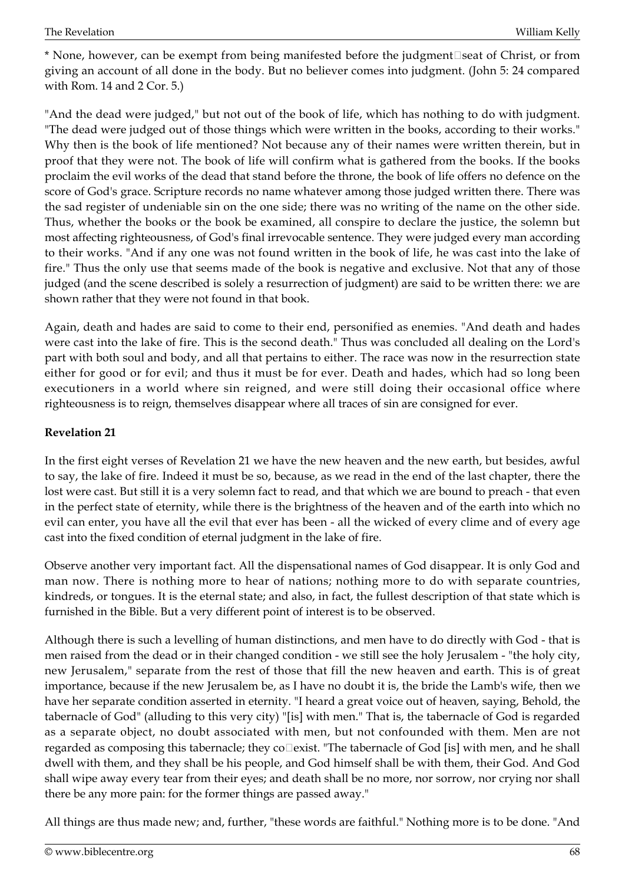* None, however, can be exempt from being manifested before the judgment-seat of Christ, or from giving an account of all done in the body. But no believer comes into judgment. (John 5: 24 compared with Rom. 14 and 2 Cor. 5.)

"And the dead were judged," but not out of the book of life, which has nothing to do with judgment. "The dead were judged out of those things which were written in the books, according to their works." Why then is the book of life mentioned? Not because any of their names were written therein, but in proof that they were not. The book of life will confirm what is gathered from the books. If the books proclaim the evil works of the dead that stand before the throne, the book of life offers no defence on the score of God's grace. Scripture records no name whatever among those judged written there. There was the sad register of undeniable sin on the one side; there was no writing of the name on the other side. Thus, whether the books or the book be examined, all conspire to declare the justice, the solemn but most affecting righteousness, of God's final irrevocable sentence. They were judged every man according to their works. "And if any one was not found written in the book of life, he was cast into the lake of fire." Thus the only use that seems made of the book is negative and exclusive. Not that any of those judged (and the scene described is solely a resurrection of judgment) are said to be written there: we are shown rather that they were not found in that book.

Again, death and hades are said to come to their end, personified as enemies. "And death and hades were cast into the lake of fire. This is the second death." Thus was concluded all dealing on the Lord's part with both soul and body, and all that pertains to either. The race was now in the resurrection state either for good or for evil; and thus it must be for ever. Death and hades, which had so long been executioners in a world where sin reigned, and were still doing their occasional office where righteousness is to reign, themselves disappear where all traces of sin are consigned for ever.

**Revelation 21**

In the first eight verses of Revelation 21 we have the new heaven and the new earth, but besides, awful to say, the lake of fire. Indeed it must be so, because, as we read in the end of the last chapter, there the lost were cast. But still it is a very solemn fact to read, and that which we are bound to preach - that even in the perfect state of eternity, while there is the brightness of the heaven and of the earth into which no evil can enter, you have all the evil that ever has been - all the wicked of every clime and of every age cast into the fixed condition of eternal judgment in the lake of fire.

Observe another very important fact. All the dispensational names of God disappear. It is only God and man now. There is nothing more to hear of nations; nothing more to do with separate countries, kindreds, or tongues. It is the eternal state; and also, in fact, the fullest description of that state which is furnished in the Bible. But a very different point of interest is to be observed.

Although there is such a levelling of human distinctions, and men have to do directly with God - that is men raised from the dead or in their changed condition - we still see the holy Jerusalem - "the holy city, new Jerusalem," separate from the rest of those that fill the new heaven and earth. This is of great importance, because if the new Jerusalem be, as I have no doubt it is, the bride the Lamb's wife, then we have her separate condition asserted in eternity. "I heard a great voice out of heaven, saying, Behold, the tabernacle of God" (alluding to this very city) "[is] with men." That is, the tabernacle of God is regarded as a separate object, no doubt associated with men, but not confounded with them. Men are not regarded as composing this tabernacle; they co-exist. "The tabernacle of God [is] with men, and he shall dwell with them, and they shall be his people, and God himself shall be with them, their God. And God shall wipe away every tear from their eyes; and death shall be no more, nor sorrow, nor crying nor shall there be any more pain: for the former things are passed away."

All things are thus made new; and, further, "these words are faithful." Nothing more is to be done. "And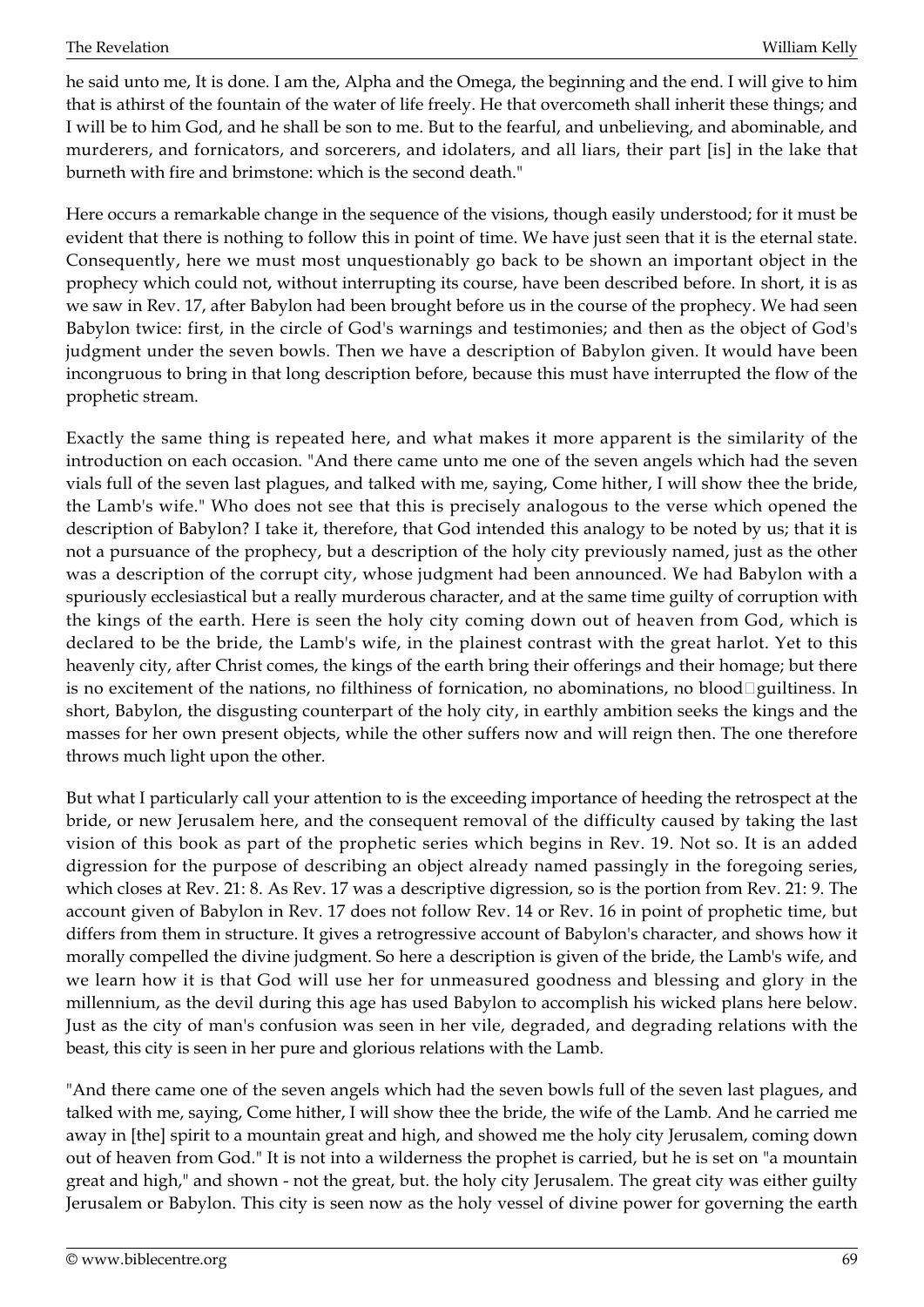he said unto me, It is done. I am the, Alpha and the Omega, the beginning and the end. I will give to him that is athirst of the fountain of the water of life freely. He that overcometh shall inherit these things; and I will be to him God, and he shall be son to me. But to the fearful, and unbelieving, and abominable, and murderers, and fornicators, and sorcerers, and idolaters, and all liars, their part [is] in the lake that burneth with fire and brimstone: which is the second death."

Here occurs a remarkable change in the sequence of the visions, though easily understood; for it must be evident that there is nothing to follow this in point of time. We have just seen that it is the eternal state. Consequently, here we must most unquestionably go back to be shown an important object in the prophecy which could not, without interrupting its course, have been described before. In short, it is as we saw in Rev. 17, after Babylon had been brought before us in the course of the prophecy. We had seen Babylon twice: first, in the circle of God's warnings and testimonies; and then as the object of God's judgment under the seven bowls. Then we have a description of Babylon given. It would have been incongruous to bring in that long description before, because this must have interrupted the flow of the prophetic stream.

Exactly the same thing is repeated here, and what makes it more apparent is the similarity of the introduction on each occasion. "And there came unto me one of the seven angels which had the seven vials full of the seven last plagues, and talked with me, saying, Come hither, I will show thee the bride, the Lamb's wife." Who does not see that this is precisely analogous to the verse which opened the description of Babylon? I take it, therefore, that God intended this analogy to be noted by us; that it is not a pursuance of the prophecy, but a description of the holy city previously named, just as the other was a description of the corrupt city, whose judgment had been announced. We had Babylon with a spuriously ecclesiastical but a really murderous character, and at the same time guilty of corruption with the kings of the earth. Here is seen the holy city coming down out of heaven from God, which is declared to be the bride, the Lamb's wife, in the plainest contrast with the great harlot. Yet to this heavenly city, after Christ comes, the kings of the earth bring their offerings and their homage; but there is no excitement of the nations, no filthiness of fornication, no abominations, no blood-guiltiness. In short, Babylon, the disgusting counterpart of the holy city, in earthly ambition seeks the kings and the masses for her own present objects, while the other suffers now and will reign then. The one therefore throws much light upon the other.

But what I particularly call your attention to is the exceeding importance of heeding the retrospect at the bride, or new Jerusalem here, and the consequent removal of the difficulty caused by taking the last vision of this book as part of the prophetic series which begins in Rev. 19. Not so. It is an added digression for the purpose of describing an object already named passingly in the foregoing series, which closes at Rev. 21: 8. As Rev. 17 was a descriptive digression, so is the portion from Rev. 21: 9. The account given of Babylon in Rev. 17 does not follow Rev. 14 or Rev. 16 in point of prophetic time, but differs from them in structure. It gives a retrogressive account of Babylon's character, and shows how it morally compelled the divine judgment. So here a description is given of the bride, the Lamb's wife, and we learn how it is that God will use her for unmeasured goodness and blessing and glory in the millennium, as the devil during this age has used Babylon to accomplish his wicked plans here below. Just as the city of man's confusion was seen in her vile, degraded, and degrading relations with the beast, this city is seen in her pure and glorious relations with the Lamb.

"And there came one of the seven angels which had the seven bowls full of the seven last plagues, and talked with me, saying, Come hither, I will show thee the bride, the wife of the Lamb. And he carried me away in [the] spirit to a mountain great and high, and showed me the holy city Jerusalem, coming down out of heaven from God." It is not into a wilderness the prophet is carried, but he is set on "a mountain great and high," and shown - not the great, but. the holy city Jerusalem. The great city was either guilty Jerusalem or Babylon. This city is seen now as the holy vessel of divine power for governing the earth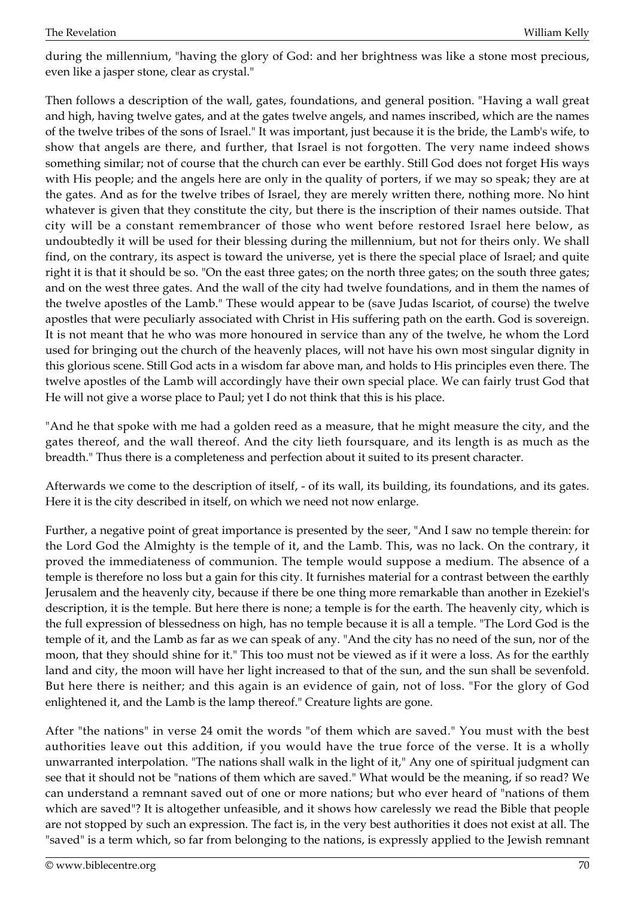during the millennium, "having the glory of God: and her brightness was like a stone most precious, even like a jasper stone, clear as crystal."

Then follows a description of the wall, gates, foundations, and general position. "Having a wall great and high, having twelve gates, and at the gates twelve angels, and names inscribed, which are the names of the twelve tribes of the sons of Israel." It was important, just because it is the bride, the Lamb's wife, to show that angels are there, and further, that Israel is not forgotten. The very name indeed shows something similar; not of course that the church can ever be earthly. Still God does not forget His ways with His people; and the angels here are only in the quality of porters, if we may so speak; they are at the gates. And as for the twelve tribes of Israel, they are merely written there, nothing more. No hint whatever is given that they constitute the city, but there is the inscription of their names outside. That city will be a constant remembrancer of those who went before restored Israel here below, as undoubtedly it will be used for their blessing during the millennium, but not for theirs only. We shall find, on the contrary, its aspect is toward the universe, yet is there the special place of Israel; and quite right it is that it should be so. "On the east three gates; on the north three gates; on the south three gates; and on the west three gates. And the wall of the city had twelve foundations, and in them the names of the twelve apostles of the Lamb." These would appear to be (save Judas Iscariot, of course) the twelve apostles that were peculiarly associated with Christ in His suffering path on the earth. God is sovereign. It is not meant that he who was more honoured in service than any of the twelve, he whom the Lord used for bringing out the church of the heavenly places, will not have his own most singular dignity in this glorious scene. Still God acts in a wisdom far above man, and holds to His principles even there. The twelve apostles of the Lamb will accordingly have their own special place. We can fairly trust God that He will not give a worse place to Paul; yet I do not think that this is his place.

"And he that spoke with me had a golden reed as a measure, that he might measure the city, and the gates thereof, and the wall thereof. And the city lieth foursquare, and its length is as much as the breadth." Thus there is a completeness and perfection about it suited to its present character.

Afterwards we come to the description of itself, - of its wall, its building, its foundations, and its gates. Here it is the city described in itself, on which we need not now enlarge.

Further, a negative point of great importance is presented by the seer, "And I saw no temple therein: for the Lord God the Almighty is the temple of it, and the Lamb. This, was no lack. On the contrary, it proved the immediateness of communion. The temple would suppose a medium. The absence of a temple is therefore no loss but a gain for this city. It furnishes material for a contrast between the earthly Jerusalem and the heavenly city, because if there be one thing more remarkable than another in Ezekiel's description, it is the temple. But here there is none; a temple is for the earth. The heavenly city, which is the full expression of blessedness on high, has no temple because it is all a temple. "The Lord God is the temple of it, and the Lamb as far as we can speak of any. "And the city has no need of the sun, nor of the moon, that they should shine for it." This too must not be viewed as if it were a loss. As for the earthly land and city, the moon will have her light increased to that of the sun, and the sun shall be sevenfold. But here there is neither; and this again is an evidence of gain, not of loss. "For the glory of God enlightened it, and the Lamb is the lamp thereof." Creature lights are gone.

After "the nations" in verse 24 omit the words "of them which are saved." You must with the best authorities leave out this addition, if you would have the true force of the verse. It is a wholly unwarranted interpolation. "The nations shall walk in the light of it," Any one of spiritual judgment can see that it should not be "nations of them which are saved." What would be the meaning, if so read? We can understand a remnant saved out of one or more nations; but who ever heard of "nations of them which are saved"? It is altogether unfeasible, and it shows how carelessly we read the Bible that people are not stopped by such an expression. The fact is, in the very best authorities it does not exist at all. The "saved" is a term which, so far from belonging to the nations, is expressly applied to the Jewish remnant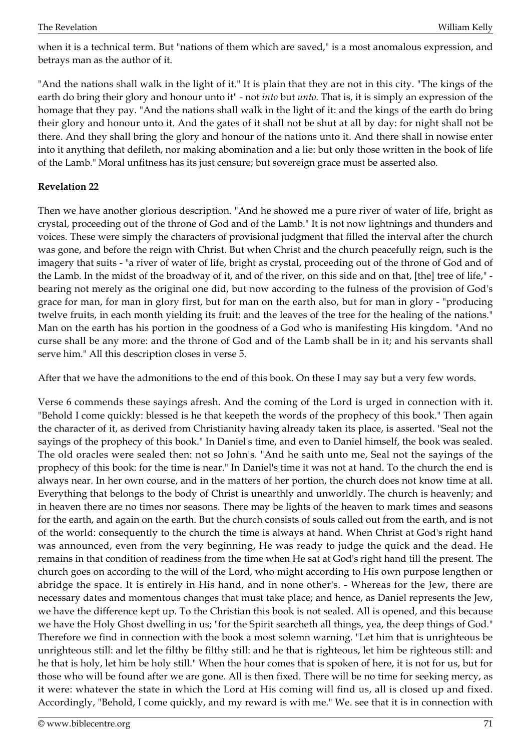when it is a technical term. But "nations of them which are saved," is a most anomalous expression, and betrays man as the author of it.

"And the nations shall walk in the light of it." It is plain that they are not in this city. "The kings of the earth do bring their glory and honour unto it" - not *into* but *unto.* That is, it is simply an expression of the homage that they pay. "And the nations shall walk in the light of it: and the kings of the earth do bring their glory and honour unto it. And the gates of it shall not be shut at all by day: for night shall not be there. And they shall bring the glory and honour of the nations unto it. And there shall in nowise enter into it anything that defileth, nor making abomination and a lie: but only those written in the book of life of the Lamb." Moral unfitness has its just censure; but sovereign grace must be asserted also.

**Revelation 22**

Then we have another glorious description. "And he showed me a pure river of water of life, bright as crystal, proceeding out of the throne of God and of the Lamb." It is not now lightnings and thunders and voices. These were simply the characters of provisional judgment that filled the interval after the church was gone, and before the reign with Christ. But when Christ and the church peacefully reign, such is the imagery that suits - "a river of water of life, bright as crystal, proceeding out of the throne of God and of the Lamb. In the midst of the broadway of it, and of the river, on this side and on that, [the] tree of life," - bearing not merely as the original one did, but now according to the fulness of the provision of God's grace for man, for man in glory first, but for man on the earth also, but for man in glory - "producing twelve fruits, in each month yielding its fruit: and the leaves of the tree for the healing of the nations." Man on the earth has his portion in the goodness of a God who is manifesting His kingdom. "And no curse shall be any more: and the throne of God and of the Lamb shall be in it; and his servants shall serve him." All this description closes in verse 5.

After that we have the admonitions to the end of this book. On these I may say but a very few words.

Verse 6 commends these sayings afresh. And the coming of the Lord is urged in connection with it. "Behold I come quickly: blessed is he that keepeth the words of the prophecy of this book." Then again the character of it, as derived from Christianity having already taken its place, is asserted. "Seal not the sayings of the prophecy of this book." In Daniel's time, and even to Daniel himself, the book was sealed. The old oracles were sealed then: not so John's. "And he saith unto me, Seal not the sayings of the prophecy of this book: for the time is near." In Daniel's time it was not at hand. To the church the end is always near. In her own course, and in the matters of her portion, the church does not know time at all. Everything that belongs to the body of Christ is unearthly and unworldly. The church is heavenly; and in heaven there are no times nor seasons. There may be lights of the heaven to mark times and seasons for the earth, and again on the earth. But the church consists of souls called out from the earth, and is not of the world: consequently to the church the time is always at hand. When Christ at God's right hand was announced, even from the very beginning, He was ready to judge the quick and the dead. He remains in that condition of readiness from the time when He sat at God's right hand till the present. The church goes on according to the will of the Lord, who might according to His own purpose lengthen or abridge the space. It is entirely in His hand, and in none other's. - Whereas for the Jew, there are necessary dates and momentous changes that must take place; and hence, as Daniel represents the Jew, we have the difference kept up. To the Christian this book is not sealed. All is opened, and this because we have the Holy Ghost dwelling in us; "for the Spirit searcheth all things, yea, the deep things of God." Therefore we find in connection with the book a most solemn warning. "Let him that is unrighteous be unrighteous still: and let the filthy be filthy still: and he that is righteous, let him be righteous still: and he that is holy, let him be holy still." When the hour comes that is spoken of here, it is not for us, but for those who will be found after we are gone. All is then fixed. There will be no time for seeking mercy, as it were: whatever the state in which the Lord at His coming will find us, all is closed up and fixed. Accordingly, "Behold, I come quickly, and my reward is with me." We. see that it is in connection with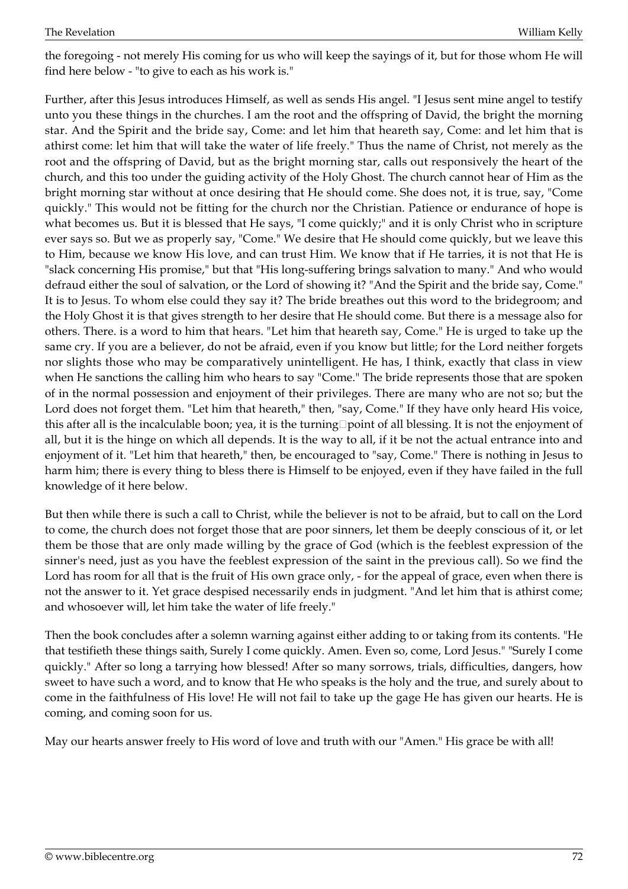the foregoing - not merely His coming for us who will keep the sayings of it, but for those whom He will find here below - "to give to each as his work is."

Further, after this Jesus introduces Himself, as well as sends His angel. "I Jesus sent mine angel to testify unto you these things in the churches. I am the root and the offspring of David, the bright the morning star. And the Spirit and the bride say, Come: and let him that heareth say, Come: and let him that is athirst come: let him that will take the water of life freely." Thus the name of Christ, not merely as the root and the offspring of David, but as the bright morning star, calls out responsively the heart of the church, and this too under the guiding activity of the Holy Ghost. The church cannot hear of Him as the bright morning star without at once desiring that He should come. She does not, it is true, say, "Come quickly." This would not be fitting for the church nor the Christian. Patience or endurance of hope is what becomes us. But it is blessed that He says, "I come quickly;" and it is only Christ who in scripture ever says so. But we as properly say, "Come." We desire that He should come quickly, but we leave this to Him, because we know His love, and can trust Him. We know that if He tarries, it is not that He is "slack concerning His promise," but that "His long-suffering brings salvation to many." And who would defraud either the soul of salvation, or the Lord of showing it? "And the Spirit and the bride say, Come." It is to Jesus. To whom else could they say it? The bride breathes out this word to the bridegroom; and the Holy Ghost it is that gives strength to her desire that He should come. But there is a message also for others. There. is a word to him that hears. "Let him that heareth say, Come." He is urged to take up the same cry. If you are a believer, do not be afraid, even if you know but little; for the Lord neither forgets nor slights those who may be comparatively unintelligent. He has, I think, exactly that class in view when He sanctions the calling him who hears to say "Come." The bride represents those that are spoken of in the normal possession and enjoyment of their privileges. There are many who are not so; but the Lord does not forget them. "Let him that heareth," then, "say, Come." If they have only heard His voice, this after all is the incalculable boon; yea, it is the turning point of all blessing. It is not the enjoyment of all, but it is the hinge on which all depends. It is the way to all, if it be not the actual entrance into and enjoyment of it. "Let him that heareth," then, be encouraged to "say, Come." There is nothing in Jesus to harm him; there is every thing to bless there is Himself to be enjoyed, even if they have failed in the full knowledge of it here below.

But then while there is such a call to Christ, while the believer is not to be afraid, but to call on the Lord to come, the church does not forget those that are poor sinners, let them be deeply conscious of it, or let them be those that are only made willing by the grace of God (which is the feeblest expression of the sinner's need, just as you have the feeblest expression of the saint in the previous call). So we find the Lord has room for all that is the fruit of His own grace only, - for the appeal of grace, even when there is not the answer to it. Yet grace despised necessarily ends in judgment. "And let him that is athirst come; and whosoever will, let him take the water of life freely."

Then the book concludes after a solemn warning against either adding to or taking from its contents. "He that testifieth these things saith, Surely I come quickly. Amen. Even so, come, Lord Jesus." "Surely I come quickly." After so long a tarrying how blessed! After so many sorrows, trials, difficulties, dangers, how sweet to have such a word, and to know that He who speaks is the holy and the true, and surely about to come in the faithfulness of His love! He will not fail to take up the gage He has given our hearts. He is coming, and coming soon for us.

May our hearts answer freely to His word of love and truth with our "Amen." His grace be with all!